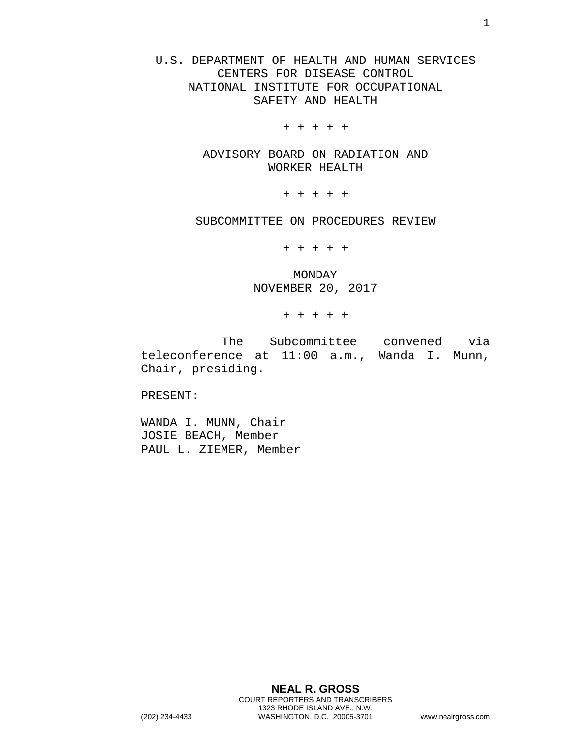U.S. DEPARTMENT OF HEALTH AND HUMAN SERVICES
CENTERS FOR DISEASE CONTROL
NATIONAL INSTITUTE FOR OCCUPATIONAL
SAFETY AND HEALTH

+ + + + +

ADVISORY BOARD ON RADIATION AND
WORKER HEALTH

+ + + + +

SUBCOMMITTEE ON PROCEDURES REVIEW

+ + + + +

MONDAY
NOVEMBER 20, 2017

+ + + + +

The Subcommittee convened via teleconference at 11:00 a.m., Wanda I. Munn, Chair, presiding.

PRESENT:

WANDA I. MUNN, Chair
JOSIE BEACH, Member
PAUL L. ZIEMER, Member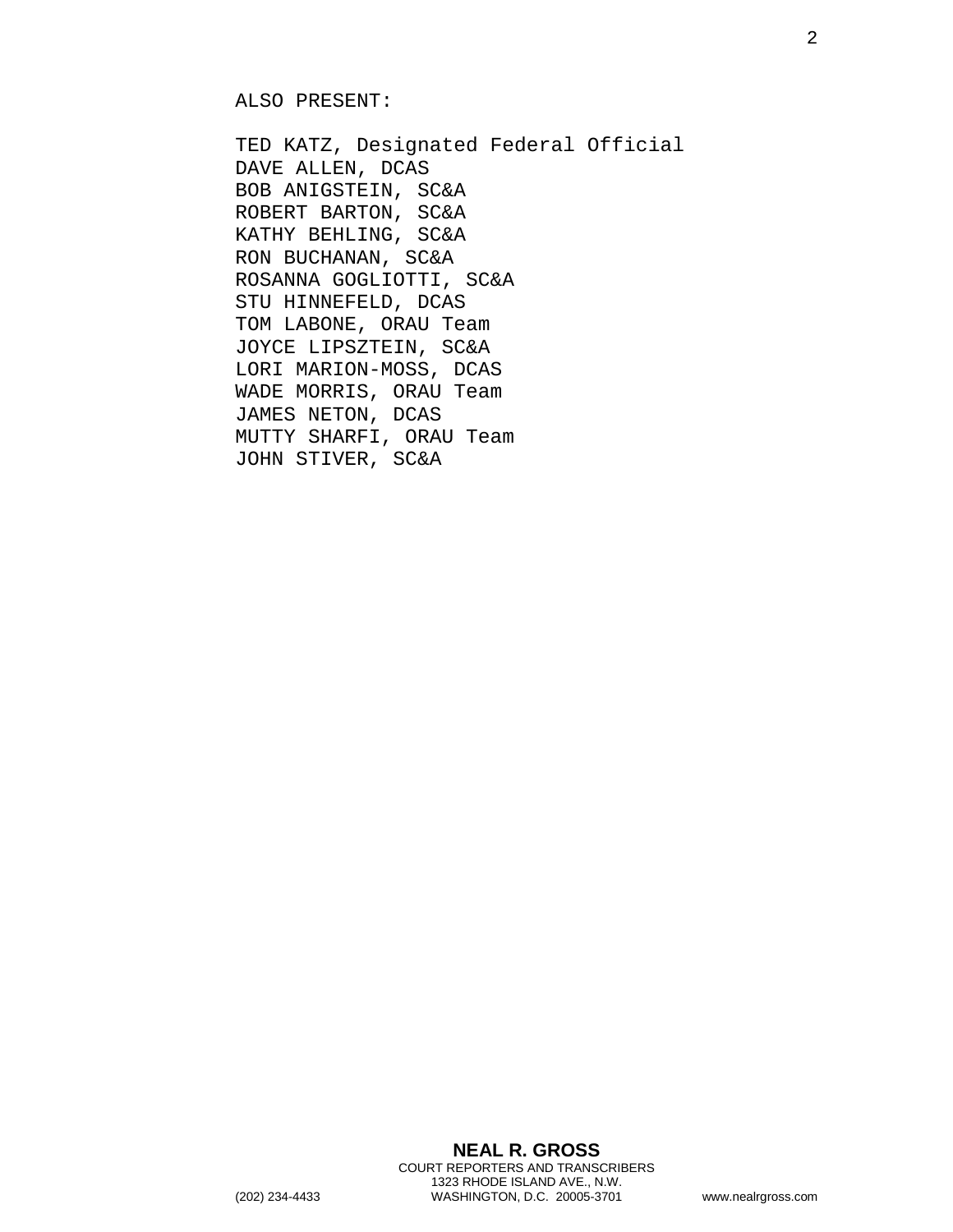ALSO PRESENT:

TED KATZ, Designated Federal Official
DAVE ALLEN, DCAS
BOB ANIGSTEIN, SC&A
ROBERT BARTON, SC&A
KATHY BEHLING, SC&A
RON BUCHANAN, SC&A
ROSANNA GOGLIOTTI, SC&A
STU HINNEFELD, DCAS
TOM LABONE, ORAU Team
JOYCE LIPSZTEIN, SC&A
LORI MARION-MOSS, DCAS
WADE MORRIS, ORAU Team
JAMES NETON, DCAS
MUTTY SHARFI, ORAU Team
JOHN STIVER, SC&A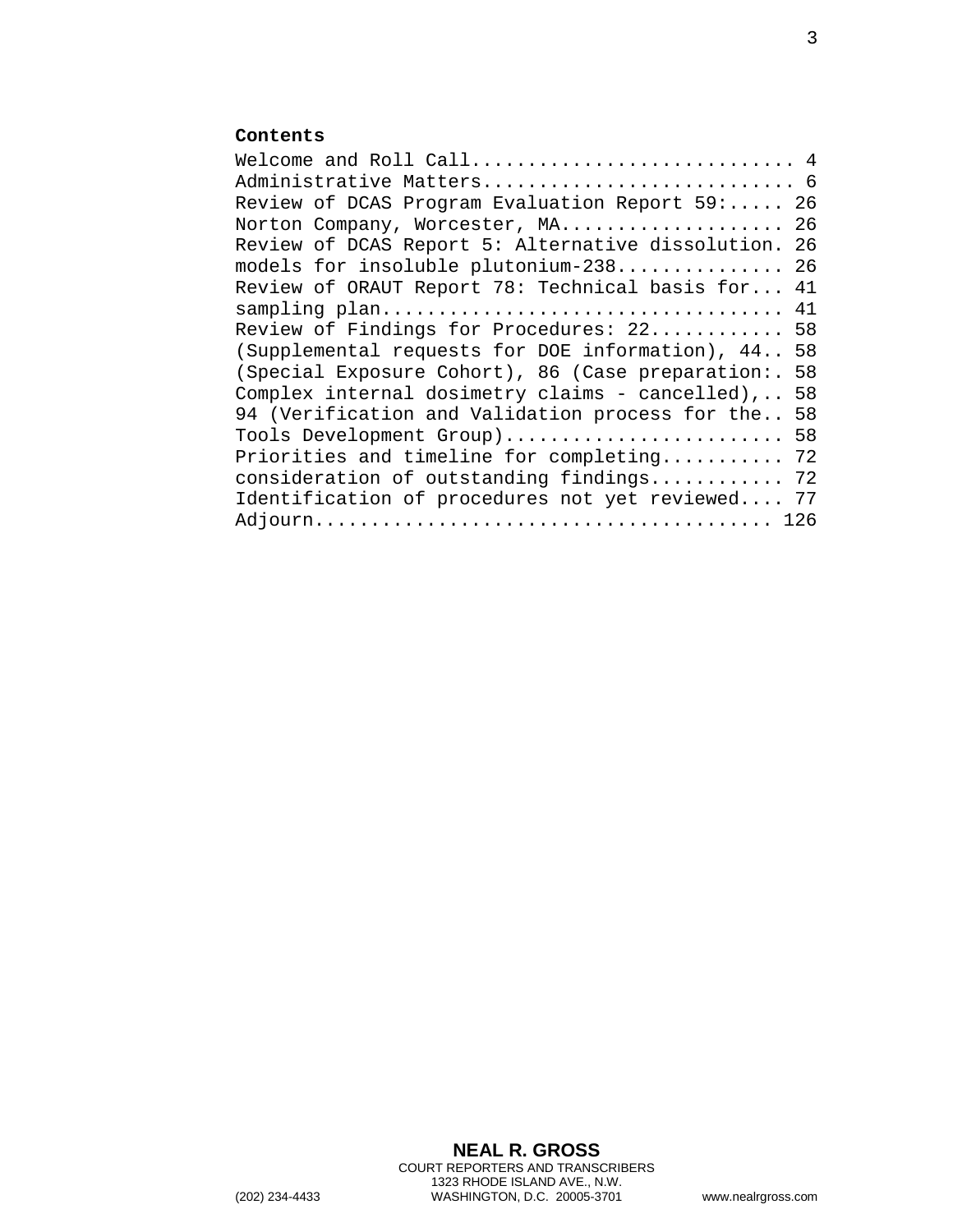**Contents**

Welcome and Roll Call............................ 4
Administrative Matters........................... 6
Review of DCAS Program Evaluation Report 59:..... 26
Norton Company, Worcester, MA.................... 26
Review of DCAS Report 5: Alternative dissolution. 26
models for insoluble plutonium-238............... 26
Review of ORAUT Report 78: Technical basis for... 41
sampling plan.................................... 41
Review of Findings for Procedures: 22............ 58
(Supplemental requests for DOE information), 44.. 58
(Special Exposure Cohort), 86 (Case preparation:. 58
Complex internal dosimetry claims - cancelled),.. 58
94 (Verification and Validation process for the.. 58
Tools Development Group)......................... 58
Priorities and timeline for completing........... 72
consideration of outstanding findings............ 72
Identification of procedures not yet reviewed.... 77
Adjourn......................................... 126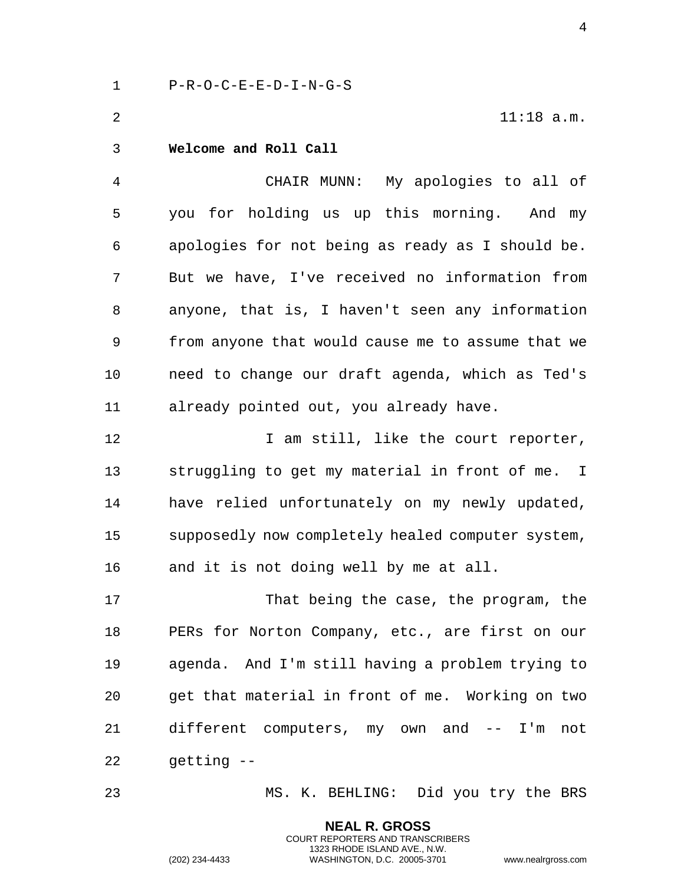P-R-O-C-E-E-D-I-N-G-S

11:18 a.m.

**Welcome and Roll Call**

CHAIR MUNN: My apologies to all of you for holding us up this morning. And my apologies for not being as ready as I should be. But we have, I've received no information from anyone, that is, I haven't seen any information from anyone that would cause me to assume that we need to change our draft agenda, which as Ted's already pointed out, you already have.

I am still, like the court reporter, struggling to get my material in front of me. I have relied unfortunately on my newly updated, supposedly now completely healed computer system, and it is not doing well by me at all.

That being the case, the program, the PERs for Norton Company, etc., are first on our agenda. And I'm still having a problem trying to get that material in front of me. Working on two different computers, my own and -- I'm not getting --

MS. K. BEHLING: Did you try the BRS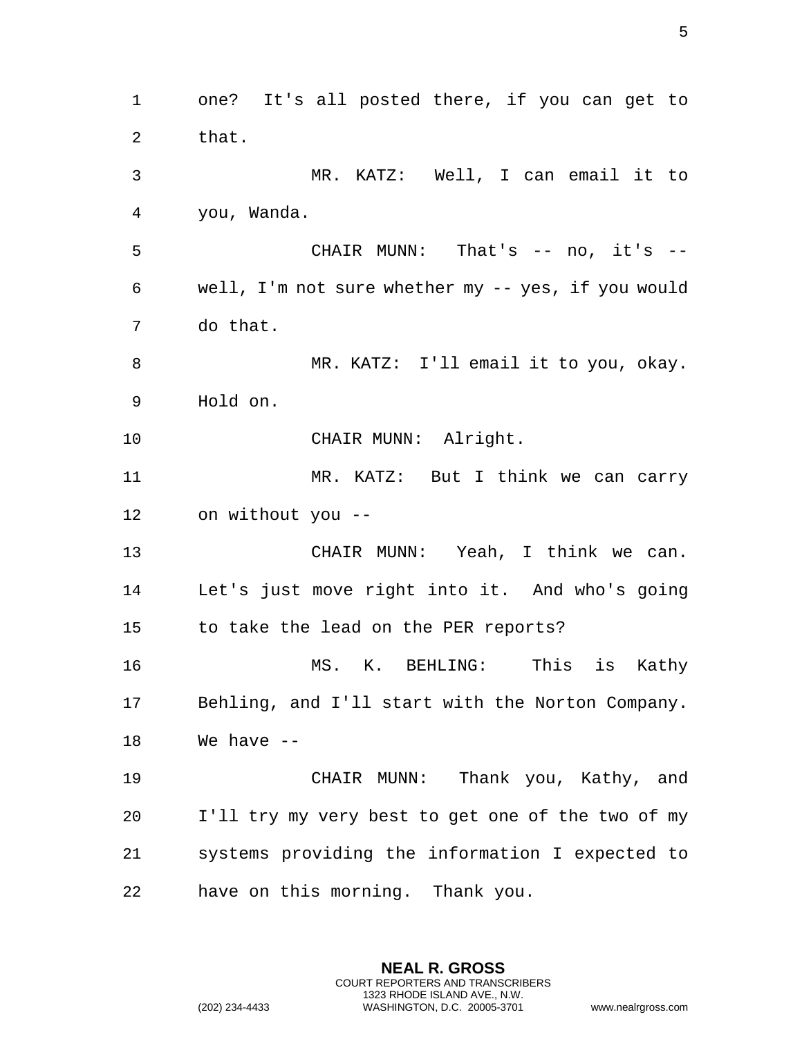one? It's all posted there, if you can get to that.

MR. KATZ: Well, I can email it to you, Wanda.

CHAIR MUNN: That's -- no, it's -- well, I'm not sure whether my -- yes, if you would do that.

MR. KATZ: I'll email it to you, okay. Hold on.

CHAIR MUNN: Alright.

MR. KATZ: But I think we can carry on without you --

CHAIR MUNN: Yeah, I think we can. Let's just move right into it. And who's going to take the lead on the PER reports?

MS. K. BEHLING: This is Kathy Behling, and I'll start with the Norton Company. We have --

CHAIR MUNN: Thank you, Kathy, and I'll try my very best to get one of the two of my systems providing the information I expected to have on this morning. Thank you.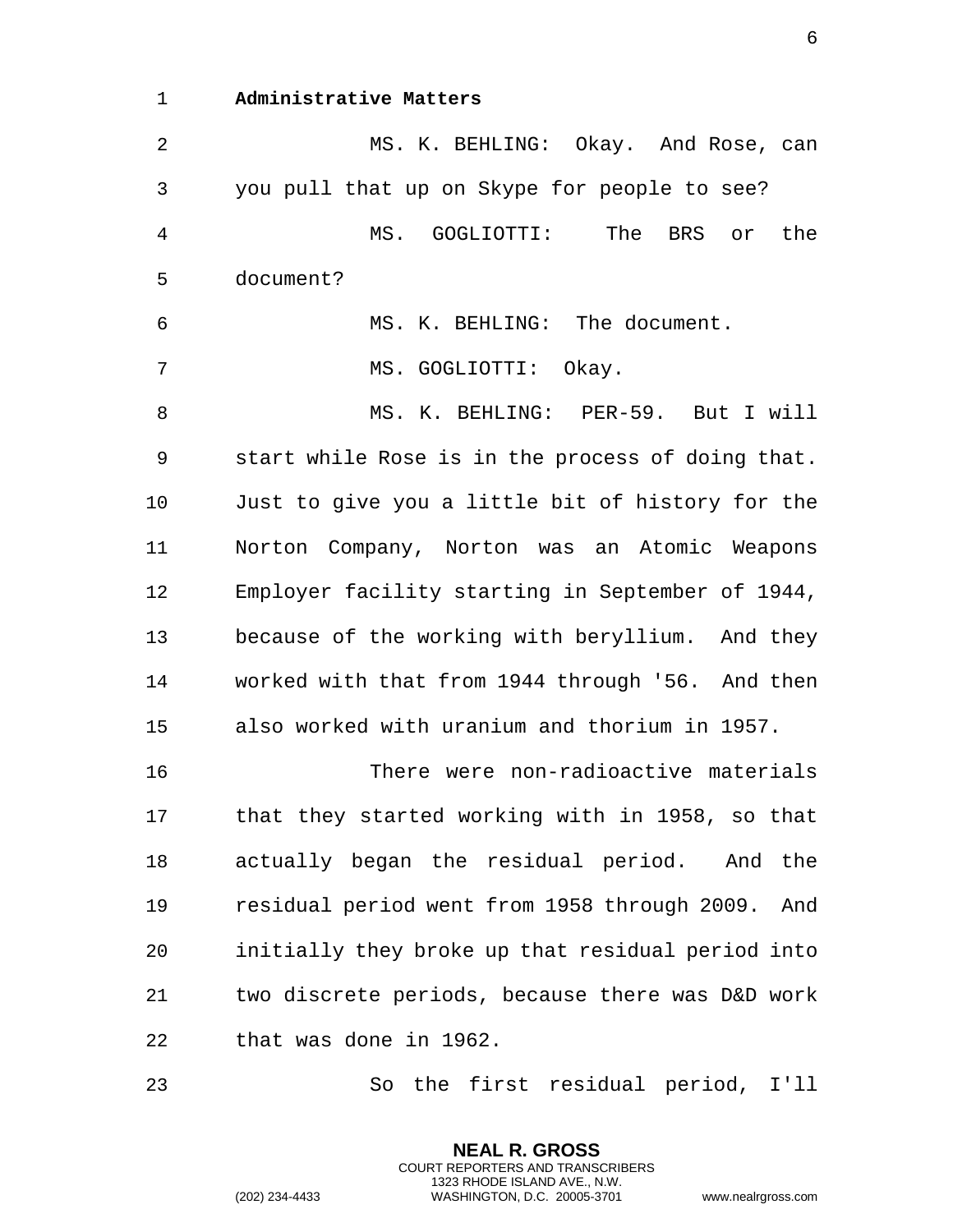**Administrative Matters**

MS. K. BEHLING: Okay. And Rose, can you pull that up on Skype for people to see?

MS. GOGLIOTTI: The BRS or the document?

MS. K. BEHLING: The document.

MS. GOGLIOTTI: Okay.

MS. K. BEHLING: PER-59. But I will start while Rose is in the process of doing that. Just to give you a little bit of history for the Norton Company, Norton was an Atomic Weapons Employer facility starting in September of 1944, because of the working with beryllium. And they worked with that from 1944 through '56. And then also worked with uranium and thorium in 1957.

There were non-radioactive materials that they started working with in 1958, so that actually began the residual period. And the residual period went from 1958 through 2009. And initially they broke up that residual period into two discrete periods, because there was D&D work that was done in 1962.

So the first residual period, I'll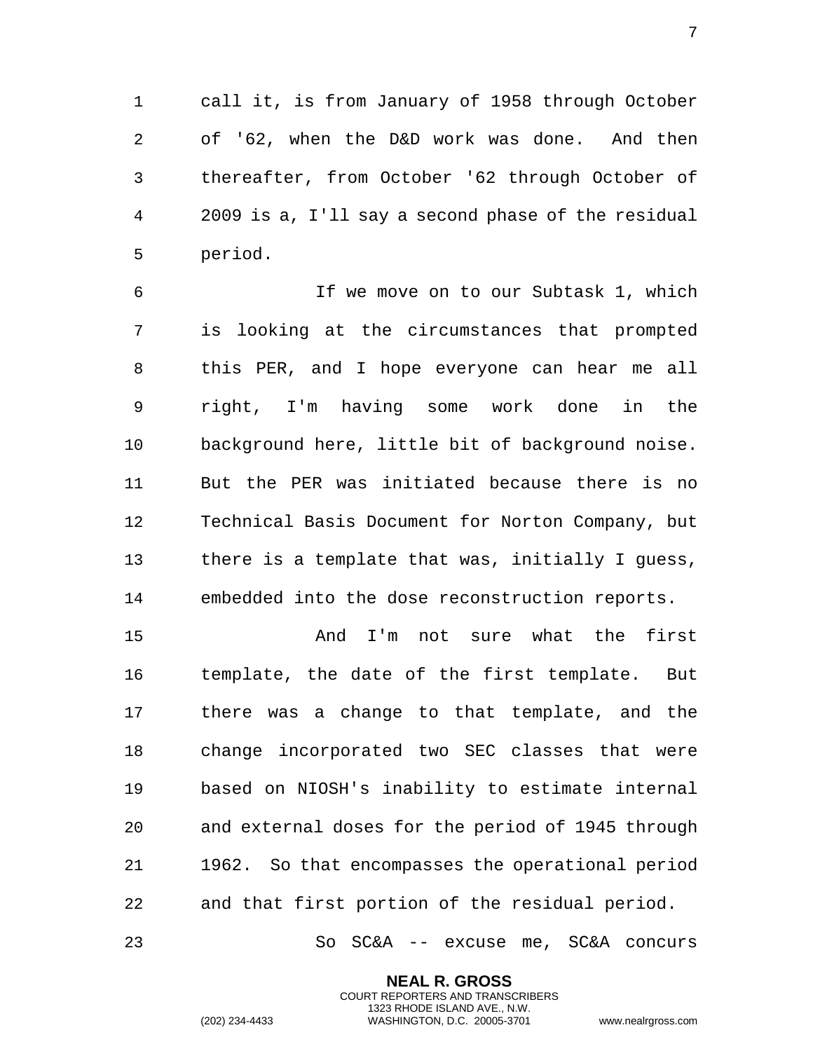call it, is from January of 1958 through October of '62, when the D&D work was done. And then thereafter, from October '62 through October of 2009 is a, I'll say a second phase of the residual period.

If we move on to our Subtask 1, which is looking at the circumstances that prompted this PER, and I hope everyone can hear me all right, I'm having some work done in the background here, little bit of background noise. But the PER was initiated because there is no Technical Basis Document for Norton Company, but there is a template that was, initially I guess, embedded into the dose reconstruction reports.

And I'm not sure what the first template, the date of the first template. But there was a change to that template, and the change incorporated two SEC classes that were based on NIOSH's inability to estimate internal and external doses for the period of 1945 through 1962. So that encompasses the operational period and that first portion of the residual period.

So SC&A -- excuse me, SC&A concurs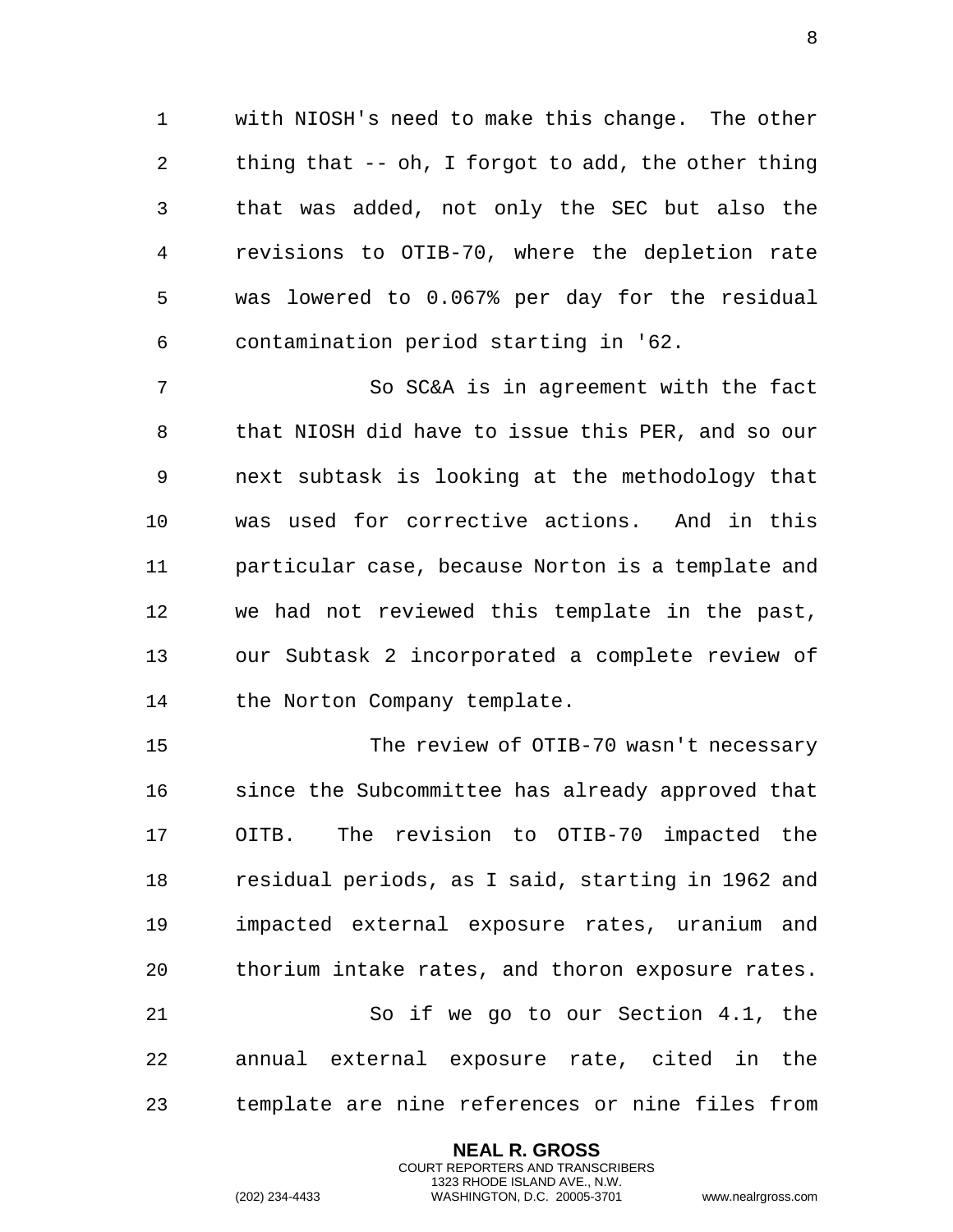with NIOSH's need to make this change. The other thing that -- oh, I forgot to add, the other thing that was added, not only the SEC but also the revisions to OTIB-70, where the depletion rate was lowered to 0.067% per day for the residual contamination period starting in '62.

So SC&A is in agreement with the fact that NIOSH did have to issue this PER, and so our next subtask is looking at the methodology that was used for corrective actions. And in this particular case, because Norton is a template and we had not reviewed this template in the past, our Subtask 2 incorporated a complete review of the Norton Company template.

The review of OTIB-70 wasn't necessary since the Subcommittee has already approved that OITB. The revision to OTIB-70 impacted the residual periods, as I said, starting in 1962 and impacted external exposure rates, uranium and thorium intake rates, and thoron exposure rates.

So if we go to our Section 4.1, the annual external exposure rate, cited in the template are nine references or nine files from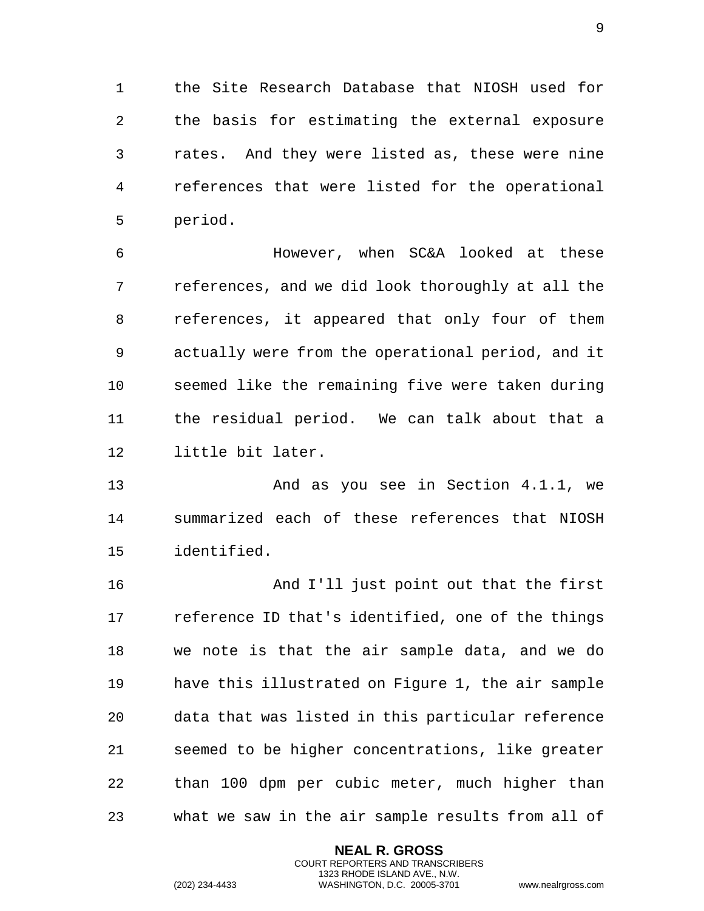the Site Research Database that NIOSH used for the basis for estimating the external exposure rates. And they were listed as, these were nine references that were listed for the operational period.

However, when SC&A looked at these references, and we did look thoroughly at all the references, it appeared that only four of them actually were from the operational period, and it seemed like the remaining five were taken during the residual period. We can talk about that a little bit later.

And as you see in Section 4.1.1, we summarized each of these references that NIOSH identified.

And I'll just point out that the first reference ID that's identified, one of the things we note is that the air sample data, and we do have this illustrated on Figure 1, the air sample data that was listed in this particular reference seemed to be higher concentrations, like greater than 100 dpm per cubic meter, much higher than what we saw in the air sample results from all of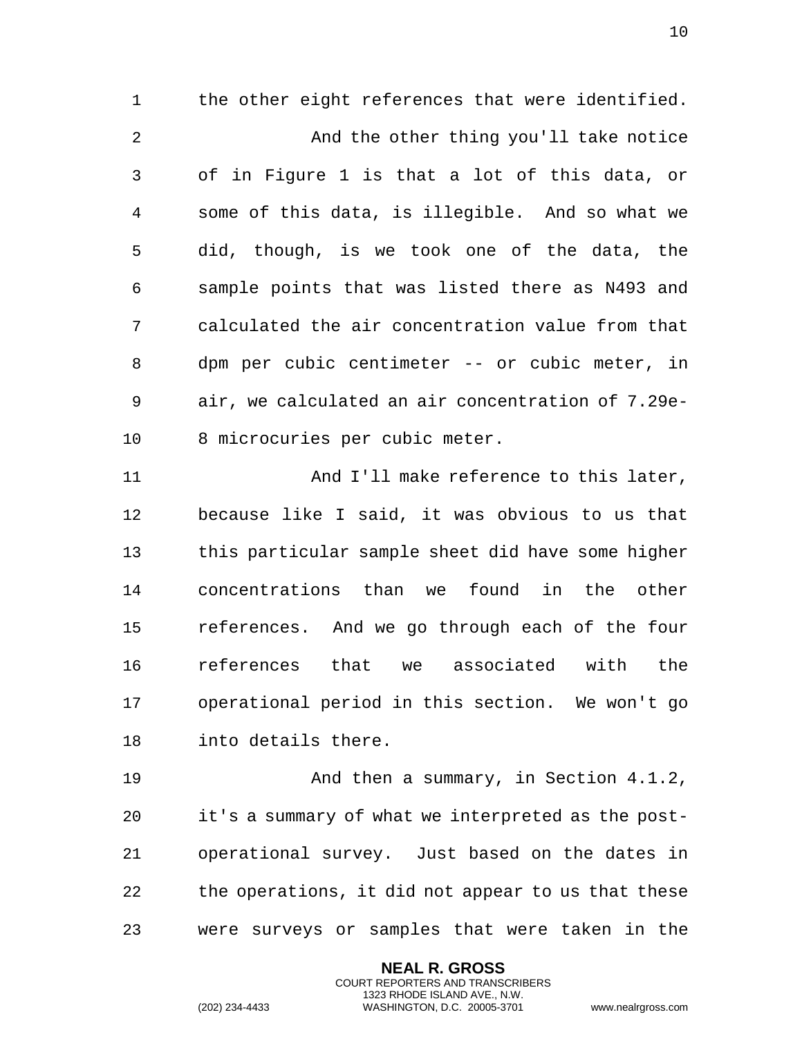the other eight references that were identified.

And the other thing you'll take notice of in Figure 1 is that a lot of this data, or some of this data, is illegible. And so what we did, though, is we took one of the data, the sample points that was listed there as N493 and calculated the air concentration value from that dpm per cubic centimeter -- or cubic meter, in air, we calculated an air concentration of 7.29e-8 microcuries per cubic meter.

And I'll make reference to this later, because like I said, it was obvious to us that this particular sample sheet did have some higher concentrations than we found in the other references. And we go through each of the four references that we associated with the operational period in this section. We won't go into details there.

And then a summary, in Section 4.1.2, it's a summary of what we interpreted as the post-operational survey. Just based on the dates in the operations, it did not appear to us that these were surveys or samples that were taken in the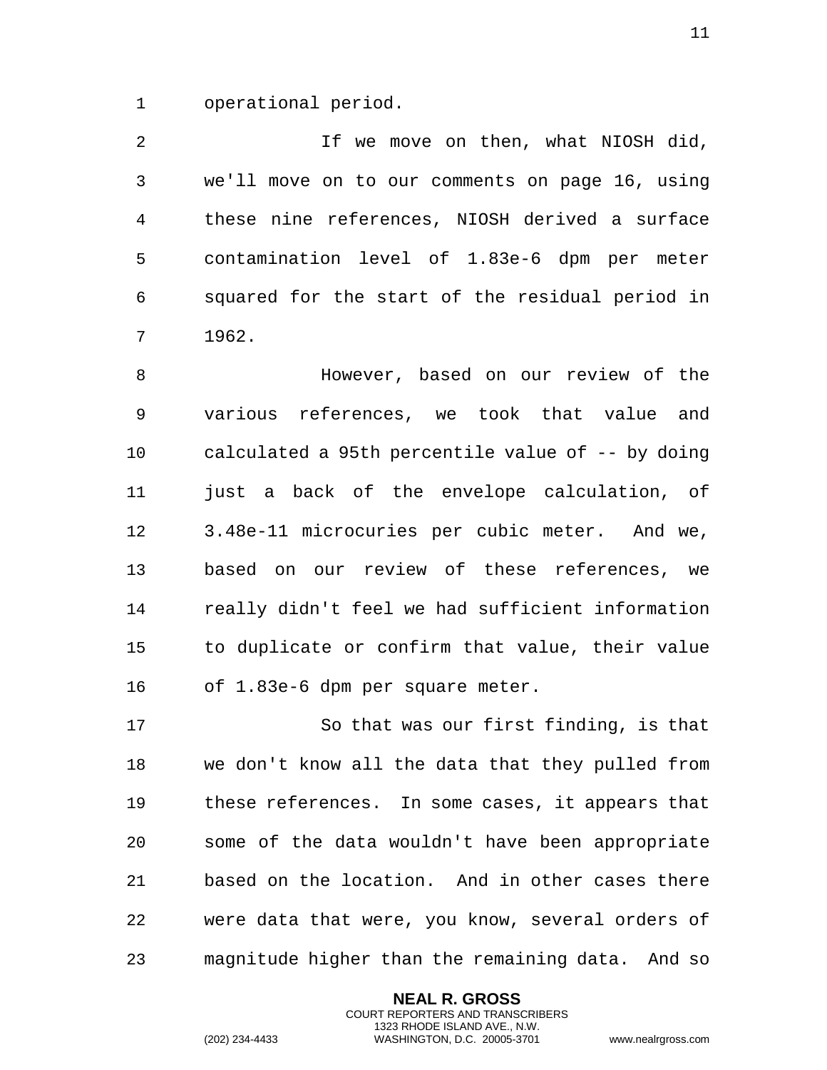operational period.

If we move on then, what NIOSH did, we'll move on to our comments on page 16, using these nine references, NIOSH derived a surface contamination level of 1.83e-6 dpm per meter squared for the start of the residual period in 1962.

However, based on our review of the various references, we took that value and calculated a 95th percentile value of -- by doing just a back of the envelope calculation, of 3.48e-11 microcuries per cubic meter. And we, based on our review of these references, we really didn't feel we had sufficient information to duplicate or confirm that value, their value of 1.83e-6 dpm per square meter.

So that was our first finding, is that we don't know all the data that they pulled from these references. In some cases, it appears that some of the data wouldn't have been appropriate based on the location. And in other cases there were data that were, you know, several orders of magnitude higher than the remaining data. And so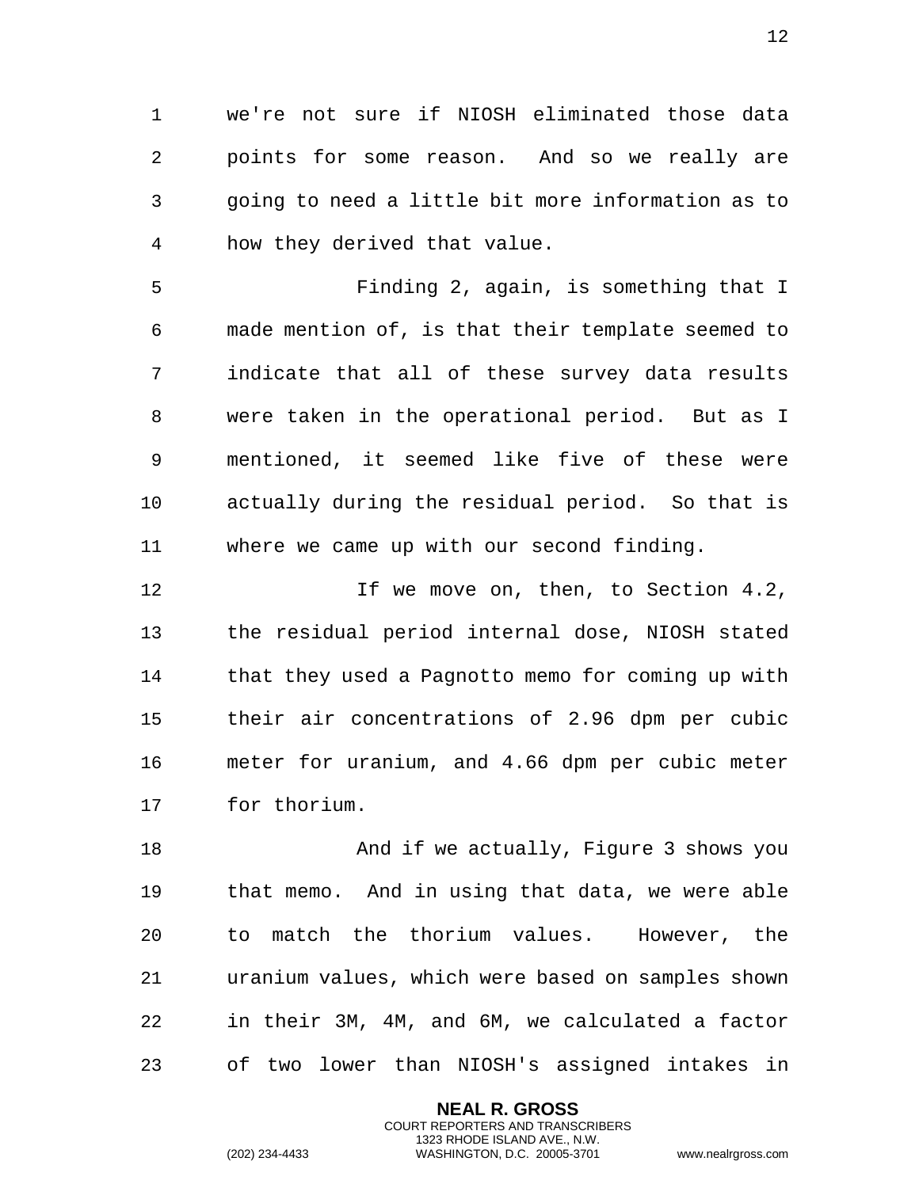we're not sure if NIOSH eliminated those data points for some reason. And so we really are going to need a little bit more information as to how they derived that value.

Finding 2, again, is something that I made mention of, is that their template seemed to indicate that all of these survey data results were taken in the operational period. But as I mentioned, it seemed like five of these were actually during the residual period. So that is where we came up with our second finding.

If we move on, then, to Section 4.2, the residual period internal dose, NIOSH stated that they used a Pagnotto memo for coming up with their air concentrations of 2.96 dpm per cubic meter for uranium, and 4.66 dpm per cubic meter for thorium.

And if we actually, Figure 3 shows you that memo. And in using that data, we were able to match the thorium values. However, the uranium values, which were based on samples shown in their 3M, 4M, and 6M, we calculated a factor of two lower than NIOSH's assigned intakes in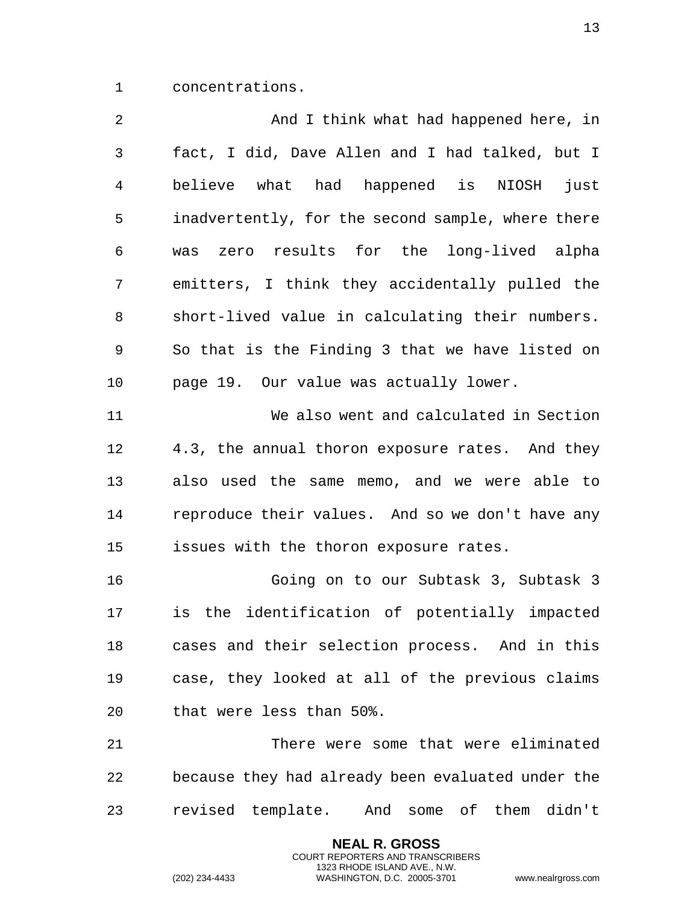concentrations.

And I think what had happened here, in fact, I did, Dave Allen and I had talked, but I believe what had happened is NIOSH just inadvertently, for the second sample, where there was zero results for the long-lived alpha emitters, I think they accidentally pulled the short-lived value in calculating their numbers. So that is the Finding 3 that we have listed on page 19. Our value was actually lower.

We also went and calculated in Section 4.3, the annual thoron exposure rates. And they also used the same memo, and we were able to reproduce their values. And so we don't have any issues with the thoron exposure rates.

Going on to our Subtask 3, Subtask 3 is the identification of potentially impacted cases and their selection process. And in this case, they looked at all of the previous claims that were less than 50%.

There were some that were eliminated because they had already been evaluated under the revised template. And some of them didn't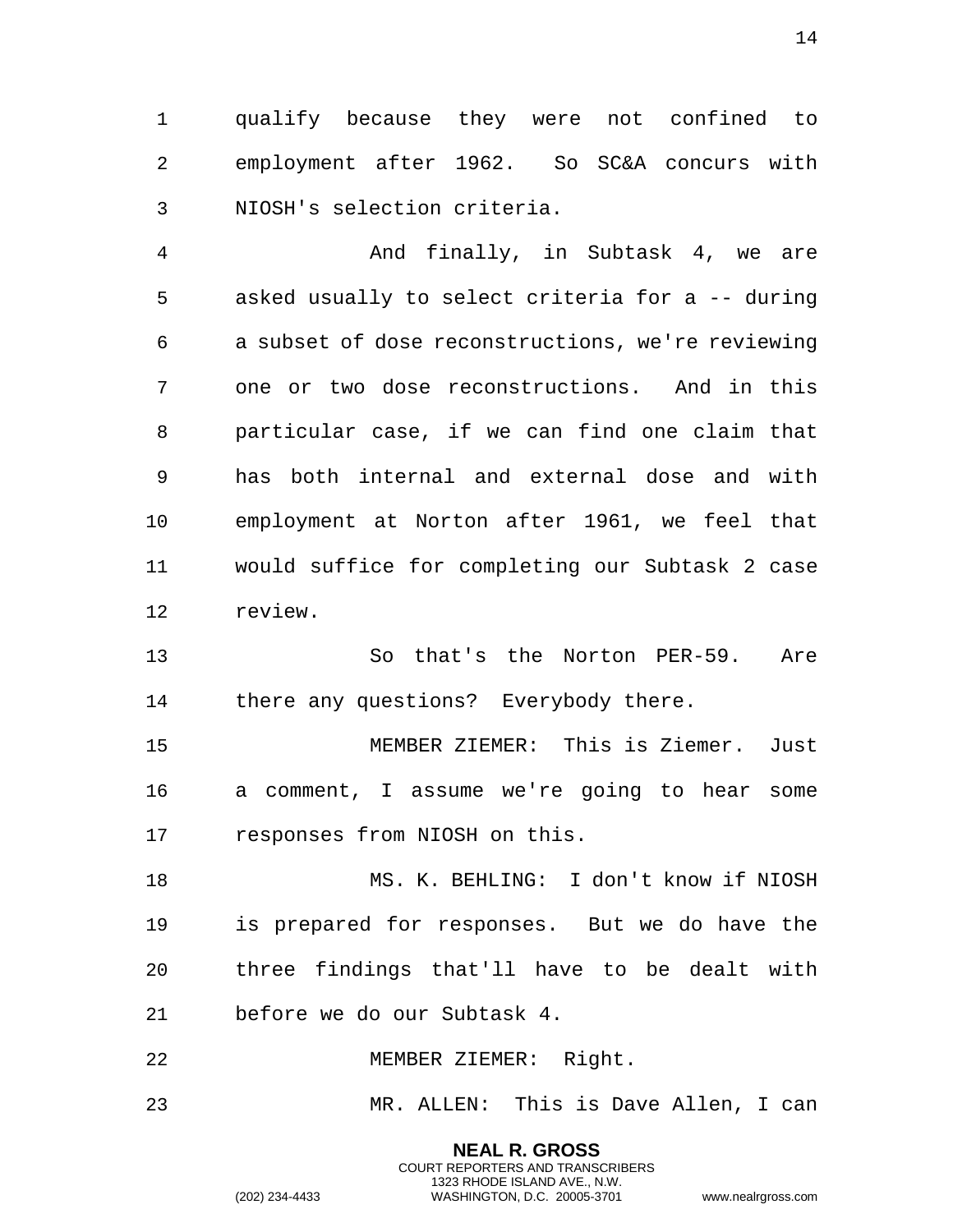qualify because they were not confined to employment after 1962. So SC&A concurs with NIOSH's selection criteria.

And finally, in Subtask 4, we are asked usually to select criteria for a -- during a subset of dose reconstructions, we're reviewing one or two dose reconstructions. And in this particular case, if we can find one claim that has both internal and external dose and with employment at Norton after 1961, we feel that would suffice for completing our Subtask 2 case review.

So that's the Norton PER-59. Are there any questions? Everybody there.

MEMBER ZIEMER: This is Ziemer. Just a comment, I assume we're going to hear some responses from NIOSH on this.

MS. K. BEHLING: I don't know if NIOSH is prepared for responses. But we do have the three findings that'll have to be dealt with before we do our Subtask 4.

MEMBER ZIEMER: Right.

MR. ALLEN: This is Dave Allen, I can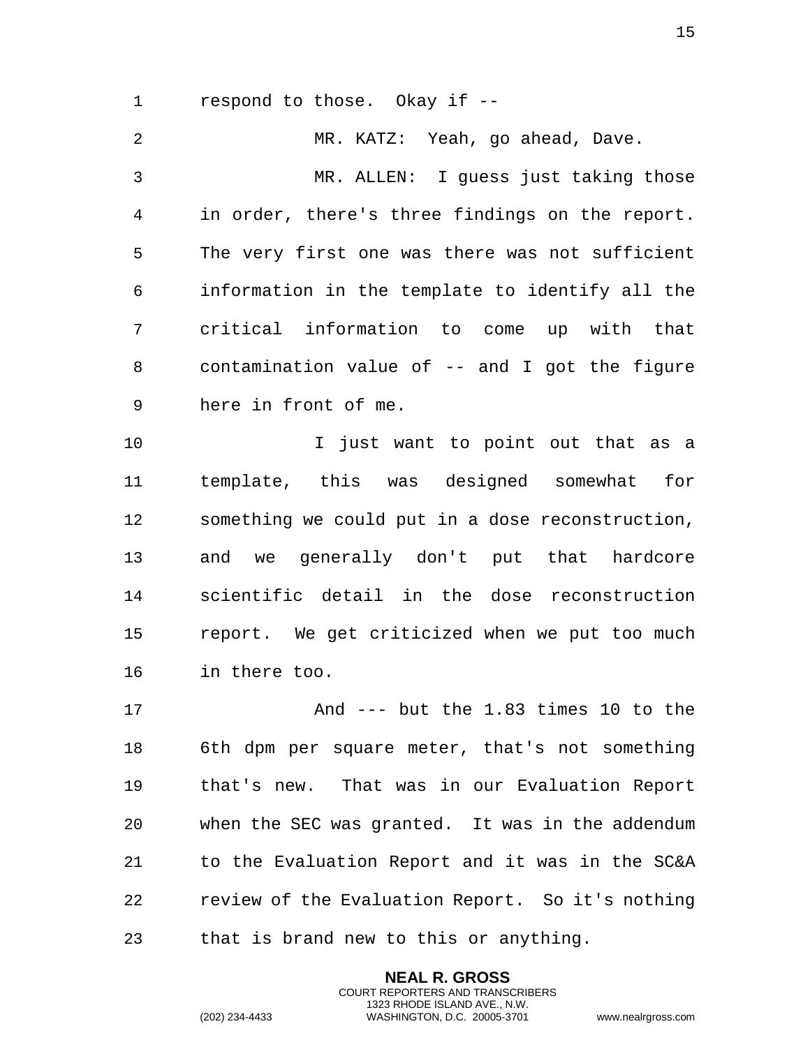respond to those. Okay if --

MR. KATZ: Yeah, go ahead, Dave.

MR. ALLEN: I guess just taking those in order, there's three findings on the report. The very first one was there was not sufficient information in the template to identify all the critical information to come up with that contamination value of -- and I got the figure here in front of me.

I just want to point out that as a template, this was designed somewhat for something we could put in a dose reconstruction, and we generally don't put that hardcore scientific detail in the dose reconstruction report. We get criticized when we put too much in there too.

And --- but the 1.83 times 10 to the 6th dpm per square meter, that's not something that's new. That was in our Evaluation Report when the SEC was granted. It was in the addendum to the Evaluation Report and it was in the SC&A review of the Evaluation Report. So it's nothing that is brand new to this or anything.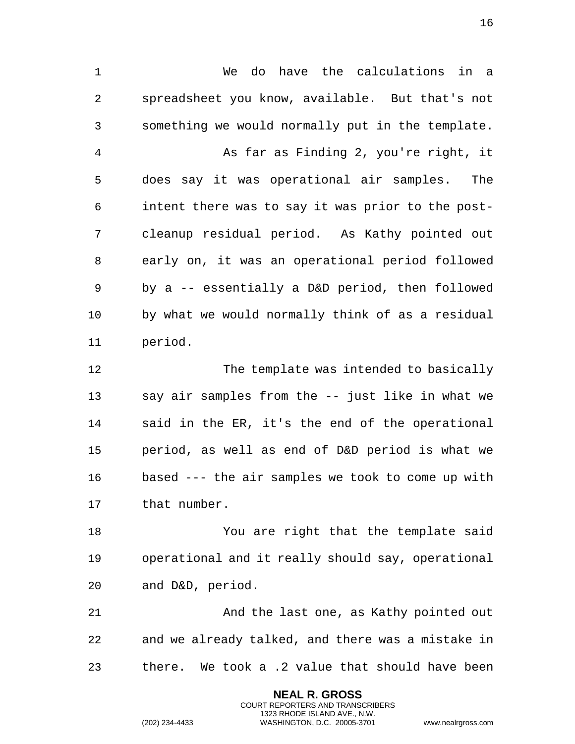We do have the calculations in a spreadsheet you know, available. But that's not something we would normally put in the template.

As far as Finding 2, you're right, it does say it was operational air samples. The intent there was to say it was prior to the post-cleanup residual period. As Kathy pointed out early on, it was an operational period followed by a -- essentially a D&D period, then followed by what we would normally think of as a residual period.

The template was intended to basically say air samples from the -- just like in what we said in the ER, it's the end of the operational period, as well as end of D&D period is what we based --- the air samples we took to come up with that number.

You are right that the template said operational and it really should say, operational and D&D, period.

And the last one, as Kathy pointed out and we already talked, and there was a mistake in there. We took a .2 value that should have been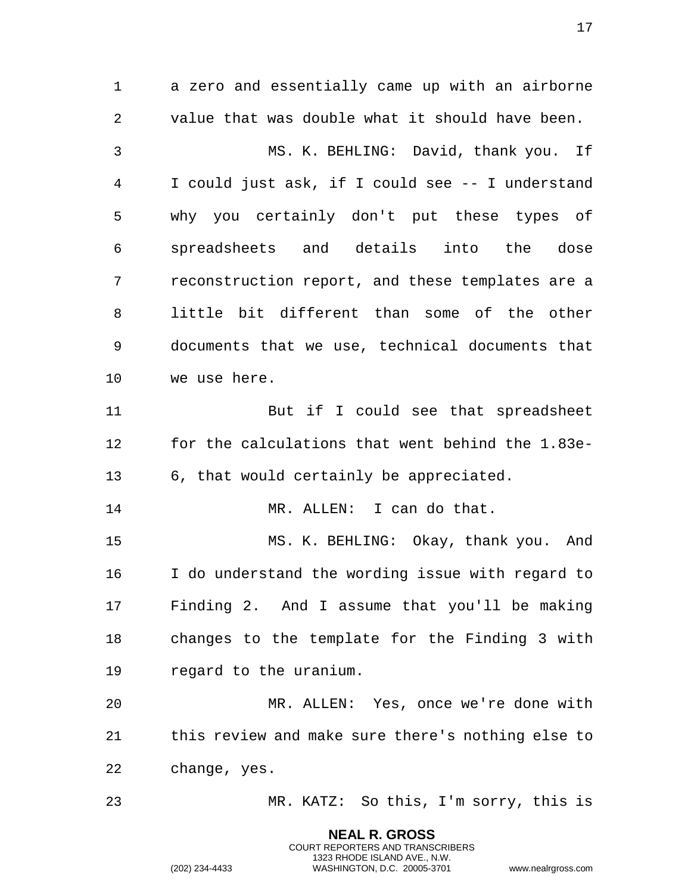a zero and essentially came up with an airborne value that was double what it should have been.

MS. K. BEHLING: David, thank you. If I could just ask, if I could see -- I understand why you certainly don't put these types of spreadsheets and details into the dose reconstruction report, and these templates are a little bit different than some of the other documents that we use, technical documents that we use here.

But if I could see that spreadsheet for the calculations that went behind the 1.83e-6, that would certainly be appreciated.

MR. ALLEN: I can do that.

MS. K. BEHLING: Okay, thank you. And I do understand the wording issue with regard to Finding 2. And I assume that you'll be making changes to the template for the Finding 3 with regard to the uranium.

MR. ALLEN: Yes, once we're done with this review and make sure there's nothing else to change, yes.

MR. KATZ: So this, I'm sorry, this is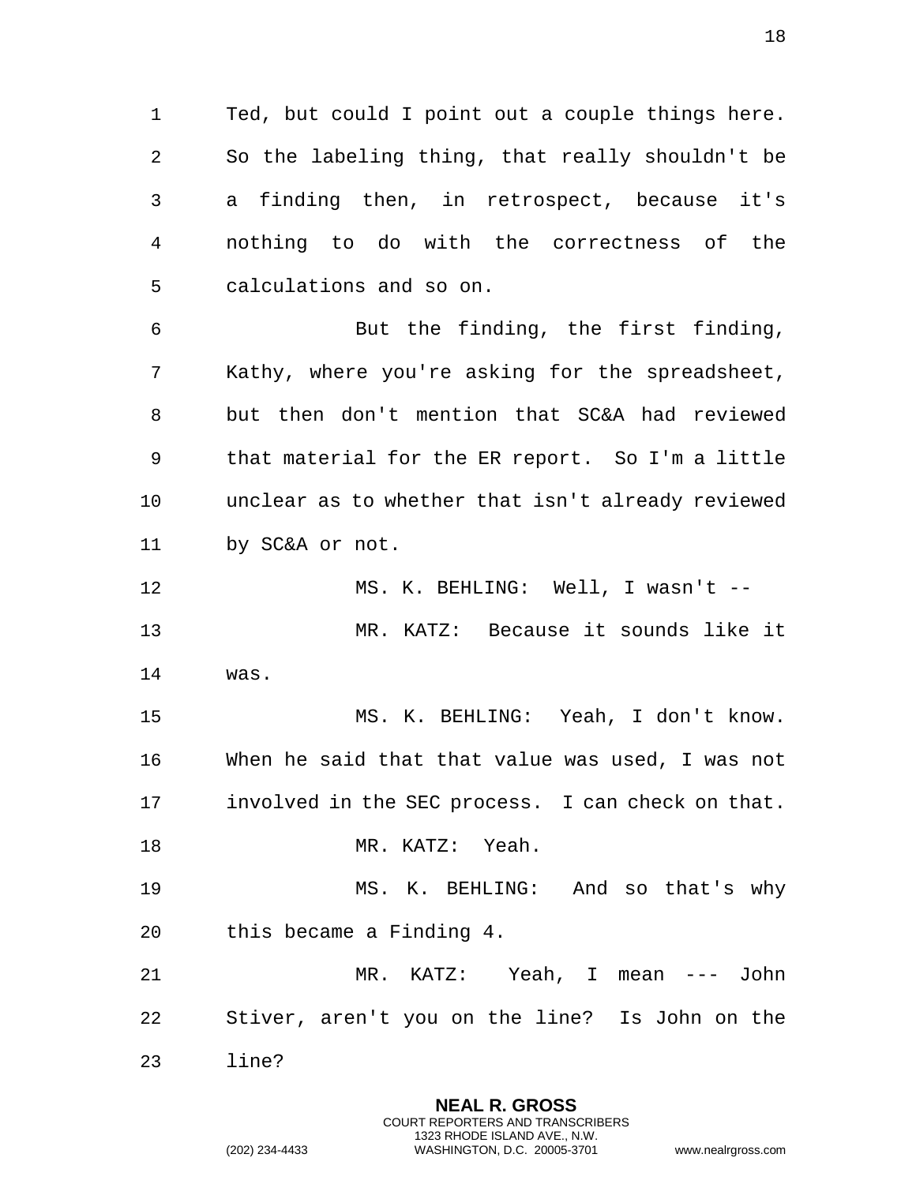Ted, but could I point out a couple things here. So the labeling thing, that really shouldn't be a finding then, in retrospect, because it's nothing to do with the correctness of the calculations and so on.

But the finding, the first finding, Kathy, where you're asking for the spreadsheet, but then don't mention that SC&A had reviewed that material for the ER report. So I'm a little unclear as to whether that isn't already reviewed by SC&A or not.

MS. K. BEHLING: Well, I wasn't --

MR. KATZ: Because it sounds like it was.

MS. K. BEHLING: Yeah, I don't know. When he said that that value was used, I was not involved in the SEC process. I can check on that.

MR. KATZ: Yeah.

MS. K. BEHLING: And so that's why this became a Finding 4.

MR. KATZ: Yeah, I mean --- John Stiver, aren't you on the line? Is John on the line?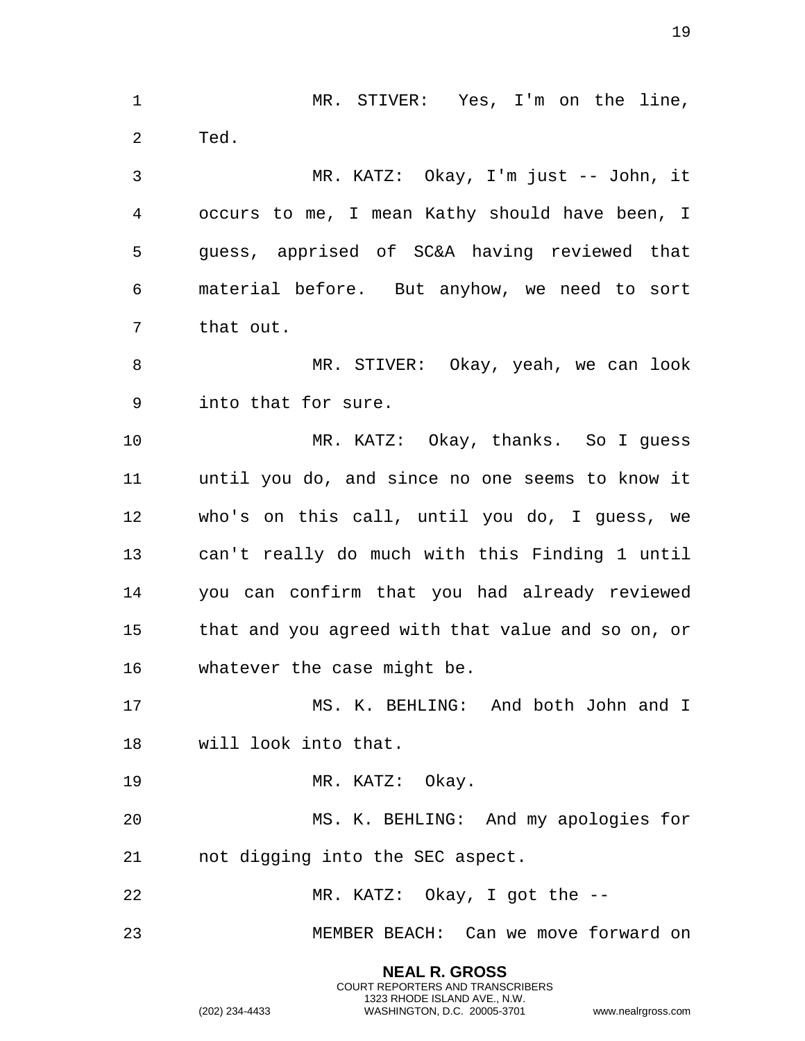MR. STIVER: Yes, I'm on the line, Ted.

MR. KATZ: Okay, I'm just -- John, it occurs to me, I mean Kathy should have been, I guess, apprised of SC&A having reviewed that material before. But anyhow, we need to sort that out.

MR. STIVER: Okay, yeah, we can look into that for sure.

MR. KATZ: Okay, thanks. So I guess until you do, and since no one seems to know it who's on this call, until you do, I guess, we can't really do much with this Finding 1 until you can confirm that you had already reviewed that and you agreed with that value and so on, or whatever the case might be.

MS. K. BEHLING: And both John and I will look into that.

MR. KATZ: Okay.

MS. K. BEHLING: And my apologies for not digging into the SEC aspect.

MR. KATZ: Okay, I got the --

MEMBER BEACH: Can we move forward on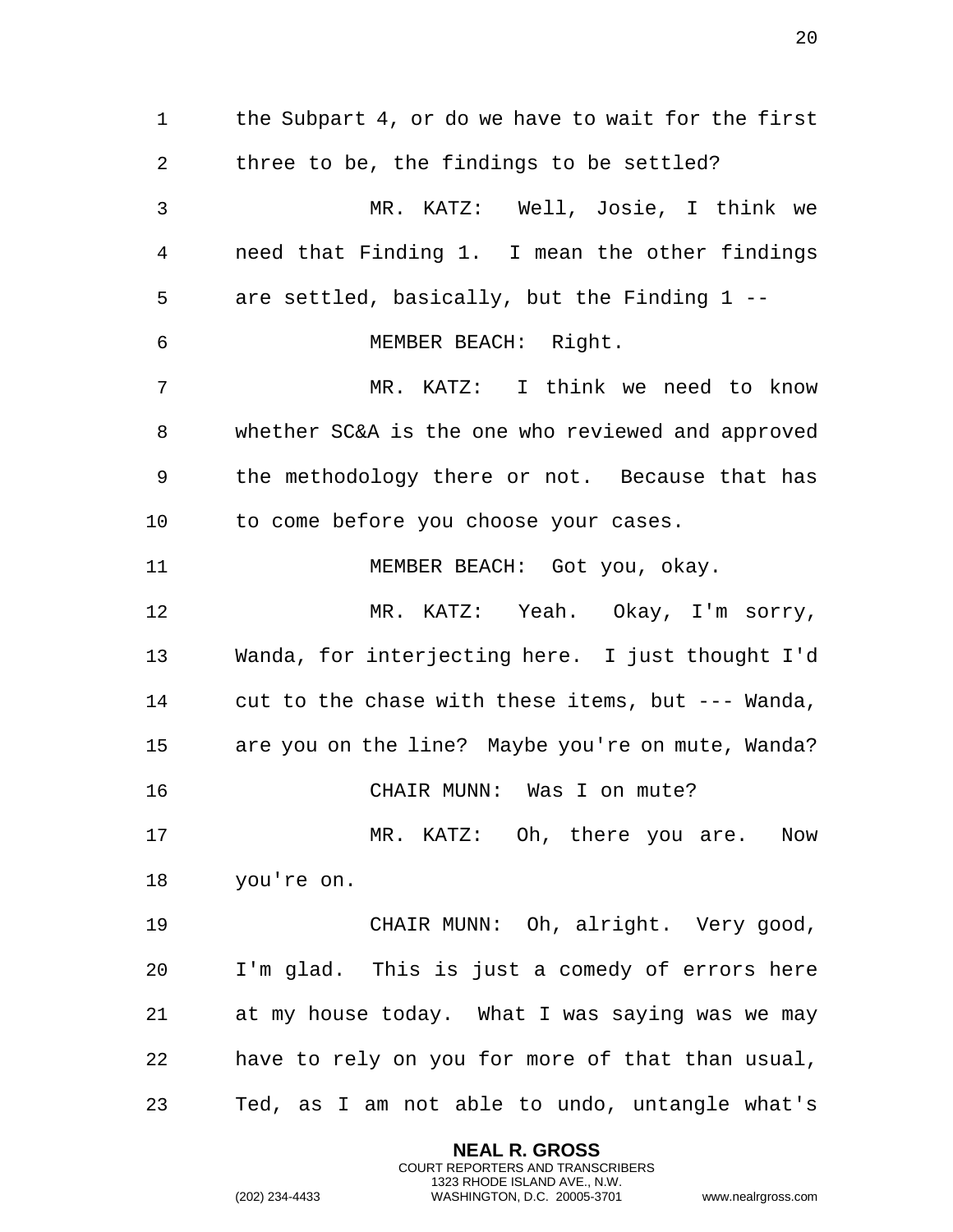the Subpart 4, or do we have to wait for the first three to be, the findings to be settled?

MR. KATZ: Well, Josie, I think we need that Finding 1. I mean the other findings are settled, basically, but the Finding 1 --

MEMBER BEACH: Right.

MR. KATZ: I think we need to know whether SC&A is the one who reviewed and approved the methodology there or not. Because that has to come before you choose your cases.

MEMBER BEACH: Got you, okay.

MR. KATZ: Yeah. Okay, I'm sorry, Wanda, for interjecting here. I just thought I'd cut to the chase with these items, but --- Wanda, are you on the line? Maybe you're on mute, Wanda?

CHAIR MUNN: Was I on mute?

MR. KATZ: Oh, there you are. Now you're on.

CHAIR MUNN: Oh, alright. Very good, I'm glad. This is just a comedy of errors here at my house today. What I was saying was we may have to rely on you for more of that than usual, Ted, as I am not able to undo, untangle what's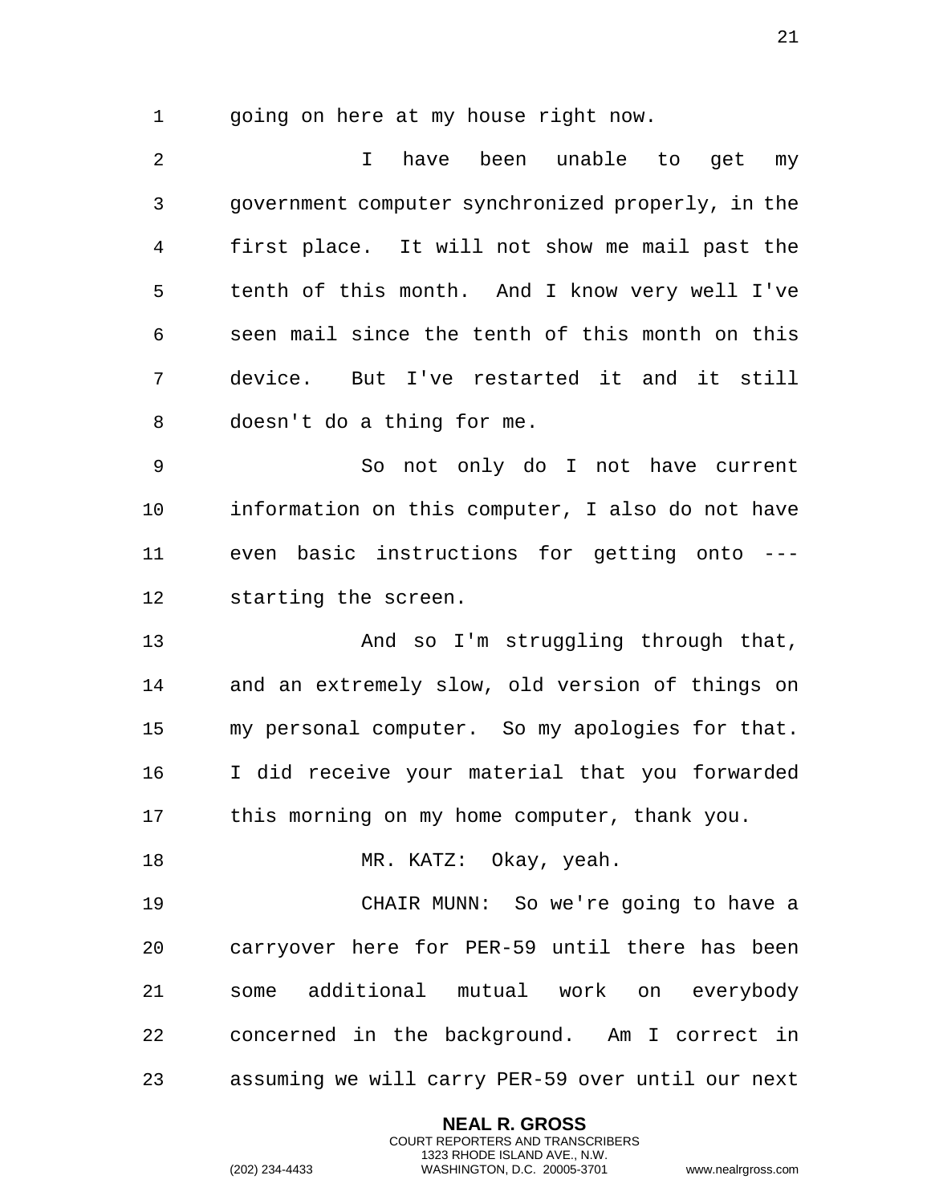going on here at my house right now.

I have been unable to get my government computer synchronized properly, in the first place. It will not show me mail past the tenth of this month. And I know very well I've seen mail since the tenth of this month on this device. But I've restarted it and it still doesn't do a thing for me.

So not only do I not have current information on this computer, I also do not have even basic instructions for getting onto --- starting the screen.

And so I'm struggling through that, and an extremely slow, old version of things on my personal computer. So my apologies for that. I did receive your material that you forwarded this morning on my home computer, thank you.

MR. KATZ: Okay, yeah.

CHAIR MUNN: So we're going to have a carryover here for PER-59 until there has been some additional mutual work on everybody concerned in the background. Am I correct in assuming we will carry PER-59 over until our next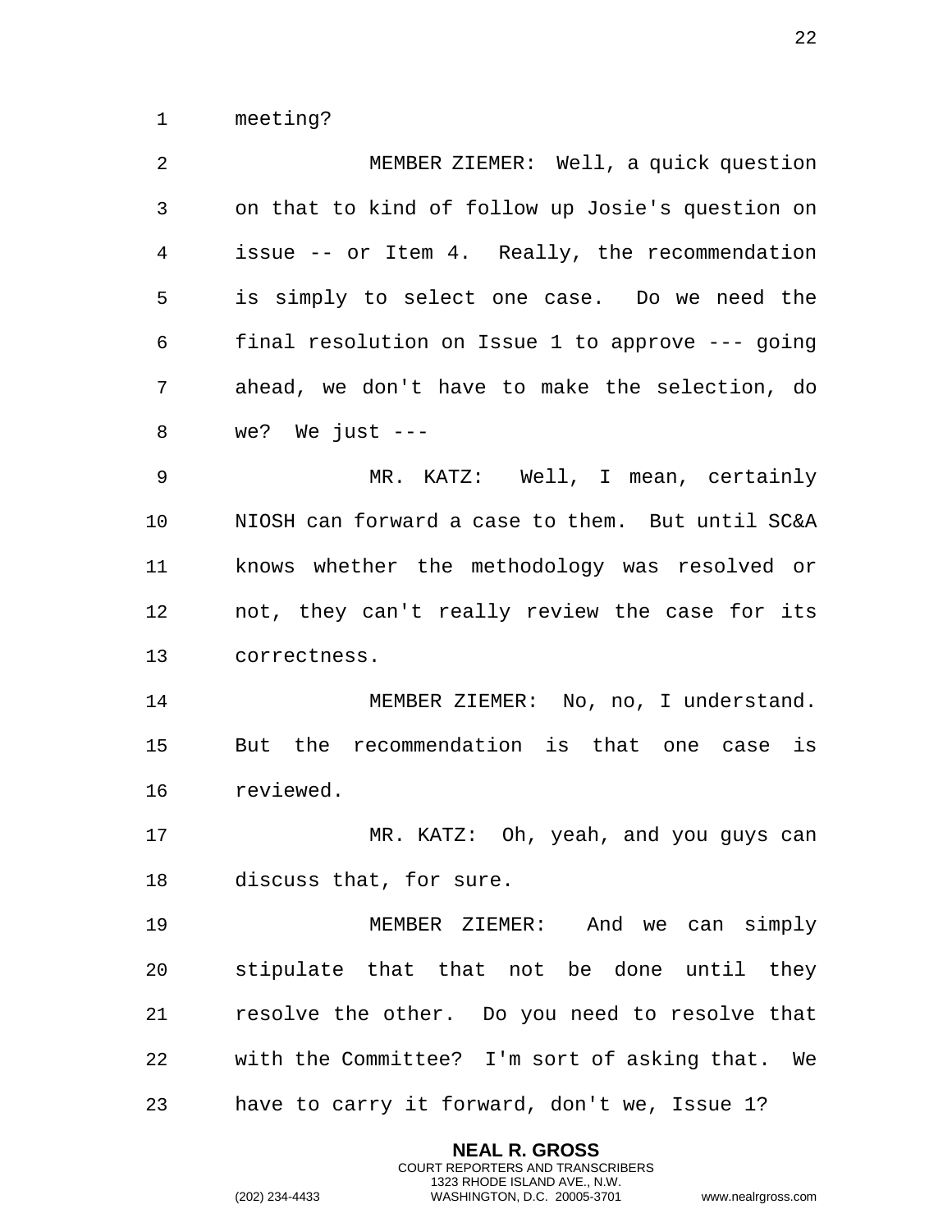meeting?

MEMBER ZIEMER: Well, a quick question on that to kind of follow up Josie's question on issue -- or Item 4. Really, the recommendation is simply to select one case. Do we need the final resolution on Issue 1 to approve --- going ahead, we don't have to make the selection, do we? We just ---

MR. KATZ: Well, I mean, certainly NIOSH can forward a case to them. But until SC&A knows whether the methodology was resolved or not, they can't really review the case for its correctness.

MEMBER ZIEMER: No, no, I understand. But the recommendation is that one case is reviewed.

MR. KATZ: Oh, yeah, and you guys can discuss that, for sure.

MEMBER ZIEMER: And we can simply stipulate that that not be done until they resolve the other. Do you need to resolve that with the Committee? I'm sort of asking that. We have to carry it forward, don't we, Issue 1?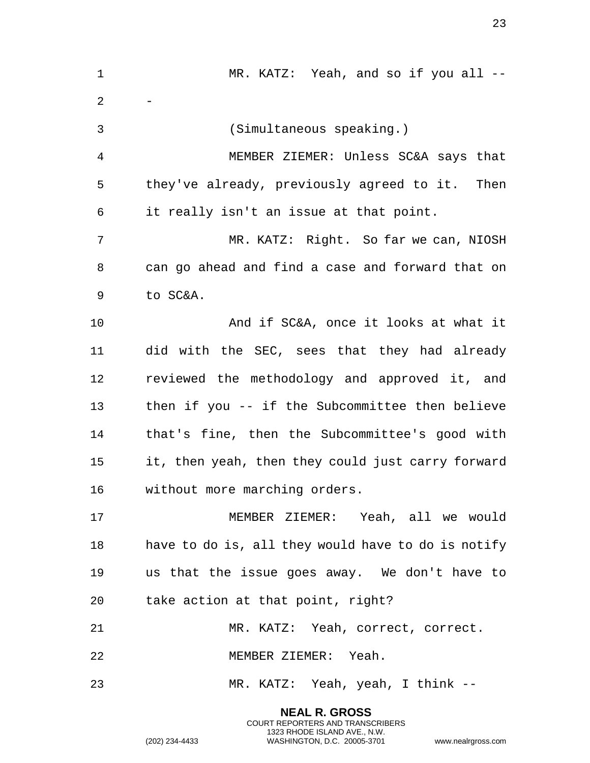MR. KATZ: Yeah, and so if you all ---

(Simultaneous speaking.)

MEMBER ZIEMER: Unless SC&A says that they've already, previously agreed to it. Then it really isn't an issue at that point.

MR. KATZ: Right. So far we can, NIOSH can go ahead and find a case and forward that on to SC&A.

And if SC&A, once it looks at what it did with the SEC, sees that they had already reviewed the methodology and approved it, and then if you -- if the Subcommittee then believe that's fine, then the Subcommittee's good with it, then yeah, then they could just carry forward without more marching orders.

MEMBER ZIEMER: Yeah, all we would have to do is, all they would have to do is notify us that the issue goes away. We don't have to take action at that point, right?

MR. KATZ: Yeah, correct, correct.

MEMBER ZIEMER: Yeah.

MR. KATZ: Yeah, yeah, I think --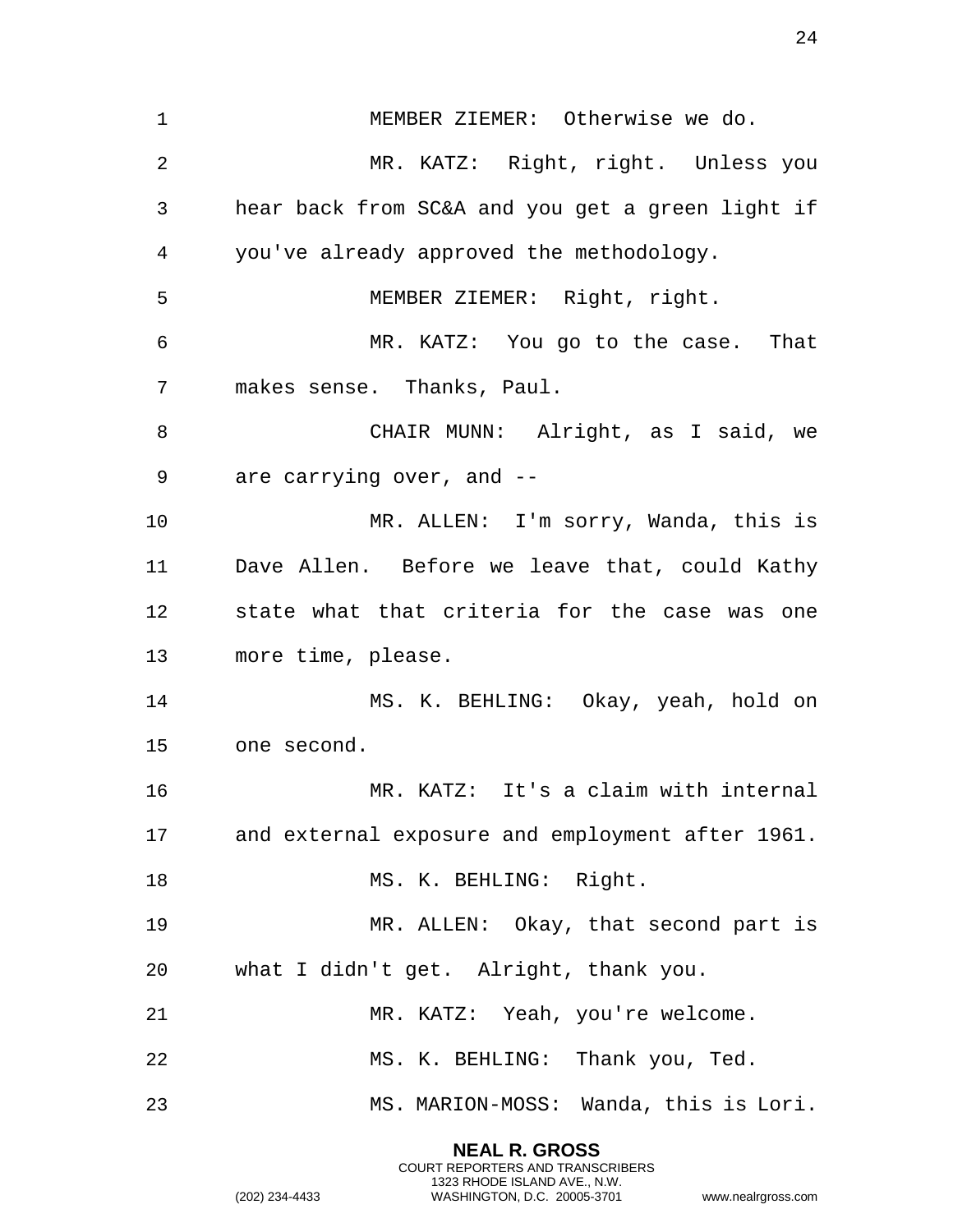MEMBER ZIEMER: Otherwise we do.

MR. KATZ: Right, right. Unless you hear back from SC&A and you get a green light if you've already approved the methodology.

MEMBER ZIEMER: Right, right.

MR. KATZ: You go to the case. That makes sense. Thanks, Paul.

CHAIR MUNN: Alright, as I said, we are carrying over, and --

MR. ALLEN: I'm sorry, Wanda, this is Dave Allen. Before we leave that, could Kathy state what that criteria for the case was one more time, please.

MS. K. BEHLING: Okay, yeah, hold on one second.

MR. KATZ: It's a claim with internal and external exposure and employment after 1961.

MS. K. BEHLING: Right.

MR. ALLEN: Okay, that second part is what I didn't get. Alright, thank you.

MR. KATZ: Yeah, you're welcome.

MS. K. BEHLING: Thank you, Ted.

MS. MARION-MOSS: Wanda, this is Lori.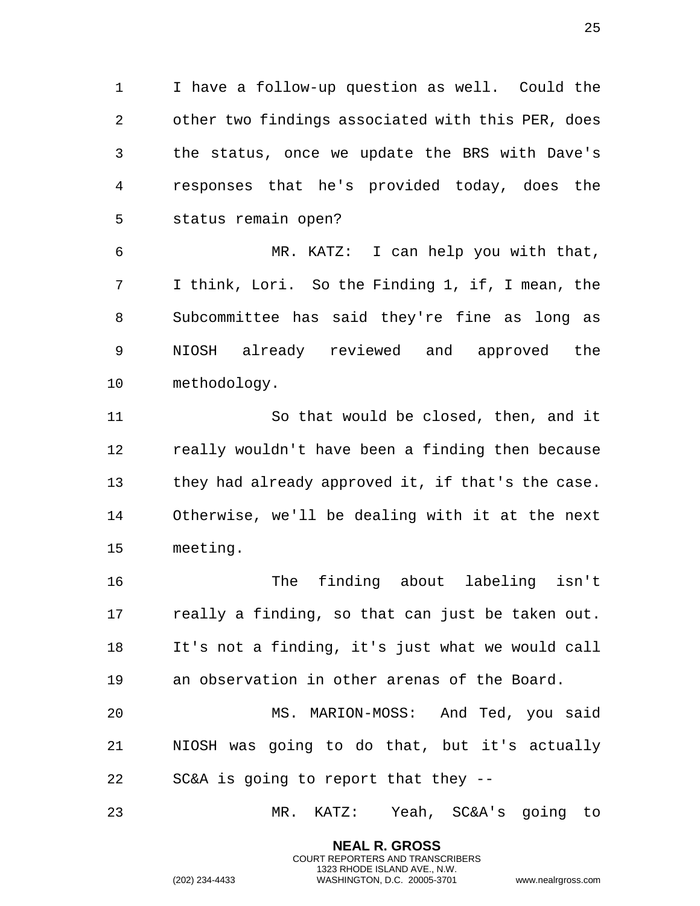I have a follow-up question as well. Could the other two findings associated with this PER, does the status, once we update the BRS with Dave's responses that he's provided today, does the status remain open?

MR. KATZ: I can help you with that, I think, Lori. So the Finding 1, if, I mean, the Subcommittee has said they're fine as long as NIOSH already reviewed and approved the methodology.

So that would be closed, then, and it really wouldn't have been a finding then because they had already approved it, if that's the case. Otherwise, we'll be dealing with it at the next meeting.

The finding about labeling isn't really a finding, so that can just be taken out. It's not a finding, it's just what we would call an observation in other arenas of the Board.

MS. MARION-MOSS: And Ted, you said NIOSH was going to do that, but it's actually SC&A is going to report that they --

MR. KATZ: Yeah, SC&A's going to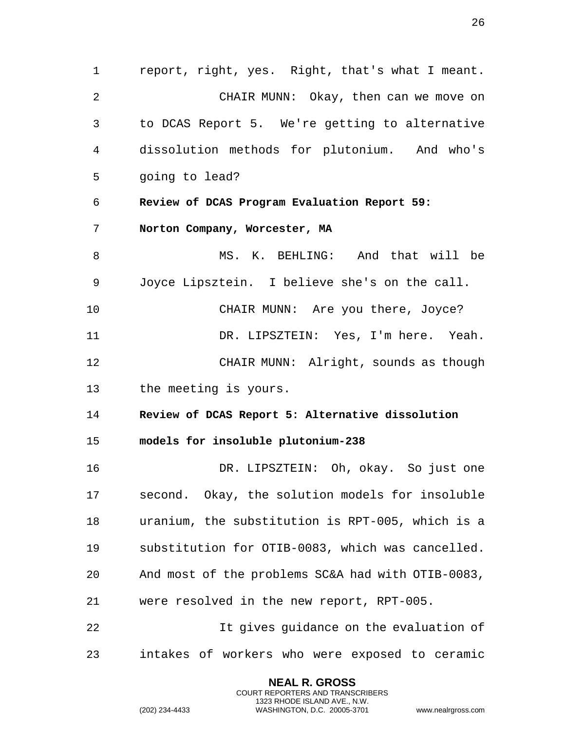report, right, yes. Right, that's what I meant.

CHAIR MUNN: Okay, then can we move on to DCAS Report 5. We're getting to alternative dissolution methods for plutonium. And who's going to lead?

**Review of DCAS Program Evaluation Report 59: Norton Company, Worcester, MA**

MS. K. BEHLING: And that will be Joyce Lipsztein. I believe she's on the call.

CHAIR MUNN: Are you there, Joyce?

DR. LIPSZTEIN: Yes, I'm here. Yeah.

CHAIR MUNN: Alright, sounds as though the meeting is yours.

**Review of DCAS Report 5: Alternative dissolution models for insoluble plutonium-238**

DR. LIPSZTEIN: Oh, okay. So just one second. Okay, the solution models for insoluble uranium, the substitution is RPT-005, which is a substitution for OTIB-0083, which was cancelled. And most of the problems SC&A had with OTIB-0083, were resolved in the new report, RPT-005.

It gives guidance on the evaluation of intakes of workers who were exposed to ceramic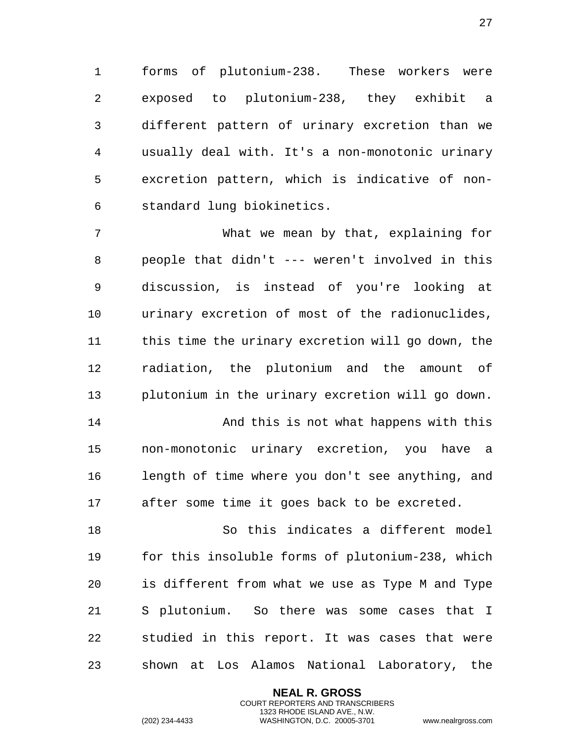forms of plutonium-238. These workers were exposed to plutonium-238, they exhibit a different pattern of urinary excretion than we usually deal with. It's a non-monotonic urinary excretion pattern, which is indicative of non-standard lung biokinetics.

What we mean by that, explaining for people that didn't --- weren't involved in this discussion, is instead of you're looking at urinary excretion of most of the radionuclides, this time the urinary excretion will go down, the radiation, the plutonium and the amount of plutonium in the urinary excretion will go down.

And this is not what happens with this non-monotonic urinary excretion, you have a length of time where you don't see anything, and after some time it goes back to be excreted.

So this indicates a different model for this insoluble forms of plutonium-238, which is different from what we use as Type M and Type S plutonium. So there was some cases that I studied in this report. It was cases that were shown at Los Alamos National Laboratory, the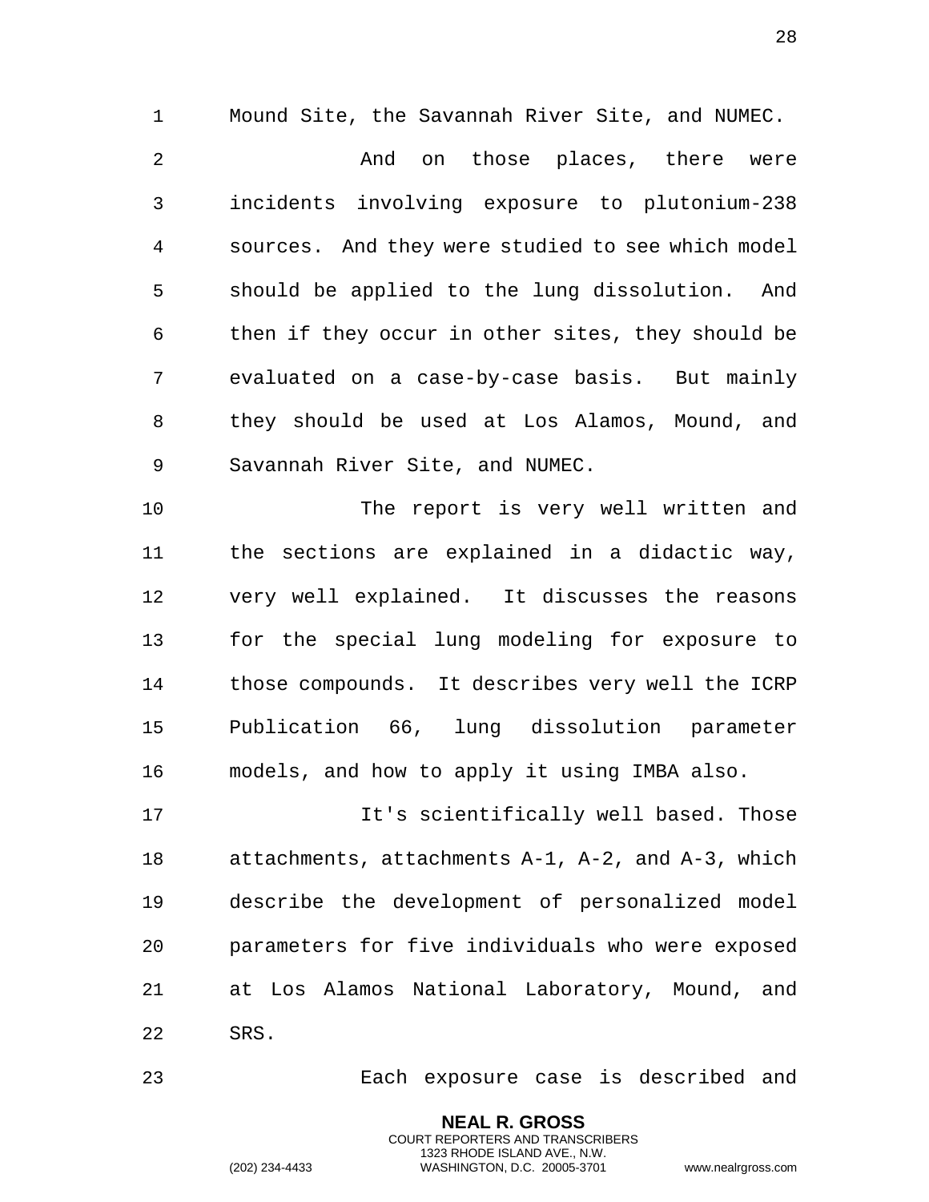Mound Site, the Savannah River Site, and NUMEC.

And on those places, there were incidents involving exposure to plutonium-238 sources. And they were studied to see which model should be applied to the lung dissolution. And then if they occur in other sites, they should be evaluated on a case-by-case basis. But mainly they should be used at Los Alamos, Mound, and Savannah River Site, and NUMEC.

The report is very well written and the sections are explained in a didactic way, very well explained. It discusses the reasons for the special lung modeling for exposure to those compounds. It describes very well the ICRP Publication 66, lung dissolution parameter models, and how to apply it using IMBA also.

It's scientifically well based. Those attachments, attachments A-1, A-2, and A-3, which describe the development of personalized model parameters for five individuals who were exposed at Los Alamos National Laboratory, Mound, and SRS.

Each exposure case is described and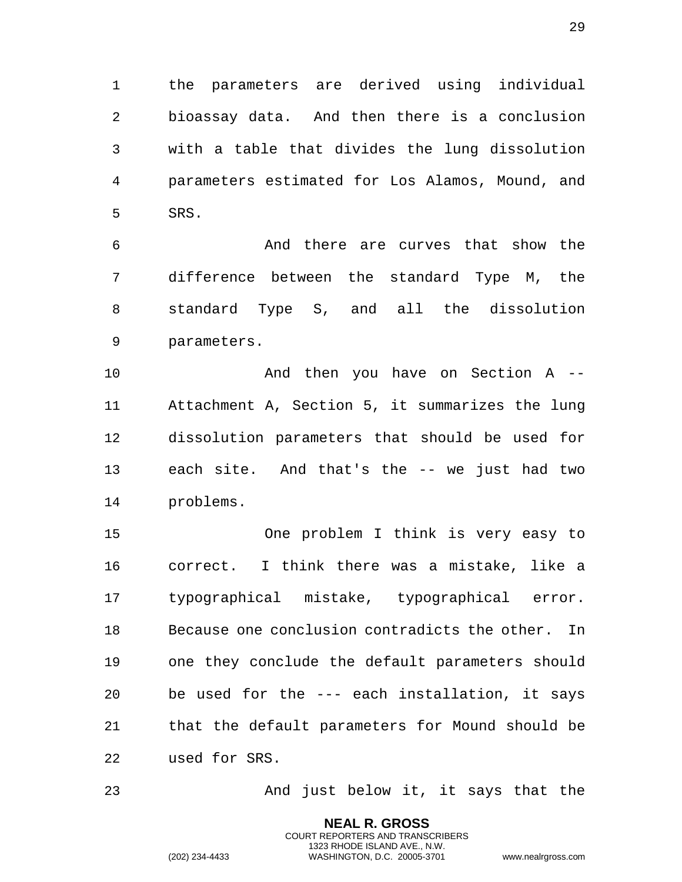the parameters are derived using individual bioassay data. And then there is a conclusion with a table that divides the lung dissolution parameters estimated for Los Alamos, Mound, and SRS.

And there are curves that show the difference between the standard Type M, the standard Type S, and all the dissolution parameters.

And then you have on Section A -- Attachment A, Section 5, it summarizes the lung dissolution parameters that should be used for each site. And that's the -- we just had two problems.

One problem I think is very easy to correct. I think there was a mistake, like a typographical mistake, typographical error. Because one conclusion contradicts the other. In one they conclude the default parameters should be used for the --- each installation, it says that the default parameters for Mound should be used for SRS.

And just below it, it says that the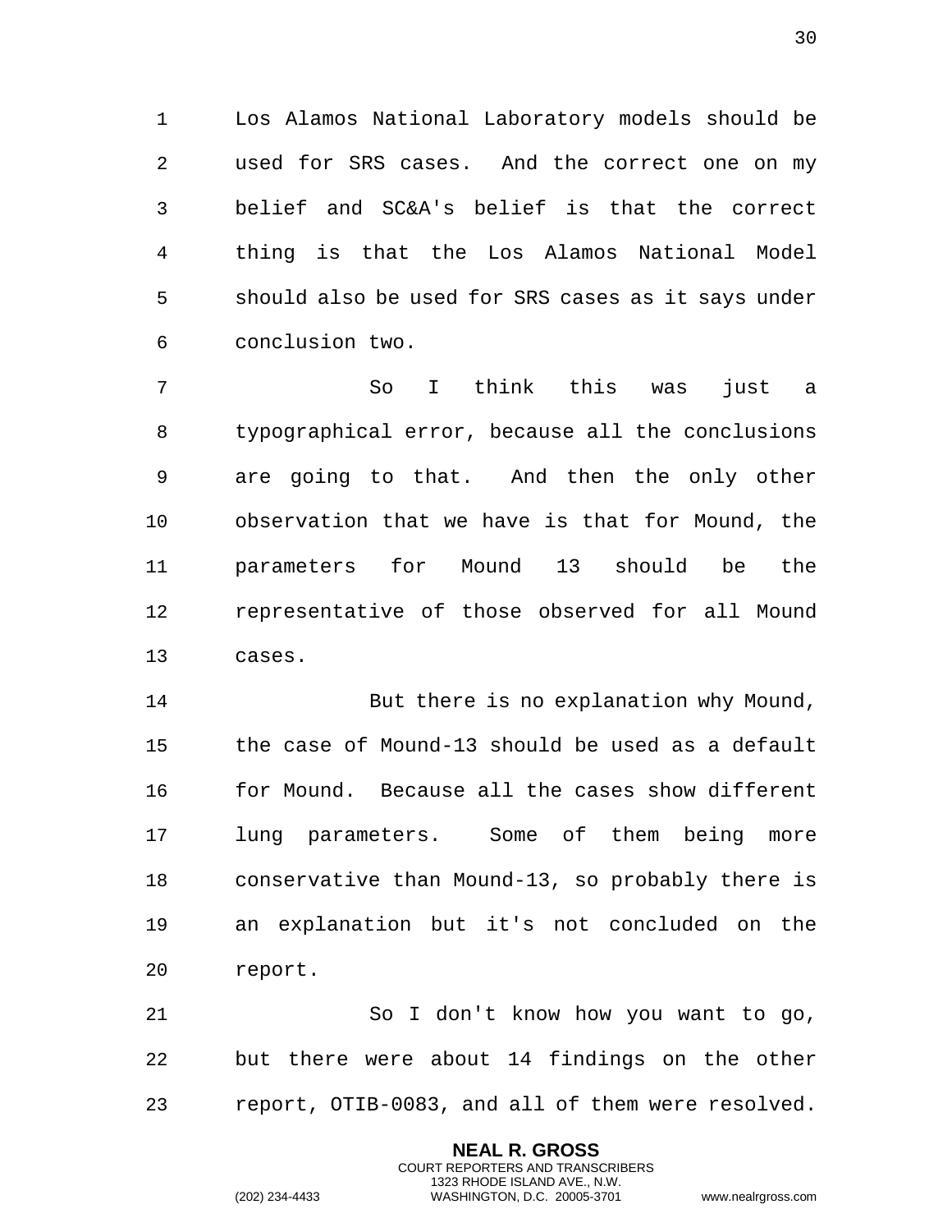Los Alamos National Laboratory models should be used for SRS cases. And the correct one on my belief and SC&A's belief is that the correct thing is that the Los Alamos National Model should also be used for SRS cases as it says under conclusion two.

So I think this was just a typographical error, because all the conclusions are going to that. And then the only other observation that we have is that for Mound, the parameters for Mound 13 should be the representative of those observed for all Mound cases.

But there is no explanation why Mound, the case of Mound-13 should be used as a default for Mound. Because all the cases show different lung parameters. Some of them being more conservative than Mound-13, so probably there is an explanation but it's not concluded on the report.

So I don't know how you want to go, but there were about 14 findings on the other report, OTIB-0083, and all of them were resolved.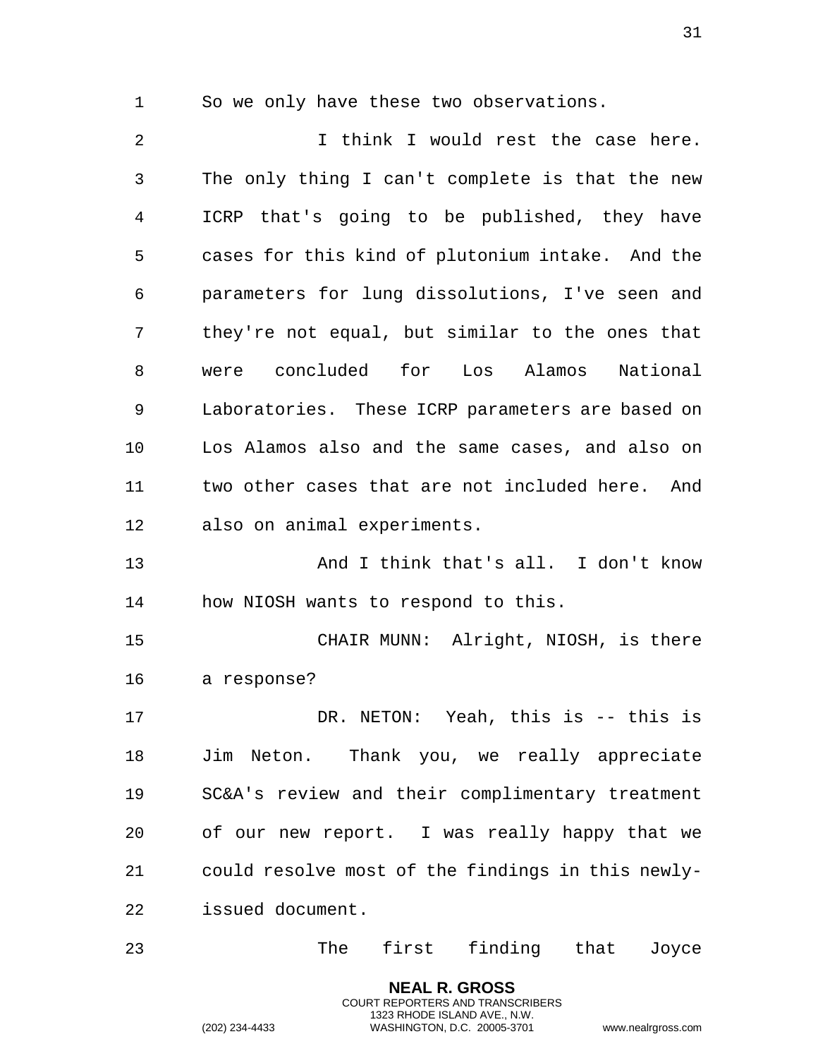So we only have these two observations.

I think I would rest the case here. The only thing I can't complete is that the new ICRP that's going to be published, they have cases for this kind of plutonium intake. And the parameters for lung dissolutions, I've seen and they're not equal, but similar to the ones that were concluded for Los Alamos National Laboratories. These ICRP parameters are based on Los Alamos also and the same cases, and also on two other cases that are not included here. And also on animal experiments.

And I think that's all. I don't know how NIOSH wants to respond to this.

CHAIR MUNN: Alright, NIOSH, is there a response?

DR. NETON: Yeah, this is -- this is Jim Neton. Thank you, we really appreciate SC&A's review and their complimentary treatment of our new report. I was really happy that we could resolve most of the findings in this newly-issued document.

The first finding that Joyce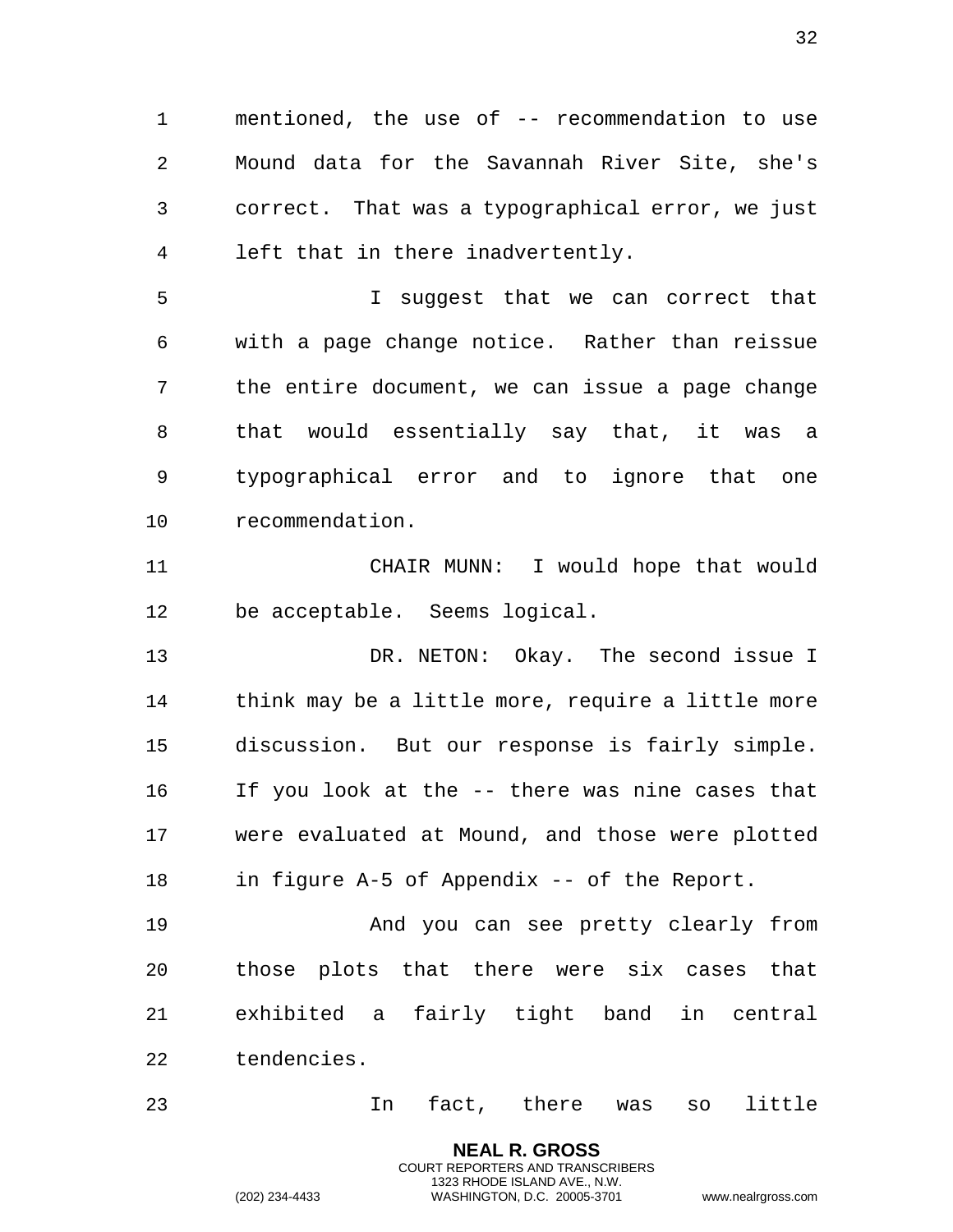mentioned, the use of -- recommendation to use Mound data for the Savannah River Site, she's correct. That was a typographical error, we just left that in there inadvertently.

I suggest that we can correct that with a page change notice. Rather than reissue the entire document, we can issue a page change that would essentially say that, it was a typographical error and to ignore that one recommendation.

CHAIR MUNN: I would hope that would be acceptable. Seems logical.

DR. NETON: Okay. The second issue I think may be a little more, require a little more discussion. But our response is fairly simple. If you look at the -- there was nine cases that were evaluated at Mound, and those were plotted in figure A-5 of Appendix -- of the Report.

And you can see pretty clearly from those plots that there were six cases that exhibited a fairly tight band in central tendencies.

In fact, there was so little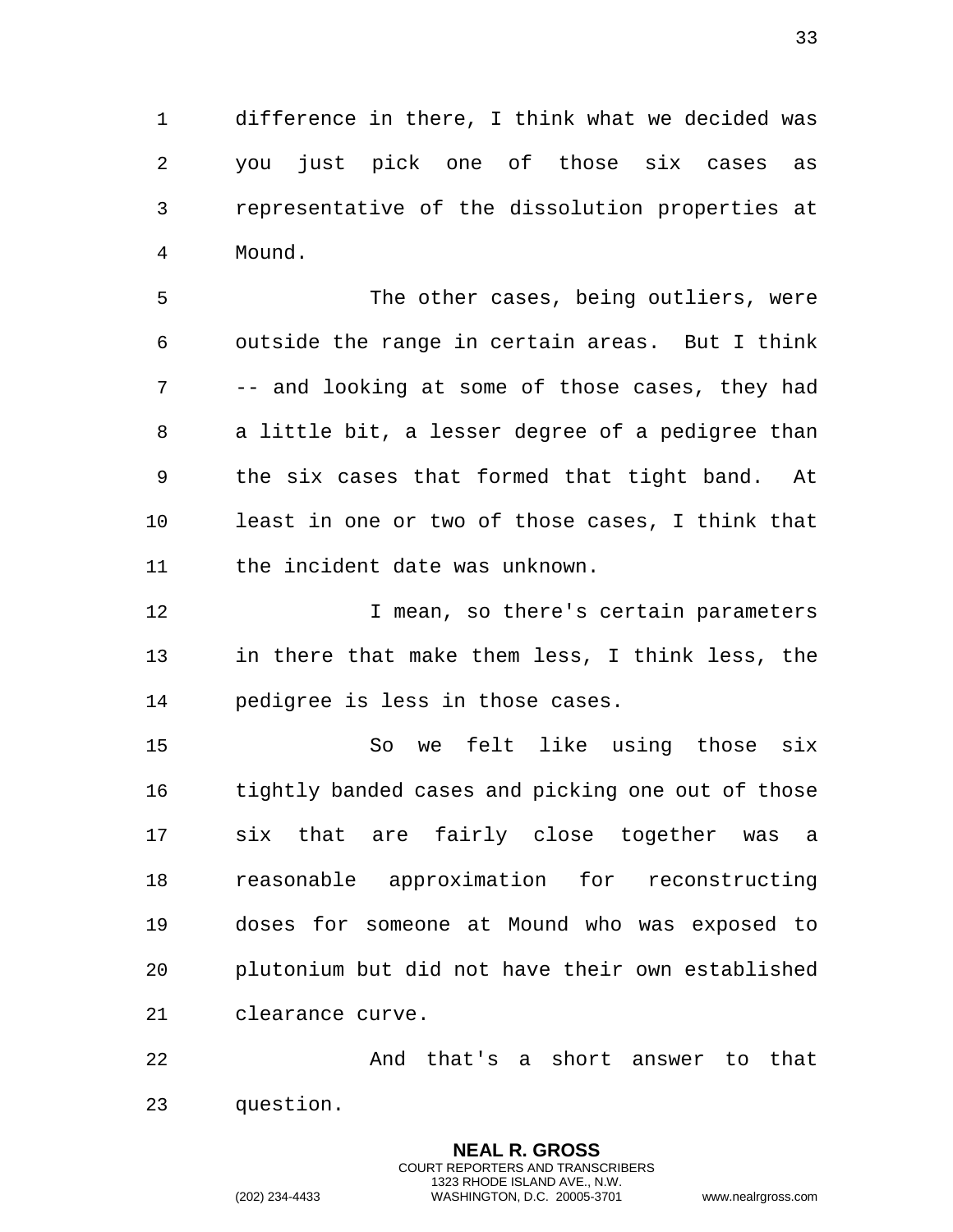difference in there, I think what we decided was you just pick one of those six cases as representative of the dissolution properties at Mound.

The other cases, being outliers, were outside the range in certain areas. But I think -- and looking at some of those cases, they had a little bit, a lesser degree of a pedigree than the six cases that formed that tight band. At least in one or two of those cases, I think that the incident date was unknown.

I mean, so there's certain parameters in there that make them less, I think less, the pedigree is less in those cases.

So we felt like using those six tightly banded cases and picking one out of those six that are fairly close together was a reasonable approximation for reconstructing doses for someone at Mound who was exposed to plutonium but did not have their own established clearance curve.

And that's a short answer to that question.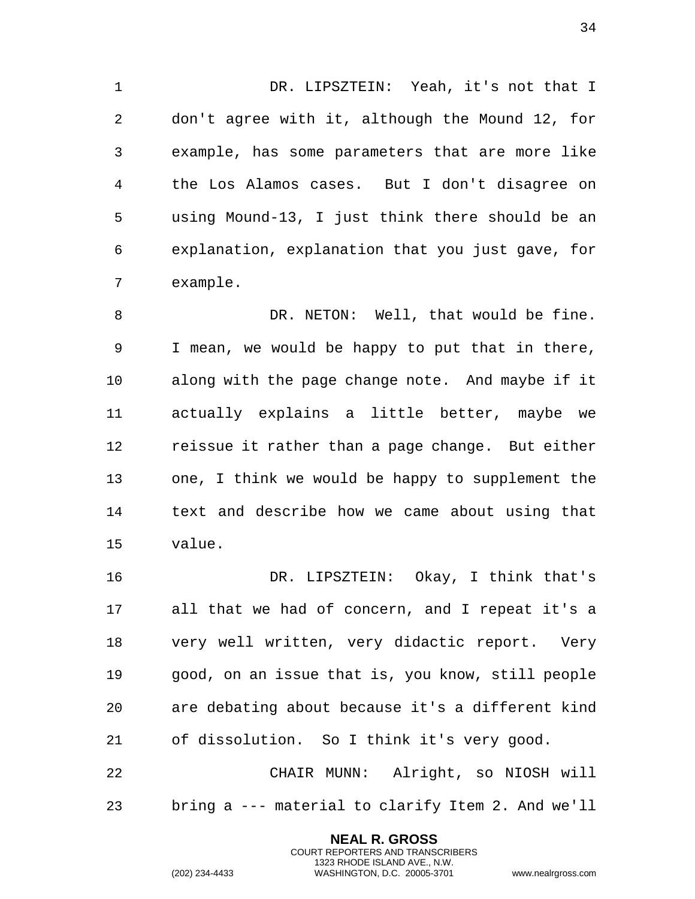DR. LIPSZTEIN: Yeah, it's not that I don't agree with it, although the Mound 12, for example, has some parameters that are more like the Los Alamos cases. But I don't disagree on using Mound-13, I just think there should be an explanation, explanation that you just gave, for example.

DR. NETON: Well, that would be fine. I mean, we would be happy to put that in there, along with the page change note. And maybe if it actually explains a little better, maybe we reissue it rather than a page change. But either one, I think we would be happy to supplement the text and describe how we came about using that value.

DR. LIPSZTEIN: Okay, I think that's all that we had of concern, and I repeat it's a very well written, very didactic report. Very good, on an issue that is, you know, still people are debating about because it's a different kind of dissolution. So I think it's very good.

CHAIR MUNN: Alright, so NIOSH will bring a --- material to clarify Item 2. And we'll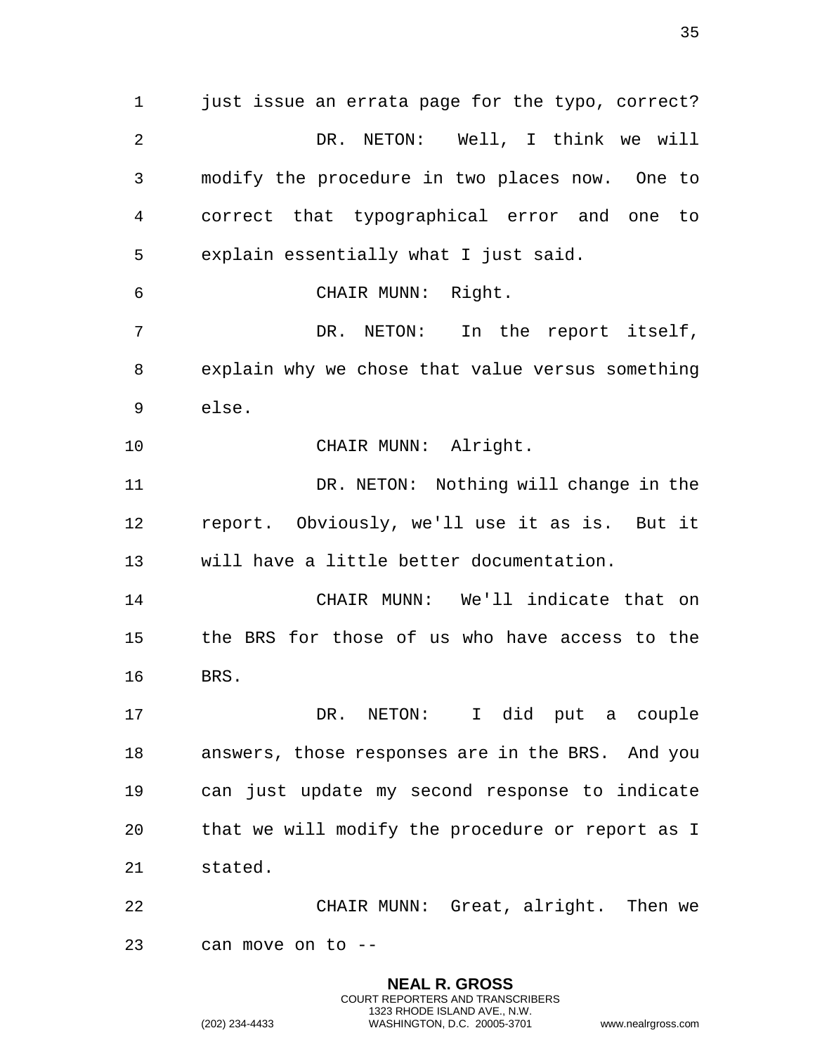just issue an errata page for the typo, correct?

DR. NETON: Well, I think we will modify the procedure in two places now. One to correct that typographical error and one to explain essentially what I just said.

CHAIR MUNN: Right.

DR. NETON: In the report itself, explain why we chose that value versus something else.

CHAIR MUNN: Alright.

DR. NETON: Nothing will change in the report. Obviously, we'll use it as is. But it will have a little better documentation.

CHAIR MUNN: We'll indicate that on the BRS for those of us who have access to the BRS.

DR. NETON: I did put a couple answers, those responses are in the BRS. And you can just update my second response to indicate that we will modify the procedure or report as I stated.

CHAIR MUNN: Great, alright. Then we can move on to --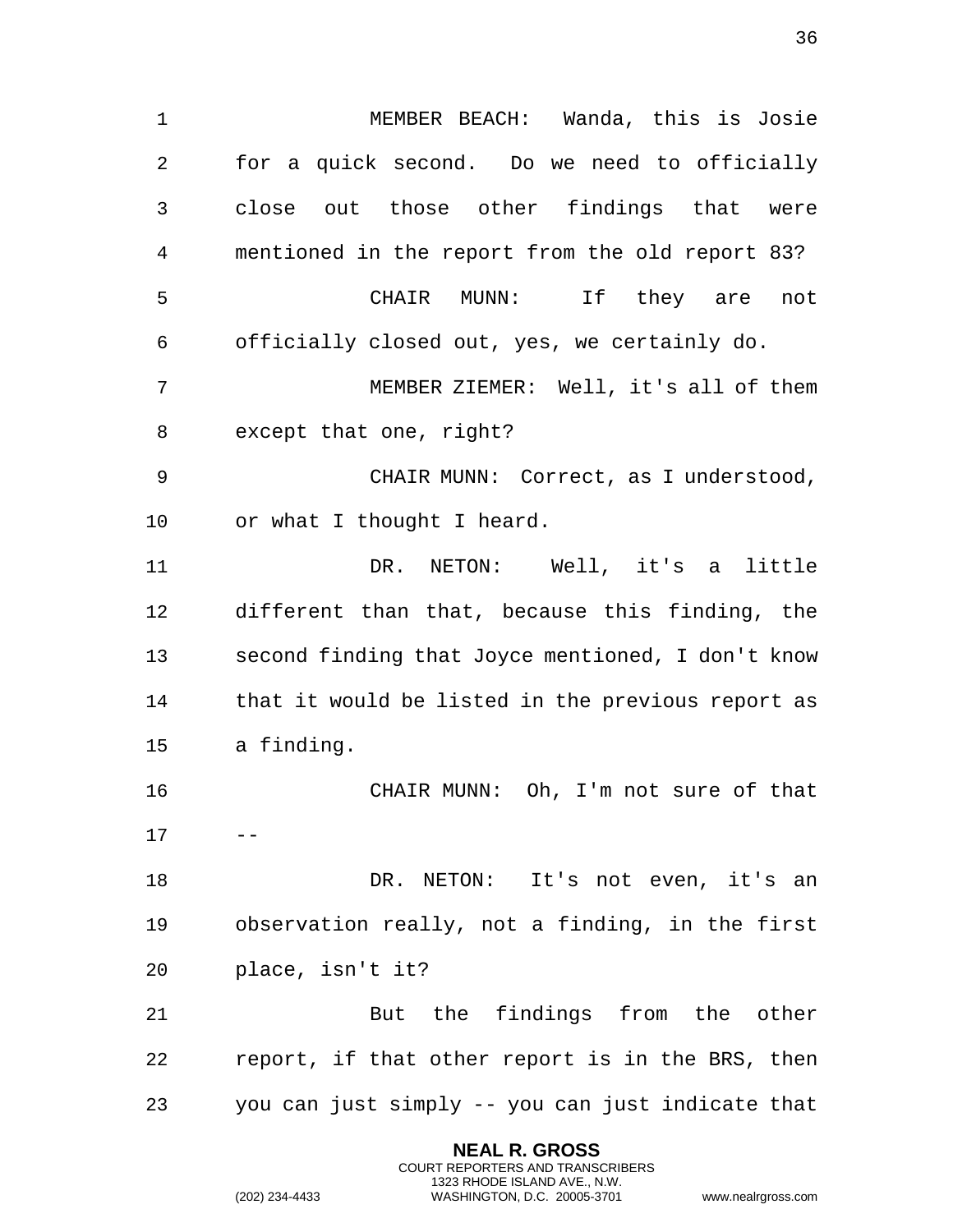MEMBER BEACH: Wanda, this is Josie for a quick second. Do we need to officially close out those other findings that were mentioned in the report from the old report 83?

CHAIR MUNN: If they are not officially closed out, yes, we certainly do.

MEMBER ZIEMER: Well, it's all of them except that one, right?

CHAIR MUNN: Correct, as I understood, or what I thought I heard.

DR. NETON: Well, it's a little different than that, because this finding, the second finding that Joyce mentioned, I don't know that it would be listed in the previous report as a finding.

CHAIR MUNN: Oh, I'm not sure of that --

DR. NETON: It's not even, it's an observation really, not a finding, in the first place, isn't it?

But the findings from the other report, if that other report is in the BRS, then you can just simply -- you can just indicate that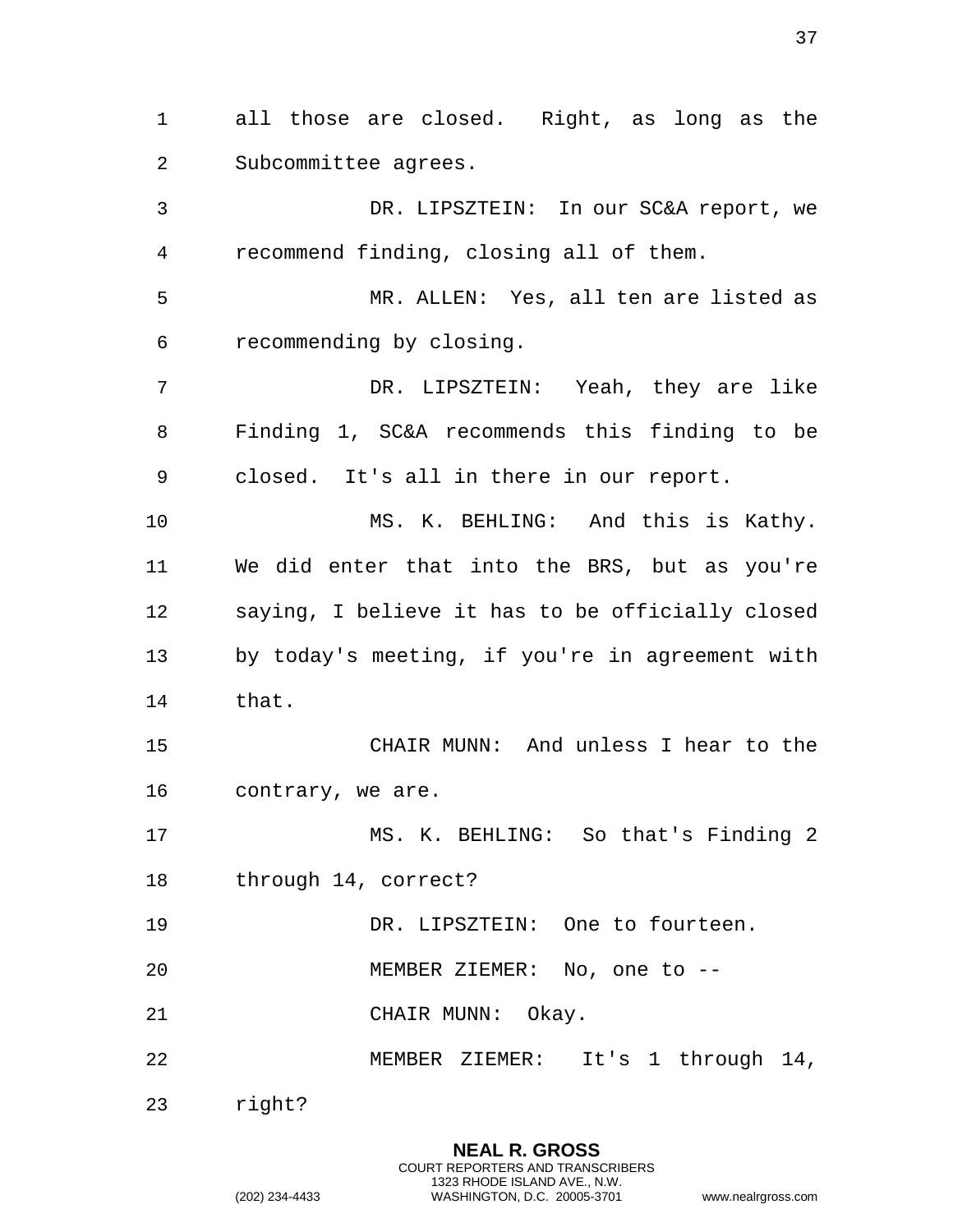all those are closed. Right, as long as the Subcommittee agrees.

DR. LIPSZTEIN: In our SC&A report, we recommend finding, closing all of them.

MR. ALLEN: Yes, all ten are listed as recommending by closing.

DR. LIPSZTEIN: Yeah, they are like Finding 1, SC&A recommends this finding to be closed. It's all in there in our report.

MS. K. BEHLING: And this is Kathy. We did enter that into the BRS, but as you're saying, I believe it has to be officially closed by today's meeting, if you're in agreement with that.

CHAIR MUNN: And unless I hear to the contrary, we are.

MS. K. BEHLING: So that's Finding 2 through 14, correct?

DR. LIPSZTEIN: One to fourteen.

MEMBER ZIEMER: No, one to --

CHAIR MUNN: Okay.

MEMBER ZIEMER: It's 1 through 14, right?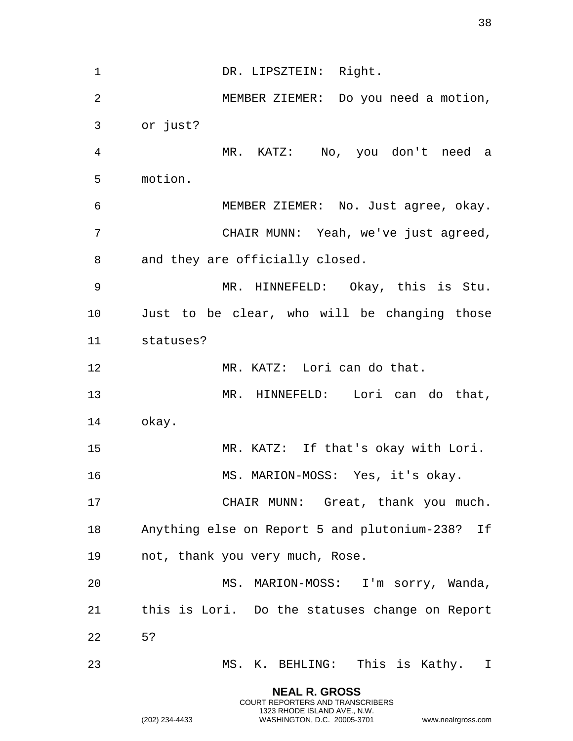DR. LIPSZTEIN: Right.

MEMBER ZIEMER: Do you need a motion, or just?

MR. KATZ: No, you don't need a motion.

MEMBER ZIEMER: No. Just agree, okay.

CHAIR MUNN: Yeah, we've just agreed, and they are officially closed.

MR. HINNEFELD: Okay, this is Stu. Just to be clear, who will be changing those statuses?

MR. KATZ: Lori can do that.

MR. HINNEFELD: Lori can do that, okay.

MR. KATZ: If that's okay with Lori.

MS. MARION-MOSS: Yes, it's okay.

CHAIR MUNN: Great, thank you much. Anything else on Report 5 and plutonium-238? If not, thank you very much, Rose.

MS. MARION-MOSS: I'm sorry, Wanda, this is Lori. Do the statuses change on Report 5?

MS. K. BEHLING: This is Kathy. I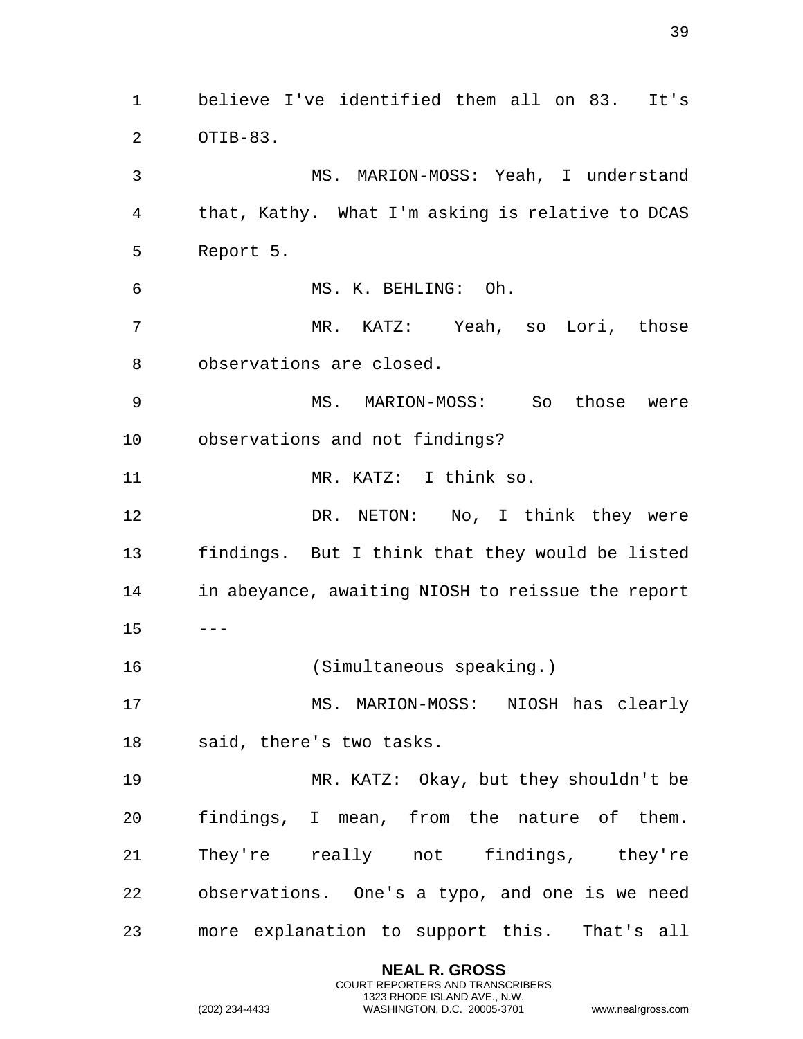believe I've identified them all on 83. It's OTIB-83.

MS. MARION-MOSS: Yeah, I understand that, Kathy. What I'm asking is relative to DCAS Report 5.

MS. K. BEHLING: Oh.

MR. KATZ: Yeah, so Lori, those observations are closed.

MS. MARION-MOSS: So those were observations and not findings?

MR. KATZ: I think so.

DR. NETON: No, I think they were findings. But I think that they would be listed in abeyance, awaiting NIOSH to reissue the report ---

(Simultaneous speaking.)

MS. MARION-MOSS: NIOSH has clearly said, there's two tasks.

MR. KATZ: Okay, but they shouldn't be findings, I mean, from the nature of them. They're really not findings, they're observations. One's a typo, and one is we need more explanation to support this. That's all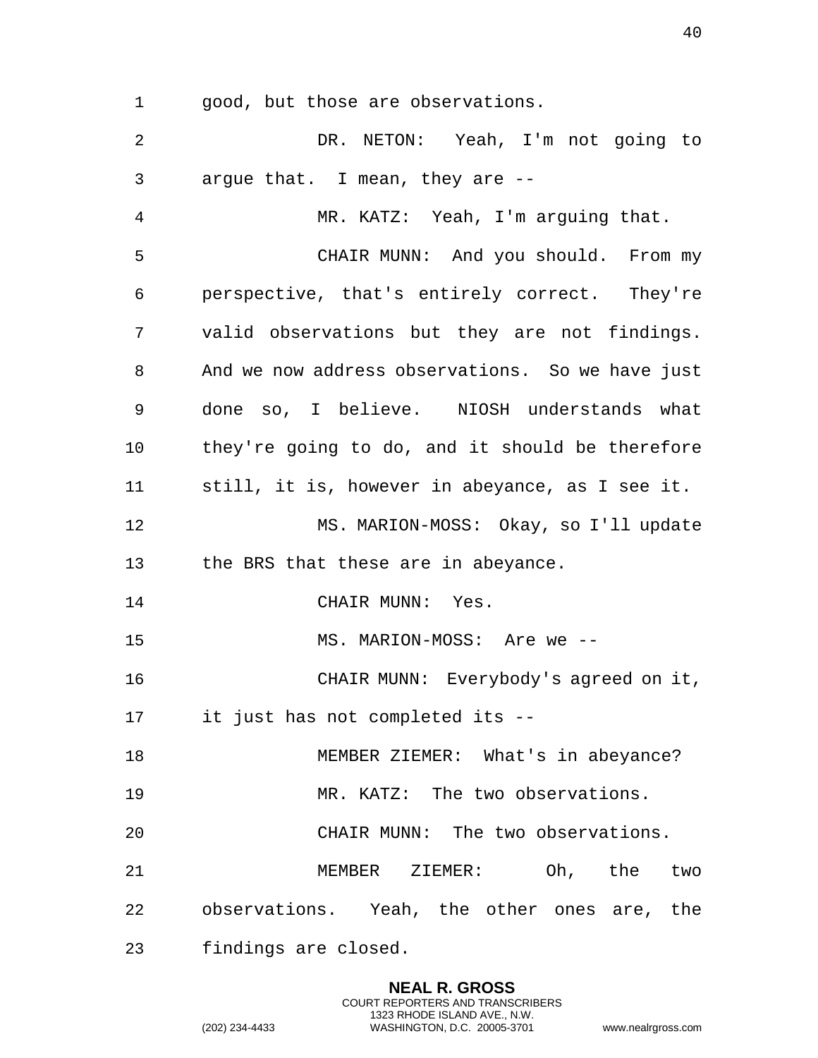good, but those are observations.

DR. NETON: Yeah, I'm not going to argue that. I mean, they are --

MR. KATZ: Yeah, I'm arguing that.

CHAIR MUNN: And you should. From my perspective, that's entirely correct. They're valid observations but they are not findings. And we now address observations. So we have just done so, I believe. NIOSH understands what they're going to do, and it should be therefore still, it is, however in abeyance, as I see it.

MS. MARION-MOSS: Okay, so I'll update the BRS that these are in abeyance.

CHAIR MUNN: Yes.

MS. MARION-MOSS: Are we --

CHAIR MUNN: Everybody's agreed on it, it just has not completed its --

MEMBER ZIEMER: What's in abeyance?

MR. KATZ: The two observations.

CHAIR MUNN: The two observations.

MEMBER ZIEMER: Oh, the two observations. Yeah, the other ones are, the findings are closed.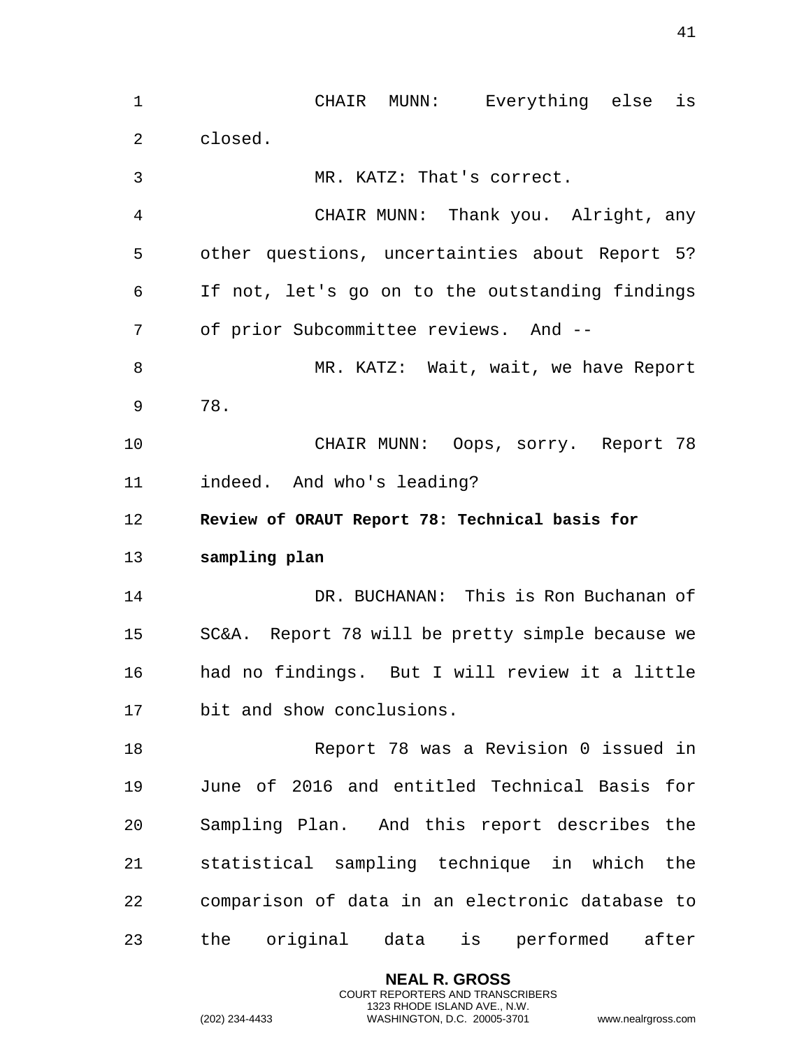CHAIR MUNN: Everything else is closed.

MR. KATZ: That's correct.

CHAIR MUNN: Thank you. Alright, any other questions, uncertainties about Report 5? If not, let's go on to the outstanding findings of prior Subcommittee reviews. And --

MR. KATZ: Wait, wait, we have Report 78.

CHAIR MUNN: Oops, sorry. Report 78 indeed. And who's leading?

**Review of ORAUT Report 78: Technical basis for sampling plan**

DR. BUCHANAN: This is Ron Buchanan of SC&A. Report 78 will be pretty simple because we had no findings. But I will review it a little bit and show conclusions.

Report 78 was a Revision 0 issued in June of 2016 and entitled Technical Basis for Sampling Plan. And this report describes the statistical sampling technique in which the comparison of data in an electronic database to the original data is performed after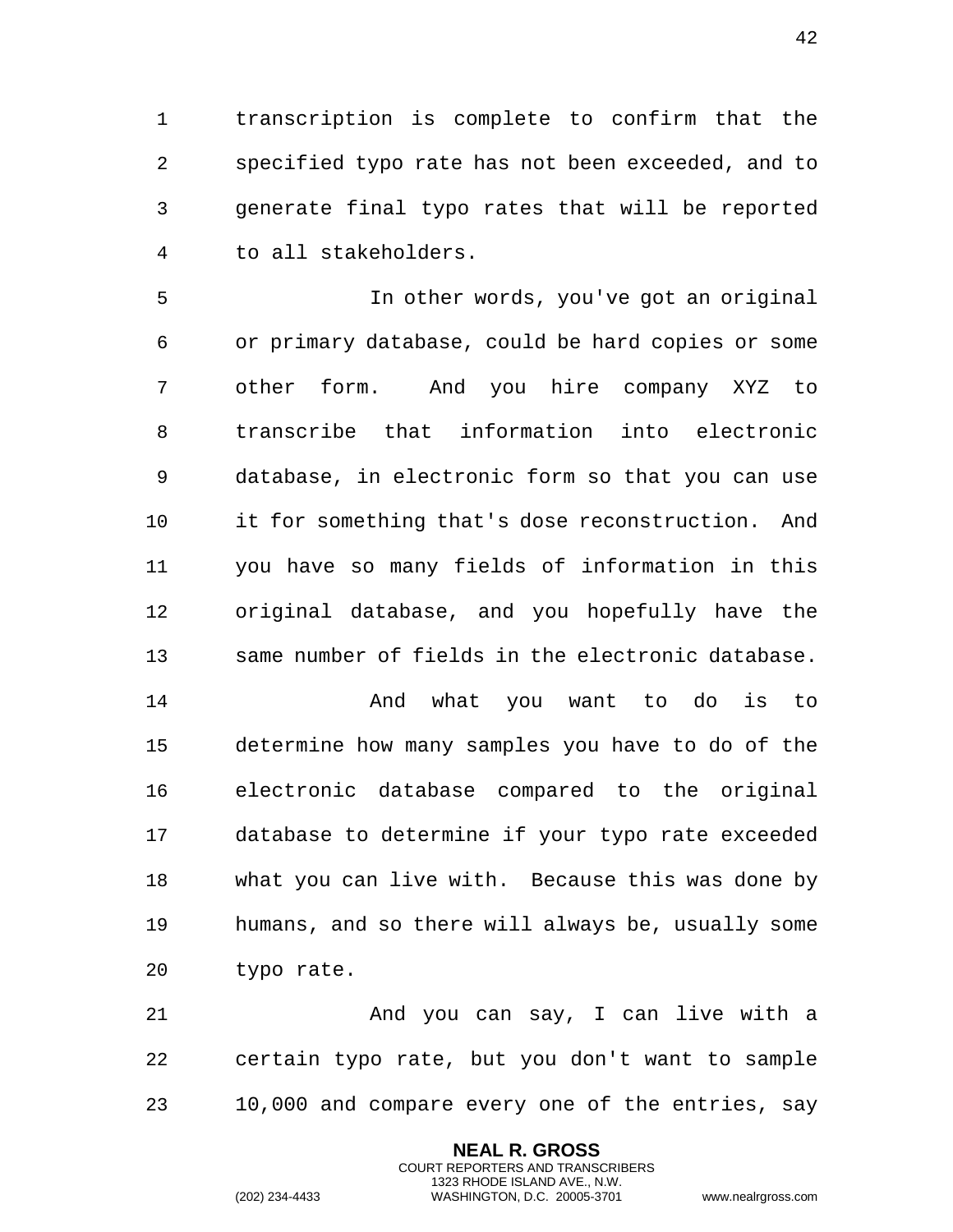transcription is complete to confirm that the specified typo rate has not been exceeded, and to generate final typo rates that will be reported to all stakeholders.

In other words, you've got an original or primary database, could be hard copies or some other form. And you hire company XYZ to transcribe that information into electronic database, in electronic form so that you can use it for something that's dose reconstruction. And you have so many fields of information in this original database, and you hopefully have the same number of fields in the electronic database.

And what you want to do is to determine how many samples you have to do of the electronic database compared to the original database to determine if your typo rate exceeded what you can live with. Because this was done by humans, and so there will always be, usually some typo rate.

And you can say, I can live with a certain typo rate, but you don't want to sample 10,000 and compare every one of the entries, say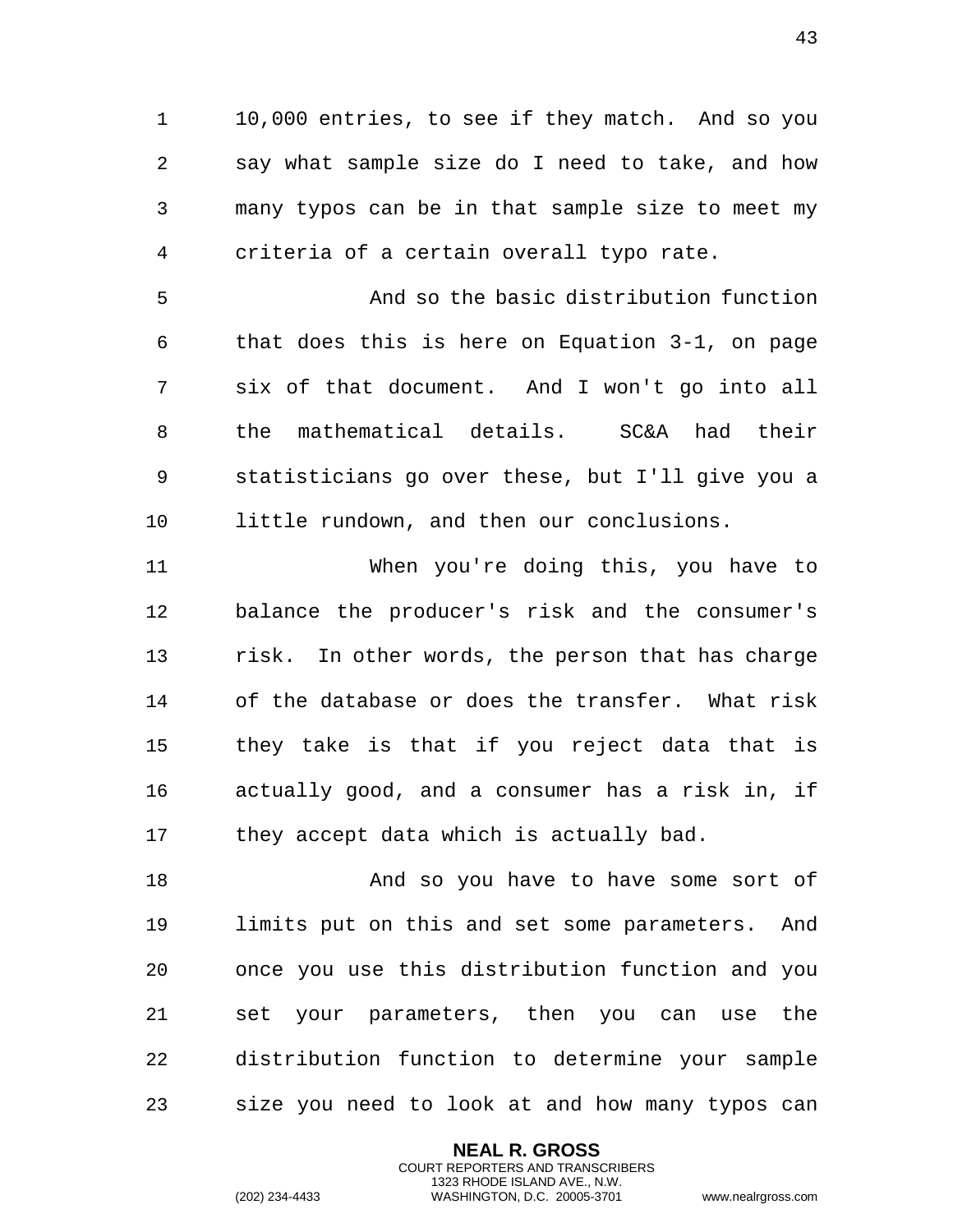10,000 entries, to see if they match. And so you say what sample size do I need to take, and how many typos can be in that sample size to meet my criteria of a certain overall typo rate.

And so the basic distribution function that does this is here on Equation 3-1, on page six of that document. And I won't go into all the mathematical details. SC&A had their statisticians go over these, but I'll give you a little rundown, and then our conclusions.

When you're doing this, you have to balance the producer's risk and the consumer's risk. In other words, the person that has charge of the database or does the transfer. What risk they take is that if you reject data that is actually good, and a consumer has a risk in, if they accept data which is actually bad.

And so you have to have some sort of limits put on this and set some parameters. And once you use this distribution function and you set your parameters, then you can use the distribution function to determine your sample size you need to look at and how many typos can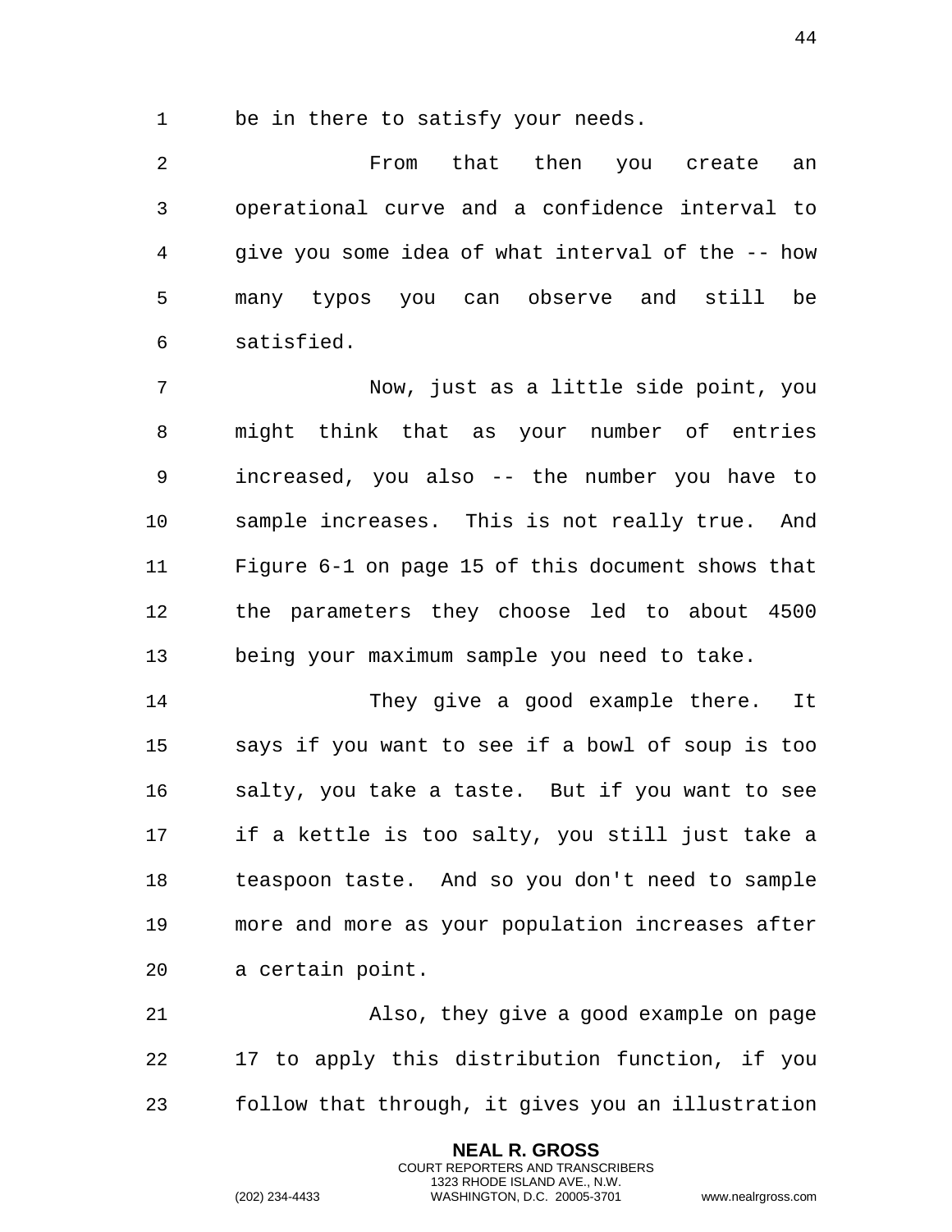be in there to satisfy your needs.

From that then you create an operational curve and a confidence interval to give you some idea of what interval of the -- how many typos you can observe and still be satisfied.

Now, just as a little side point, you might think that as your number of entries increased, you also -- the number you have to sample increases. This is not really true. And Figure 6-1 on page 15 of this document shows that the parameters they choose led to about 4500 being your maximum sample you need to take.

They give a good example there. It says if you want to see if a bowl of soup is too salty, you take a taste. But if you want to see if a kettle is too salty, you still just take a teaspoon taste. And so you don't need to sample more and more as your population increases after a certain point.

Also, they give a good example on page 17 to apply this distribution function, if you follow that through, it gives you an illustration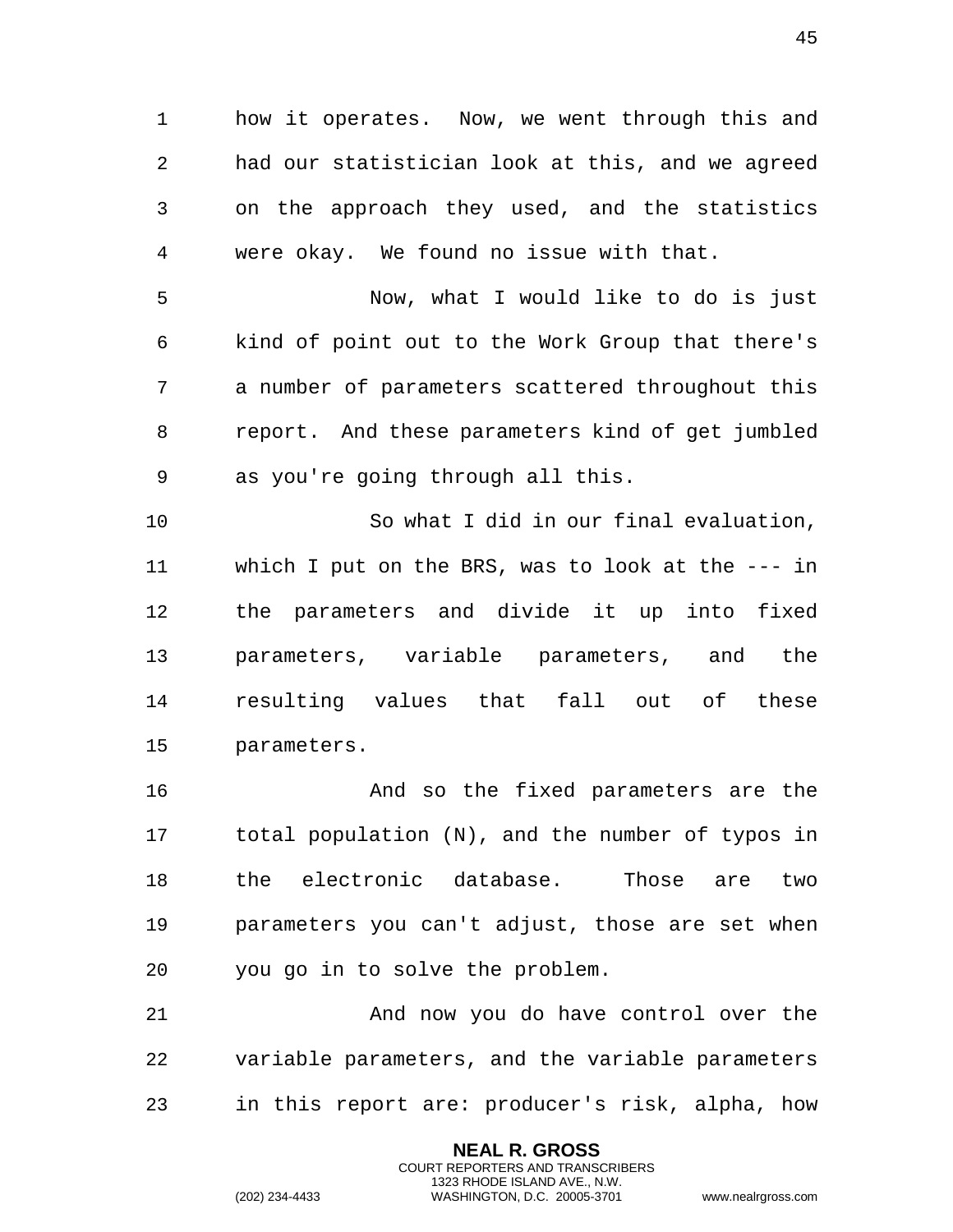how it operates. Now, we went through this and had our statistician look at this, and we agreed on the approach they used, and the statistics were okay. We found no issue with that.

Now, what I would like to do is just kind of point out to the Work Group that there's a number of parameters scattered throughout this report. And these parameters kind of get jumbled as you're going through all this.

So what I did in our final evaluation, which I put on the BRS, was to look at the --- in the parameters and divide it up into fixed parameters, variable parameters, and the resulting values that fall out of these parameters.

And so the fixed parameters are the total population (N), and the number of typos in the electronic database. Those are two parameters you can't adjust, those are set when you go in to solve the problem.

And now you do have control over the variable parameters, and the variable parameters in this report are: producer's risk, alpha, how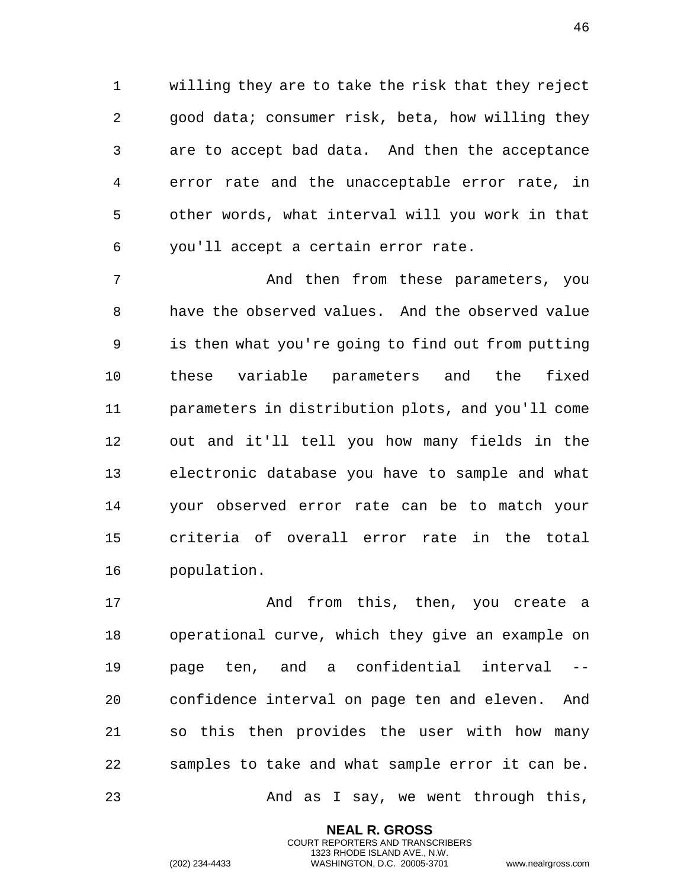willing they are to take the risk that they reject good data; consumer risk, beta, how willing they are to accept bad data. And then the acceptance error rate and the unacceptable error rate, in other words, what interval will you work in that you'll accept a certain error rate.

And then from these parameters, you have the observed values. And the observed value is then what you're going to find out from putting these variable parameters and the fixed parameters in distribution plots, and you'll come out and it'll tell you how many fields in the electronic database you have to sample and what your observed error rate can be to match your criteria of overall error rate in the total population.

And from this, then, you create a operational curve, which they give an example on page ten, and a confidential interval -- confidence interval on page ten and eleven. And so this then provides the user with how many samples to take and what sample error it can be.

And as I say, we went through this,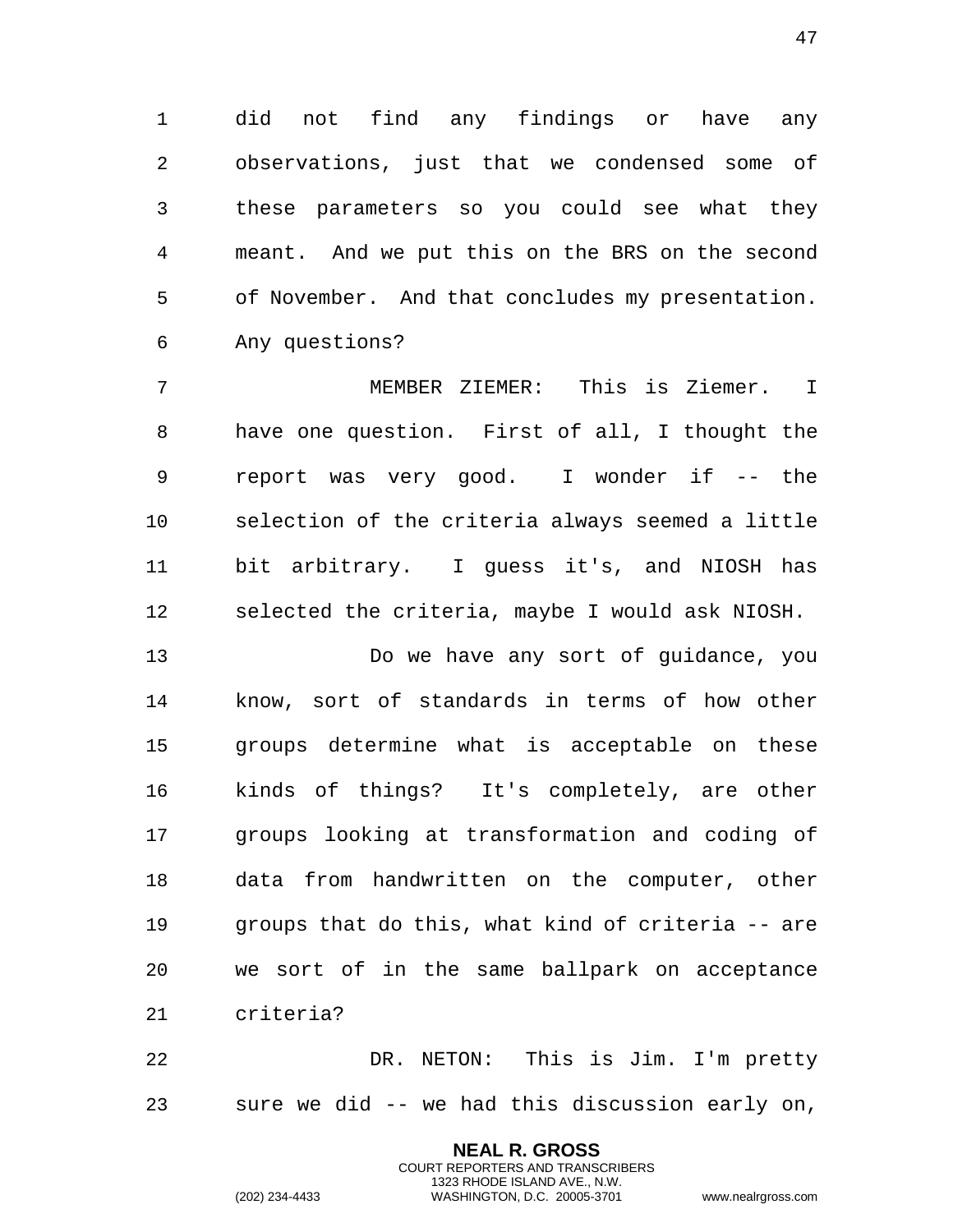did not find any findings or have any observations, just that we condensed some of these parameters so you could see what they meant. And we put this on the BRS on the second of November. And that concludes my presentation. Any questions?

MEMBER ZIEMER: This is Ziemer. I have one question. First of all, I thought the report was very good. I wonder if -- the selection of the criteria always seemed a little bit arbitrary. I guess it's, and NIOSH has selected the criteria, maybe I would ask NIOSH.

Do we have any sort of guidance, you know, sort of standards in terms of how other groups determine what is acceptable on these kinds of things? It's completely, are other groups looking at transformation and coding of data from handwritten on the computer, other groups that do this, what kind of criteria -- are we sort of in the same ballpark on acceptance criteria?

DR. NETON: This is Jim. I'm pretty sure we did -- we had this discussion early on,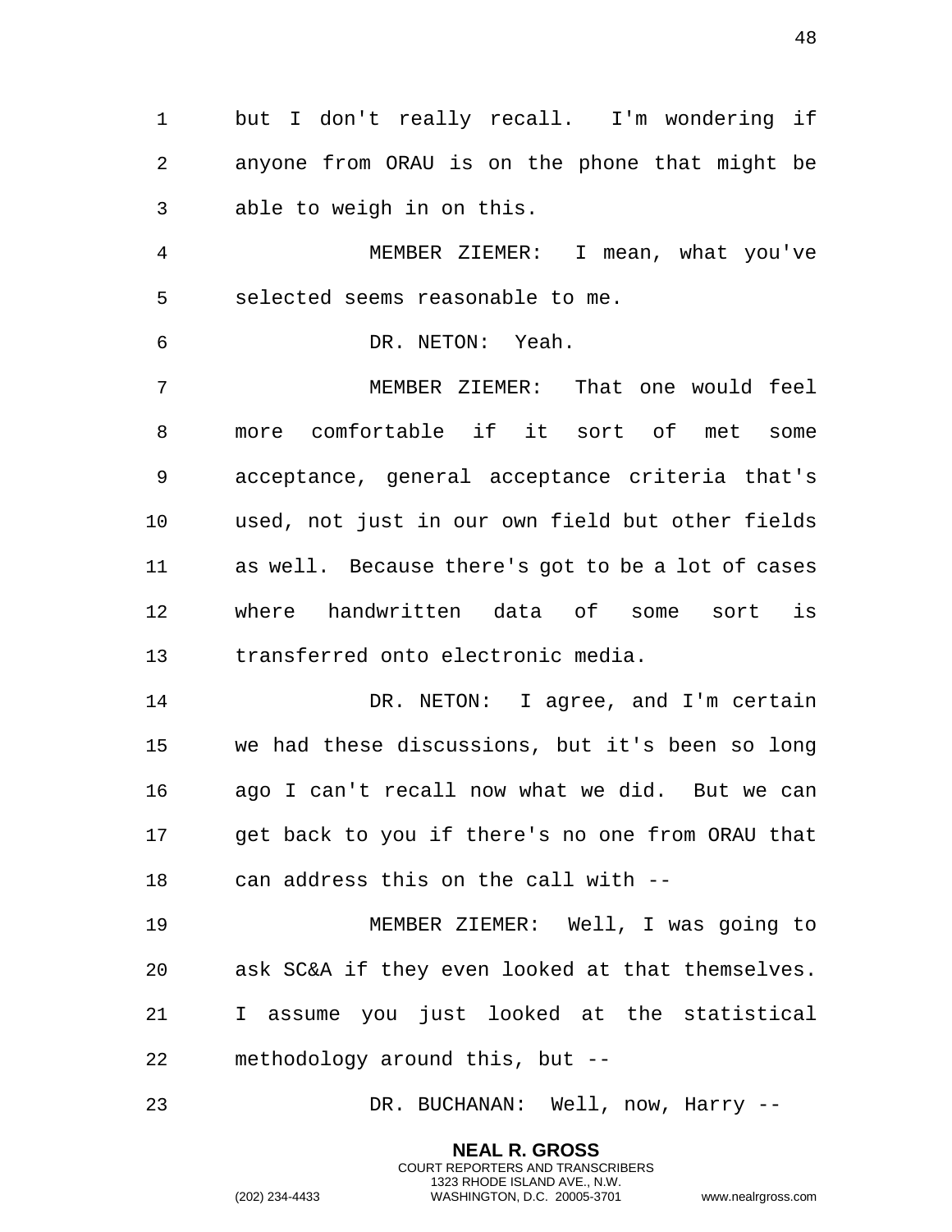but I don't really recall. I'm wondering if anyone from ORAU is on the phone that might be able to weigh in on this.

MEMBER ZIEMER: I mean, what you've selected seems reasonable to me.

DR. NETON: Yeah.

MEMBER ZIEMER: That one would feel more comfortable if it sort of met some acceptance, general acceptance criteria that's used, not just in our own field but other fields as well. Because there's got to be a lot of cases where handwritten data of some sort is transferred onto electronic media.

DR. NETON: I agree, and I'm certain we had these discussions, but it's been so long ago I can't recall now what we did. But we can get back to you if there's no one from ORAU that can address this on the call with --

MEMBER ZIEMER: Well, I was going to ask SC&A if they even looked at that themselves. I assume you just looked at the statistical methodology around this, but --

DR. BUCHANAN: Well, now, Harry --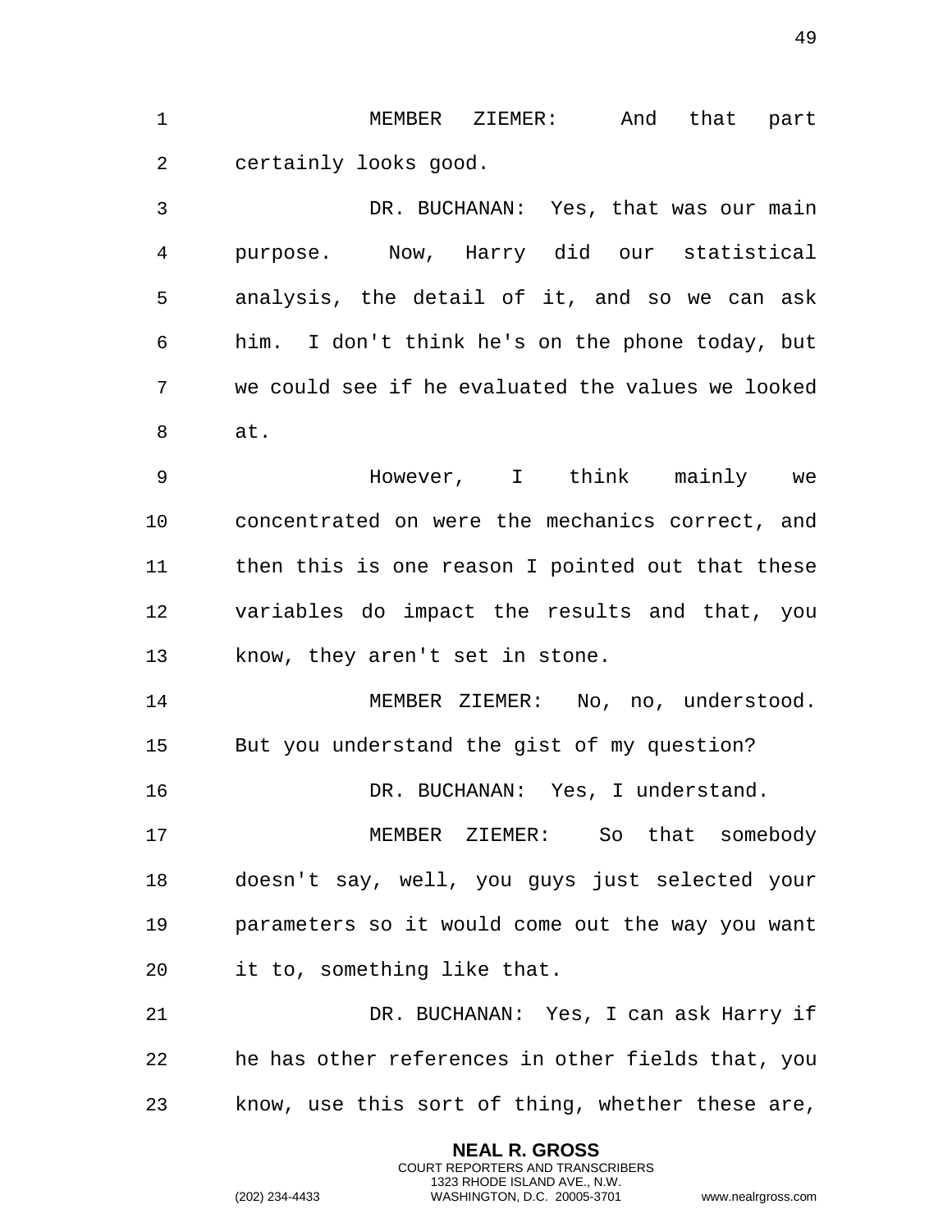MEMBER ZIEMER: And that part certainly looks good.

DR. BUCHANAN: Yes, that was our main purpose. Now, Harry did our statistical analysis, the detail of it, and so we can ask him. I don't think he's on the phone today, but we could see if he evaluated the values we looked at.

However, I think mainly we concentrated on were the mechanics correct, and then this is one reason I pointed out that these variables do impact the results and that, you know, they aren't set in stone.

MEMBER ZIEMER: No, no, understood. But you understand the gist of my question?

DR. BUCHANAN: Yes, I understand.

MEMBER ZIEMER: So that somebody doesn't say, well, you guys just selected your parameters so it would come out the way you want it to, something like that.

DR. BUCHANAN: Yes, I can ask Harry if he has other references in other fields that, you know, use this sort of thing, whether these are,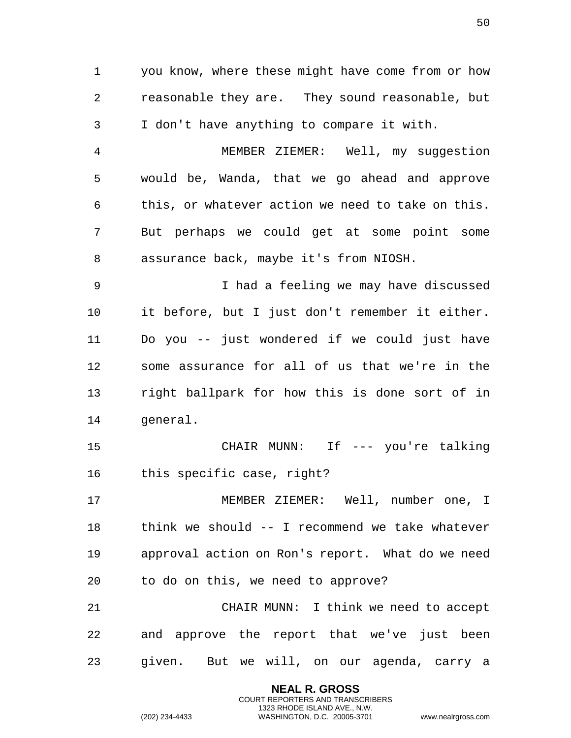you know, where these might have come from or how reasonable they are. They sound reasonable, but I don't have anything to compare it with.

MEMBER ZIEMER: Well, my suggestion would be, Wanda, that we go ahead and approve this, or whatever action we need to take on this. But perhaps we could get at some point some assurance back, maybe it's from NIOSH.

I had a feeling we may have discussed it before, but I just don't remember it either. Do you -- just wondered if we could just have some assurance for all of us that we're in the right ballpark for how this is done sort of in general.

CHAIR MUNN: If --- you're talking this specific case, right?

MEMBER ZIEMER: Well, number one, I think we should -- I recommend we take whatever approval action on Ron's report. What do we need to do on this, we need to approve?

CHAIR MUNN: I think we need to accept and approve the report that we've just been given. But we will, on our agenda, carry a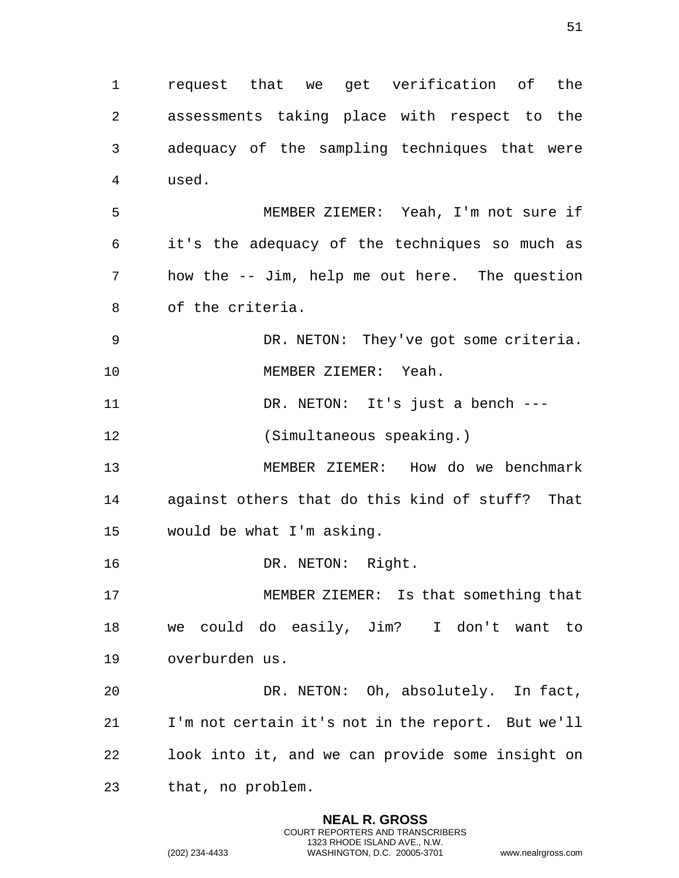request that we get verification of the assessments taking place with respect to the adequacy of the sampling techniques that were used.

MEMBER ZIEMER: Yeah, I'm not sure if it's the adequacy of the techniques so much as how the -- Jim, help me out here. The question of the criteria.

DR. NETON: They've got some criteria.

MEMBER ZIEMER: Yeah.

DR. NETON: It's just a bench ---

(Simultaneous speaking.)

MEMBER ZIEMER: How do we benchmark against others that do this kind of stuff? That would be what I'm asking.

DR. NETON: Right.

MEMBER ZIEMER: Is that something that we could do easily, Jim? I don't want to overburden us.

DR. NETON: Oh, absolutely. In fact, I'm not certain it's not in the report. But we'll look into it, and we can provide some insight on that, no problem.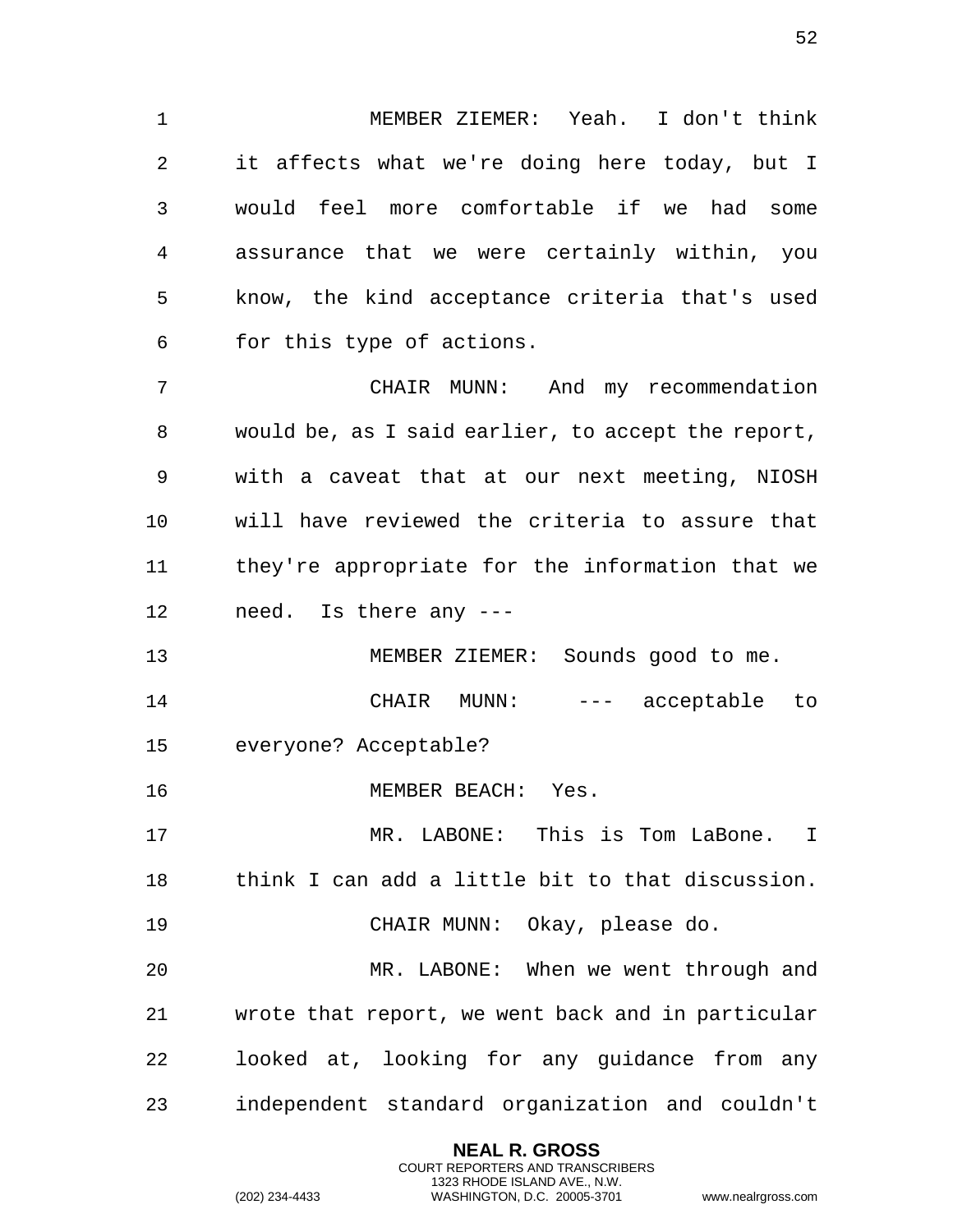MEMBER ZIEMER: Yeah. I don't think it affects what we're doing here today, but I would feel more comfortable if we had some assurance that we were certainly within, you know, the kind acceptance criteria that's used for this type of actions.

CHAIR MUNN: And my recommendation would be, as I said earlier, to accept the report, with a caveat that at our next meeting, NIOSH will have reviewed the criteria to assure that they're appropriate for the information that we need. Is there any ---

MEMBER ZIEMER: Sounds good to me.

CHAIR MUNN: --- acceptable to everyone? Acceptable?

MEMBER BEACH: Yes.

MR. LABONE: This is Tom LaBone. I think I can add a little bit to that discussion.

CHAIR MUNN: Okay, please do.

MR. LABONE: When we went through and wrote that report, we went back and in particular looked at, looking for any guidance from any independent standard organization and couldn't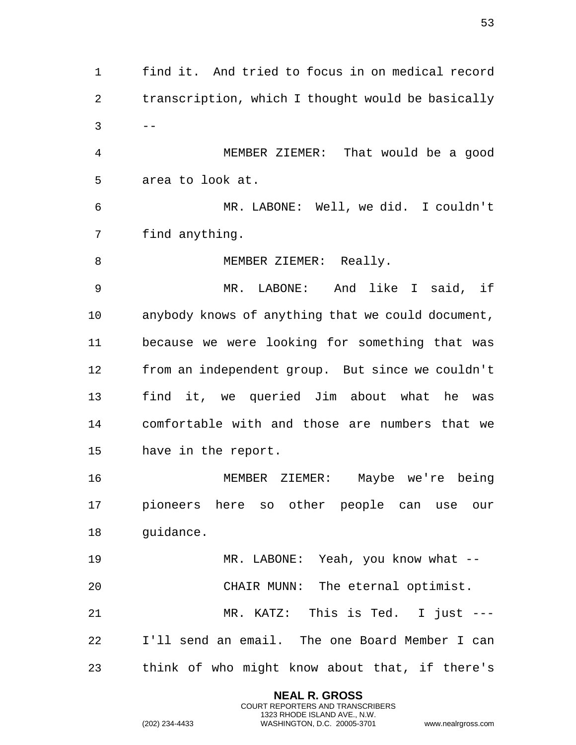find it. And tried to focus in on medical record transcription, which I thought would be basically --

MEMBER ZIEMER: That would be a good area to look at.

MR. LABONE: Well, we did. I couldn't find anything.

MEMBER ZIEMER: Really.

MR. LABONE: And like I said, if anybody knows of anything that we could document, because we were looking for something that was from an independent group. But since we couldn't find it, we queried Jim about what he was comfortable with and those are numbers that we have in the report.

MEMBER ZIEMER: Maybe we're being pioneers here so other people can use our guidance.

MR. LABONE: Yeah, you know what --

CHAIR MUNN: The eternal optimist.

MR. KATZ: This is Ted. I just --- I'll send an email. The one Board Member I can think of who might know about that, if there's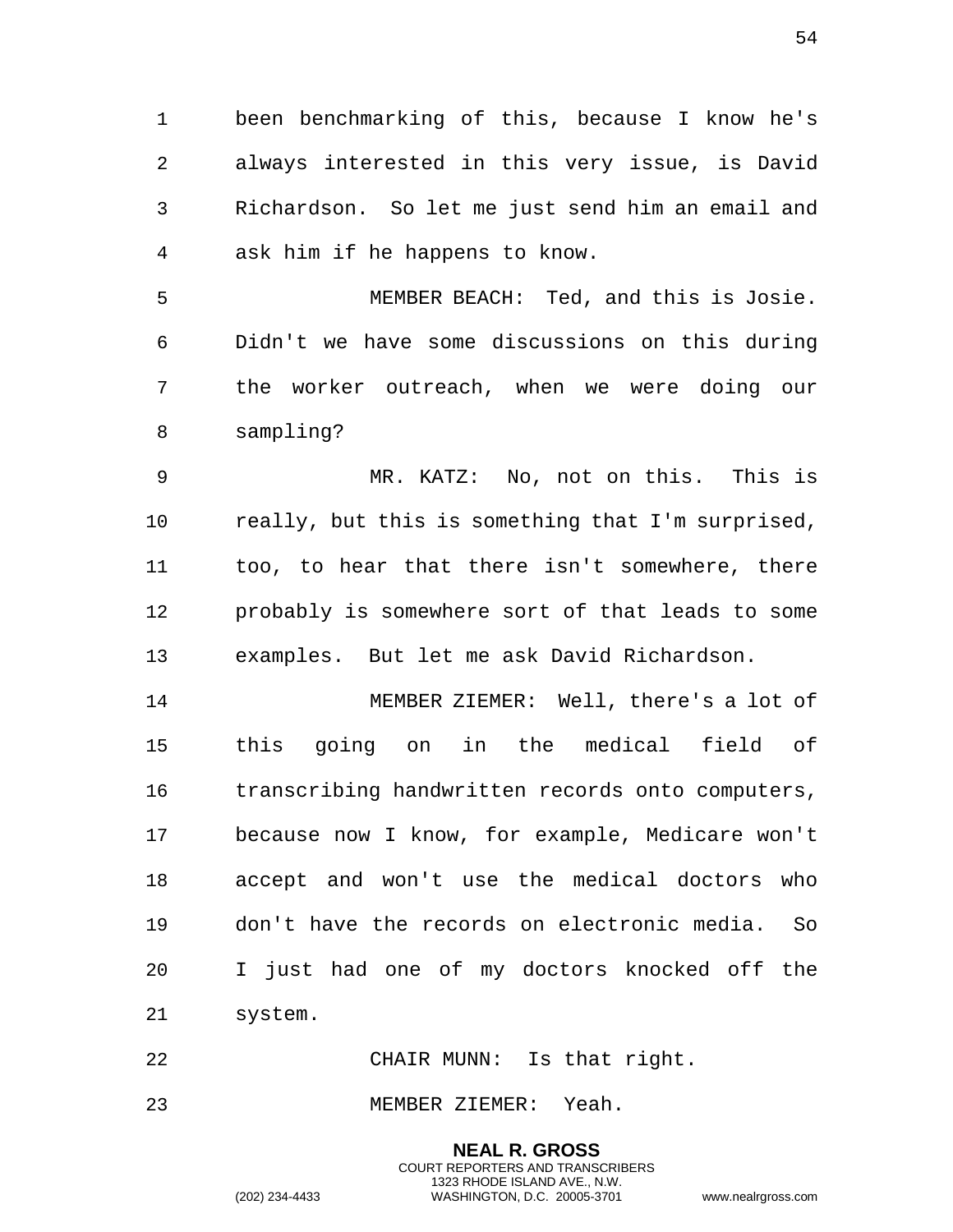been benchmarking of this, because I know he's always interested in this very issue, is David Richardson. So let me just send him an email and ask him if he happens to know.

MEMBER BEACH: Ted, and this is Josie. Didn't we have some discussions on this during the worker outreach, when we were doing our sampling?

MR. KATZ: No, not on this. This is really, but this is something that I'm surprised, too, to hear that there isn't somewhere, there probably is somewhere sort of that leads to some examples. But let me ask David Richardson.

MEMBER ZIEMER: Well, there's a lot of this going on in the medical field of transcribing handwritten records onto computers, because now I know, for example, Medicare won't accept and won't use the medical doctors who don't have the records on electronic media. So I just had one of my doctors knocked off the system.

CHAIR MUNN: Is that right.

MEMBER ZIEMER: Yeah.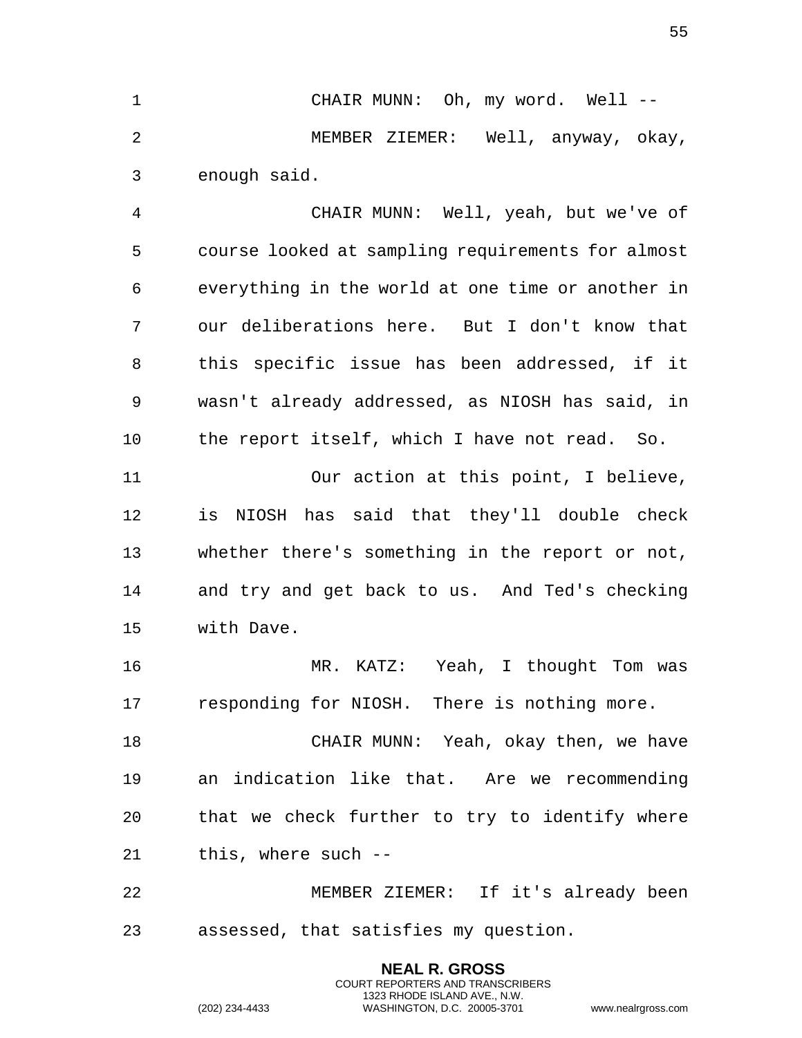CHAIR MUNN: Oh, my word. Well --

MEMBER ZIEMER: Well, anyway, okay, enough said.

CHAIR MUNN: Well, yeah, but we've of course looked at sampling requirements for almost everything in the world at one time or another in our deliberations here. But I don't know that this specific issue has been addressed, if it wasn't already addressed, as NIOSH has said, in the report itself, which I have not read. So.

Our action at this point, I believe, is NIOSH has said that they'll double check whether there's something in the report or not, and try and get back to us. And Ted's checking with Dave.

MR. KATZ: Yeah, I thought Tom was responding for NIOSH. There is nothing more.

CHAIR MUNN: Yeah, okay then, we have an indication like that. Are we recommending that we check further to try to identify where this, where such --

MEMBER ZIEMER: If it's already been assessed, that satisfies my question.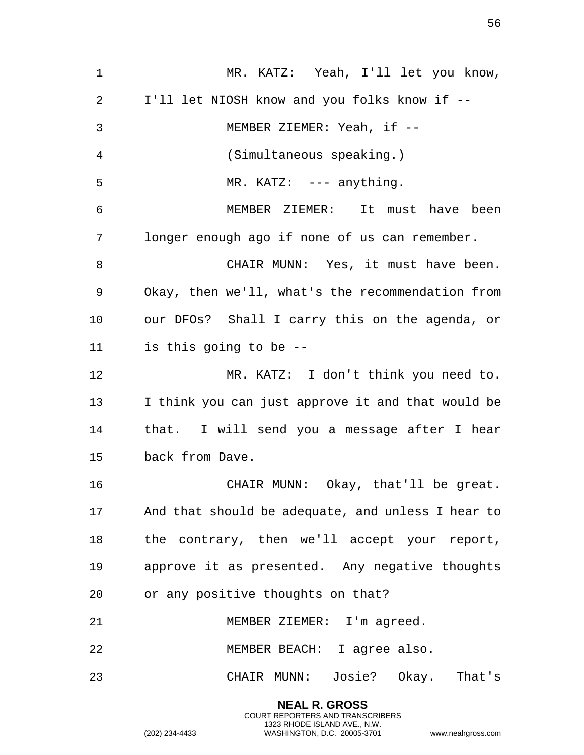MR. KATZ: Yeah, I'll let you know, I'll let NIOSH know and you folks know if --

MEMBER ZIEMER: Yeah, if --

(Simultaneous speaking.)

MR. KATZ: --- anything.

MEMBER ZIEMER: It must have been longer enough ago if none of us can remember.

CHAIR MUNN: Yes, it must have been. Okay, then we'll, what's the recommendation from our DFOs? Shall I carry this on the agenda, or is this going to be --

MR. KATZ: I don't think you need to. I think you can just approve it and that would be that. I will send you a message after I hear back from Dave.

CHAIR MUNN: Okay, that'll be great. And that should be adequate, and unless I hear to the contrary, then we'll accept your report, approve it as presented. Any negative thoughts or any positive thoughts on that?

MEMBER ZIEMER: I'm agreed.

MEMBER BEACH: I agree also.

CHAIR MUNN: Josie? Okay. That's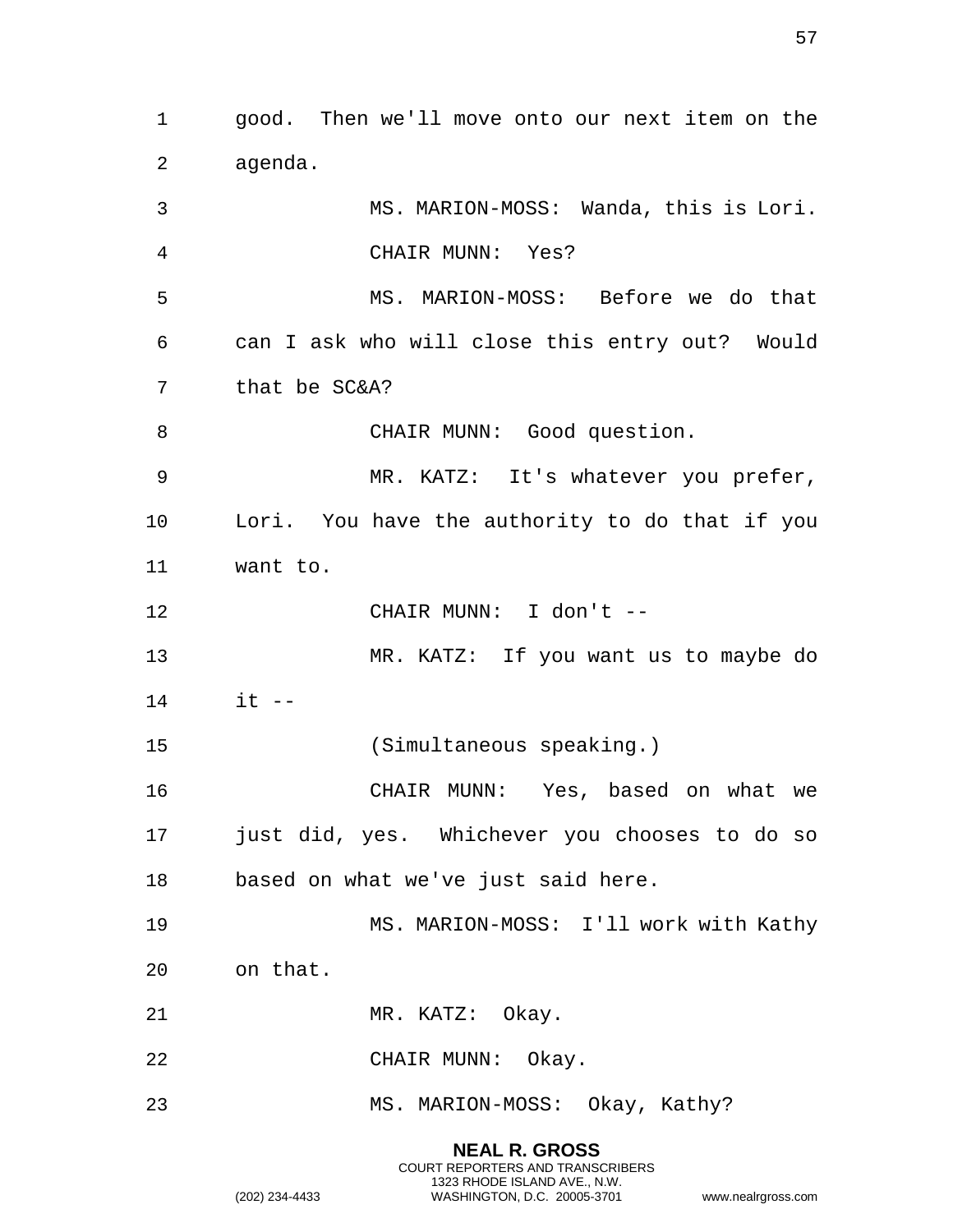good. Then we'll move onto our next item on the agenda.

MS. MARION-MOSS: Wanda, this is Lori.

CHAIR MUNN: Yes?

MS. MARION-MOSS: Before we do that can I ask who will close this entry out? Would that be SC&A?

CHAIR MUNN: Good question.

MR. KATZ: It's whatever you prefer, Lori. You have the authority to do that if you want to.

CHAIR MUNN: I don't --

MR. KATZ: If you want us to maybe do it --

(Simultaneous speaking.)

CHAIR MUNN: Yes, based on what we just did, yes. Whichever you chooses to do so based on what we've just said here.

MS. MARION-MOSS: I'll work with Kathy on that.

MR. KATZ: Okay.

CHAIR MUNN: Okay.

MS. MARION-MOSS: Okay, Kathy?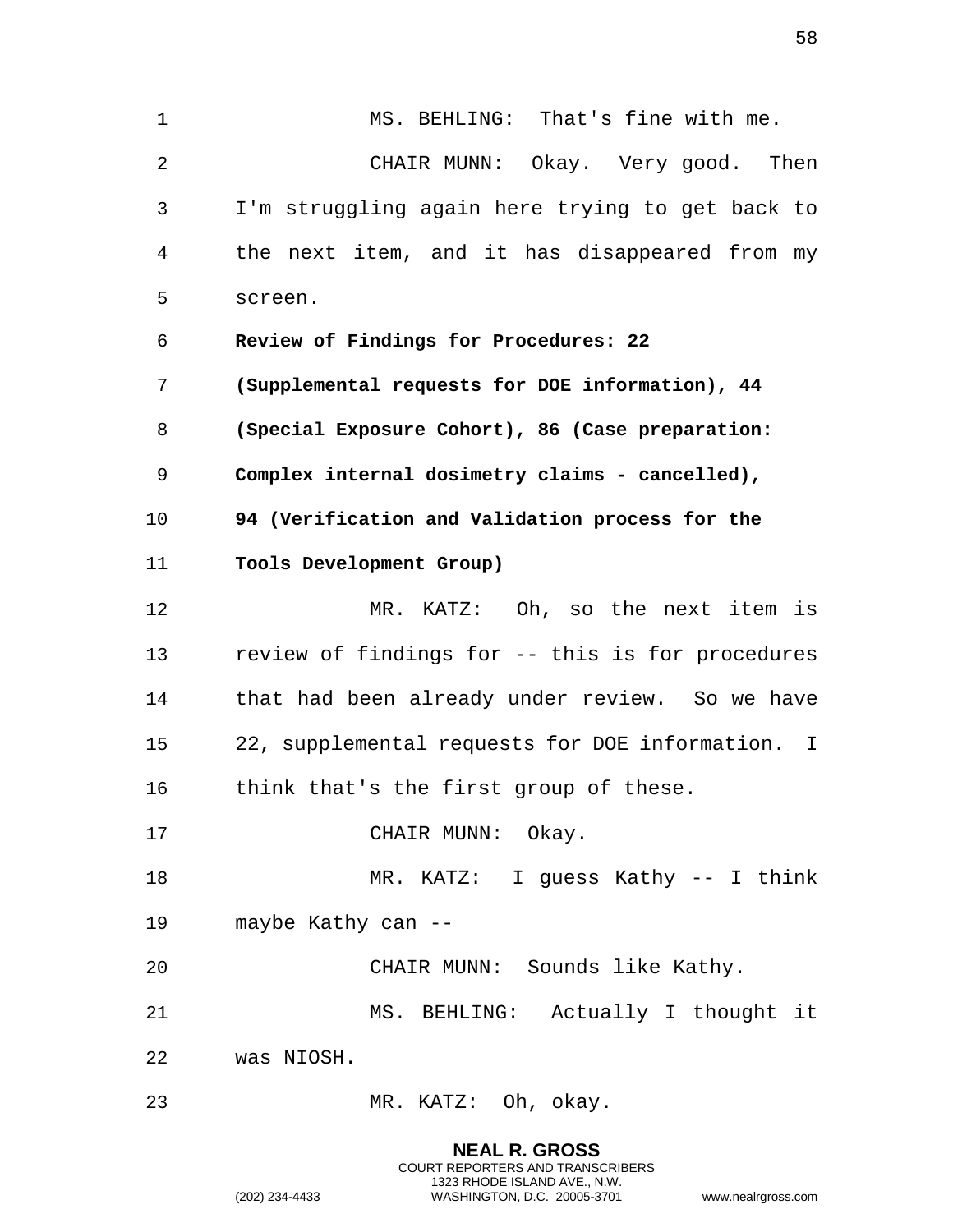MS. BEHLING: That's fine with me.

CHAIR MUNN: Okay. Very good. Then I'm struggling again here trying to get back to the next item, and it has disappeared from my screen.

**Review of Findings for Procedures: 22 (Supplemental requests for DOE information), 44 (Special Exposure Cohort), 86 (Case preparation: Complex internal dosimetry claims - cancelled), 94 (Verification and Validation process for the Tools Development Group)**

MR. KATZ: Oh, so the next item is review of findings for -- this is for procedures that had been already under review. So we have 22, supplemental requests for DOE information. I think that's the first group of these.

CHAIR MUNN: Okay.

MR. KATZ: I guess Kathy -- I think maybe Kathy can --

CHAIR MUNN: Sounds like Kathy.

MS. BEHLING: Actually I thought it was NIOSH.

MR. KATZ: Oh, okay.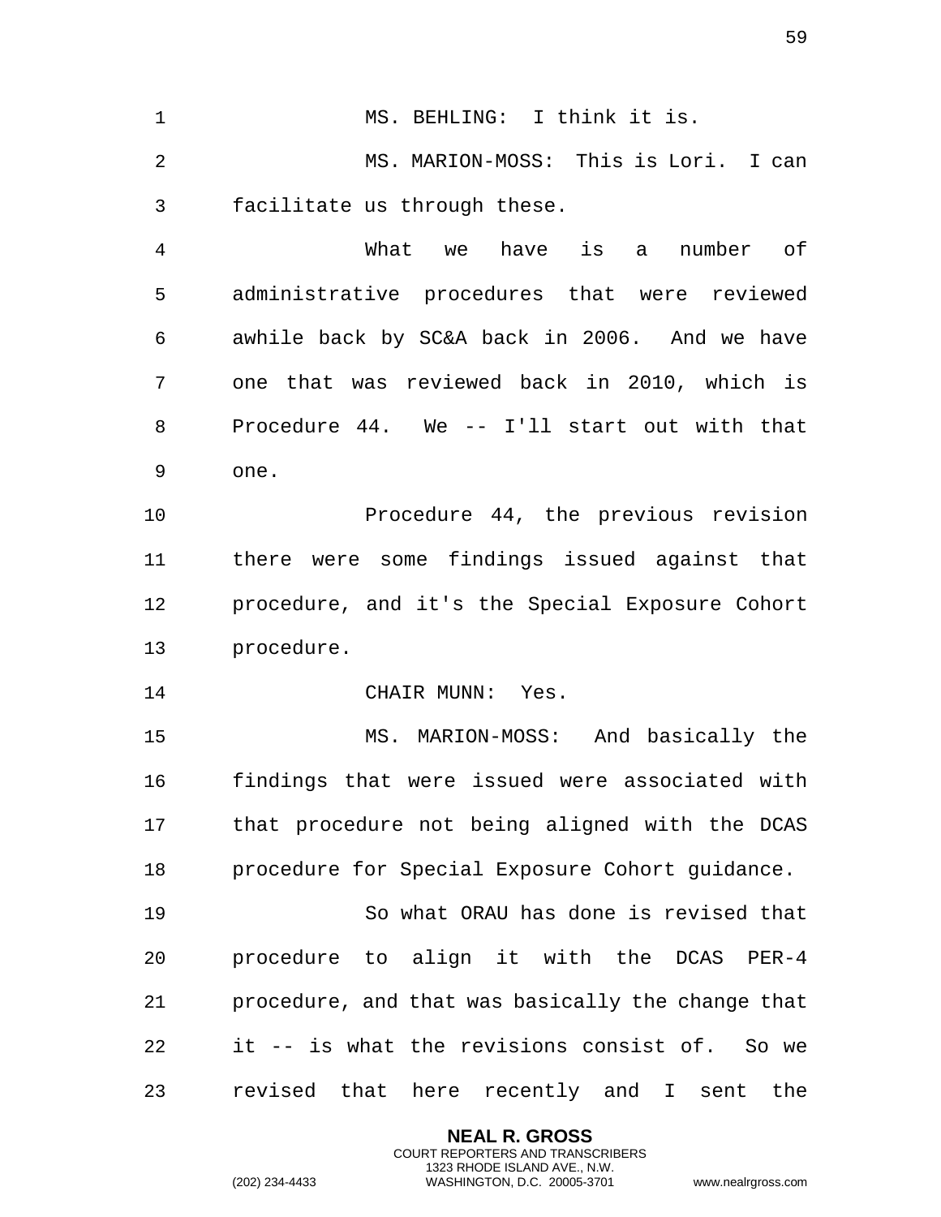MS. BEHLING: I think it is.

MS. MARION-MOSS: This is Lori. I can facilitate us through these.

What we have is a number of administrative procedures that were reviewed awhile back by SC&A back in 2006. And we have one that was reviewed back in 2010, which is Procedure 44. We -- I'll start out with that one.

Procedure 44, the previous revision there were some findings issued against that procedure, and it's the Special Exposure Cohort procedure.

CHAIR MUNN: Yes.

MS. MARION-MOSS: And basically the findings that were issued were associated with that procedure not being aligned with the DCAS procedure for Special Exposure Cohort guidance.

So what ORAU has done is revised that procedure to align it with the DCAS PER-4 procedure, and that was basically the change that it -- is what the revisions consist of. So we revised that here recently and I sent the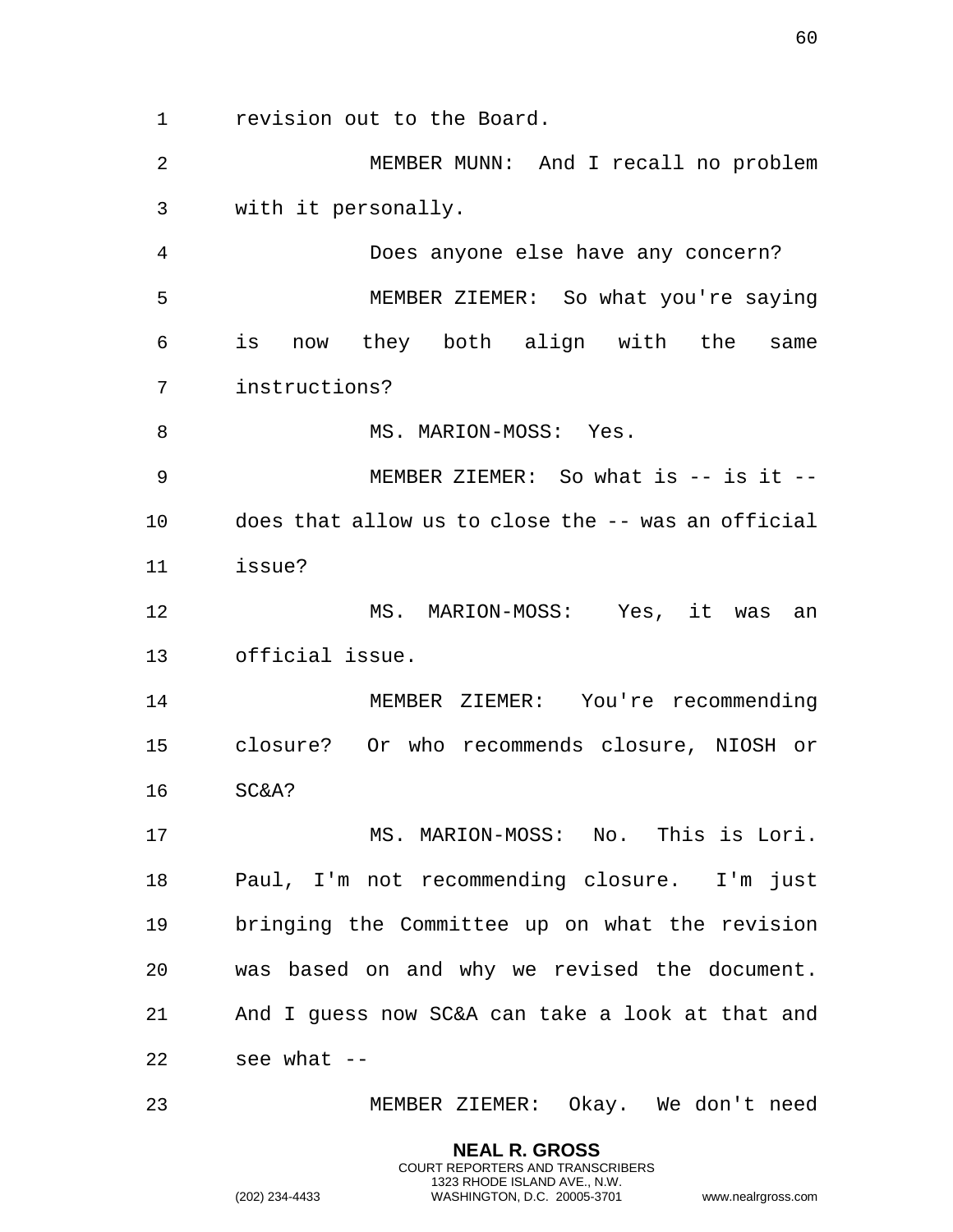revision out to the Board.

MEMBER MUNN: And I recall no problem with it personally.

Does anyone else have any concern?

MEMBER ZIEMER: So what you're saying is now they both align with the same instructions?

MS. MARION-MOSS: Yes.

MEMBER ZIEMER: So what is -- is it -- does that allow us to close the -- was an official issue?

MS. MARION-MOSS: Yes, it was an official issue.

MEMBER ZIEMER: You're recommending closure? Or who recommends closure, NIOSH or SC&A?

MS. MARION-MOSS: No. This is Lori. Paul, I'm not recommending closure. I'm just bringing the Committee up on what the revision was based on and why we revised the document. And I guess now SC&A can take a look at that and see what --

MEMBER ZIEMER: Okay. We don't need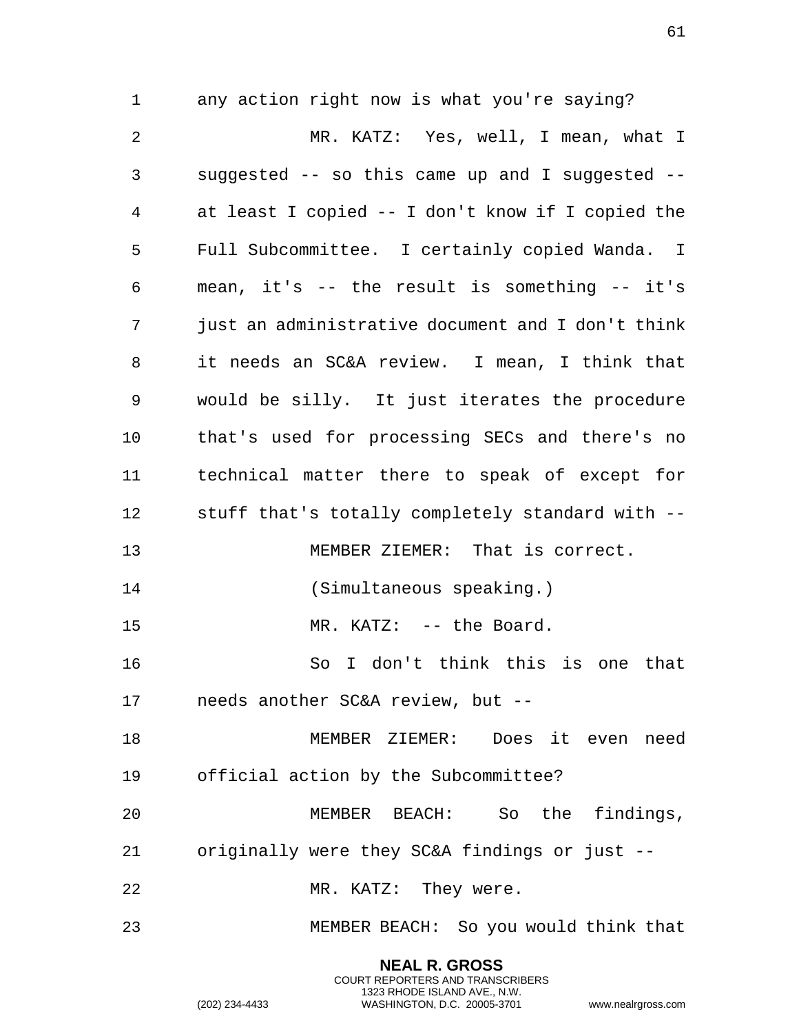any action right now is what you're saying?

MR. KATZ: Yes, well, I mean, what I suggested -- so this came up and I suggested -- at least I copied -- I don't know if I copied the Full Subcommittee. I certainly copied Wanda. I mean, it's -- the result is something -- it's just an administrative document and I don't think it needs an SC&A review. I mean, I think that would be silly. It just iterates the procedure that's used for processing SECs and there's no technical matter there to speak of except for stuff that's totally completely standard with --

MEMBER ZIEMER: That is correct.

(Simultaneous speaking.)

MR. KATZ: -- the Board.

So I don't think this is one that needs another SC&A review, but --

MEMBER ZIEMER: Does it even need official action by the Subcommittee?

MEMBER BEACH: So the findings, originally were they SC&A findings or just --

MR. KATZ: They were.

MEMBER BEACH: So you would think that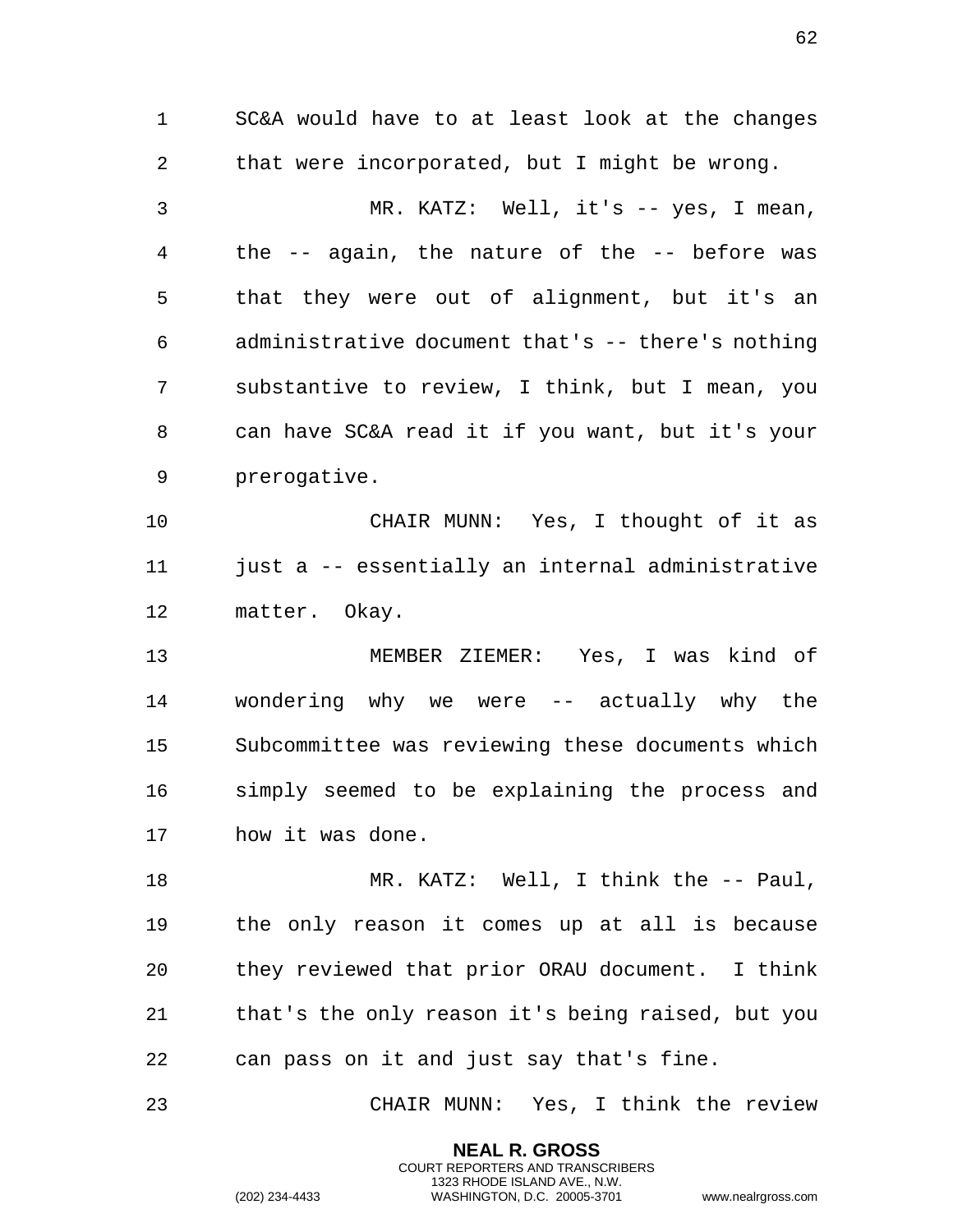SC&A would have to at least look at the changes that were incorporated, but I might be wrong.

MR. KATZ: Well, it's -- yes, I mean, the -- again, the nature of the -- before was that they were out of alignment, but it's an administrative document that's -- there's nothing substantive to review, I think, but I mean, you can have SC&A read it if you want, but it's your prerogative.

CHAIR MUNN: Yes, I thought of it as just a -- essentially an internal administrative matter. Okay.

MEMBER ZIEMER: Yes, I was kind of wondering why we were -- actually why the Subcommittee was reviewing these documents which simply seemed to be explaining the process and how it was done.

MR. KATZ: Well, I think the -- Paul, the only reason it comes up at all is because they reviewed that prior ORAU document. I think that's the only reason it's being raised, but you can pass on it and just say that's fine.

CHAIR MUNN: Yes, I think the review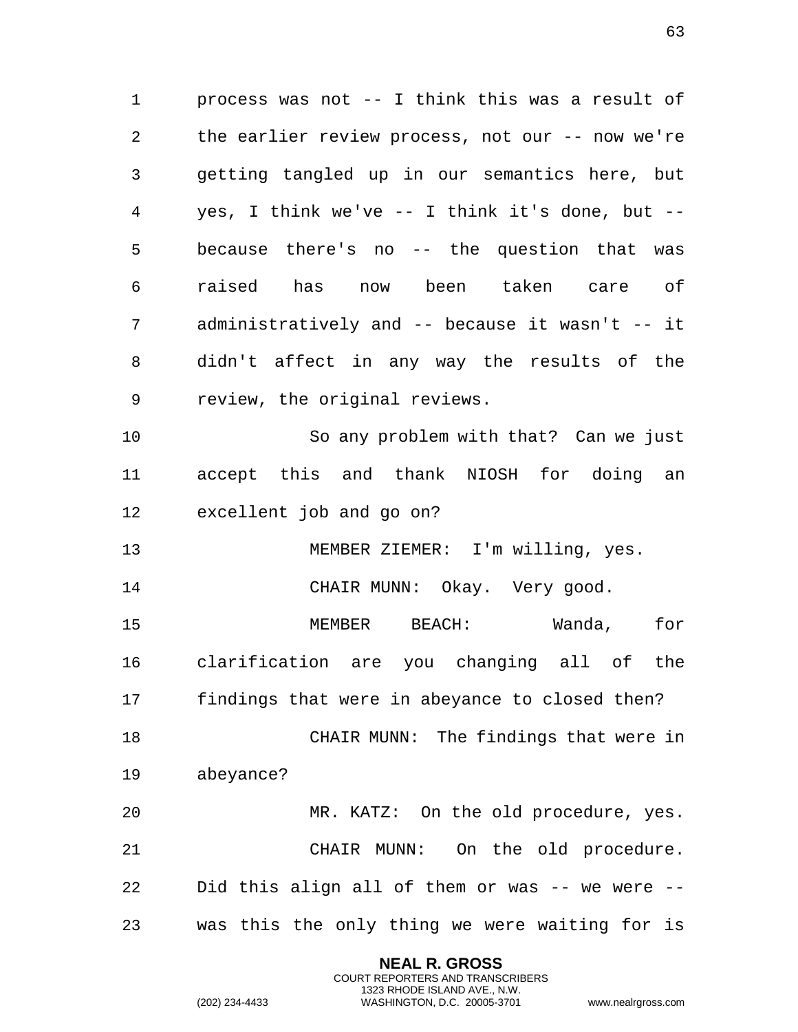process was not -- I think this was a result of the earlier review process, not our -- now we're getting tangled up in our semantics here, but yes, I think we've -- I think it's done, but -- because there's no -- the question that was raised has now been taken care of administratively and -- because it wasn't -- it didn't affect in any way the results of the review, the original reviews.

So any problem with that? Can we just accept this and thank NIOSH for doing an excellent job and go on?

MEMBER ZIEMER: I'm willing, yes.

CHAIR MUNN: Okay. Very good.

MEMBER BEACH: Wanda, for clarification are you changing all of the findings that were in abeyance to closed then?

CHAIR MUNN: The findings that were in abeyance?

MR. KATZ: On the old procedure, yes.

CHAIR MUNN: On the old procedure. Did this align all of them or was -- we were -- was this the only thing we were waiting for is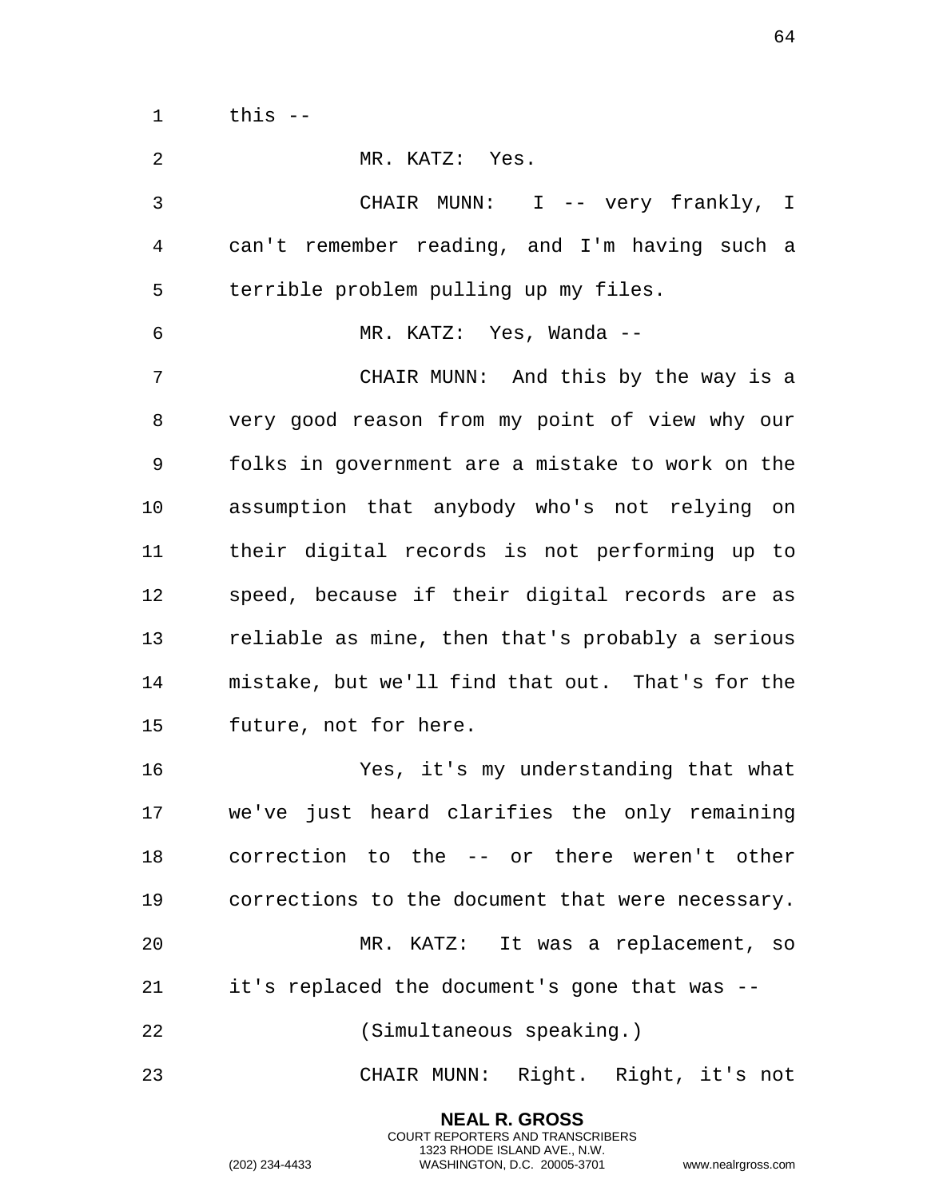this --

MR. KATZ: Yes.

CHAIR MUNN: I -- very frankly, I can't remember reading, and I'm having such a terrible problem pulling up my files.

MR. KATZ: Yes, Wanda --

CHAIR MUNN: And this by the way is a very good reason from my point of view why our folks in government are a mistake to work on the assumption that anybody who's not relying on their digital records is not performing up to speed, because if their digital records are as reliable as mine, then that's probably a serious mistake, but we'll find that out. That's for the future, not for here.

Yes, it's my understanding that what we've just heard clarifies the only remaining correction to the -- or there weren't other corrections to the document that were necessary.

MR. KATZ: It was a replacement, so it's replaced the document's gone that was --

(Simultaneous speaking.)

CHAIR MUNN: Right. Right, it's not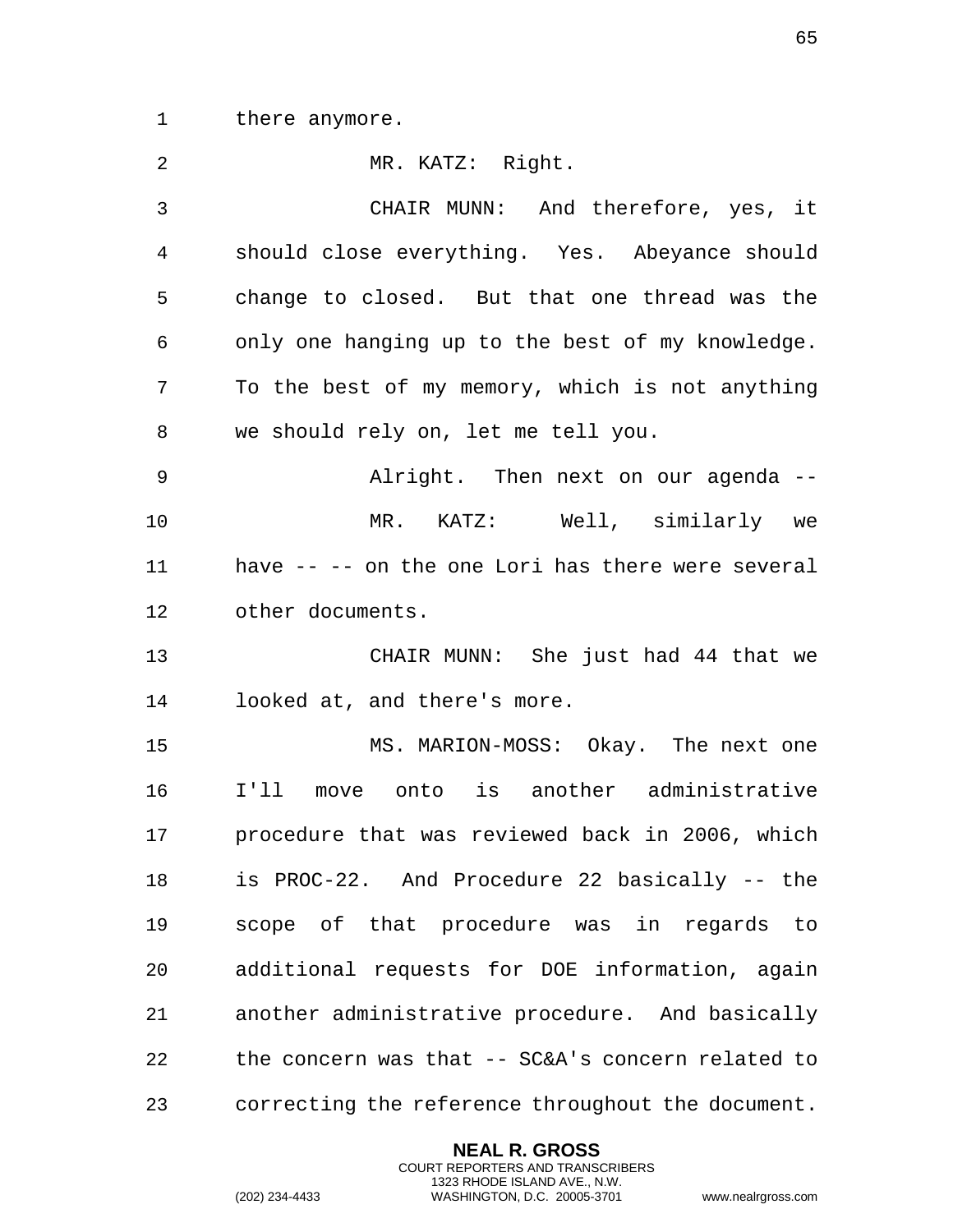there anymore.

MR. KATZ: Right.

CHAIR MUNN: And therefore, yes, it should close everything. Yes. Abeyance should change to closed. But that one thread was the only one hanging up to the best of my knowledge. To the best of my memory, which is not anything we should rely on, let me tell you.

Alright. Then next on our agenda --

MR. KATZ: Well, similarly we have -- -- on the one Lori has there were several other documents.

CHAIR MUNN: She just had 44 that we looked at, and there's more.

MS. MARION-MOSS: Okay. The next one I'll move onto is another administrative procedure that was reviewed back in 2006, which is PROC-22. And Procedure 22 basically -- the scope of that procedure was in regards to additional requests for DOE information, again another administrative procedure. And basically the concern was that -- SC&A's concern related to correcting the reference throughout the document.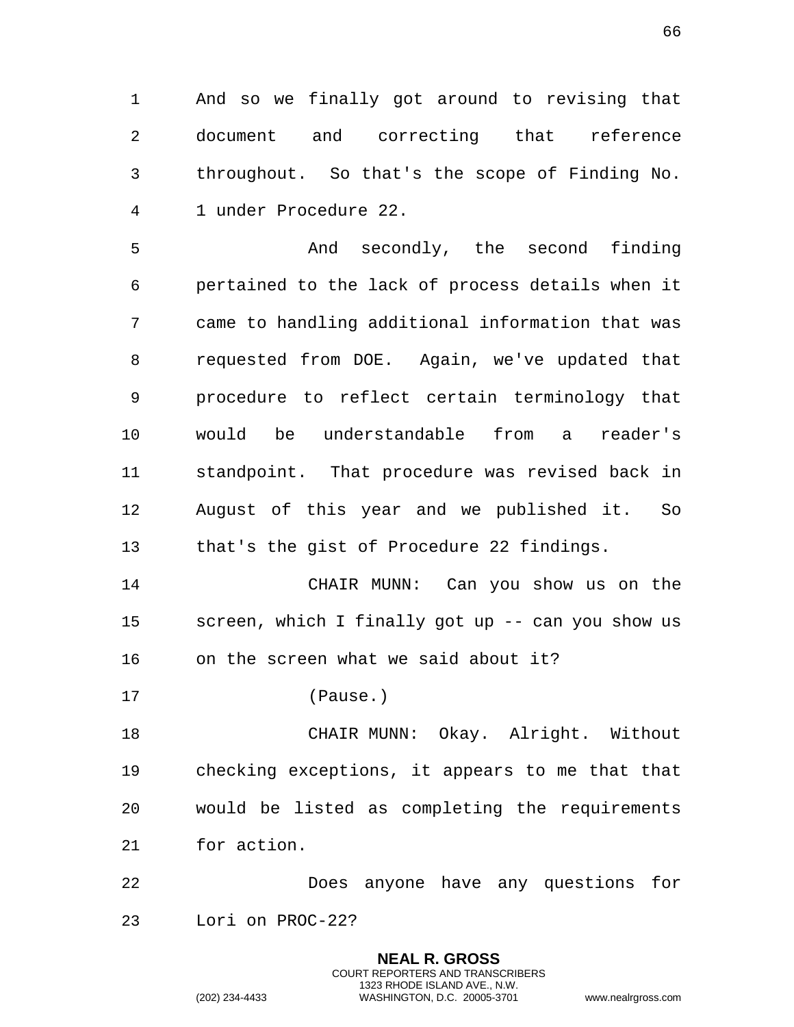And so we finally got around to revising that document and correcting that reference throughout. So that's the scope of Finding No. 1 under Procedure 22.

And secondly, the second finding pertained to the lack of process details when it came to handling additional information that was requested from DOE. Again, we've updated that procedure to reflect certain terminology that would be understandable from a reader's standpoint. That procedure was revised back in August of this year and we published it. So that's the gist of Procedure 22 findings.

CHAIR MUNN: Can you show us on the screen, which I finally got up -- can you show us on the screen what we said about it?

(Pause.)

CHAIR MUNN: Okay. Alright. Without checking exceptions, it appears to me that that would be listed as completing the requirements for action.

Does anyone have any questions for Lori on PROC-22?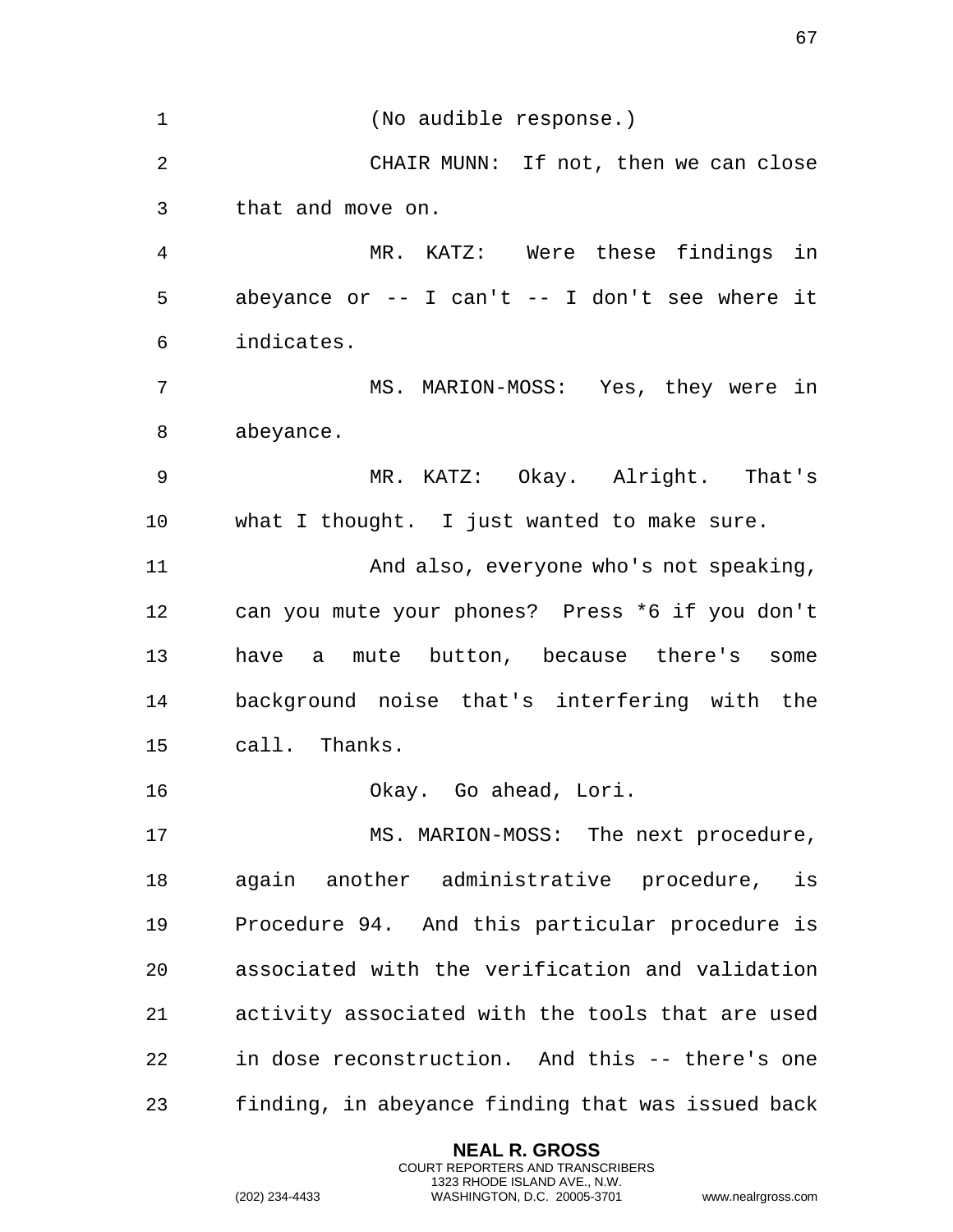(No audible response.)

CHAIR MUNN: If not, then we can close that and move on.

MR. KATZ: Were these findings in abeyance or -- I can't -- I don't see where it indicates.

MS. MARION-MOSS: Yes, they were in abeyance.

MR. KATZ: Okay. Alright. That's what I thought. I just wanted to make sure.

And also, everyone who's not speaking, can you mute your phones? Press *6 if you don't have a mute button, because there's some background noise that's interfering with the call. Thanks.

Okay. Go ahead, Lori.

MS. MARION-MOSS: The next procedure, again another administrative procedure, is Procedure 94. And this particular procedure is associated with the verification and validation activity associated with the tools that are used in dose reconstruction. And this -- there's one finding, in abeyance finding that was issued back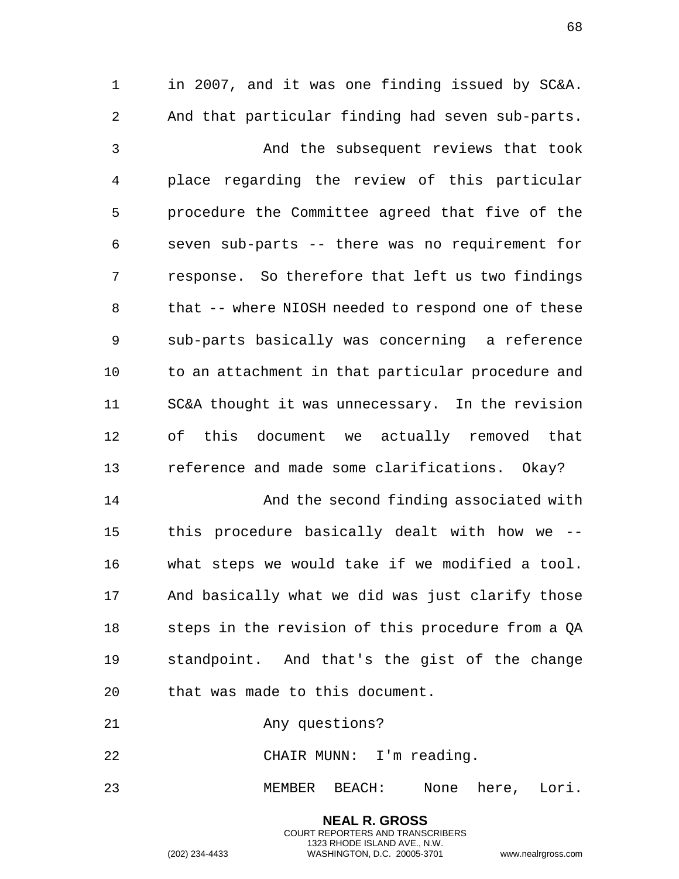in 2007, and it was one finding issued by SC&A. And that particular finding had seven sub-parts.

And the subsequent reviews that took place regarding the review of this particular procedure the Committee agreed that five of the seven sub-parts -- there was no requirement for response. So therefore that left us two findings that -- where NIOSH needed to respond one of these sub-parts basically was concerning a reference to an attachment in that particular procedure and SC&A thought it was unnecessary. In the revision of this document we actually removed that reference and made some clarifications. Okay?

And the second finding associated with this procedure basically dealt with how we -- what steps we would take if we modified a tool. And basically what we did was just clarify those steps in the revision of this procedure from a QA standpoint. And that's the gist of the change that was made to this document.

Any questions?

CHAIR MUNN: I'm reading.

MEMBER BEACH: None here, Lori.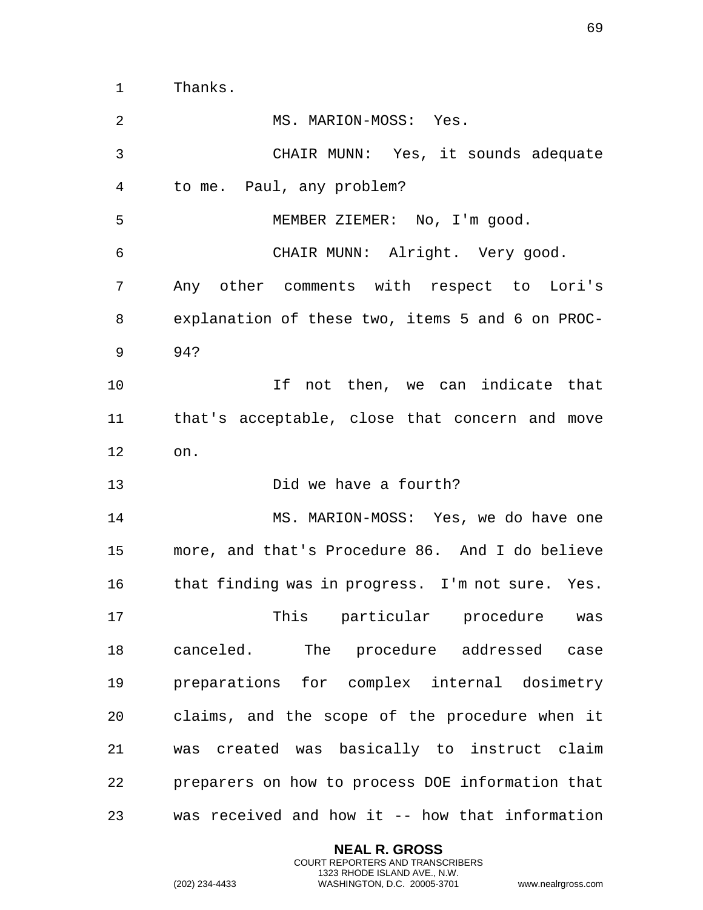Thanks.

MS. MARION-MOSS: Yes.

CHAIR MUNN: Yes, it sounds adequate to me. Paul, any problem?

MEMBER ZIEMER: No, I'm good.

CHAIR MUNN: Alright. Very good. Any other comments with respect to Lori's explanation of these two, items 5 and 6 on PROC-94?

If not then, we can indicate that that's acceptable, close that concern and move on.

Did we have a fourth?

MS. MARION-MOSS: Yes, we do have one more, and that's Procedure 86. And I do believe that finding was in progress. I'm not sure. Yes.

This particular procedure was canceled. The procedure addressed case preparations for complex internal dosimetry claims, and the scope of the procedure when it was created was basically to instruct claim preparers on how to process DOE information that was received and how it -- how that information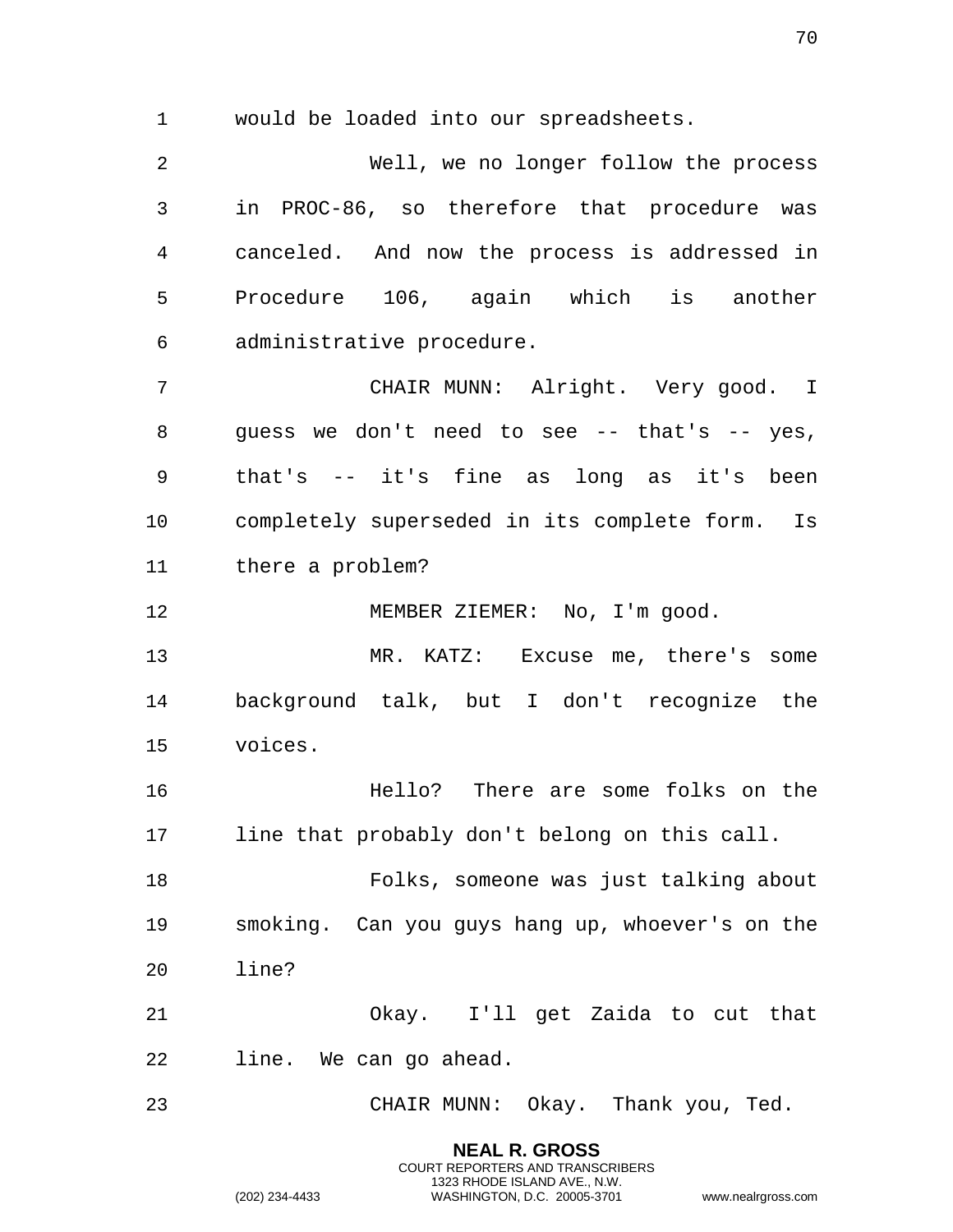would be loaded into our spreadsheets.

Well, we no longer follow the process in PROC-86, so therefore that procedure was canceled. And now the process is addressed in Procedure 106, again which is another administrative procedure.

CHAIR MUNN: Alright. Very good. I guess we don't need to see -- that's -- yes, that's -- it's fine as long as it's been completely superseded in its complete form. Is there a problem?

MEMBER ZIEMER: No, I'm good.

MR. KATZ: Excuse me, there's some background talk, but I don't recognize the voices.

Hello? There are some folks on the line that probably don't belong on this call.

Folks, someone was just talking about smoking. Can you guys hang up, whoever's on the line?

Okay. I'll get Zaida to cut that line. We can go ahead.

CHAIR MUNN: Okay. Thank you, Ted.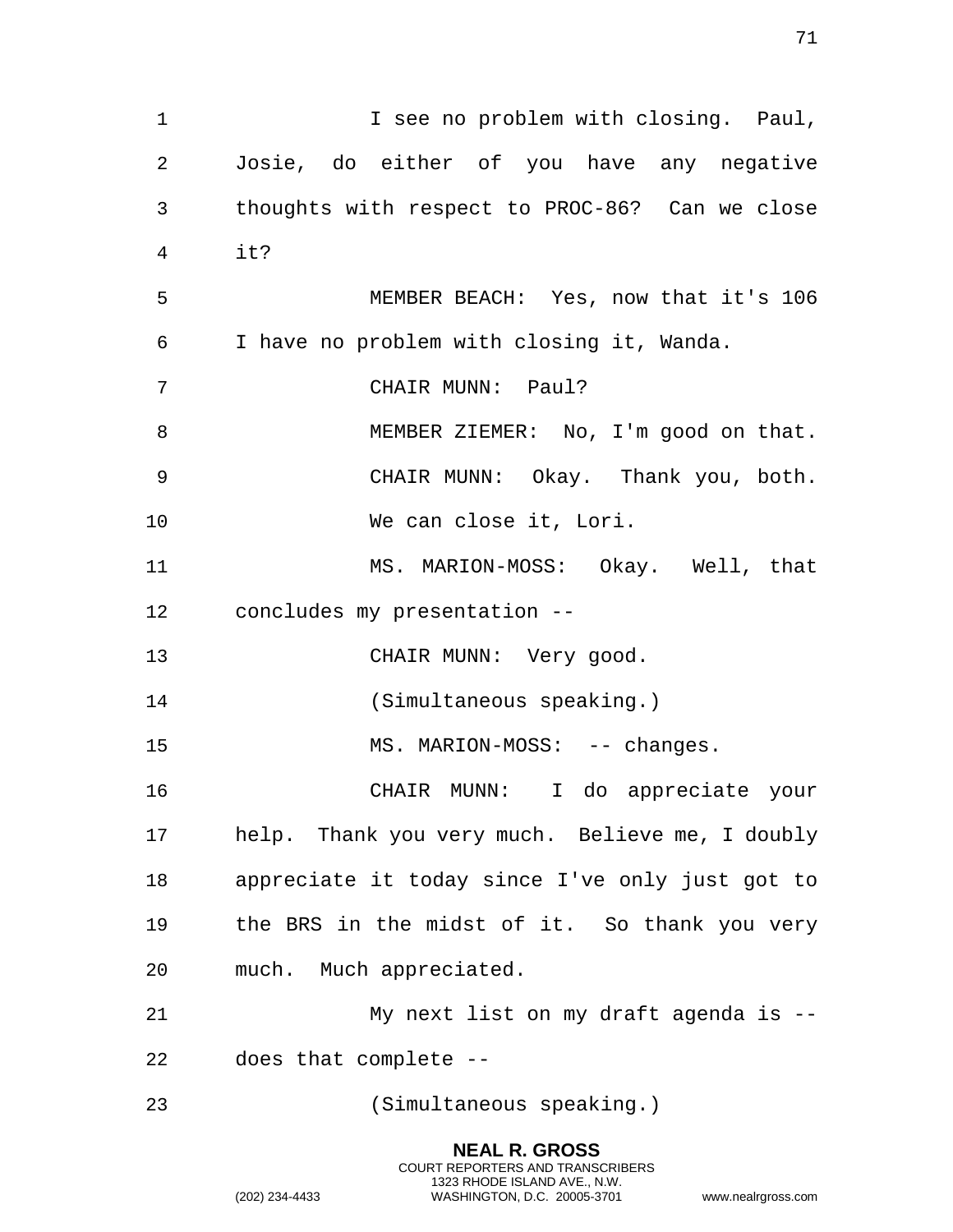I see no problem with closing. Paul, Josie, do either of you have any negative thoughts with respect to PROC-86? Can we close it?

MEMBER BEACH: Yes, now that it's 106 I have no problem with closing it, Wanda.

CHAIR MUNN: Paul?

MEMBER ZIEMER: No, I'm good on that.

CHAIR MUNN: Okay. Thank you, both. We can close it, Lori.

MS. MARION-MOSS: Okay. Well, that concludes my presentation --

CHAIR MUNN: Very good.

(Simultaneous speaking.)

MS. MARION-MOSS: -- changes.

CHAIR MUNN: I do appreciate your help. Thank you very much. Believe me, I doubly appreciate it today since I've only just got to the BRS in the midst of it. So thank you very much. Much appreciated.

My next list on my draft agenda is -- does that complete --

(Simultaneous speaking.)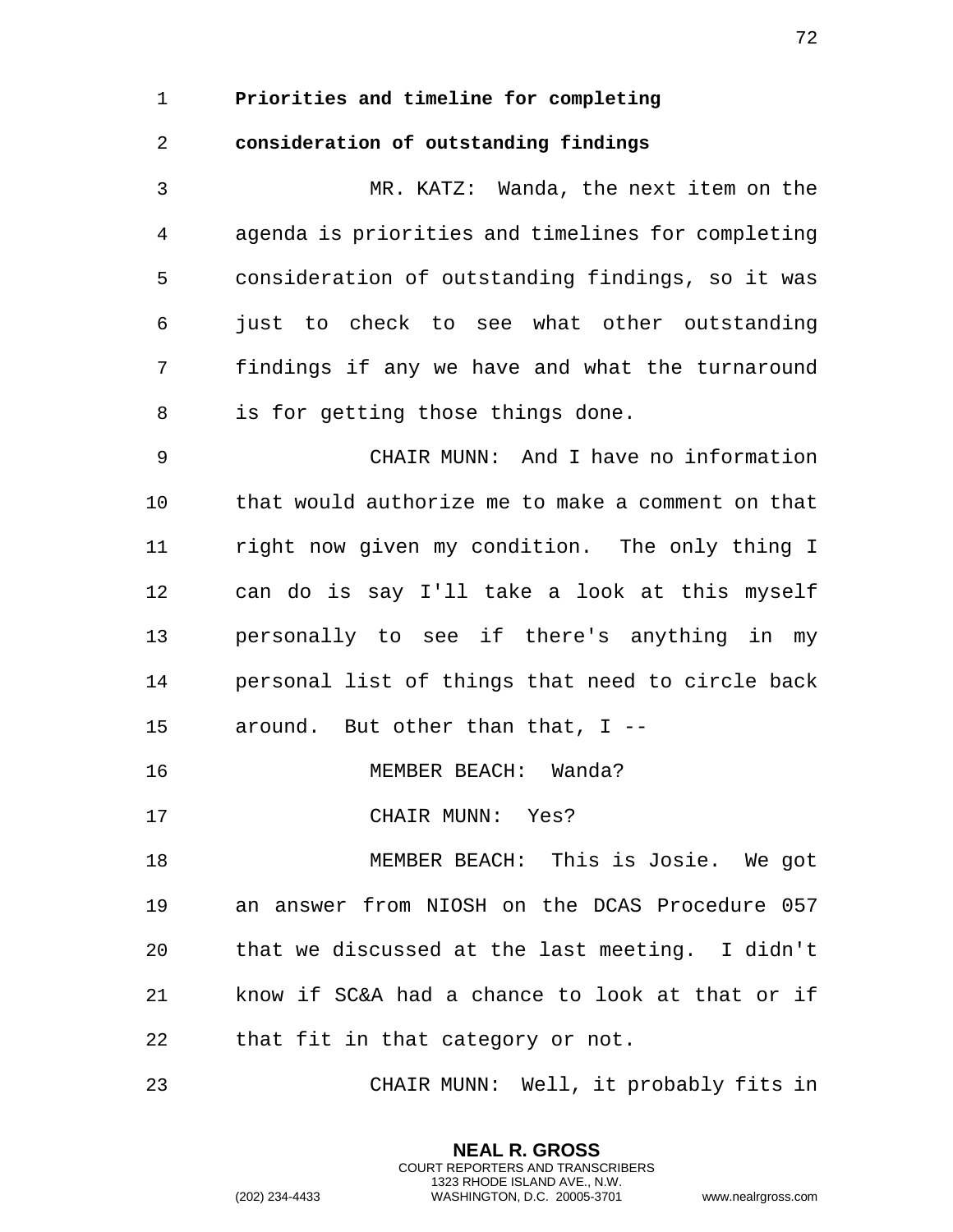**Priorities and timeline for completing consideration of outstanding findings**

MR. KATZ: Wanda, the next item on the agenda is priorities and timelines for completing consideration of outstanding findings, so it was just to check to see what other outstanding findings if any we have and what the turnaround is for getting those things done.

CHAIR MUNN: And I have no information that would authorize me to make a comment on that right now given my condition. The only thing I can do is say I'll take a look at this myself personally to see if there's anything in my personal list of things that need to circle back around. But other than that, I --

MEMBER BEACH: Wanda?

CHAIR MUNN: Yes?

MEMBER BEACH: This is Josie. We got an answer from NIOSH on the DCAS Procedure 057 that we discussed at the last meeting. I didn't know if SC&A had a chance to look at that or if that fit in that category or not.

CHAIR MUNN: Well, it probably fits in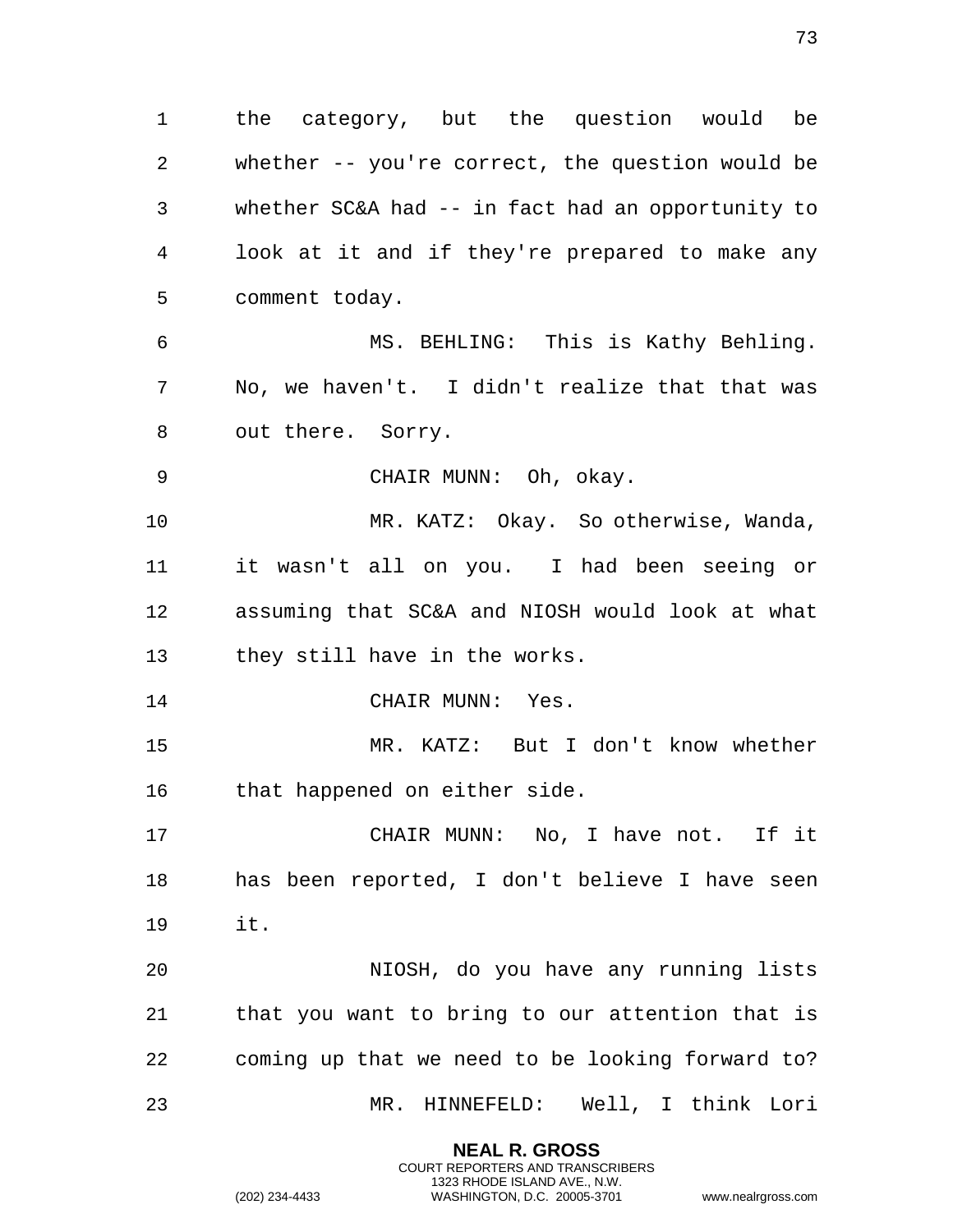the category, but the question would be whether -- you're correct, the question would be whether SC&A had -- in fact had an opportunity to look at it and if they're prepared to make any comment today.

MS. BEHLING: This is Kathy Behling. No, we haven't. I didn't realize that that was out there. Sorry.

CHAIR MUNN: Oh, okay.

MR. KATZ: Okay. So otherwise, Wanda, it wasn't all on you. I had been seeing or assuming that SC&A and NIOSH would look at what they still have in the works.

CHAIR MUNN: Yes.

MR. KATZ: But I don't know whether that happened on either side.

CHAIR MUNN: No, I have not. If it has been reported, I don't believe I have seen it.

NIOSH, do you have any running lists that you want to bring to our attention that is coming up that we need to be looking forward to?

MR. HINNEFELD: Well, I think Lori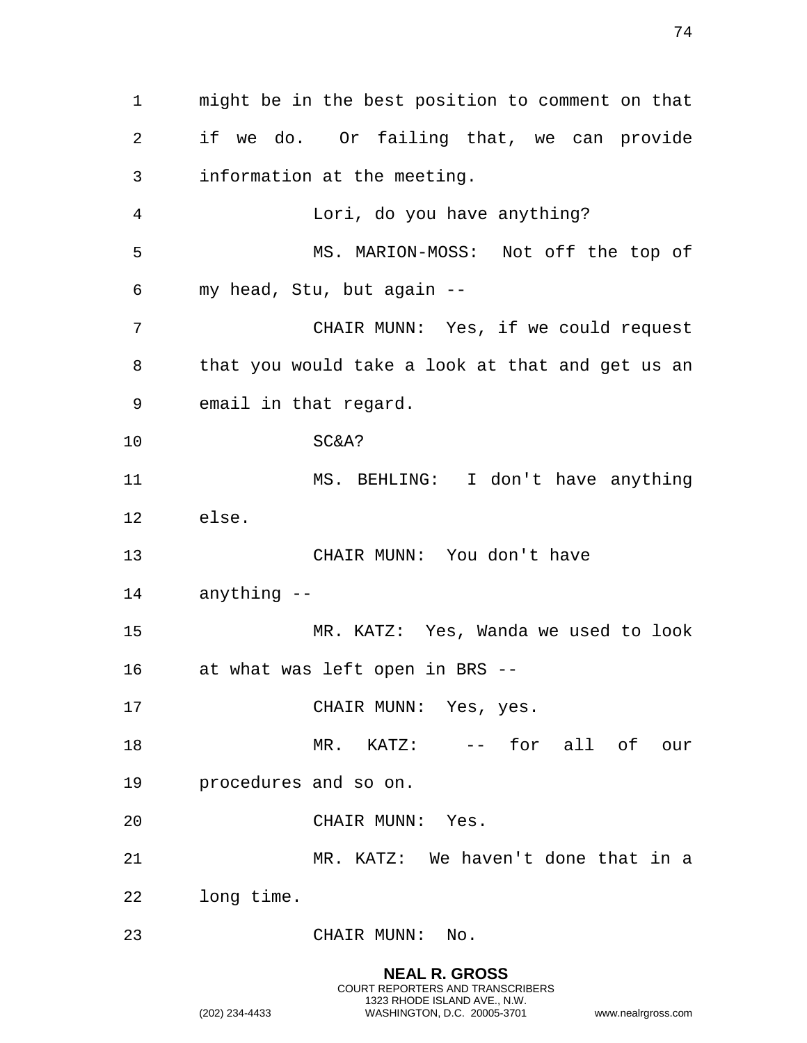might be in the best position to comment on that if we do. Or failing that, we can provide information at the meeting.

Lori, do you have anything?

MS. MARION-MOSS: Not off the top of my head, Stu, but again --

CHAIR MUNN: Yes, if we could request that you would take a look at that and get us an email in that regard.

SC&A?

MS. BEHLING: I don't have anything else.

CHAIR MUNN: You don't have anything --

MR. KATZ: Yes, Wanda we used to look at what was left open in BRS --

CHAIR MUNN: Yes, yes.

MR. KATZ: -- for all of our procedures and so on.

CHAIR MUNN: Yes.

MR. KATZ: We haven't done that in a long time.

CHAIR MUNN: No.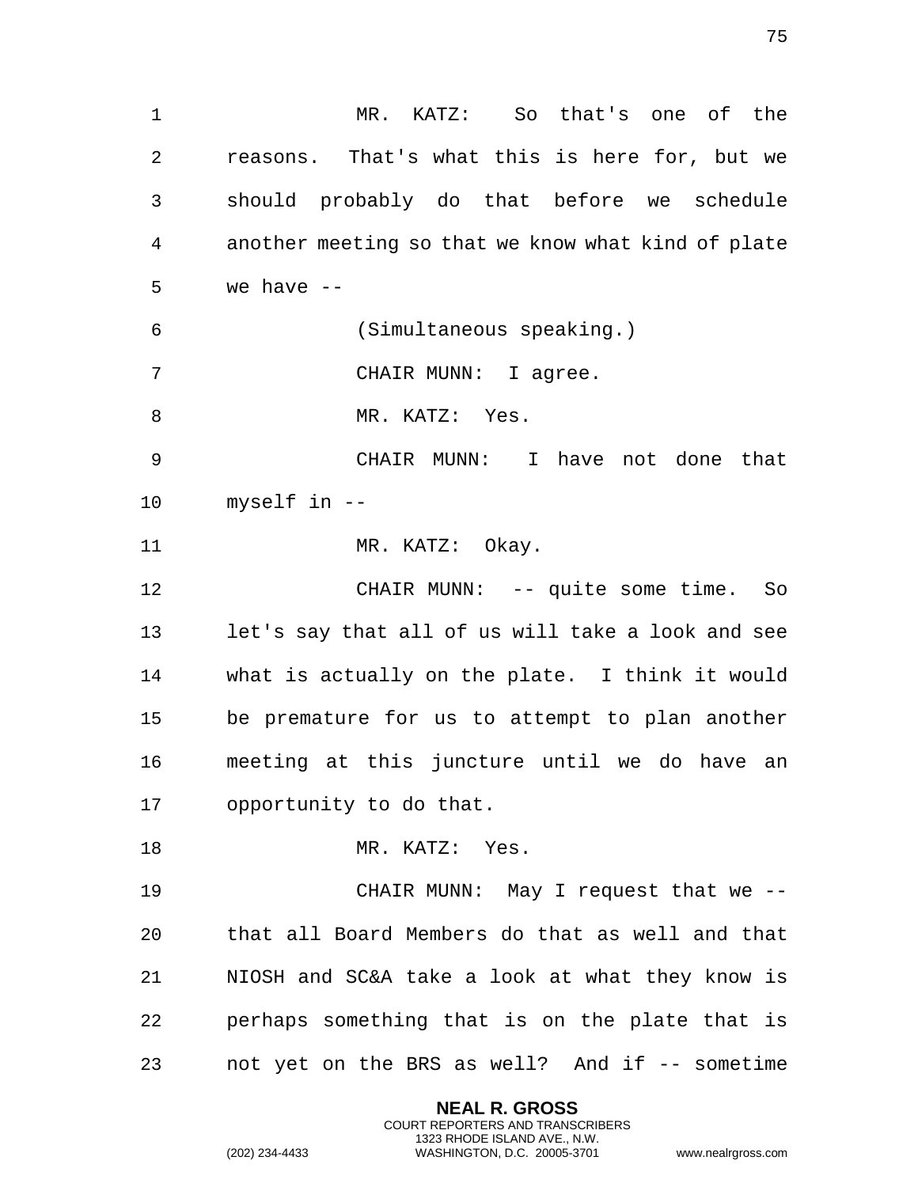MR. KATZ: So that's one of the reasons. That's what this is here for, but we should probably do that before we schedule another meeting so that we know what kind of plate we have --

(Simultaneous speaking.)

CHAIR MUNN: I agree.

MR. KATZ: Yes.

CHAIR MUNN: I have not done that myself in --

MR. KATZ: Okay.

CHAIR MUNN: -- quite some time. So let's say that all of us will take a look and see what is actually on the plate. I think it would be premature for us to attempt to plan another meeting at this juncture until we do have an opportunity to do that.

MR. KATZ: Yes.

CHAIR MUNN: May I request that we -- that all Board Members do that as well and that NIOSH and SC&A take a look at what they know is perhaps something that is on the plate that is not yet on the BRS as well? And if -- sometime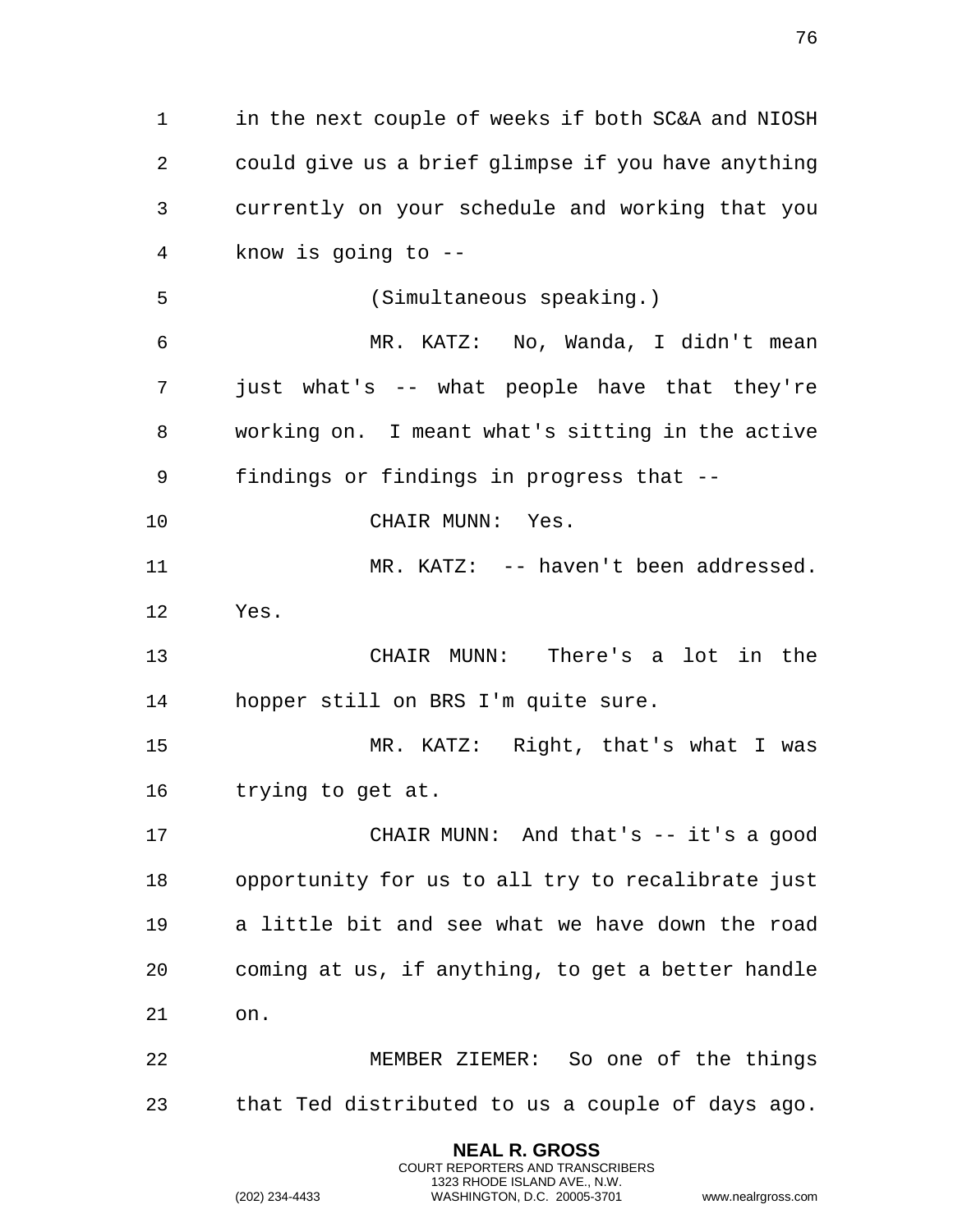in the next couple of weeks if both SC&A and NIOSH could give us a brief glimpse if you have anything currently on your schedule and working that you know is going to --

(Simultaneous speaking.)

MR. KATZ: No, Wanda, I didn't mean just what's -- what people have that they're working on. I meant what's sitting in the active findings or findings in progress that --

CHAIR MUNN: Yes.

MR. KATZ: -- haven't been addressed. Yes.

CHAIR MUNN: There's a lot in the hopper still on BRS I'm quite sure.

MR. KATZ: Right, that's what I was trying to get at.

CHAIR MUNN: And that's -- it's a good opportunity for us to all try to recalibrate just a little bit and see what we have down the road coming at us, if anything, to get a better handle on.

MEMBER ZIEMER: So one of the things that Ted distributed to us a couple of days ago.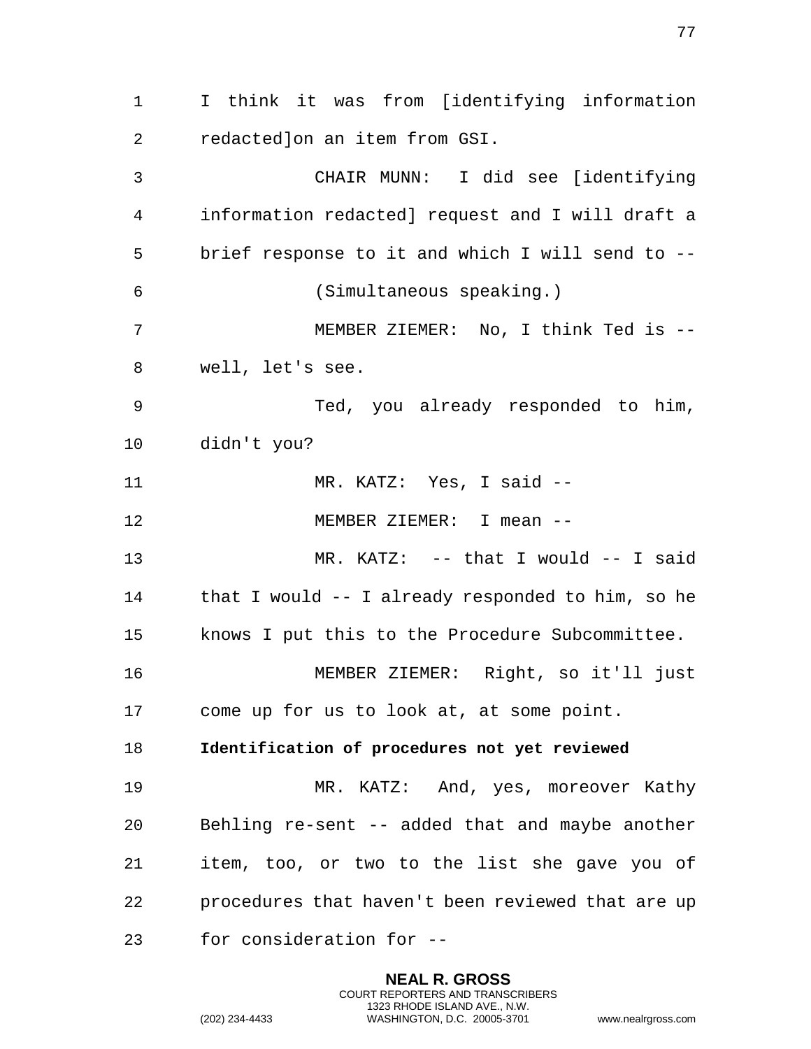I think it was from [identifying information redacted]on an item from GSI.

CHAIR MUNN: I did see [identifying information redacted] request and I will draft a brief response to it and which I will send to --

(Simultaneous speaking.)

MEMBER ZIEMER: No, I think Ted is -- well, let's see.

Ted, you already responded to him, didn't you?

MR. KATZ: Yes, I said --

MEMBER ZIEMER: I mean --

MR. KATZ: -- that I would -- I said that I would -- I already responded to him, so he knows I put this to the Procedure Subcommittee.

MEMBER ZIEMER: Right, so it'll just come up for us to look at, at some point.

**Identification of procedures not yet reviewed**

MR. KATZ: And, yes, moreover Kathy Behling re-sent -- added that and maybe another item, too, or two to the list she gave you of procedures that haven't been reviewed that are up for consideration for --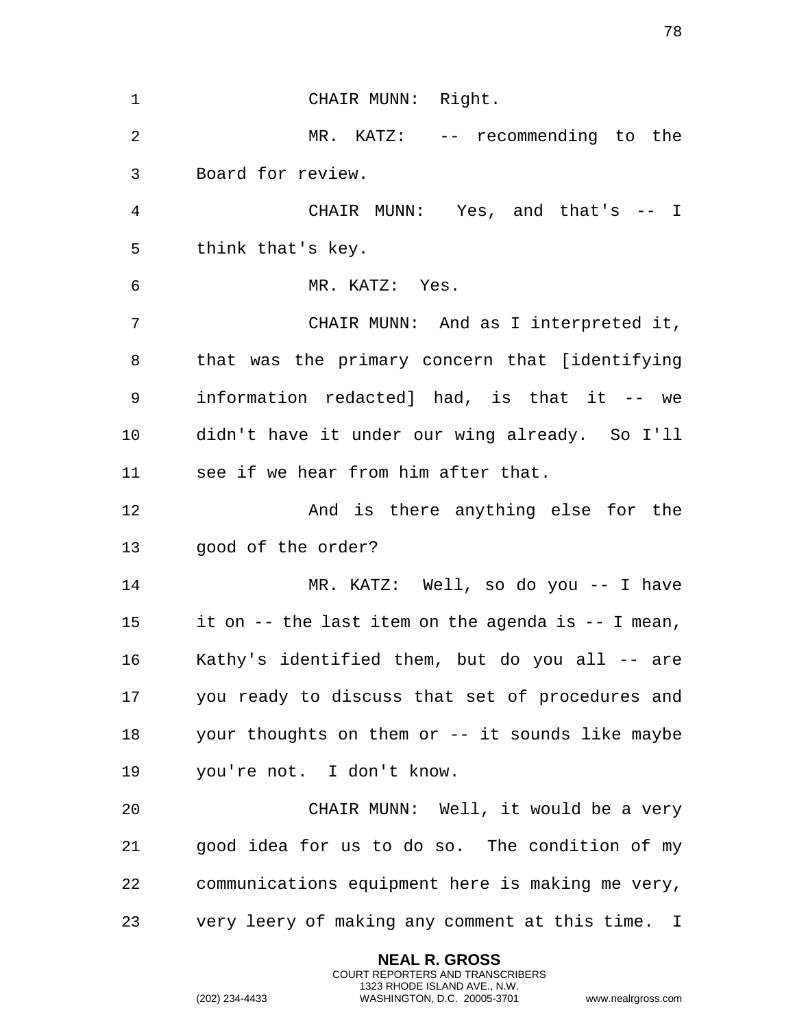CHAIR MUNN: Right.

MR. KATZ: -- recommending to the Board for review.

CHAIR MUNN: Yes, and that's -- I think that's key.

MR. KATZ: Yes.

CHAIR MUNN: And as I interpreted it, that was the primary concern that [identifying information redacted] had, is that it -- we didn't have it under our wing already. So I'll see if we hear from him after that.

And is there anything else for the good of the order?

MR. KATZ: Well, so do you -- I have it on -- the last item on the agenda is -- I mean, Kathy's identified them, but do you all -- are you ready to discuss that set of procedures and your thoughts on them or -- it sounds like maybe you're not. I don't know.

CHAIR MUNN: Well, it would be a very good idea for us to do so. The condition of my communications equipment here is making me very, very leery of making any comment at this time. I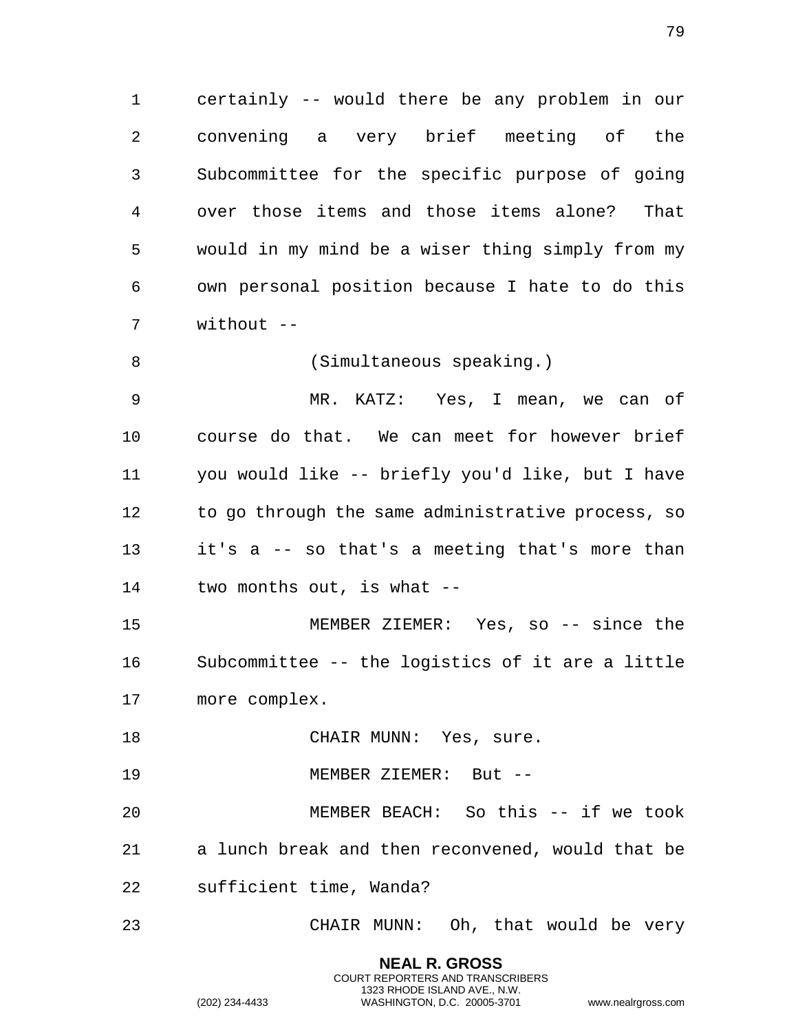certainly -- would there be any problem in our convening a very brief meeting of the Subcommittee for the specific purpose of going over those items and those items alone? That would in my mind be a wiser thing simply from my own personal position because I hate to do this without --

(Simultaneous speaking.)

MR. KATZ: Yes, I mean, we can of course do that. We can meet for however brief you would like -- briefly you'd like, but I have to go through the same administrative process, so it's a -- so that's a meeting that's more than two months out, is what --

MEMBER ZIEMER: Yes, so -- since the Subcommittee -- the logistics of it are a little more complex.

CHAIR MUNN: Yes, sure.

MEMBER ZIEMER: But --

MEMBER BEACH: So this -- if we took a lunch break and then reconvened, would that be sufficient time, Wanda?

CHAIR MUNN: Oh, that would be very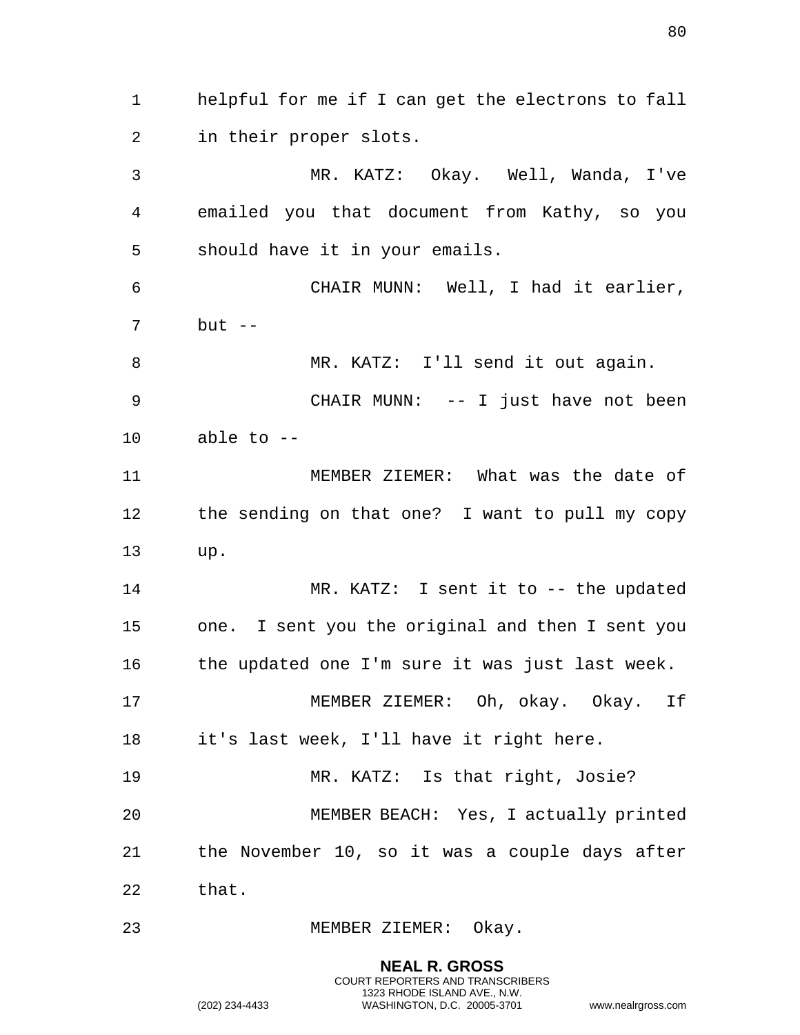helpful for me if I can get the electrons to fall in their proper slots.

MR. KATZ: Okay. Well, Wanda, I've emailed you that document from Kathy, so you should have it in your emails.

CHAIR MUNN: Well, I had it earlier, but --

MR. KATZ: I'll send it out again.

CHAIR MUNN: -- I just have not been able to --

MEMBER ZIEMER: What was the date of the sending on that one? I want to pull my copy up.

MR. KATZ: I sent it to -- the updated one. I sent you the original and then I sent you the updated one I'm sure it was just last week.

MEMBER ZIEMER: Oh, okay. Okay. If it's last week, I'll have it right here.

MR. KATZ: Is that right, Josie?

MEMBER BEACH: Yes, I actually printed the November 10, so it was a couple days after that.

MEMBER ZIEMER: Okay.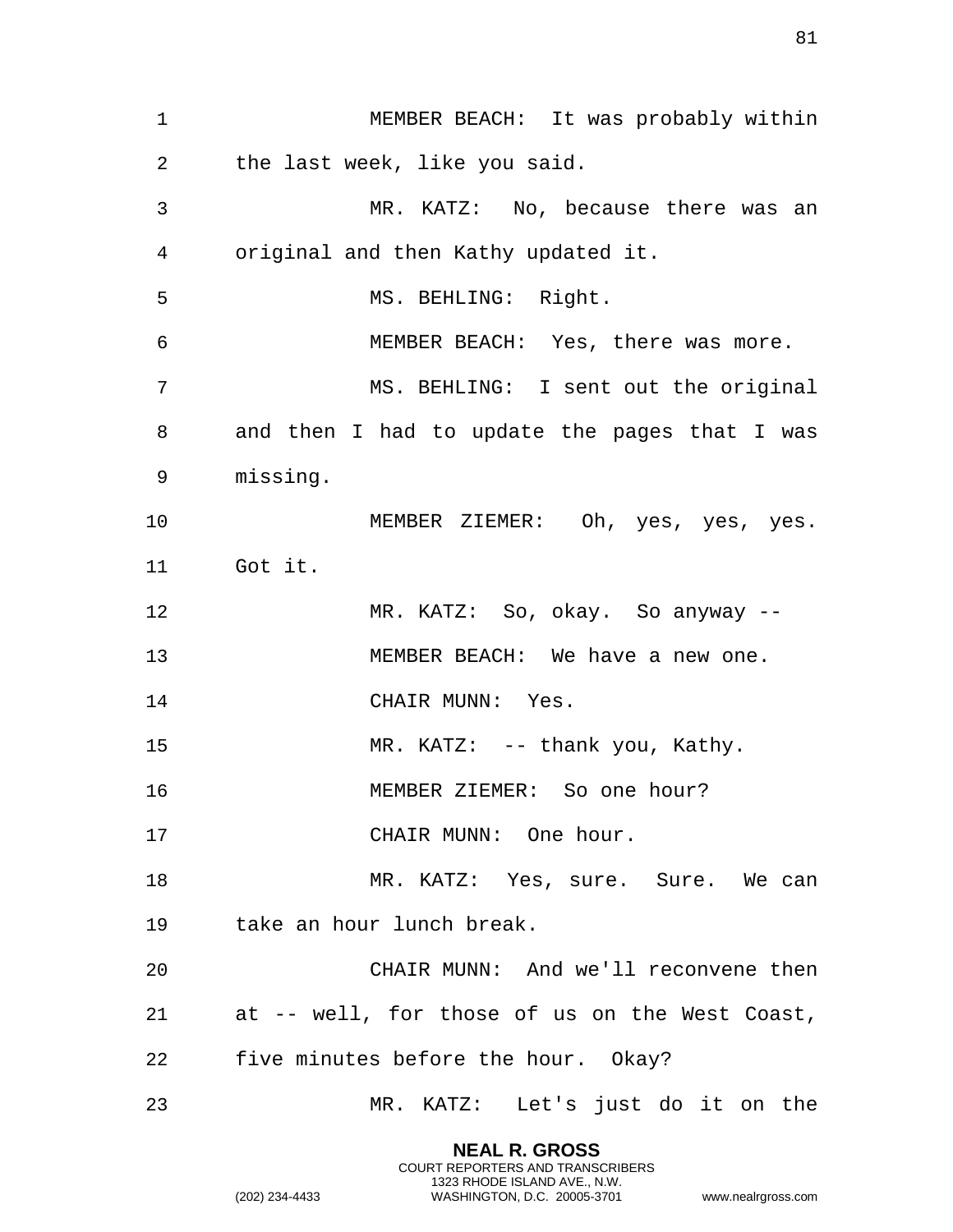MEMBER BEACH: It was probably within the last week, like you said.

MR. KATZ: No, because there was an original and then Kathy updated it.

MS. BEHLING: Right.

MEMBER BEACH: Yes, there was more.

MS. BEHLING: I sent out the original and then I had to update the pages that I was missing.

MEMBER ZIEMER: Oh, yes, yes, yes. Got it.

MR. KATZ: So, okay. So anyway --

MEMBER BEACH: We have a new one.

CHAIR MUNN: Yes.

MR. KATZ: -- thank you, Kathy.

MEMBER ZIEMER: So one hour?

CHAIR MUNN: One hour.

MR. KATZ: Yes, sure. Sure. We can take an hour lunch break.

CHAIR MUNN: And we'll reconvene then at -- well, for those of us on the West Coast, five minutes before the hour. Okay?

MR. KATZ: Let's just do it on the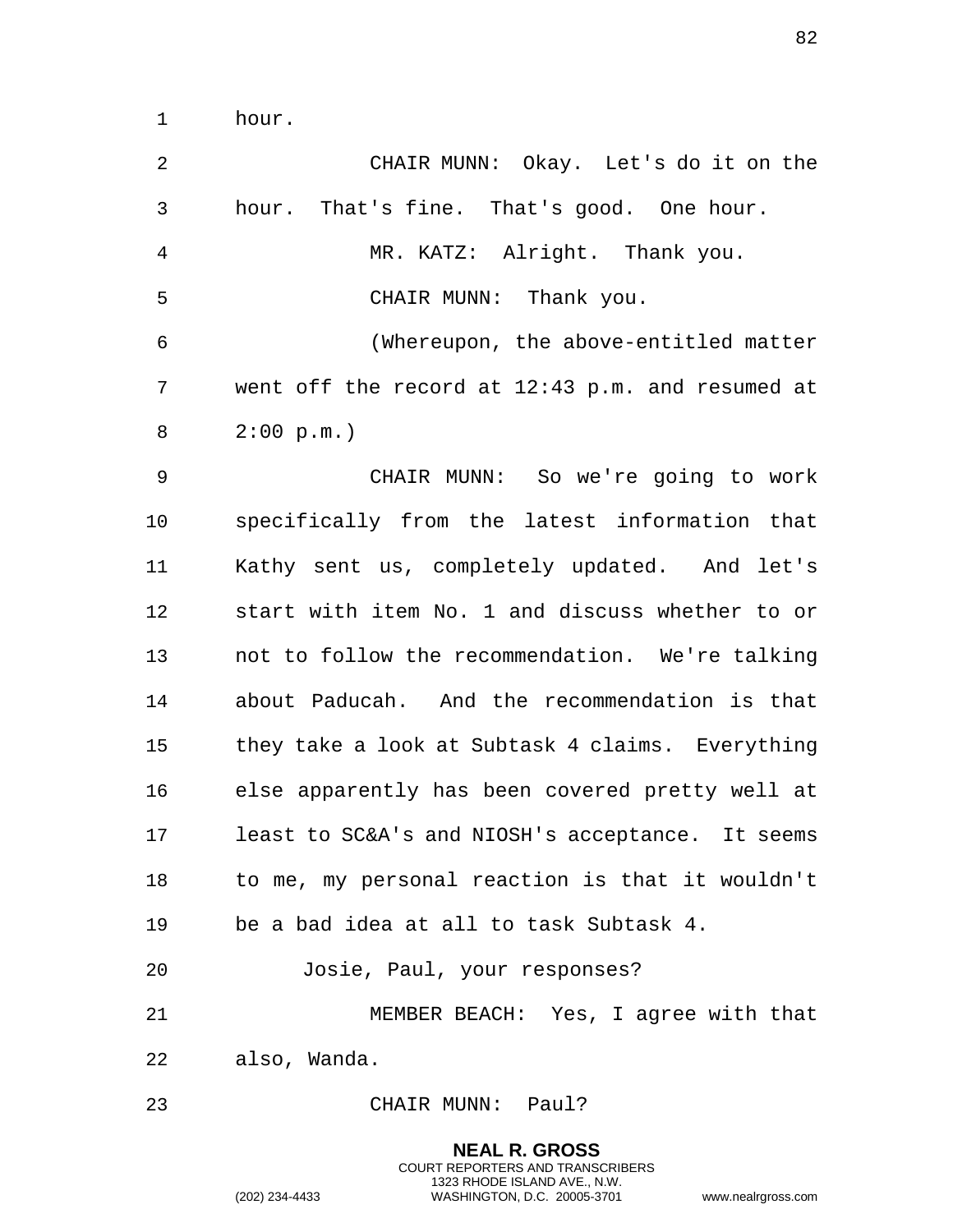hour.

CHAIR MUNN: Okay. Let's do it on the hour. That's fine. That's good. One hour.

MR. KATZ: Alright. Thank you.

CHAIR MUNN: Thank you.

(Whereupon, the above-entitled matter went off the record at 12:43 p.m. and resumed at 2:00 p.m.)

CHAIR MUNN: So we're going to work specifically from the latest information that Kathy sent us, completely updated. And let's start with item No. 1 and discuss whether to or not to follow the recommendation. We're talking about Paducah. And the recommendation is that they take a look at Subtask 4 claims. Everything else apparently has been covered pretty well at least to SC&A's and NIOSH's acceptance. It seems to me, my personal reaction is that it wouldn't be a bad idea at all to task Subtask 4.

Josie, Paul, your responses?

MEMBER BEACH: Yes, I agree with that also, Wanda.

CHAIR MUNN: Paul?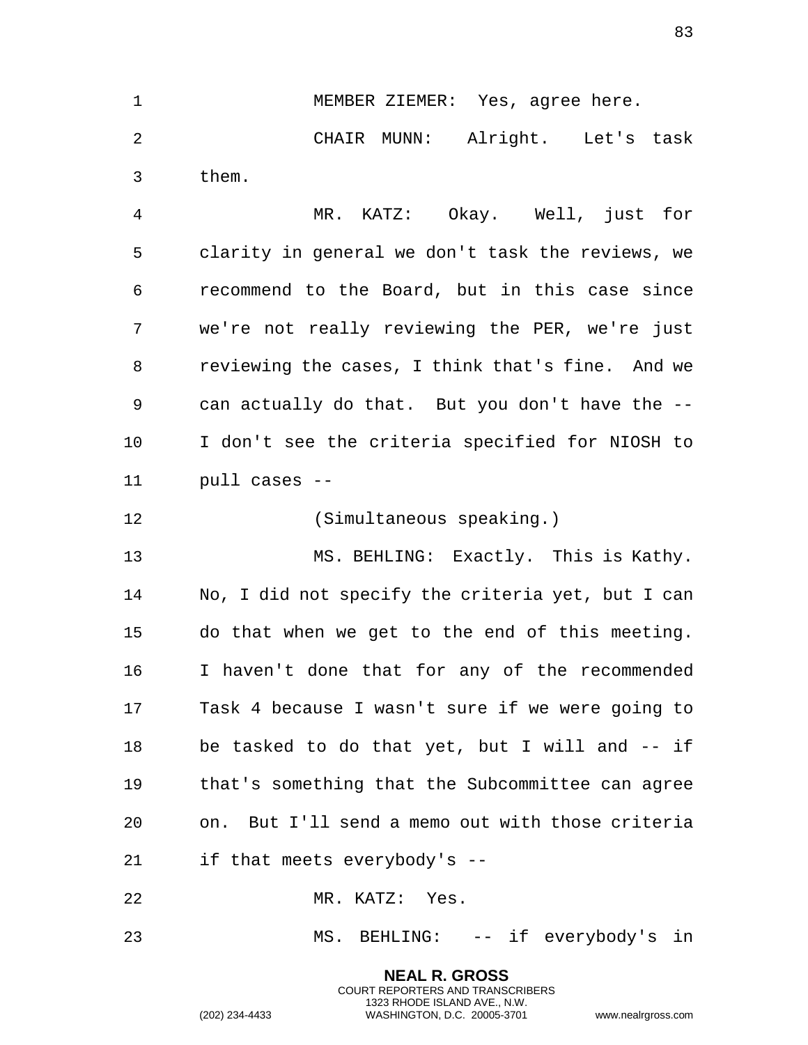MEMBER ZIEMER: Yes, agree here.

CHAIR MUNN: Alright. Let's task them.

MR. KATZ: Okay. Well, just for clarity in general we don't task the reviews, we recommend to the Board, but in this case since we're not really reviewing the PER, we're just reviewing the cases, I think that's fine. And we can actually do that. But you don't have the -- I don't see the criteria specified for NIOSH to pull cases --

(Simultaneous speaking.)

MS. BEHLING: Exactly. This is Kathy. No, I did not specify the criteria yet, but I can do that when we get to the end of this meeting. I haven't done that for any of the recommended Task 4 because I wasn't sure if we were going to be tasked to do that yet, but I will and -- if that's something that the Subcommittee can agree on. But I'll send a memo out with those criteria if that meets everybody's --

MR. KATZ: Yes.

MS. BEHLING: -- if everybody's in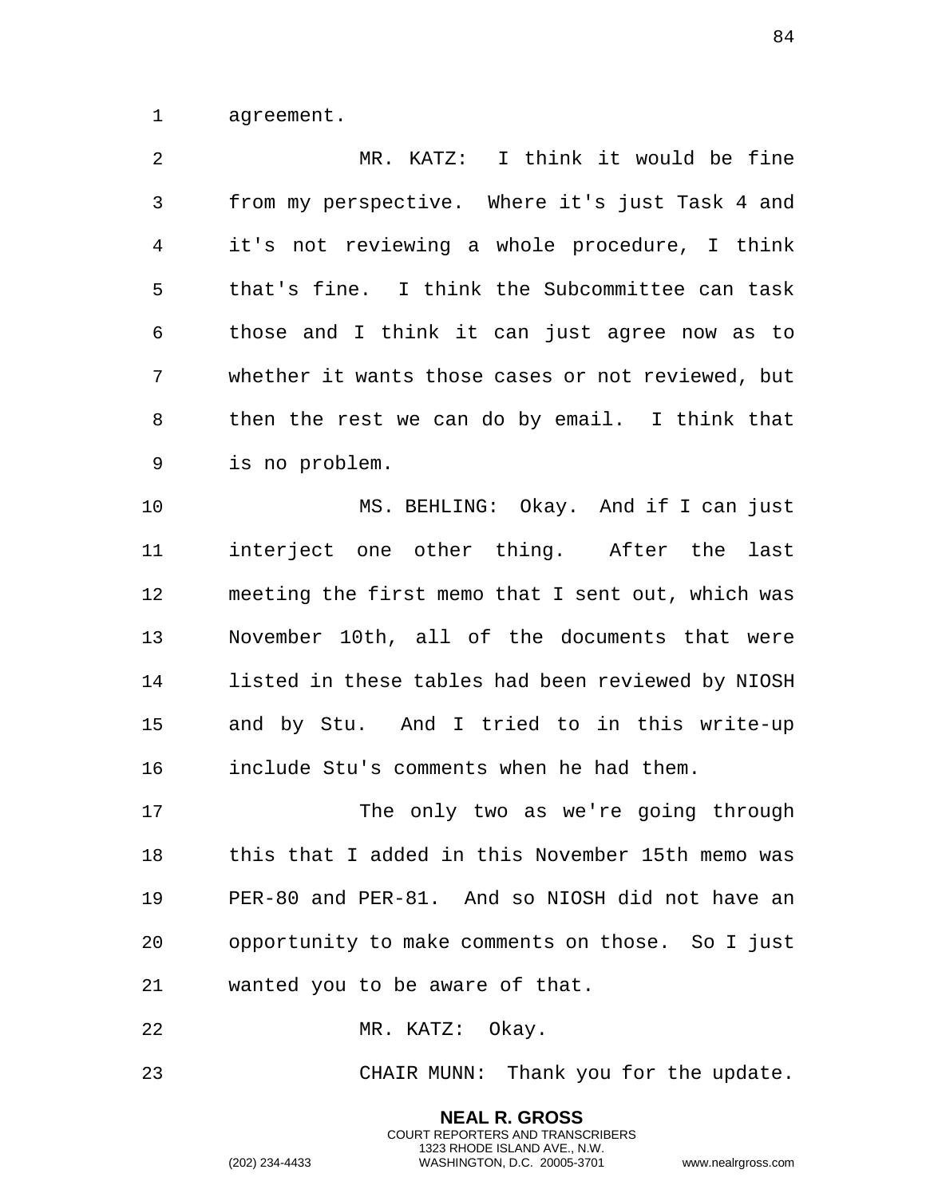agreement.

MR. KATZ: I think it would be fine from my perspective. Where it's just Task 4 and it's not reviewing a whole procedure, I think that's fine. I think the Subcommittee can task those and I think it can just agree now as to whether it wants those cases or not reviewed, but then the rest we can do by email. I think that is no problem.

MS. BEHLING: Okay. And if I can just interject one other thing. After the last meeting the first memo that I sent out, which was November 10th, all of the documents that were listed in these tables had been reviewed by NIOSH and by Stu. And I tried to in this write-up include Stu's comments when he had them.

The only two as we're going through this that I added in this November 15th memo was PER-80 and PER-81. And so NIOSH did not have an opportunity to make comments on those. So I just wanted you to be aware of that.

MR. KATZ: Okay.

CHAIR MUNN: Thank you for the update.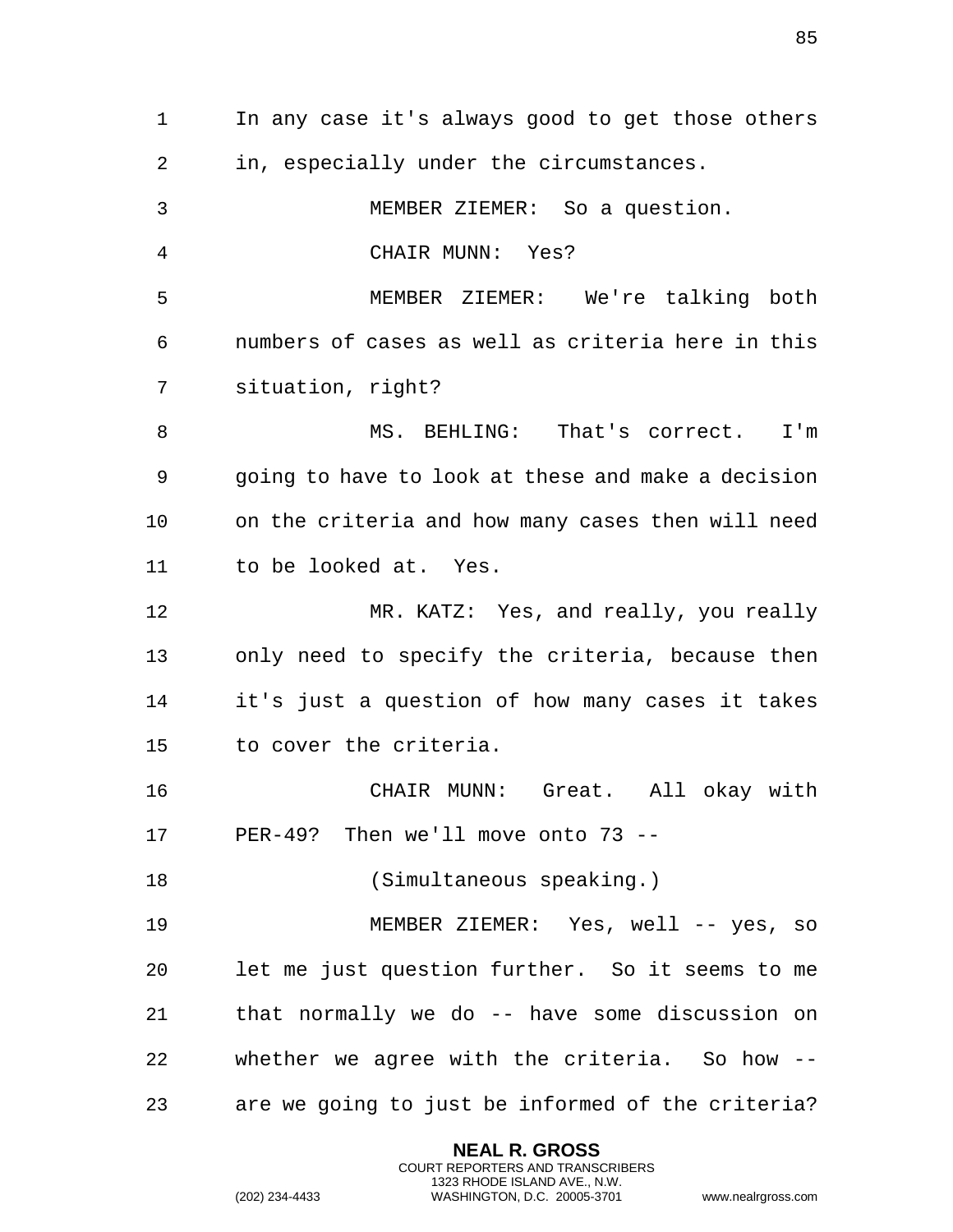In any case it's always good to get those others in, especially under the circumstances.

MEMBER ZIEMER: So a question.

CHAIR MUNN: Yes?

MEMBER ZIEMER: We're talking both numbers of cases as well as criteria here in this situation, right?

MS. BEHLING: That's correct. I'm going to have to look at these and make a decision on the criteria and how many cases then will need to be looked at. Yes.

MR. KATZ: Yes, and really, you really only need to specify the criteria, because then it's just a question of how many cases it takes to cover the criteria.

CHAIR MUNN: Great. All okay with PER-49? Then we'll move onto 73 --

(Simultaneous speaking.)

MEMBER ZIEMER: Yes, well -- yes, so let me just question further. So it seems to me that normally we do -- have some discussion on whether we agree with the criteria. So how -- are we going to just be informed of the criteria?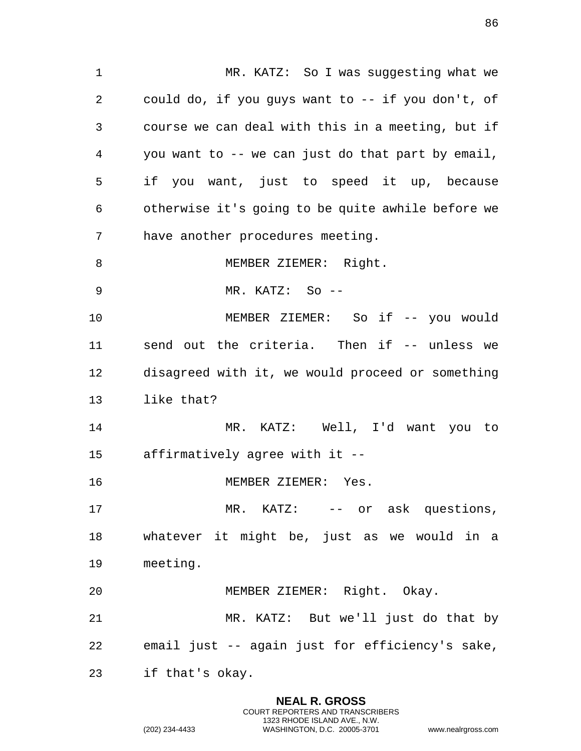MR. KATZ: So I was suggesting what we could do, if you guys want to -- if you don't, of course we can deal with this in a meeting, but if you want to -- we can just do that part by email, if you want, just to speed it up, because otherwise it's going to be quite awhile before we have another procedures meeting.

MEMBER ZIEMER: Right.

MR. KATZ: So --

MEMBER ZIEMER: So if -- you would send out the criteria. Then if -- unless we disagreed with it, we would proceed or something like that?

MR. KATZ: Well, I'd want you to affirmatively agree with it --

MEMBER ZIEMER: Yes.

MR. KATZ: -- or ask questions, whatever it might be, just as we would in a meeting.

MEMBER ZIEMER: Right. Okay.

MR. KATZ: But we'll just do that by email just -- again just for efficiency's sake, if that's okay.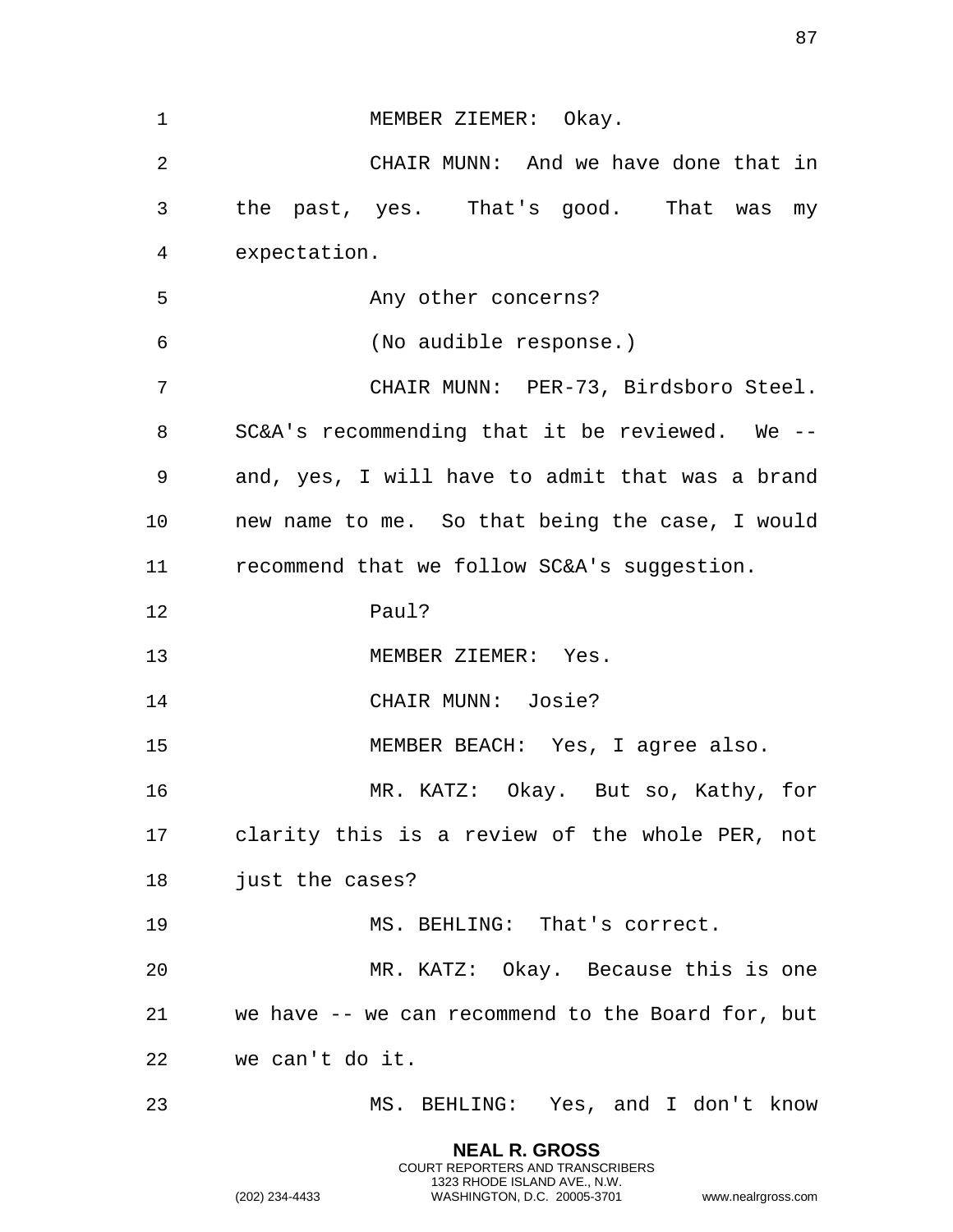MEMBER ZIEMER: Okay.

CHAIR MUNN: And we have done that in the past, yes. That's good. That was my expectation.

Any other concerns?

(No audible response.)

CHAIR MUNN: PER-73, Birdsboro Steel. SC&A's recommending that it be reviewed. We -- and, yes, I will have to admit that was a brand new name to me. So that being the case, I would recommend that we follow SC&A's suggestion.

Paul?

MEMBER ZIEMER: Yes.

CHAIR MUNN: Josie?

MEMBER BEACH: Yes, I agree also.

MR. KATZ: Okay. But so, Kathy, for clarity this is a review of the whole PER, not just the cases?

MS. BEHLING: That's correct.

MR. KATZ: Okay. Because this is one we have -- we can recommend to the Board for, but we can't do it.

MS. BEHLING: Yes, and I don't know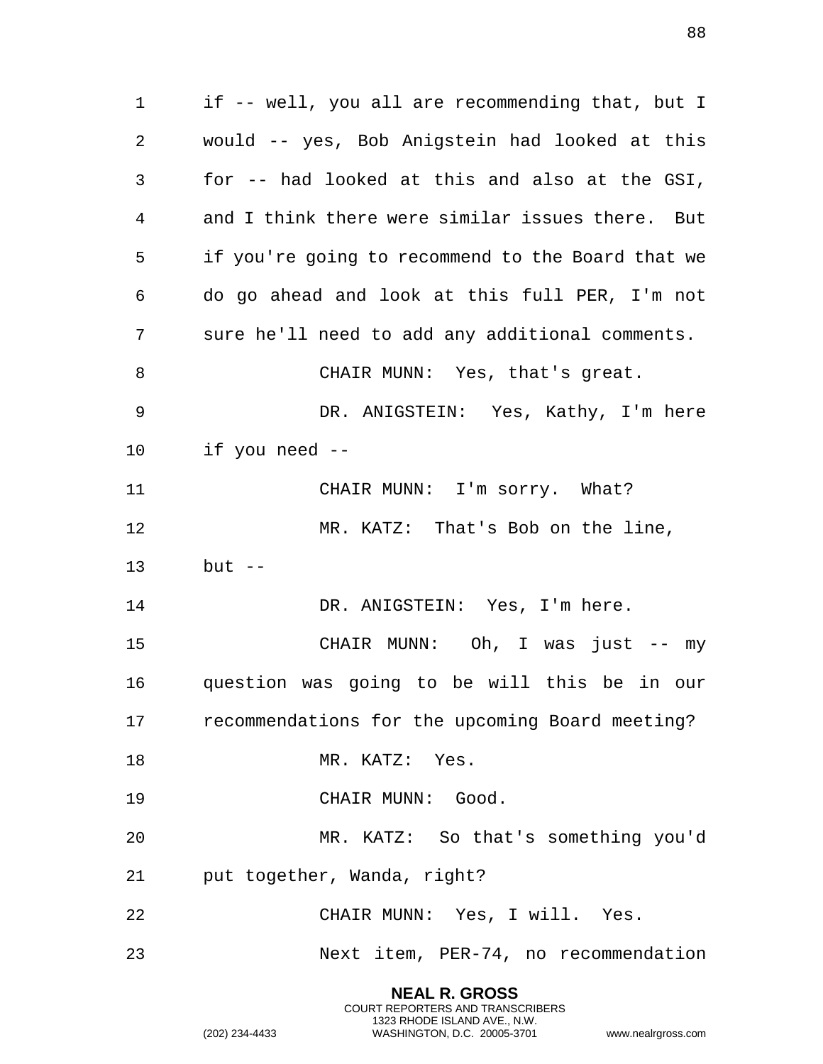if -- well, you all are recommending that, but I would -- yes, Bob Anigstein had looked at this for -- had looked at this and also at the GSI, and I think there were similar issues there. But if you're going to recommend to the Board that we do go ahead and look at this full PER, I'm not sure he'll need to add any additional comments.

CHAIR MUNN: Yes, that's great.

DR. ANIGSTEIN: Yes, Kathy, I'm here if you need --

CHAIR MUNN: I'm sorry. What?

MR. KATZ: That's Bob on the line, but --

DR. ANIGSTEIN: Yes, I'm here.

CHAIR MUNN: Oh, I was just -- my question was going to be will this be in our recommendations for the upcoming Board meeting?

MR. KATZ: Yes.

CHAIR MUNN: Good.

MR. KATZ: So that's something you'd put together, Wanda, right?

CHAIR MUNN: Yes, I will. Yes.

Next item, PER-74, no recommendation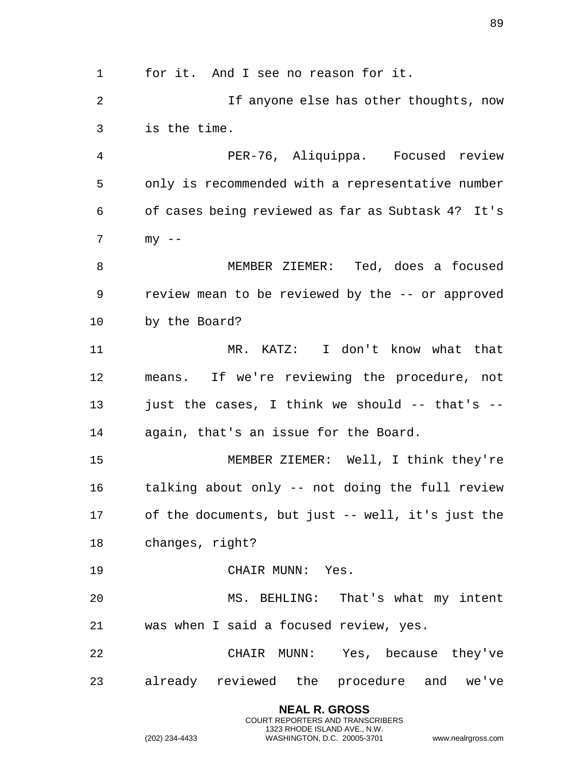for it. And I see no reason for it.

If anyone else has other thoughts, now is the time.

PER-76, Aliquippa. Focused review only is recommended with a representative number of cases being reviewed as far as Subtask 4? It's my --

MEMBER ZIEMER: Ted, does a focused review mean to be reviewed by the -- or approved by the Board?

MR. KATZ: I don't know what that means. If we're reviewing the procedure, not just the cases, I think we should -- that's -- again, that's an issue for the Board.

MEMBER ZIEMER: Well, I think they're talking about only -- not doing the full review of the documents, but just -- well, it's just the changes, right?

CHAIR MUNN: Yes.

MS. BEHLING: That's what my intent was when I said a focused review, yes.

CHAIR MUNN: Yes, because they've already reviewed the procedure and we've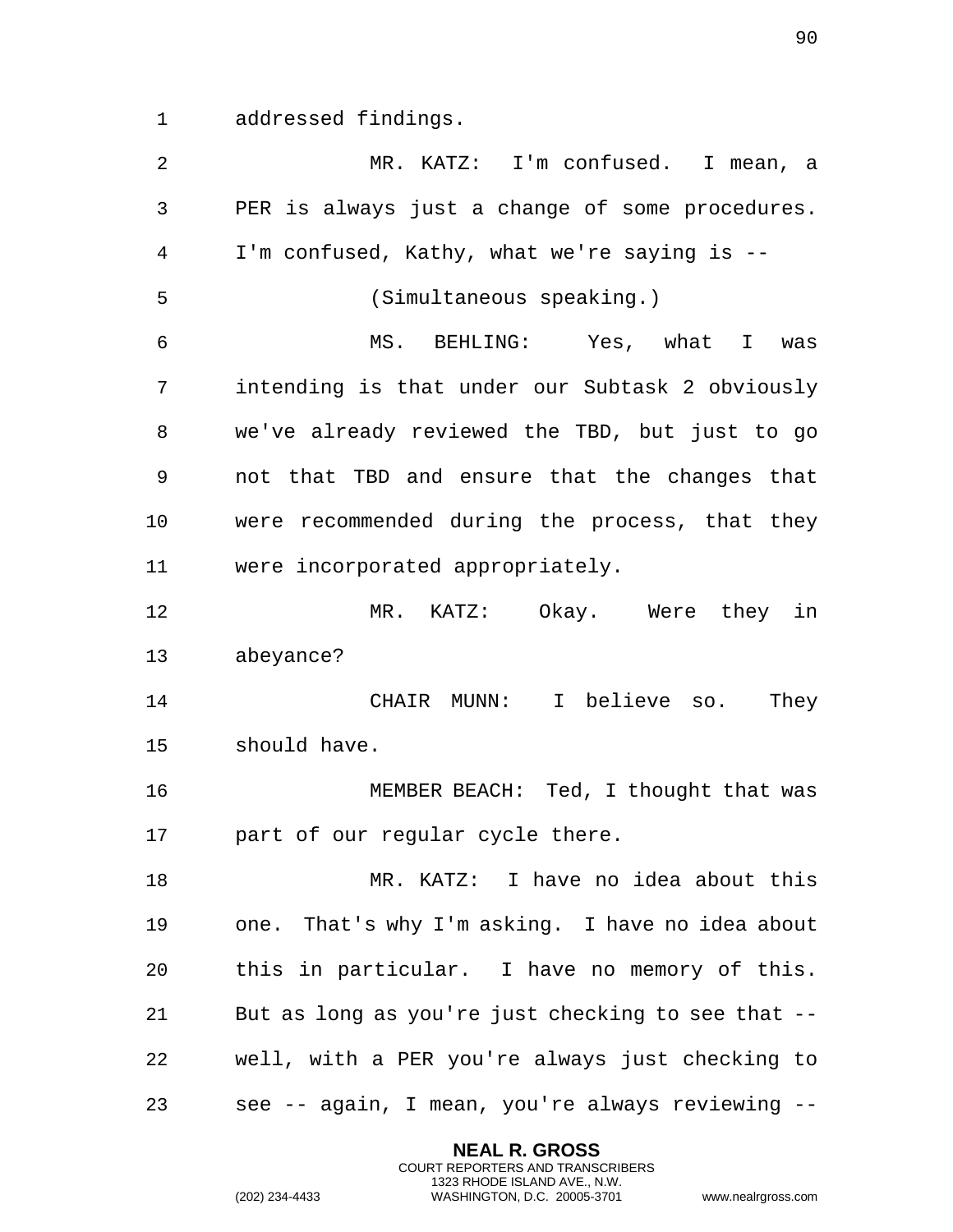addressed findings.

MR. KATZ: I'm confused. I mean, a PER is always just a change of some procedures. I'm confused, Kathy, what we're saying is --

(Simultaneous speaking.)

MS. BEHLING: Yes, what I was intending is that under our Subtask 2 obviously we've already reviewed the TBD, but just to go not that TBD and ensure that the changes that were recommended during the process, that they were incorporated appropriately.

MR. KATZ: Okay. Were they in abeyance?

CHAIR MUNN: I believe so. They should have.

MEMBER BEACH: Ted, I thought that was part of our regular cycle there.

MR. KATZ: I have no idea about this one. That's why I'm asking. I have no idea about this in particular. I have no memory of this. But as long as you're just checking to see that -- well, with a PER you're always just checking to see -- again, I mean, you're always reviewing --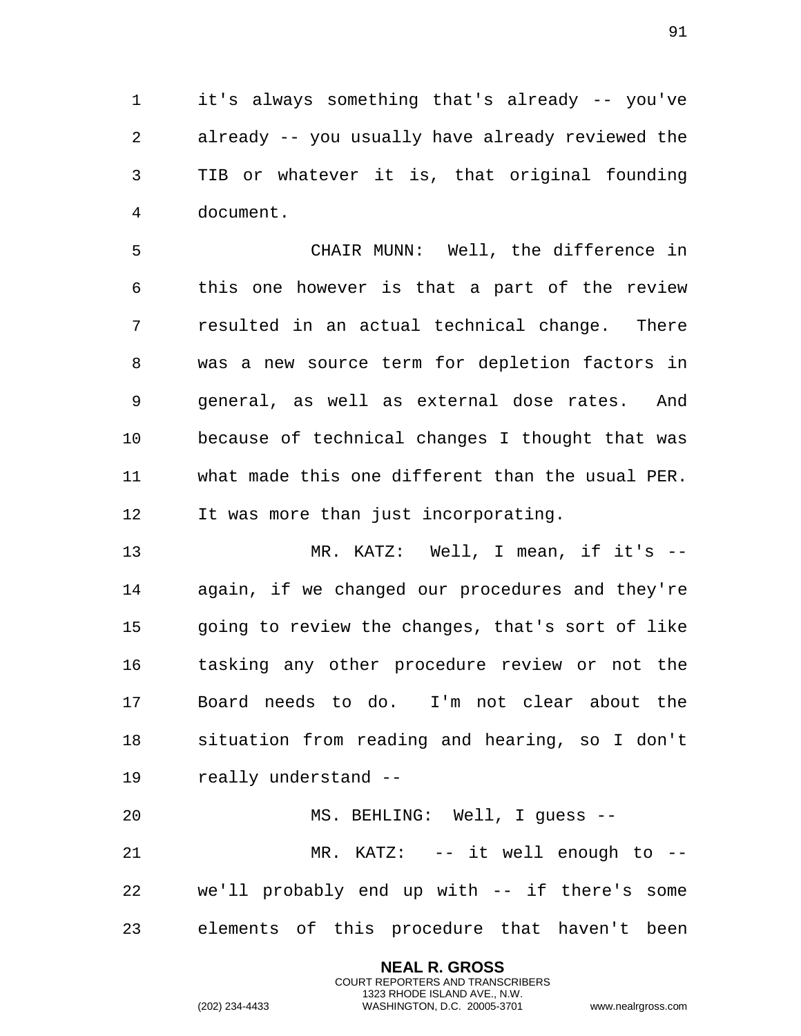it's always something that's already -- you've already -- you usually have already reviewed the TIB or whatever it is, that original founding document.

CHAIR MUNN: Well, the difference in this one however is that a part of the review resulted in an actual technical change. There was a new source term for depletion factors in general, as well as external dose rates. And because of technical changes I thought that was what made this one different than the usual PER. It was more than just incorporating.

MR. KATZ: Well, I mean, if it's -- again, if we changed our procedures and they're going to review the changes, that's sort of like tasking any other procedure review or not the Board needs to do. I'm not clear about the situation from reading and hearing, so I don't really understand --

MS. BEHLING: Well, I guess --

MR. KATZ: -- it well enough to -- we'll probably end up with -- if there's some elements of this procedure that haven't been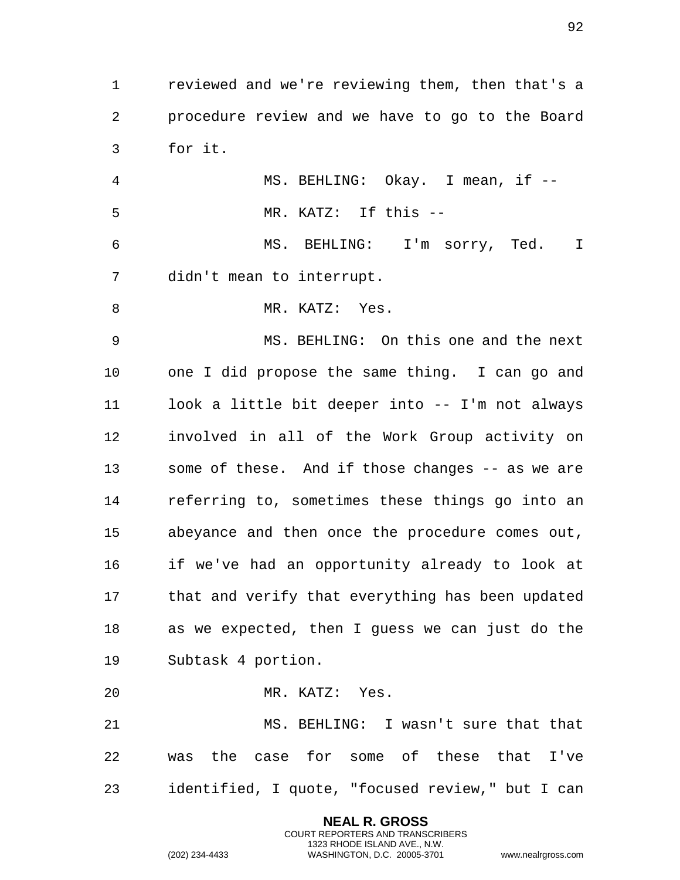reviewed and we're reviewing them, then that's a procedure review and we have to go to the Board for it.

MS. BEHLING: Okay. I mean, if --

MR. KATZ: If this --

MS. BEHLING: I'm sorry, Ted. I didn't mean to interrupt.

MR. KATZ: Yes.

MS. BEHLING: On this one and the next one I did propose the same thing. I can go and look a little bit deeper into -- I'm not always involved in all of the Work Group activity on some of these. And if those changes -- as we are referring to, sometimes these things go into an abeyance and then once the procedure comes out, if we've had an opportunity already to look at that and verify that everything has been updated as we expected, then I guess we can just do the Subtask 4 portion.

MR. KATZ: Yes.

MS. BEHLING: I wasn't sure that that was the case for some of these that I've identified, I quote, "focused review," but I can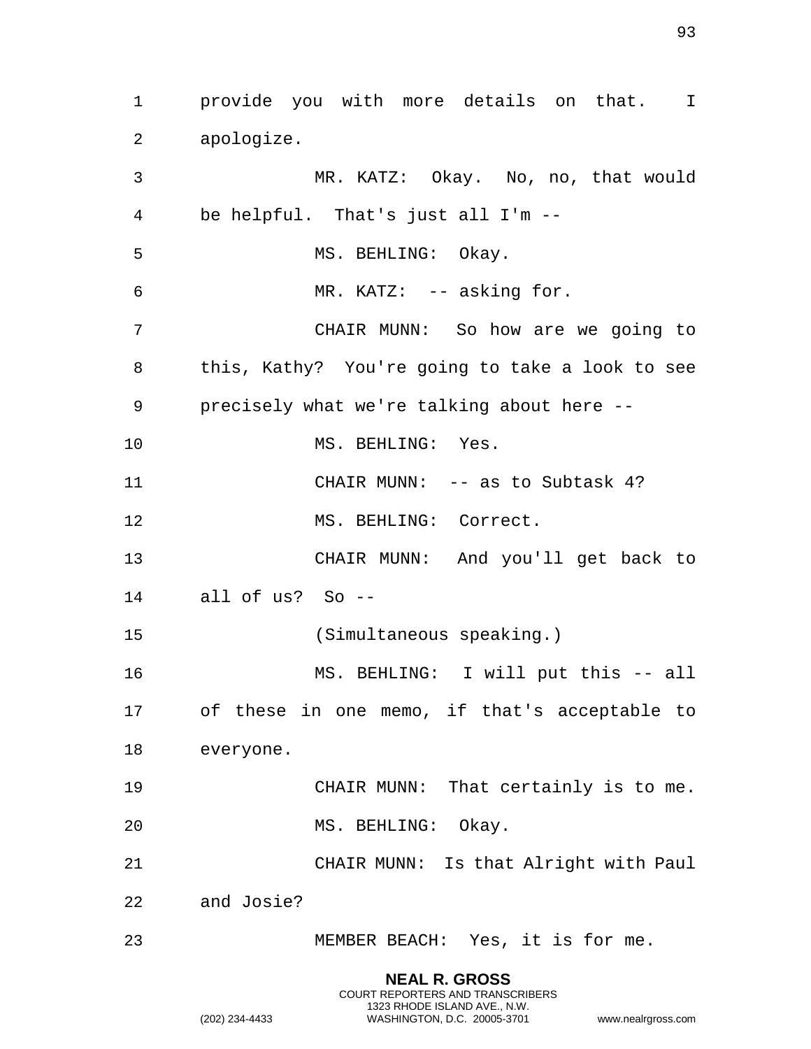provide you with more details on that. I apologize.

MR. KATZ: Okay. No, no, that would be helpful. That's just all I'm --

MS. BEHLING: Okay.

MR. KATZ: -- asking for.

CHAIR MUNN: So how are we going to this, Kathy? You're going to take a look to see precisely what we're talking about here --

MS. BEHLING: Yes.

CHAIR MUNN: -- as to Subtask 4?

MS. BEHLING: Correct.

CHAIR MUNN: And you'll get back to all of us? So --

(Simultaneous speaking.)

MS. BEHLING: I will put this -- all of these in one memo, if that's acceptable to everyone.

CHAIR MUNN: That certainly is to me.

MS. BEHLING: Okay.

CHAIR MUNN: Is that Alright with Paul and Josie?

MEMBER BEACH: Yes, it is for me.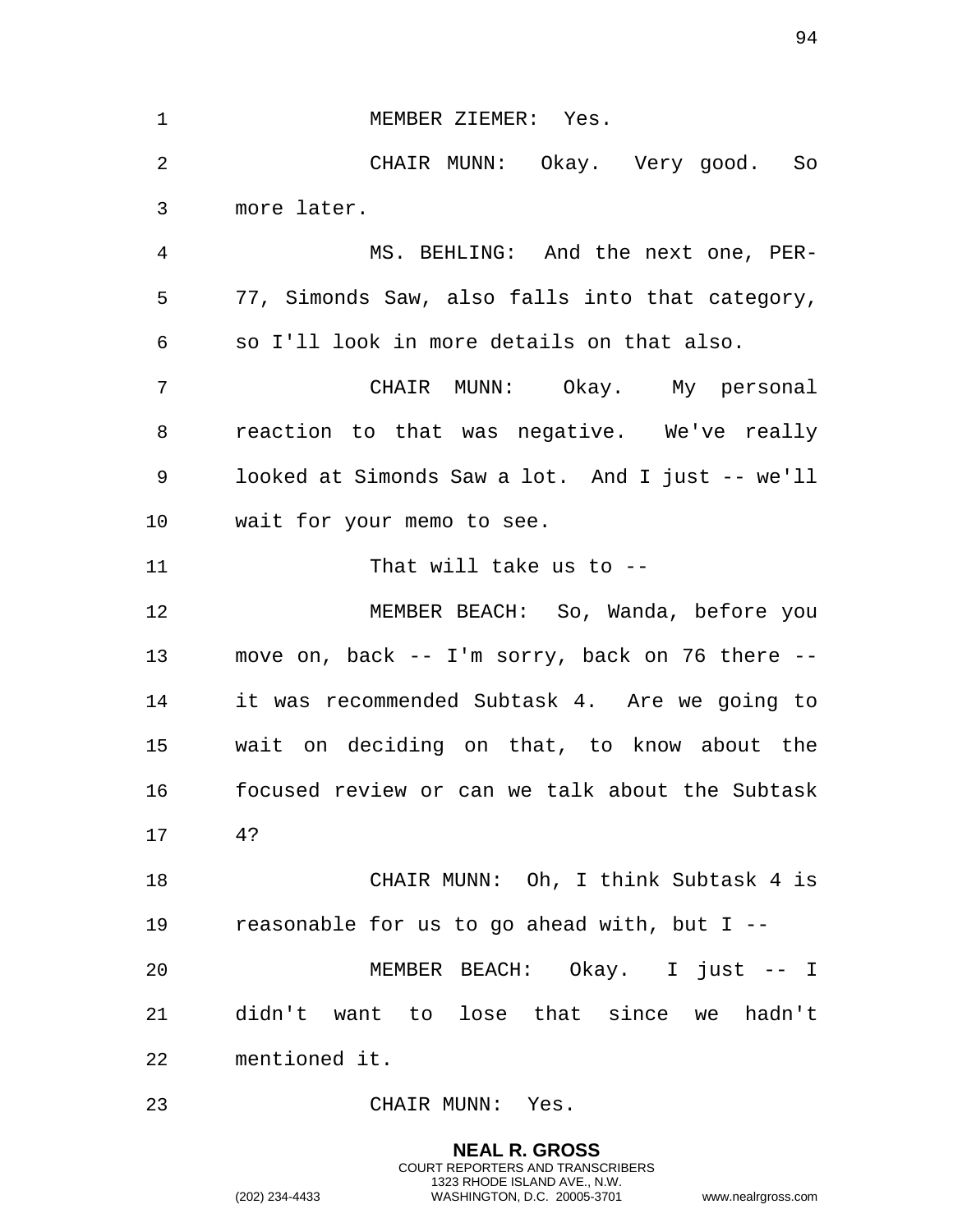MEMBER ZIEMER: Yes.

CHAIR MUNN: Okay. Very good. So more later.

MS. BEHLING: And the next one, PER-77, Simonds Saw, also falls into that category, so I'll look in more details on that also.

CHAIR MUNN: Okay. My personal reaction to that was negative. We've really looked at Simonds Saw a lot. And I just -- we'll wait for your memo to see.

That will take us to --

MEMBER BEACH: So, Wanda, before you move on, back -- I'm sorry, back on 76 there -- it was recommended Subtask 4. Are we going to wait on deciding on that, to know about the focused review or can we talk about the Subtask 4?

CHAIR MUNN: Oh, I think Subtask 4 is reasonable for us to go ahead with, but I --

MEMBER BEACH: Okay. I just -- I didn't want to lose that since we hadn't mentioned it.

CHAIR MUNN: Yes.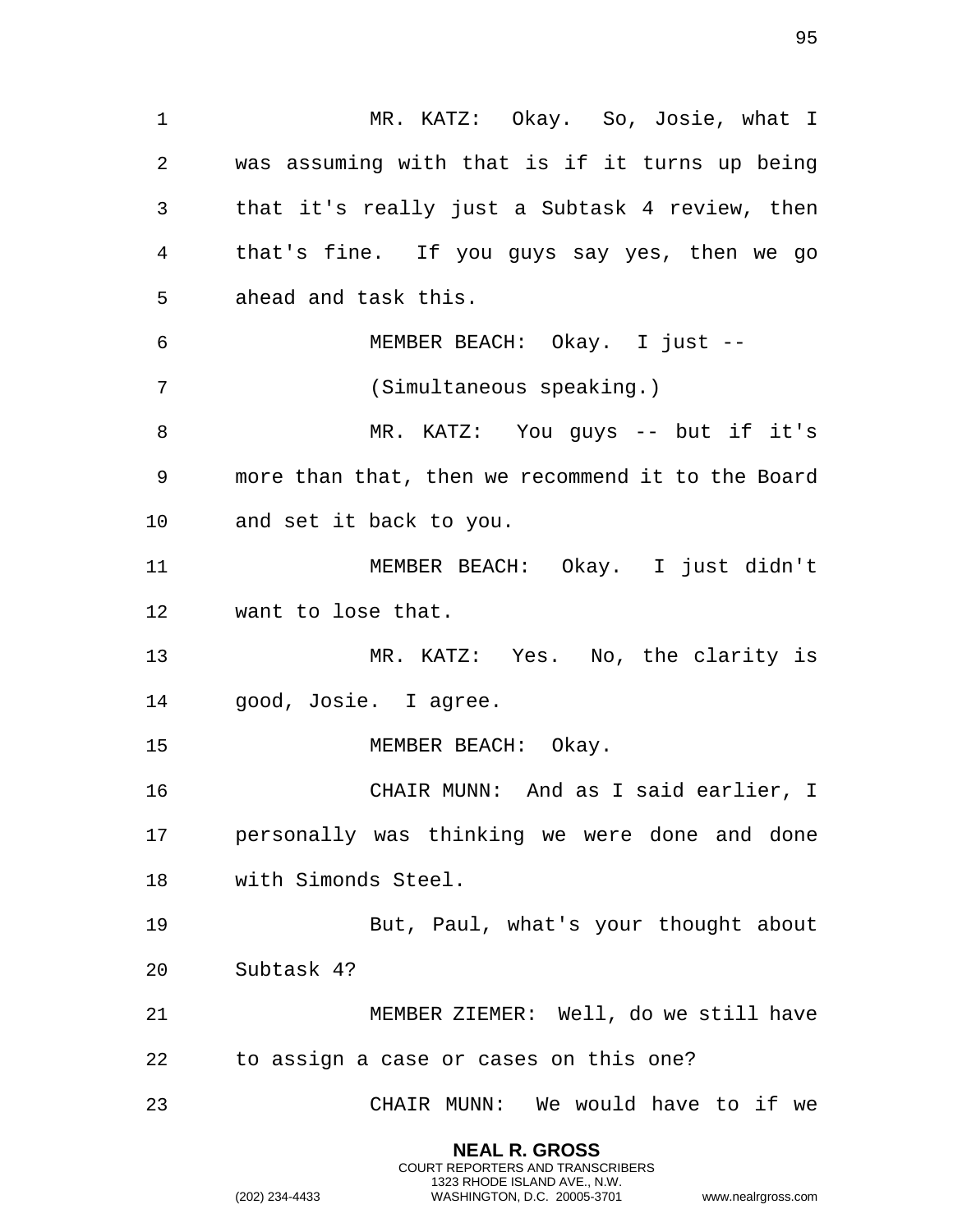MR. KATZ: Okay. So, Josie, what I was assuming with that is if it turns up being that it's really just a Subtask 4 review, then that's fine. If you guys say yes, then we go ahead and task this.

MEMBER BEACH: Okay. I just --

(Simultaneous speaking.)

MR. KATZ: You guys -- but if it's more than that, then we recommend it to the Board and set it back to you.

MEMBER BEACH: Okay. I just didn't want to lose that.

MR. KATZ: Yes. No, the clarity is good, Josie. I agree.

MEMBER BEACH: Okay.

CHAIR MUNN: And as I said earlier, I personally was thinking we were done and done with Simonds Steel.

But, Paul, what's your thought about Subtask 4?

MEMBER ZIEMER: Well, do we still have to assign a case or cases on this one?

CHAIR MUNN: We would have to if we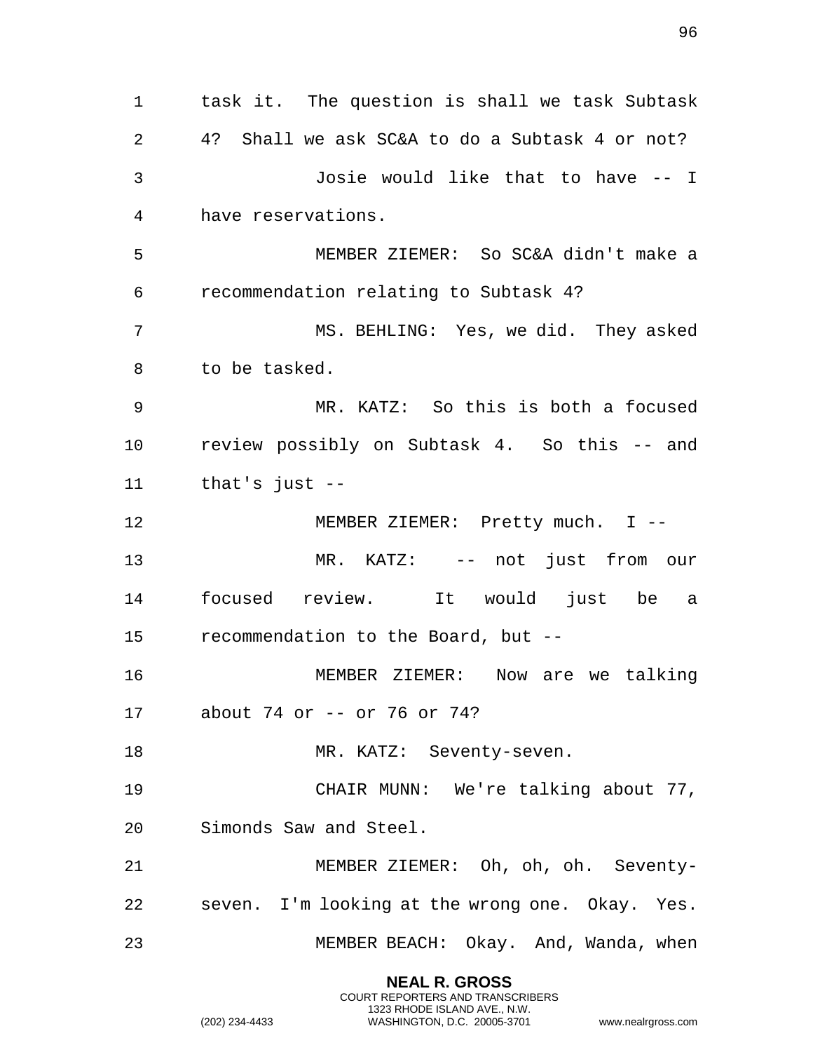task it. The question is shall we task Subtask 4? Shall we ask SC&A to do a Subtask 4 or not?

Josie would like that to have -- I have reservations.

MEMBER ZIEMER: So SC&A didn't make a recommendation relating to Subtask 4?

MS. BEHLING: Yes, we did. They asked to be tasked.

MR. KATZ: So this is both a focused review possibly on Subtask 4. So this -- and that's just --

MEMBER ZIEMER: Pretty much. I --

MR. KATZ: -- not just from our focused review. It would just be a recommendation to the Board, but --

MEMBER ZIEMER: Now are we talking about 74 or -- or 76 or 74?

MR. KATZ: Seventy-seven.

CHAIR MUNN: We're talking about 77, Simonds Saw and Steel.

MEMBER ZIEMER: Oh, oh, oh. Seventy-seven. I'm looking at the wrong one. Okay. Yes.

MEMBER BEACH: Okay. And, Wanda, when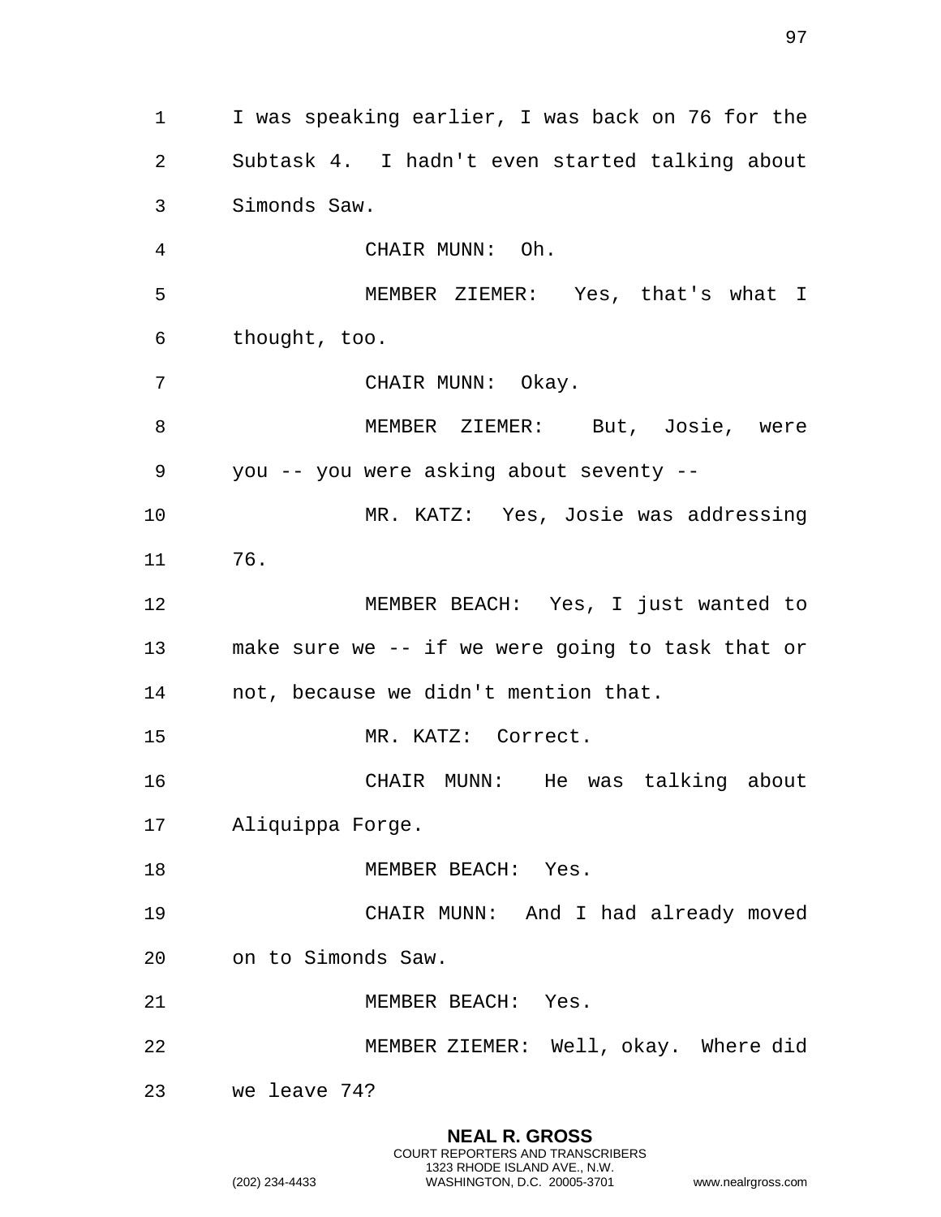I was speaking earlier, I was back on 76 for the Subtask 4. I hadn't even started talking about Simonds Saw.

CHAIR MUNN: Oh.

MEMBER ZIEMER: Yes, that's what I thought, too.

CHAIR MUNN: Okay.

MEMBER ZIEMER: But, Josie, were you -- you were asking about seventy --

MR. KATZ: Yes, Josie was addressing 76.

MEMBER BEACH: Yes, I just wanted to make sure we -- if we were going to task that or not, because we didn't mention that.

MR. KATZ: Correct.

CHAIR MUNN: He was talking about Aliquippa Forge.

MEMBER BEACH: Yes.

CHAIR MUNN: And I had already moved on to Simonds Saw.

MEMBER BEACH: Yes.

MEMBER ZIEMER: Well, okay. Where did we leave 74?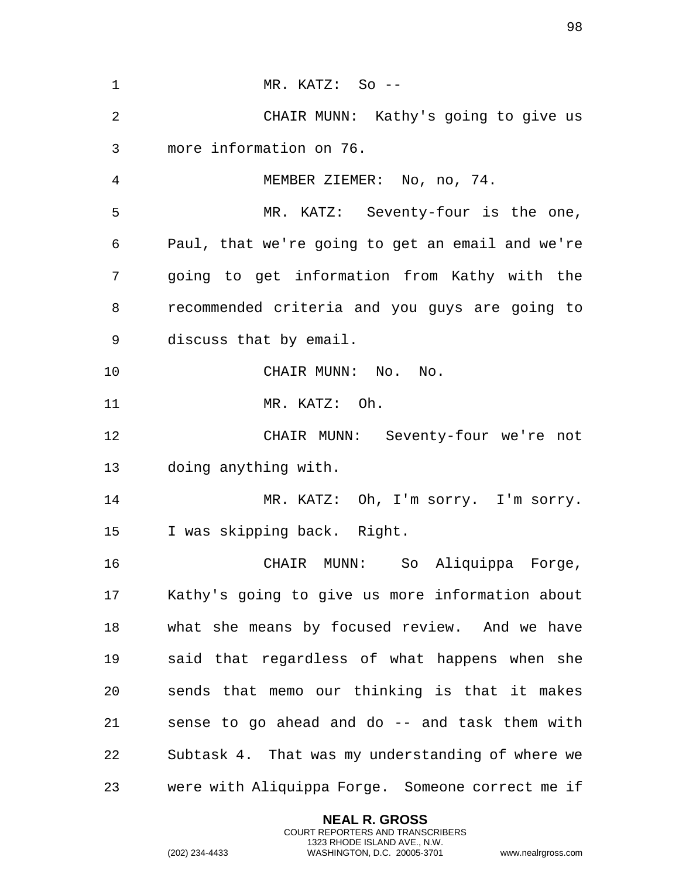MR. KATZ: So --

CHAIR MUNN: Kathy's going to give us more information on 76.

MEMBER ZIEMER: No, no, 74.

MR. KATZ: Seventy-four is the one, Paul, that we're going to get an email and we're going to get information from Kathy with the recommended criteria and you guys are going to discuss that by email.

CHAIR MUNN: No. No.

MR. KATZ: Oh.

CHAIR MUNN: Seventy-four we're not doing anything with.

MR. KATZ: Oh, I'm sorry. I'm sorry. I was skipping back. Right.

CHAIR MUNN: So Aliquippa Forge, Kathy's going to give us more information about what she means by focused review. And we have said that regardless of what happens when she sends that memo our thinking is that it makes sense to go ahead and do -- and task them with Subtask 4. That was my understanding of where we were with Aliquippa Forge. Someone correct me if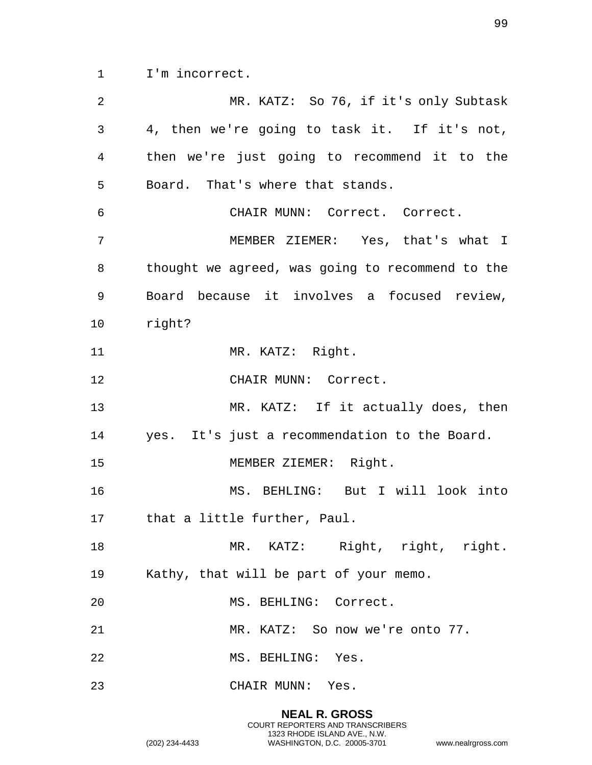I'm incorrect.

MR. KATZ: So 76, if it's only Subtask 4, then we're going to task it. If it's not, then we're just going to recommend it to the Board. That's where that stands.

CHAIR MUNN: Correct. Correct.

MEMBER ZIEMER: Yes, that's what I thought we agreed, was going to recommend to the Board because it involves a focused review, right?

MR. KATZ: Right.

CHAIR MUNN: Correct.

MR. KATZ: If it actually does, then yes. It's just a recommendation to the Board.

MEMBER ZIEMER: Right.

MS. BEHLING: But I will look into that a little further, Paul.

MR. KATZ: Right, right, right. Kathy, that will be part of your memo.

MS. BEHLING: Correct.

MR. KATZ: So now we're onto 77.

MS. BEHLING: Yes.

CHAIR MUNN: Yes.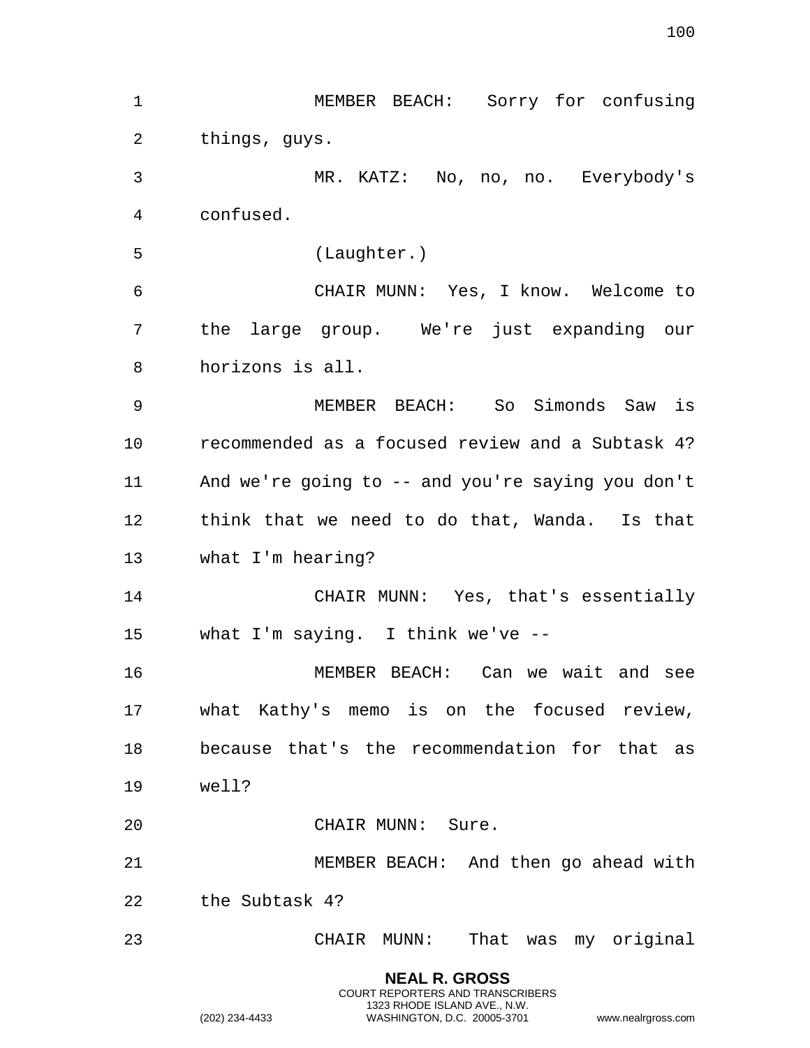MEMBER BEACH: Sorry for confusing things, guys.

MR. KATZ: No, no, no. Everybody's confused.

(Laughter.)

CHAIR MUNN: Yes, I know. Welcome to the large group. We're just expanding our horizons is all.

MEMBER BEACH: So Simonds Saw is recommended as a focused review and a Subtask 4? And we're going to -- and you're saying you don't think that we need to do that, Wanda. Is that what I'm hearing?

CHAIR MUNN: Yes, that's essentially what I'm saying. I think we've --

MEMBER BEACH: Can we wait and see what Kathy's memo is on the focused review, because that's the recommendation for that as well?

CHAIR MUNN: Sure.

MEMBER BEACH: And then go ahead with the Subtask 4?

CHAIR MUNN: That was my original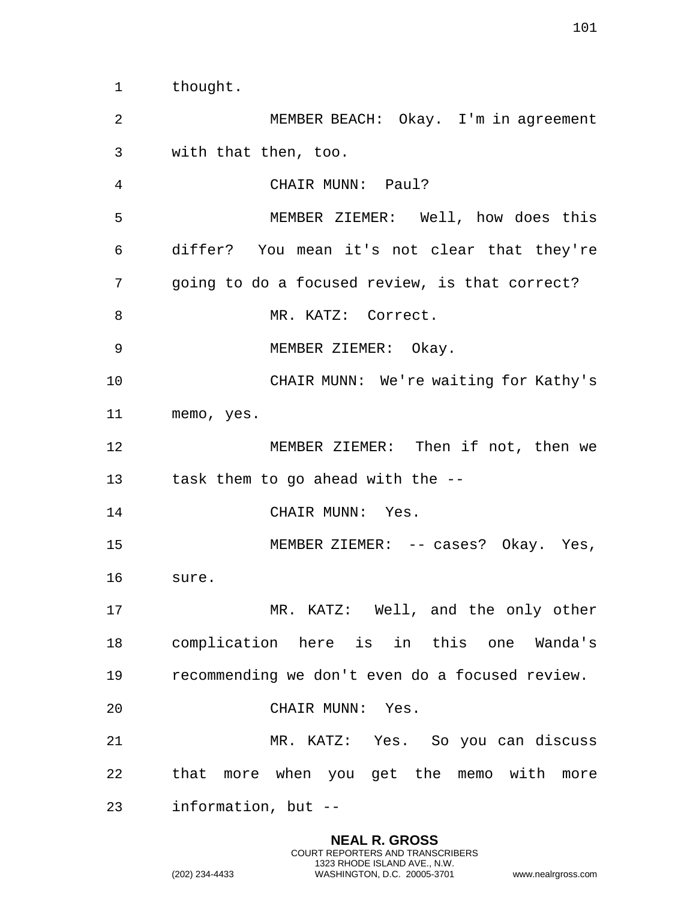thought.

MEMBER BEACH: Okay. I'm in agreement with that then, too.

CHAIR MUNN: Paul?

MEMBER ZIEMER: Well, how does this differ? You mean it's not clear that they're going to do a focused review, is that correct?

MR. KATZ: Correct.

MEMBER ZIEMER: Okay.

CHAIR MUNN: We're waiting for Kathy's memo, yes.

MEMBER ZIEMER: Then if not, then we task them to go ahead with the --

CHAIR MUNN: Yes.

MEMBER ZIEMER: -- cases? Okay. Yes, sure.

MR. KATZ: Well, and the only other complication here is in this one Wanda's recommending we don't even do a focused review.

CHAIR MUNN: Yes.

MR. KATZ: Yes. So you can discuss that more when you get the memo with more information, but --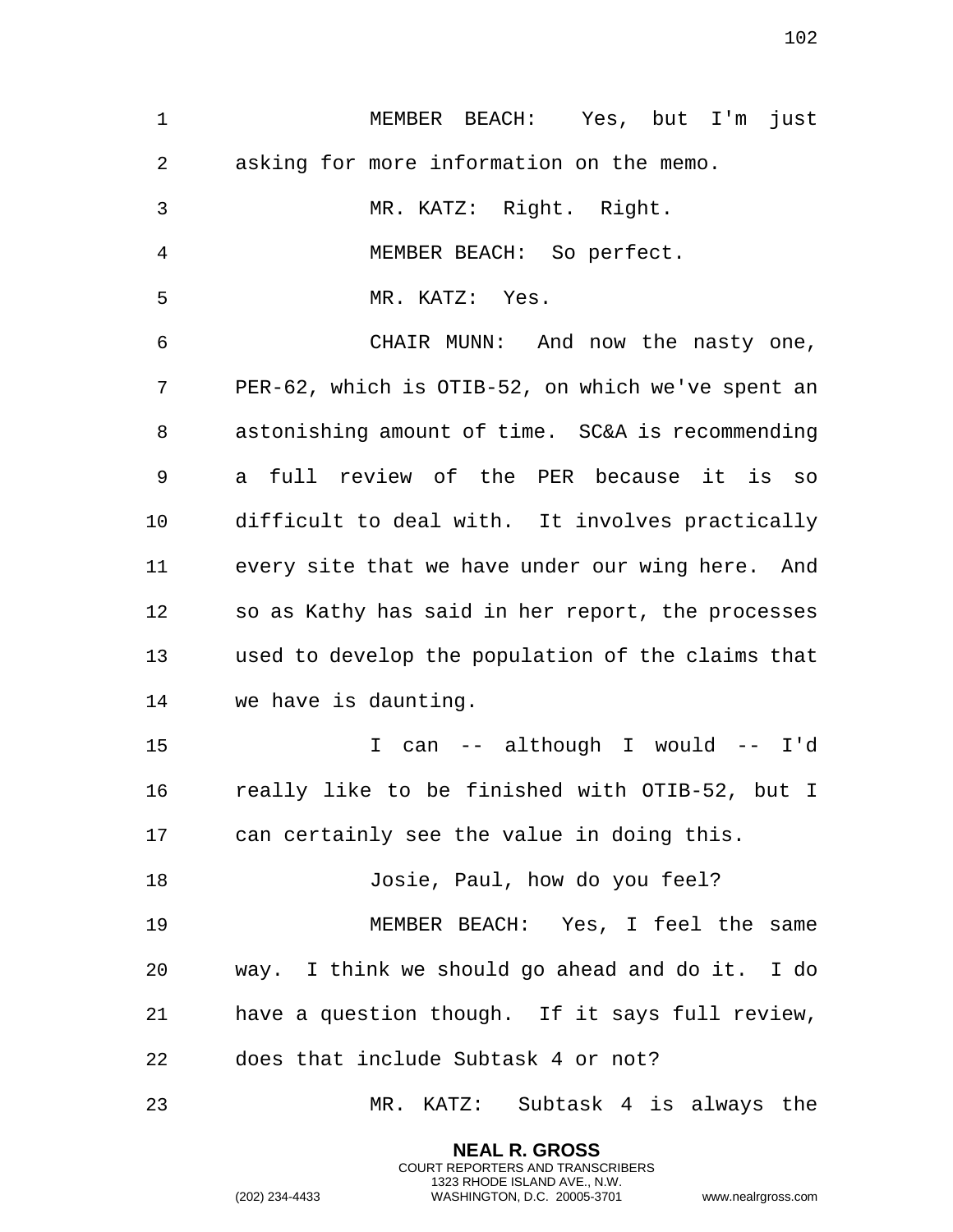MEMBER BEACH: Yes, but I'm just asking for more information on the memo.

MR. KATZ: Right. Right.

MEMBER BEACH: So perfect.

MR. KATZ: Yes.

CHAIR MUNN: And now the nasty one, PER-62, which is OTIB-52, on which we've spent an astonishing amount of time. SC&A is recommending a full review of the PER because it is so difficult to deal with. It involves practically every site that we have under our wing here. And so as Kathy has said in her report, the processes used to develop the population of the claims that we have is daunting.

I can -- although I would -- I'd really like to be finished with OTIB-52, but I can certainly see the value in doing this.

Josie, Paul, how do you feel?

MEMBER BEACH: Yes, I feel the same way. I think we should go ahead and do it. I do have a question though. If it says full review, does that include Subtask 4 or not?

MR. KATZ: Subtask 4 is always the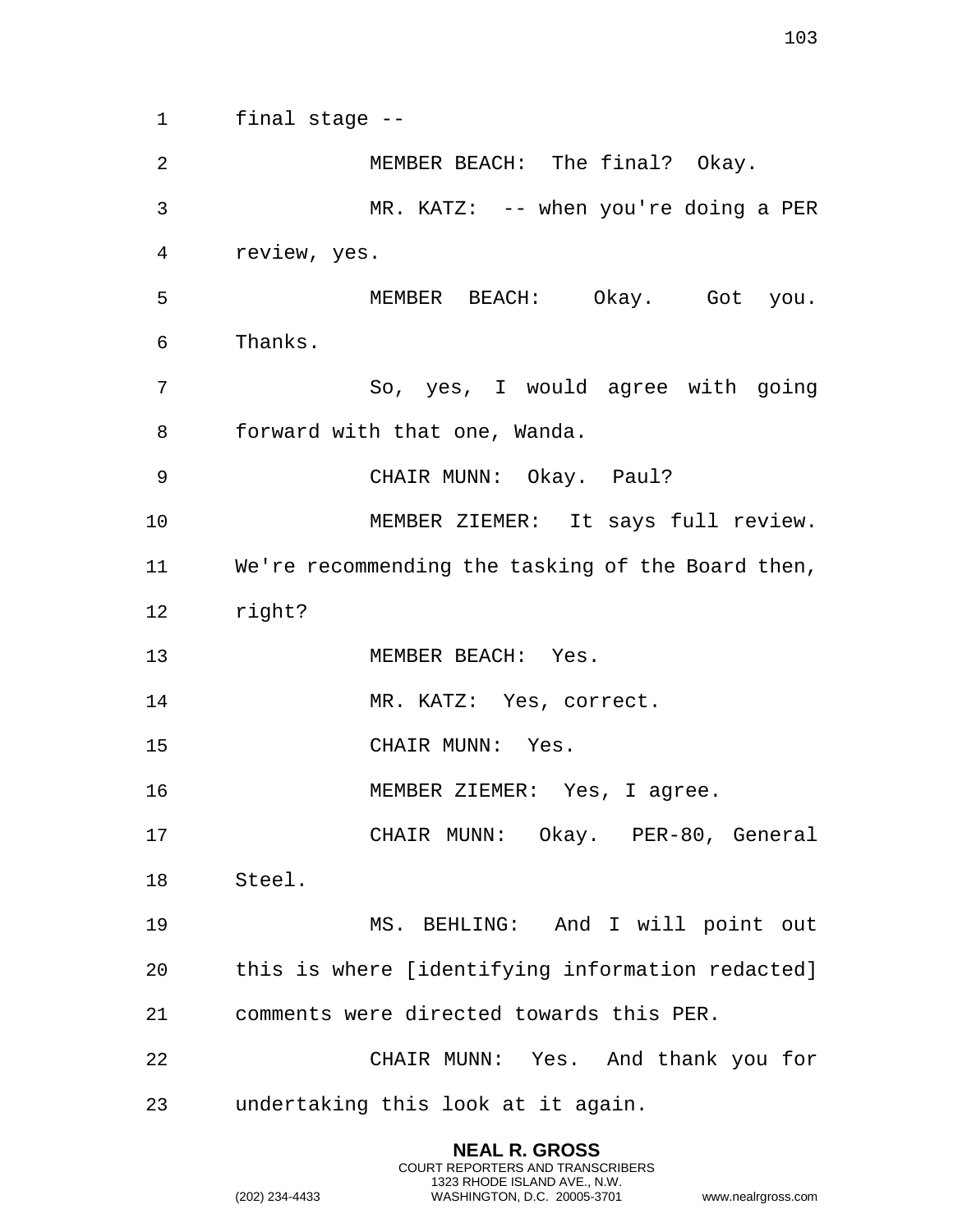final stage --

MEMBER BEACH: The final? Okay.

MR. KATZ: -- when you're doing a PER review, yes.

MEMBER BEACH: Okay. Got you. Thanks.

So, yes, I would agree with going forward with that one, Wanda.

CHAIR MUNN: Okay. Paul?

MEMBER ZIEMER: It says full review. We're recommending the tasking of the Board then, right?

MEMBER BEACH: Yes.

MR. KATZ: Yes, correct.

CHAIR MUNN: Yes.

MEMBER ZIEMER: Yes, I agree.

CHAIR MUNN: Okay. PER-80, General Steel.

MS. BEHLING: And I will point out this is where [identifying information redacted] comments were directed towards this PER.

CHAIR MUNN: Yes. And thank you for undertaking this look at it again.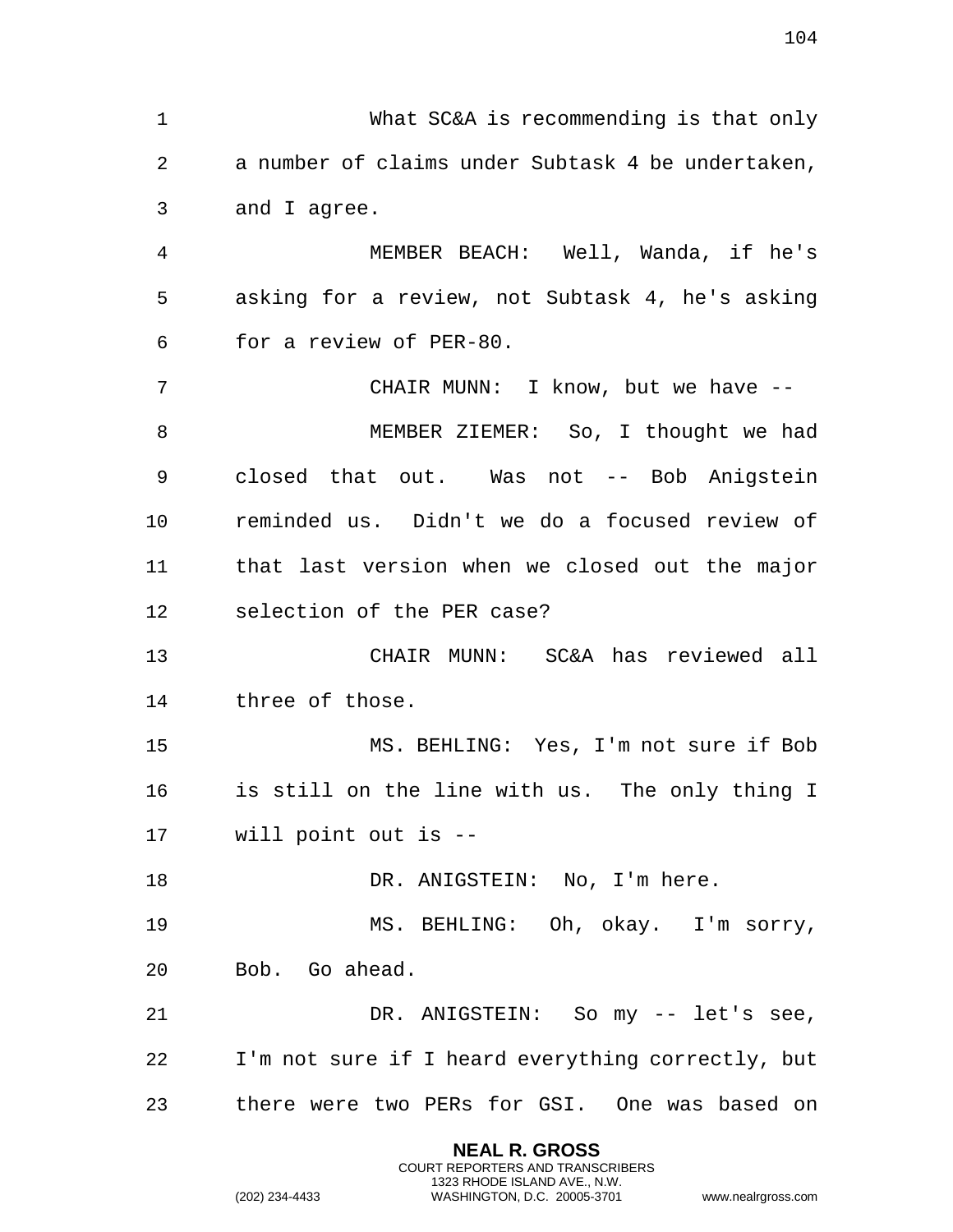What SC&A is recommending is that only a number of claims under Subtask 4 be undertaken, and I agree.

MEMBER BEACH: Well, Wanda, if he's asking for a review, not Subtask 4, he's asking for a review of PER-80.

CHAIR MUNN: I know, but we have --

MEMBER ZIEMER: So, I thought we had closed that out. Was not -- Bob Anigstein reminded us. Didn't we do a focused review of that last version when we closed out the major selection of the PER case?

CHAIR MUNN: SC&A has reviewed all three of those.

MS. BEHLING: Yes, I'm not sure if Bob is still on the line with us. The only thing I will point out is --

DR. ANIGSTEIN: No, I'm here.

MS. BEHLING: Oh, okay. I'm sorry, Bob. Go ahead.

DR. ANIGSTEIN: So my -- let's see, I'm not sure if I heard everything correctly, but there were two PERs for GSI. One was based on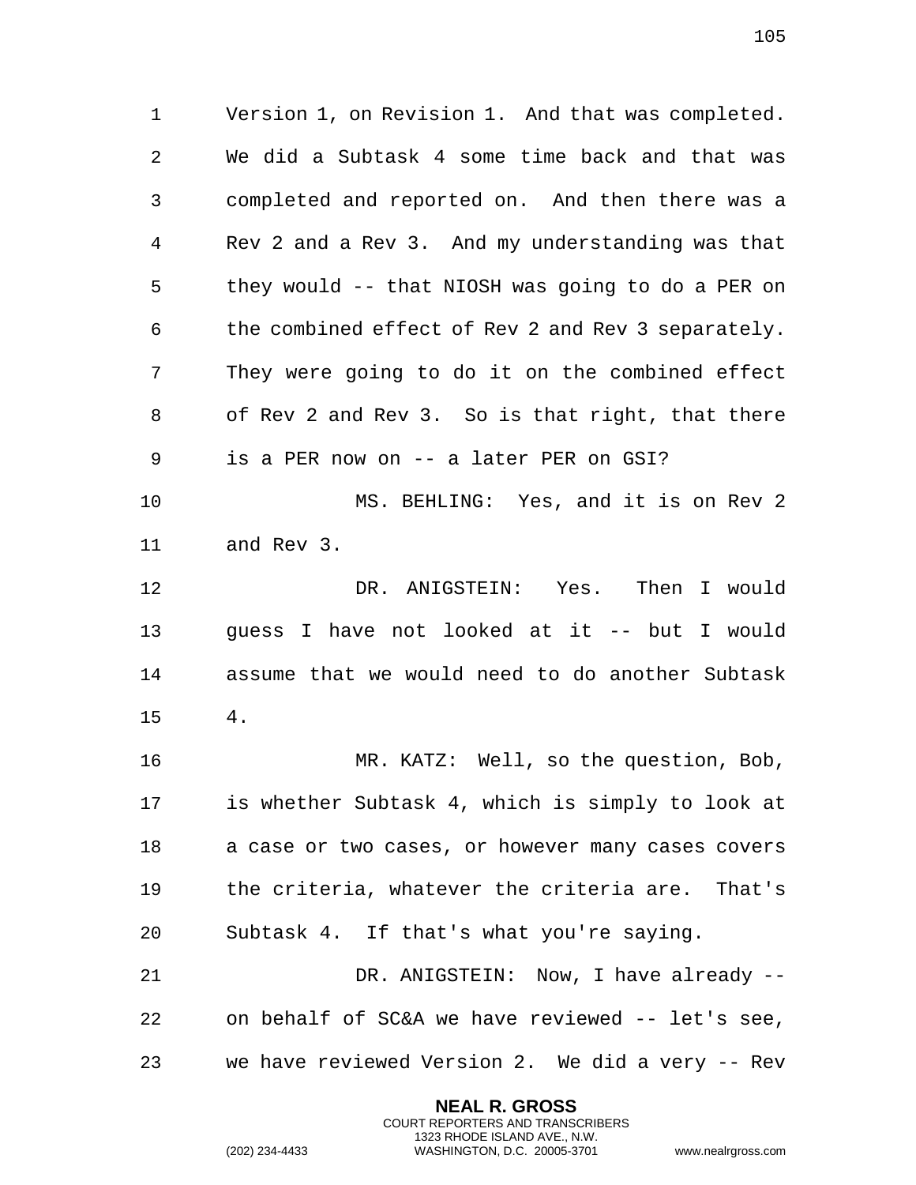Version 1, on Revision 1. And that was completed. We did a Subtask 4 some time back and that was completed and reported on. And then there was a Rev 2 and a Rev 3. And my understanding was that they would -- that NIOSH was going to do a PER on the combined effect of Rev 2 and Rev 3 separately. They were going to do it on the combined effect of Rev 2 and Rev 3. So is that right, that there is a PER now on -- a later PER on GSI?

MS. BEHLING: Yes, and it is on Rev 2 and Rev 3.

DR. ANIGSTEIN: Yes. Then I would guess I have not looked at it -- but I would assume that we would need to do another Subtask 4.

MR. KATZ: Well, so the question, Bob, is whether Subtask 4, which is simply to look at a case or two cases, or however many cases covers the criteria, whatever the criteria are. That's Subtask 4. If that's what you're saying.

DR. ANIGSTEIN: Now, I have already -- on behalf of SC&A we have reviewed -- let's see, we have reviewed Version 2. We did a very -- Rev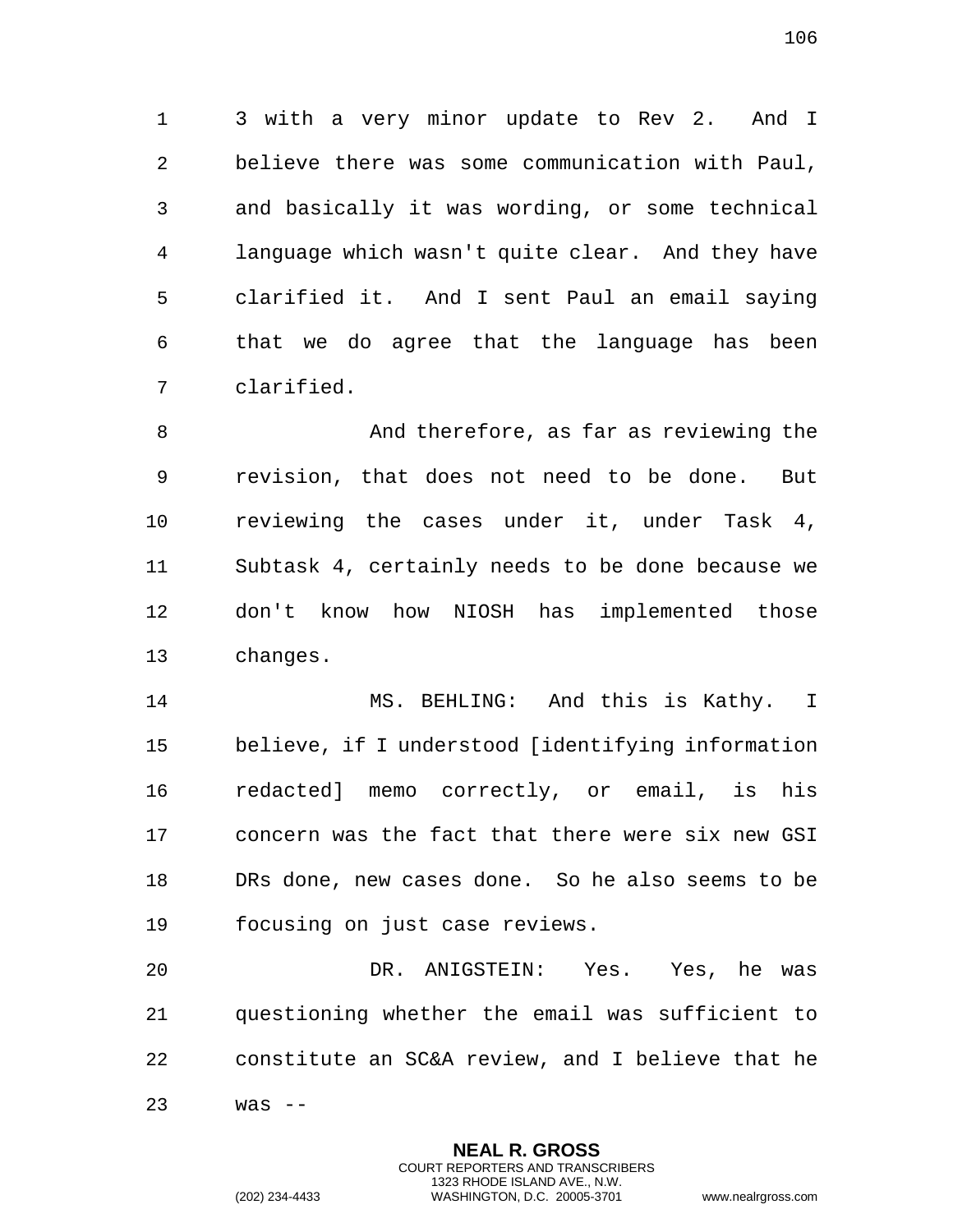3 with a very minor update to Rev 2. And I believe there was some communication with Paul, and basically it was wording, or some technical language which wasn't quite clear. And they have clarified it. And I sent Paul an email saying that we do agree that the language has been clarified.

And therefore, as far as reviewing the revision, that does not need to be done. But reviewing the cases under it, under Task 4, Subtask 4, certainly needs to be done because we don't know how NIOSH has implemented those changes.

MS. BEHLING: And this is Kathy. I believe, if I understood [identifying information redacted] memo correctly, or email, is his concern was the fact that there were six new GSI DRs done, new cases done. So he also seems to be focusing on just case reviews.

DR. ANIGSTEIN: Yes. Yes, he was questioning whether the email was sufficient to constitute an SC&A review, and I believe that he was --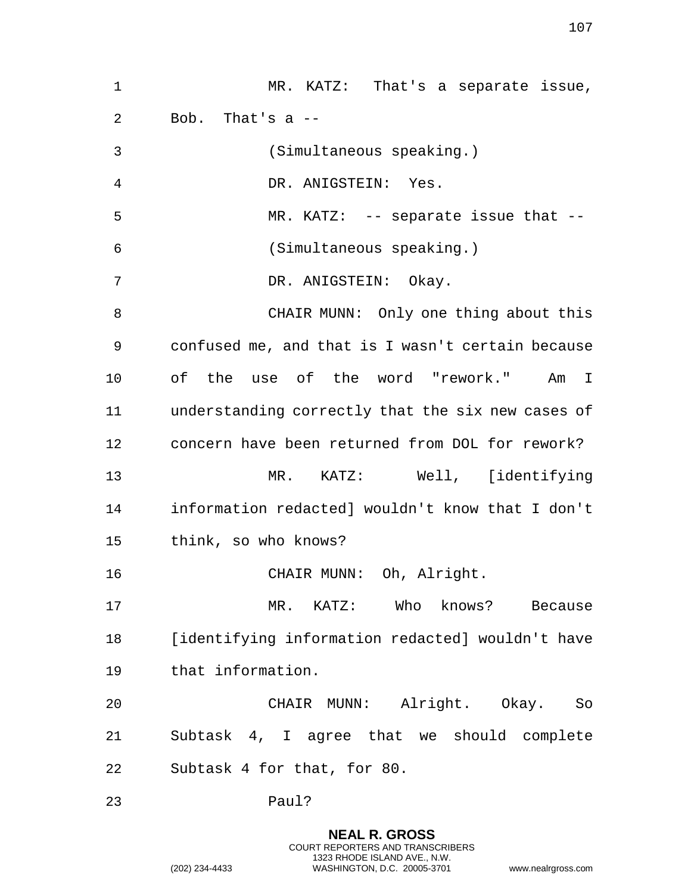MR. KATZ: That's a separate issue, Bob. That's a --

(Simultaneous speaking.)

DR. ANIGSTEIN: Yes.

MR. KATZ: -- separate issue that --

(Simultaneous speaking.)

DR. ANIGSTEIN: Okay.

CHAIR MUNN: Only one thing about this confused me, and that is I wasn't certain because of the use of the word "rework." Am I understanding correctly that the six new cases of concern have been returned from DOL for rework?

MR. KATZ: Well, [identifying information redacted] wouldn't know that I don't think, so who knows?

CHAIR MUNN: Oh, Alright.

MR. KATZ: Who knows? Because [identifying information redacted] wouldn't have that information.

CHAIR MUNN: Alright. Okay. So Subtask 4, I agree that we should complete Subtask 4 for that, for 80.

Paul?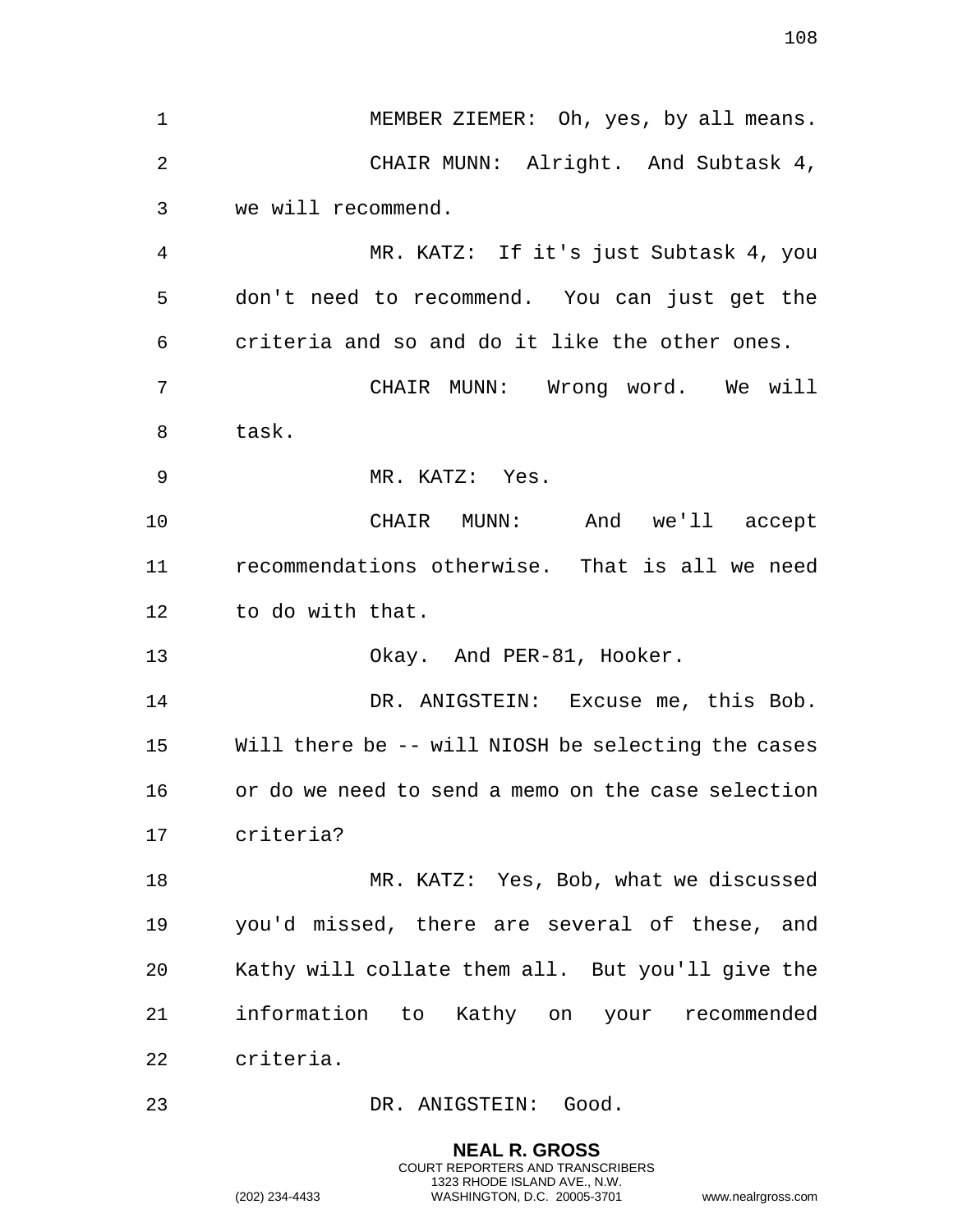MEMBER ZIEMER: Oh, yes, by all means.

CHAIR MUNN: Alright. And Subtask 4, we will recommend.

MR. KATZ: If it's just Subtask 4, you don't need to recommend. You can just get the criteria and so and do it like the other ones.

CHAIR MUNN: Wrong word. We will task.

MR. KATZ: Yes.

CHAIR MUNN: And we'll accept recommendations otherwise. That is all we need to do with that.

Okay. And PER-81, Hooker.

DR. ANIGSTEIN: Excuse me, this Bob. Will there be -- will NIOSH be selecting the cases or do we need to send a memo on the case selection criteria?

MR. KATZ: Yes, Bob, what we discussed you'd missed, there are several of these, and Kathy will collate them all. But you'll give the information to Kathy on your recommended criteria.

DR. ANIGSTEIN: Good.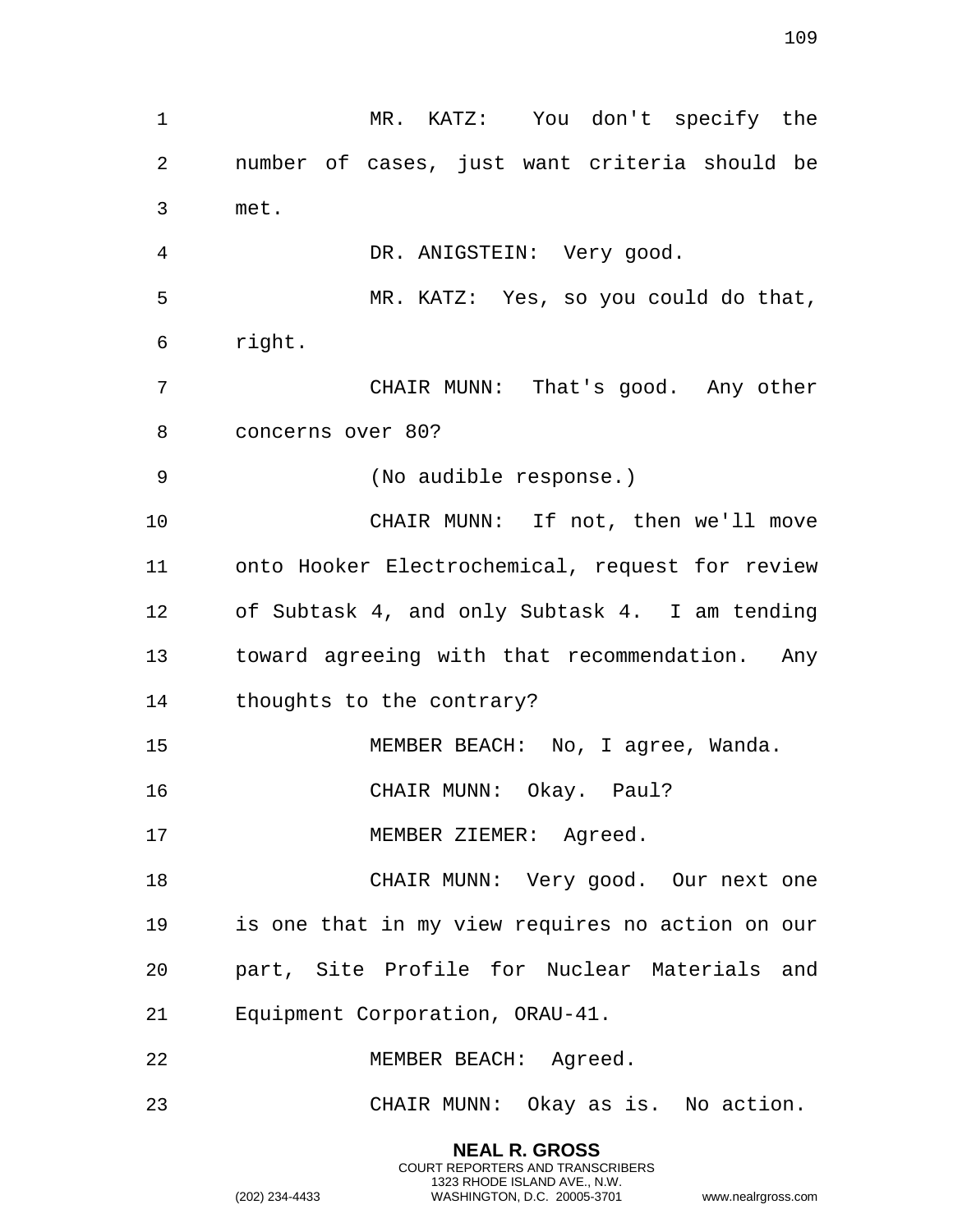MR. KATZ: You don't specify the number of cases, just want criteria should be met.

DR. ANIGSTEIN: Very good.

MR. KATZ: Yes, so you could do that, right.

CHAIR MUNN: That's good. Any other concerns over 80?

(No audible response.)

CHAIR MUNN: If not, then we'll move onto Hooker Electrochemical, request for review of Subtask 4, and only Subtask 4. I am tending toward agreeing with that recommendation. Any thoughts to the contrary?

MEMBER BEACH: No, I agree, Wanda.

CHAIR MUNN: Okay. Paul?

MEMBER ZIEMER: Agreed.

CHAIR MUNN: Very good. Our next one is one that in my view requires no action on our part, Site Profile for Nuclear Materials and Equipment Corporation, ORAU-41.

MEMBER BEACH: Agreed.

CHAIR MUNN: Okay as is. No action.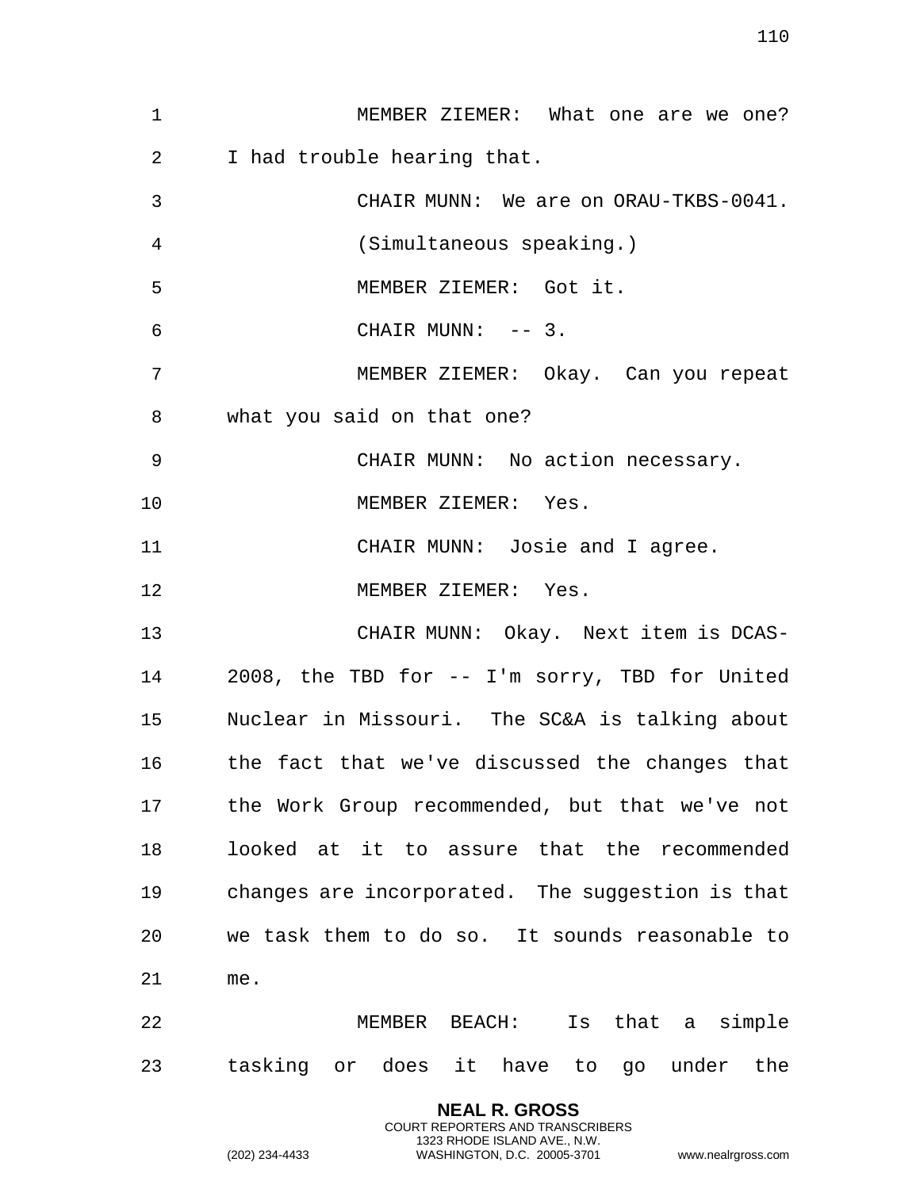MEMBER ZIEMER: What one are we one? I had trouble hearing that.

CHAIR MUNN: We are on ORAU-TKBS-0041.

(Simultaneous speaking.)

MEMBER ZIEMER: Got it.

CHAIR MUNN: -- 3.

MEMBER ZIEMER: Okay. Can you repeat what you said on that one?

CHAIR MUNN: No action necessary.

MEMBER ZIEMER: Yes.

CHAIR MUNN: Josie and I agree.

MEMBER ZIEMER: Yes.

CHAIR MUNN: Okay. Next item is DCAS-2008, the TBD for -- I'm sorry, TBD for United Nuclear in Missouri. The SC&A is talking about the fact that we've discussed the changes that the Work Group recommended, but that we've not looked at it to assure that the recommended changes are incorporated. The suggestion is that we task them to do so. It sounds reasonable to me.

MEMBER BEACH: Is that a simple tasking or does it have to go under the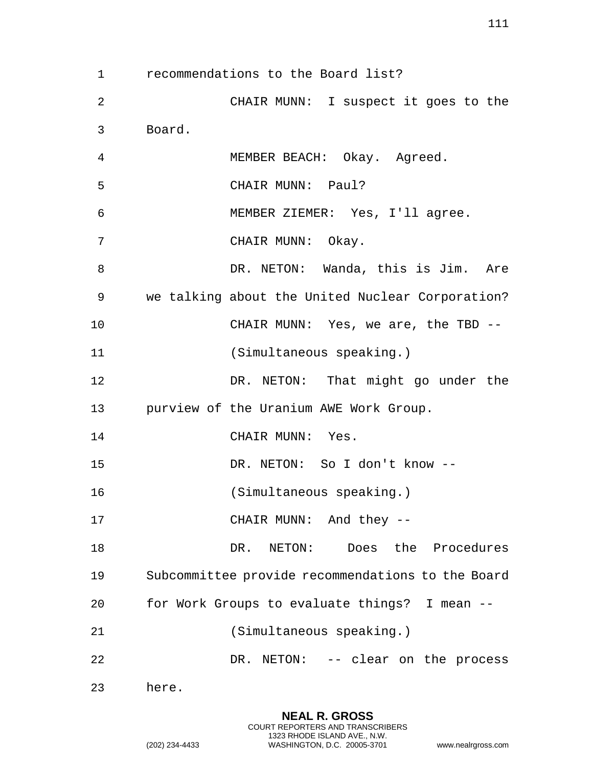recommendations to the Board list?

CHAIR MUNN: I suspect it goes to the Board.

MEMBER BEACH: Okay. Agreed.

CHAIR MUNN: Paul?

MEMBER ZIEMER: Yes, I'll agree.

CHAIR MUNN: Okay.

DR. NETON: Wanda, this is Jim. Are we talking about the United Nuclear Corporation?

CHAIR MUNN: Yes, we are, the TBD --

(Simultaneous speaking.)

DR. NETON: That might go under the purview of the Uranium AWE Work Group.

CHAIR MUNN: Yes.

DR. NETON: So I don't know --

(Simultaneous speaking.)

CHAIR MUNN: And they --

DR. NETON: Does the Procedures Subcommittee provide recommendations to the Board for Work Groups to evaluate things? I mean --

(Simultaneous speaking.)

DR. NETON: -- clear on the process here.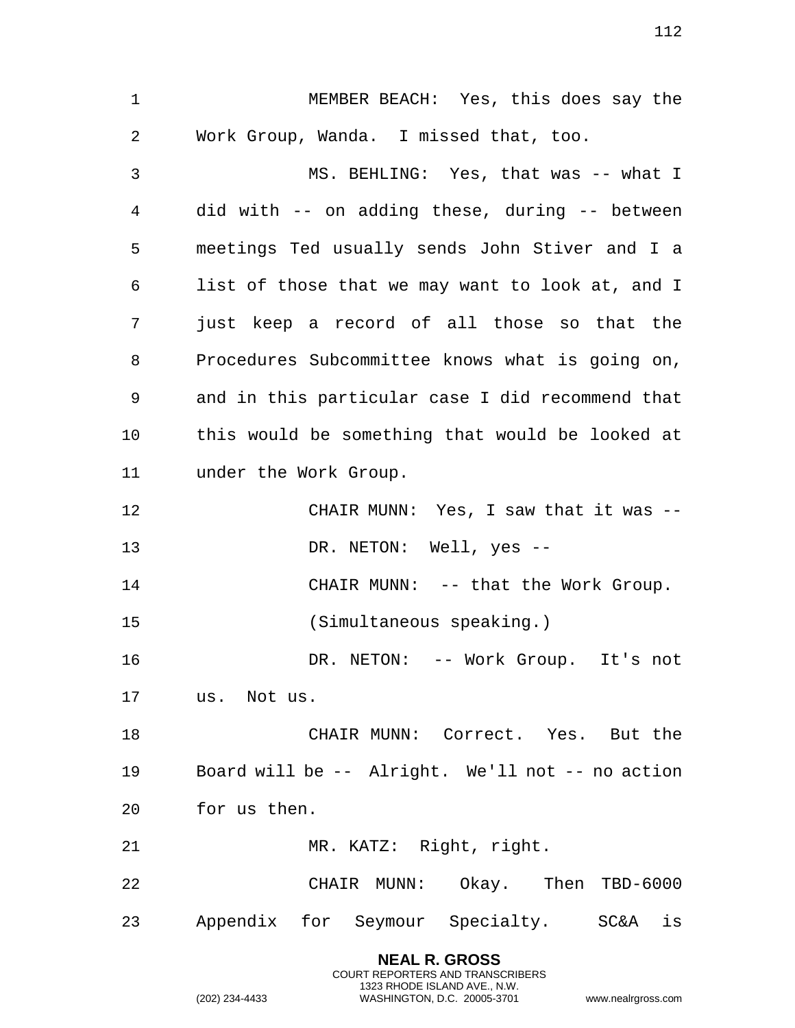MEMBER BEACH: Yes, this does say the Work Group, Wanda. I missed that, too.

MS. BEHLING: Yes, that was -- what I did with -- on adding these, during -- between meetings Ted usually sends John Stiver and I a list of those that we may want to look at, and I just keep a record of all those so that the Procedures Subcommittee knows what is going on, and in this particular case I did recommend that this would be something that would be looked at under the Work Group.

CHAIR MUNN: Yes, I saw that it was --

DR. NETON: Well, yes --

CHAIR MUNN: -- that the Work Group.

(Simultaneous speaking.)

DR. NETON: -- Work Group. It's not us. Not us.

CHAIR MUNN: Correct. Yes. But the Board will be -- Alright. We'll not -- no action for us then.

MR. KATZ: Right, right.

CHAIR MUNN: Okay. Then TBD-6000 Appendix for Seymour Specialty. SC&A is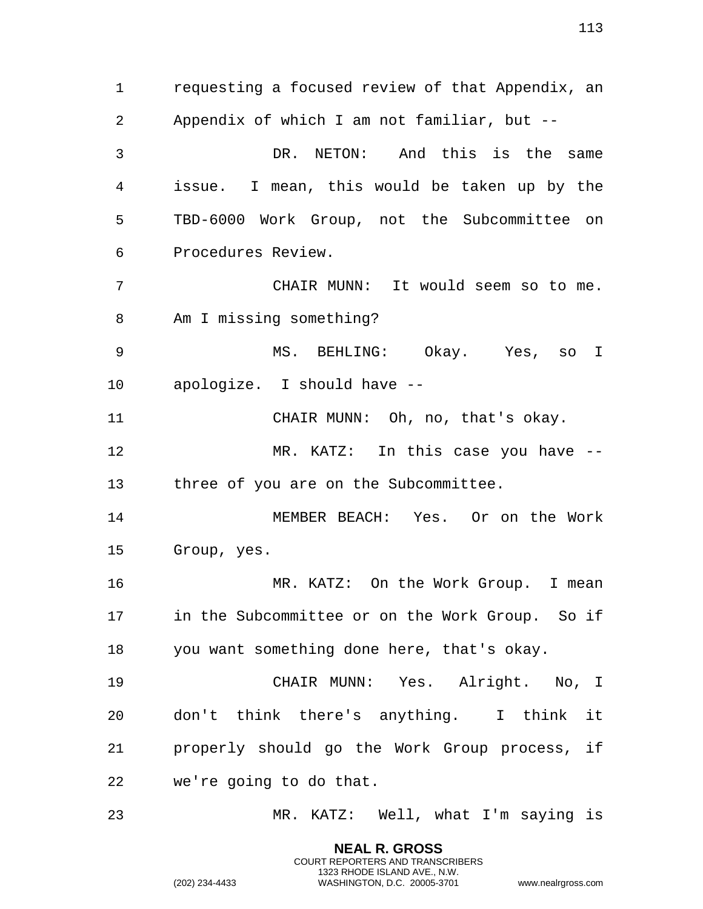requesting a focused review of that Appendix, an Appendix of which I am not familiar, but --

DR. NETON: And this is the same issue. I mean, this would be taken up by the TBD-6000 Work Group, not the Subcommittee on Procedures Review.

CHAIR MUNN: It would seem so to me. Am I missing something?

MS. BEHLING: Okay. Yes, so I apologize. I should have --

CHAIR MUNN: Oh, no, that's okay.

MR. KATZ: In this case you have -- three of you are on the Subcommittee.

MEMBER BEACH: Yes. Or on the Work Group, yes.

MR. KATZ: On the Work Group. I mean in the Subcommittee or on the Work Group. So if you want something done here, that's okay.

CHAIR MUNN: Yes. Alright. No, I don't think there's anything. I think it properly should go the Work Group process, if we're going to do that.

MR. KATZ: Well, what I'm saying is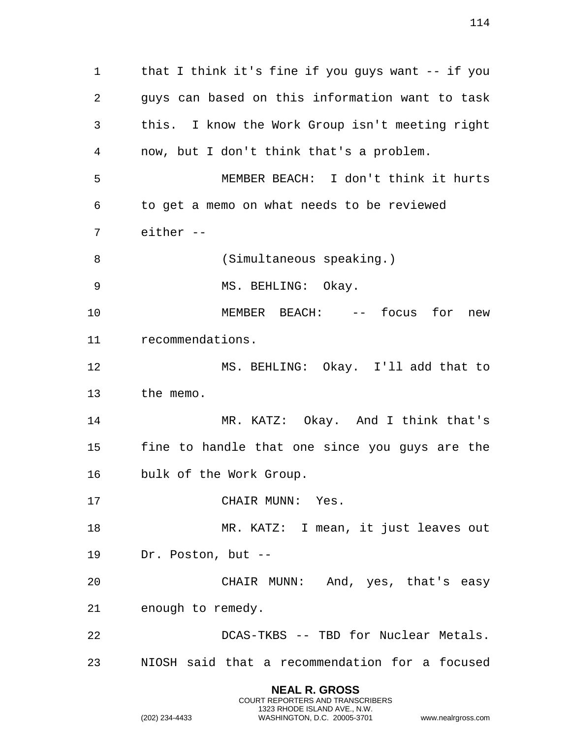that I think it's fine if you guys want -- if you guys can based on this information want to task this. I know the Work Group isn't meeting right now, but I don't think that's a problem.

MEMBER BEACH: I don't think it hurts to get a memo on what needs to be reviewed either --

(Simultaneous speaking.)

MS. BEHLING: Okay.

MEMBER BEACH: -- focus for new recommendations.

MS. BEHLING: Okay. I'll add that to the memo.

MR. KATZ: Okay. And I think that's fine to handle that one since you guys are the bulk of the Work Group.

CHAIR MUNN: Yes.

MR. KATZ: I mean, it just leaves out Dr. Poston, but --

CHAIR MUNN: And, yes, that's easy enough to remedy.

DCAS-TKBS -- TBD for Nuclear Metals. NIOSH said that a recommendation for a focused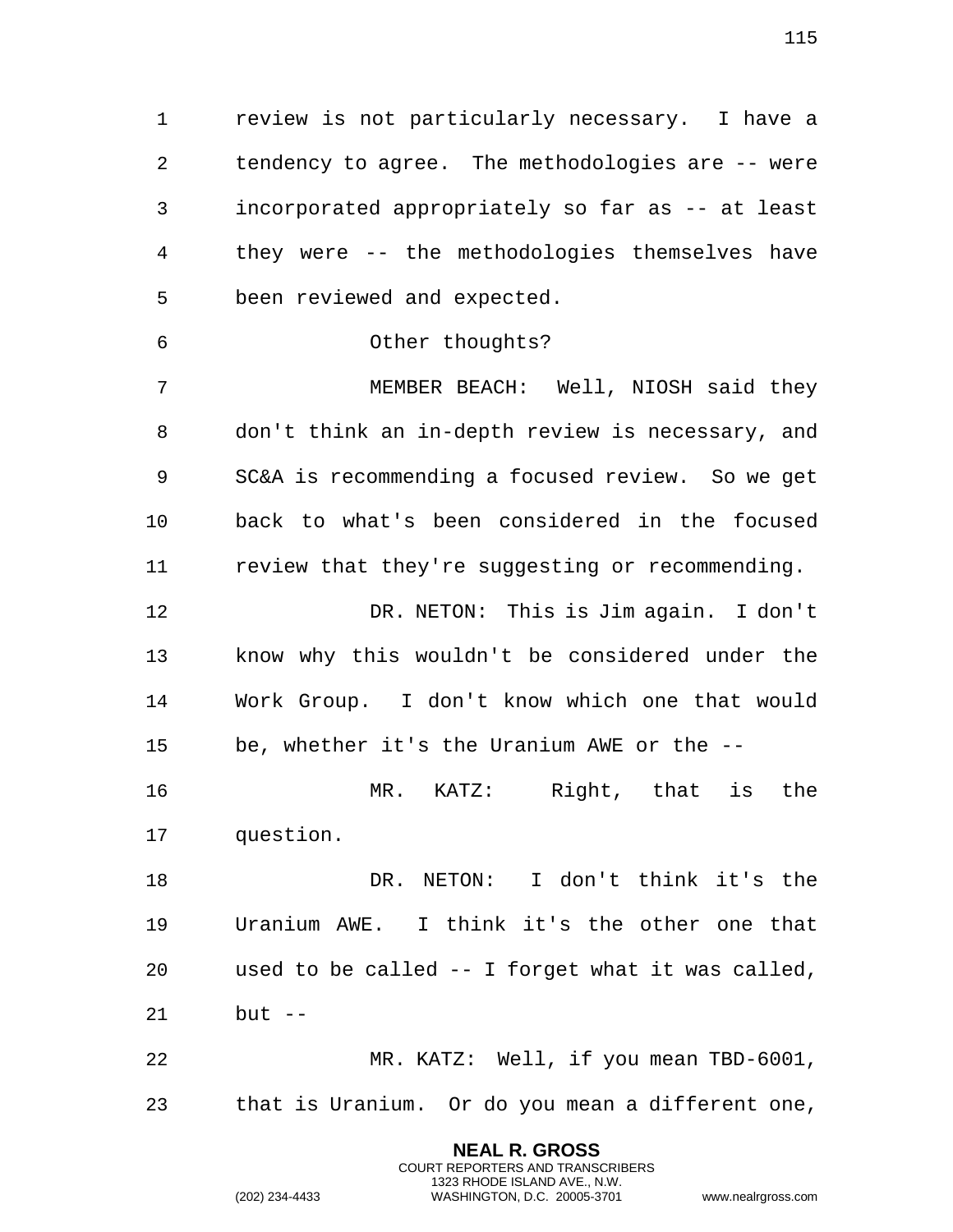review is not particularly necessary. I have a tendency to agree. The methodologies are -- were incorporated appropriately so far as -- at least they were -- the methodologies themselves have been reviewed and expected.

Other thoughts?

MEMBER BEACH: Well, NIOSH said they don't think an in-depth review is necessary, and SC&A is recommending a focused review. So we get back to what's been considered in the focused review that they're suggesting or recommending.

DR. NETON: This is Jim again. I don't know why this wouldn't be considered under the Work Group. I don't know which one that would be, whether it's the Uranium AWE or the --

MR. KATZ: Right, that is the question.

DR. NETON: I don't think it's the Uranium AWE. I think it's the other one that used to be called -- I forget what it was called, but --

MR. KATZ: Well, if you mean TBD-6001, that is Uranium. Or do you mean a different one,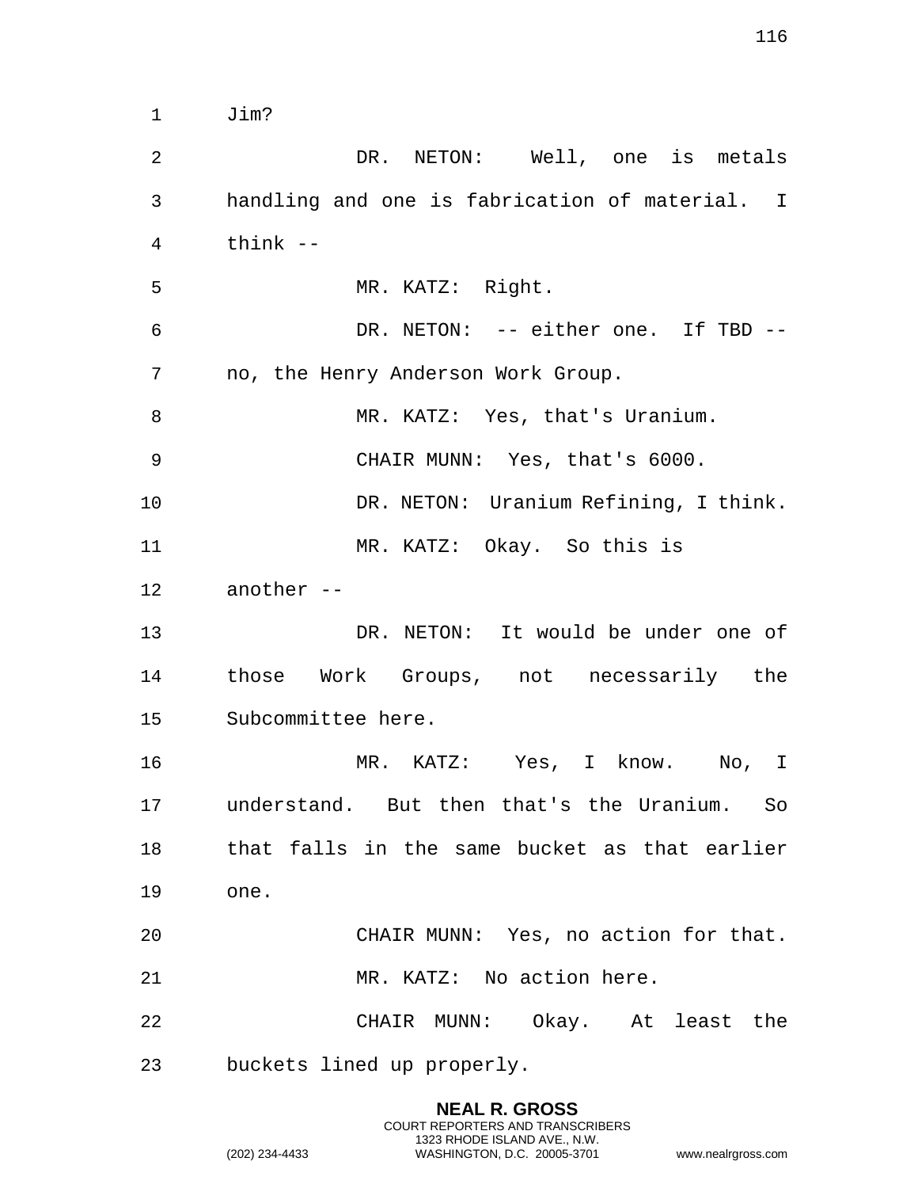Jim?

DR. NETON: Well, one is metals handling and one is fabrication of material. I think --

MR. KATZ: Right.

DR. NETON: -- either one. If TBD -- no, the Henry Anderson Work Group.

MR. KATZ: Yes, that's Uranium.

CHAIR MUNN: Yes, that's 6000.

DR. NETON: Uranium Refining, I think.

MR. KATZ: Okay. So this is another --

DR. NETON: It would be under one of those Work Groups, not necessarily the Subcommittee here.

MR. KATZ: Yes, I know. No, I understand. But then that's the Uranium. So that falls in the same bucket as that earlier one.

CHAIR MUNN: Yes, no action for that.

MR. KATZ: No action here.

CHAIR MUNN: Okay. At least the buckets lined up properly.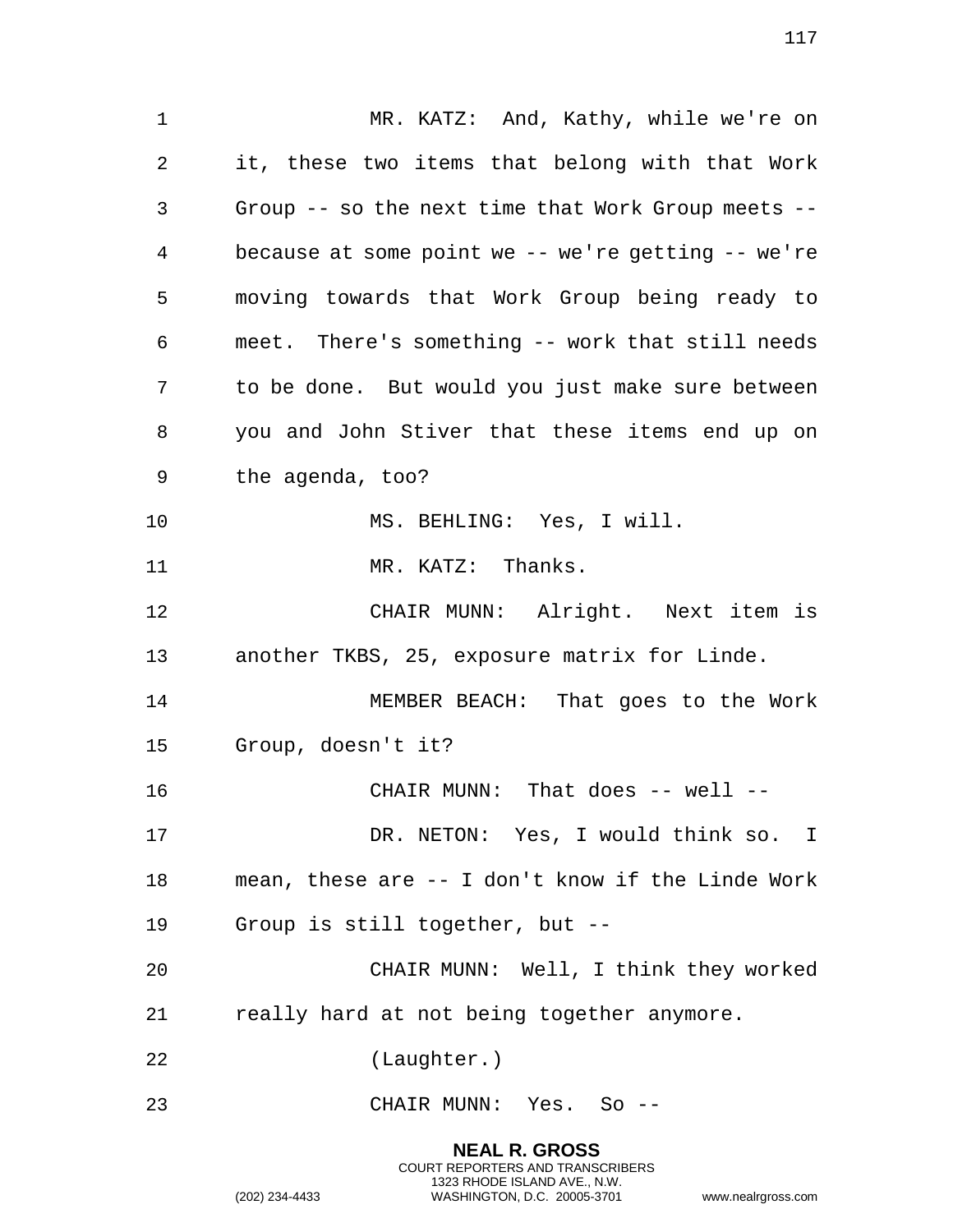MR. KATZ: And, Kathy, while we're on it, these two items that belong with that Work Group -- so the next time that Work Group meets -- because at some point we -- we're getting -- we're moving towards that Work Group being ready to meet. There's something -- work that still needs to be done. But would you just make sure between you and John Stiver that these items end up on the agenda, too?

MS. BEHLING: Yes, I will.

MR. KATZ: Thanks.

CHAIR MUNN: Alright. Next item is another TKBS, 25, exposure matrix for Linde.

MEMBER BEACH: That goes to the Work Group, doesn't it?

CHAIR MUNN: That does -- well --

DR. NETON: Yes, I would think so. I mean, these are -- I don't know if the Linde Work Group is still together, but --

CHAIR MUNN: Well, I think they worked really hard at not being together anymore.

(Laughter.)

CHAIR MUNN: Yes. So --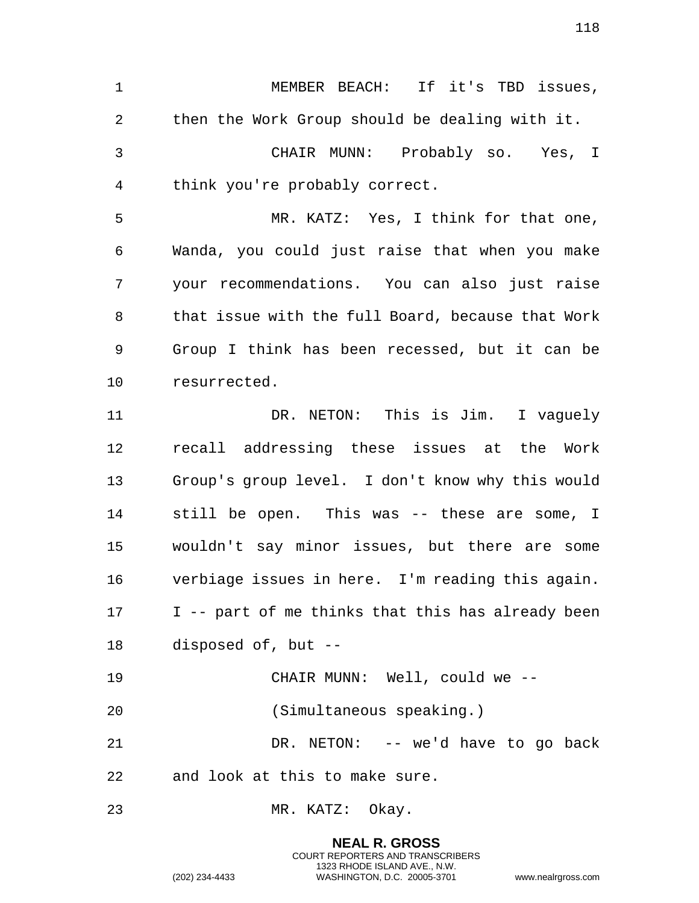MEMBER BEACH: If it's TBD issues, then the Work Group should be dealing with it.

CHAIR MUNN: Probably so. Yes, I think you're probably correct.

MR. KATZ: Yes, I think for that one, Wanda, you could just raise that when you make your recommendations. You can also just raise that issue with the full Board, because that Work Group I think has been recessed, but it can be resurrected.

DR. NETON: This is Jim. I vaguely recall addressing these issues at the Work Group's group level. I don't know why this would still be open. This was -- these are some, I wouldn't say minor issues, but there are some verbiage issues in here. I'm reading this again. I -- part of me thinks that this has already been disposed of, but --

CHAIR MUNN: Well, could we --

(Simultaneous speaking.)

DR. NETON: -- we'd have to go back and look at this to make sure.

MR. KATZ: Okay.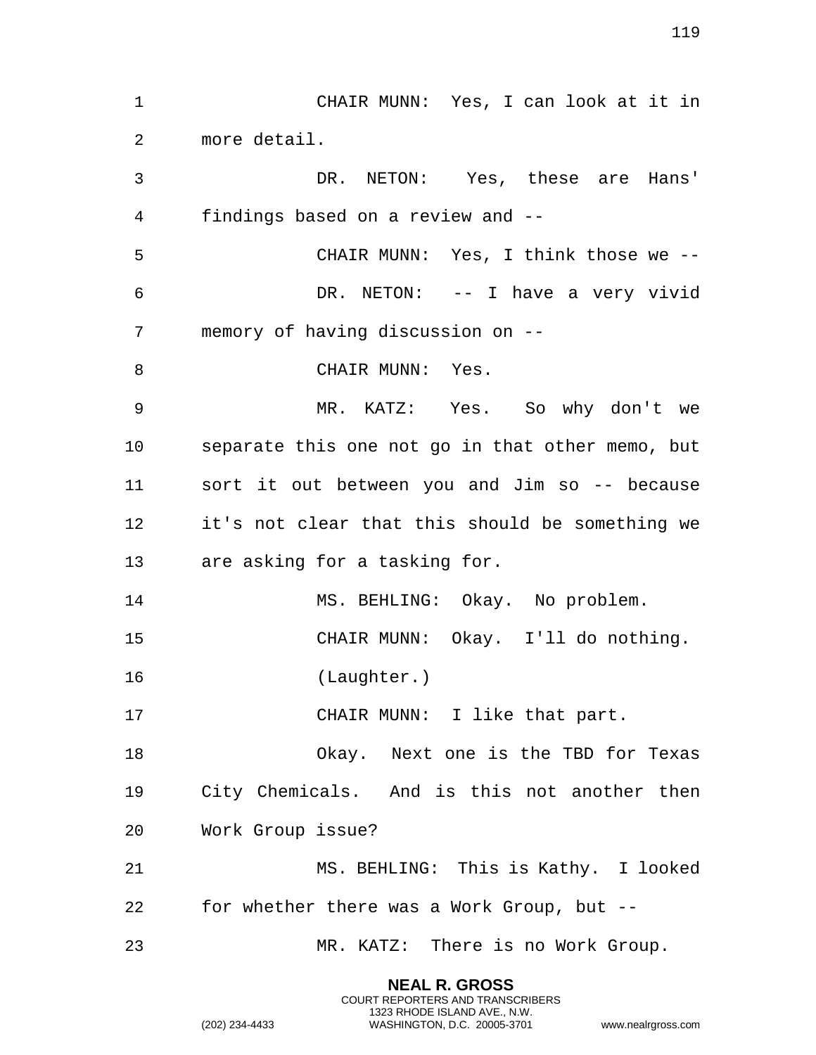CHAIR MUNN: Yes, I can look at it in more detail.

DR. NETON: Yes, these are Hans' findings based on a review and --

CHAIR MUNN: Yes, I think those we --

DR. NETON: -- I have a very vivid memory of having discussion on --

CHAIR MUNN: Yes.

MR. KATZ: Yes. So why don't we separate this one not go in that other memo, but sort it out between you and Jim so -- because it's not clear that this should be something we are asking for a tasking for.

MS. BEHLING: Okay. No problem.

CHAIR MUNN: Okay. I'll do nothing.

(Laughter.)

CHAIR MUNN: I like that part.

Okay. Next one is the TBD for Texas City Chemicals. And is this not another then Work Group issue?

MS. BEHLING: This is Kathy. I looked for whether there was a Work Group, but --

MR. KATZ: There is no Work Group.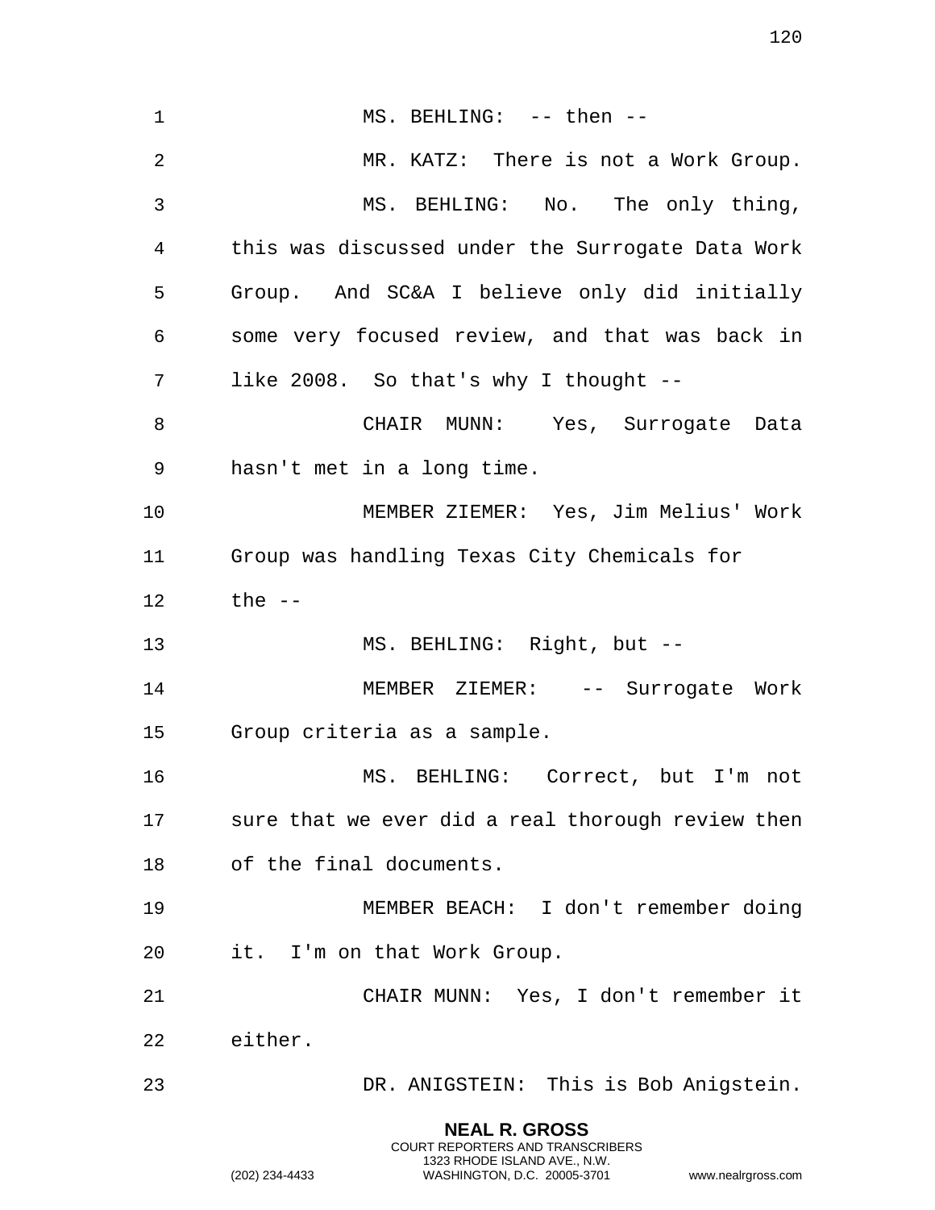MS. BEHLING: -- then --

MR. KATZ: There is not a Work Group.

MS. BEHLING: No. The only thing, this was discussed under the Surrogate Data Work Group. And SC&A I believe only did initially some very focused review, and that was back in like 2008. So that's why I thought --

CHAIR MUNN: Yes, Surrogate Data hasn't met in a long time.

MEMBER ZIEMER: Yes, Jim Melius' Work Group was handling Texas City Chemicals for the --

MS. BEHLING: Right, but --

MEMBER ZIEMER: -- Surrogate Work Group criteria as a sample.

MS. BEHLING: Correct, but I'm not sure that we ever did a real thorough review then of the final documents.

MEMBER BEACH: I don't remember doing it. I'm on that Work Group.

CHAIR MUNN: Yes, I don't remember it either.

DR. ANIGSTEIN: This is Bob Anigstein.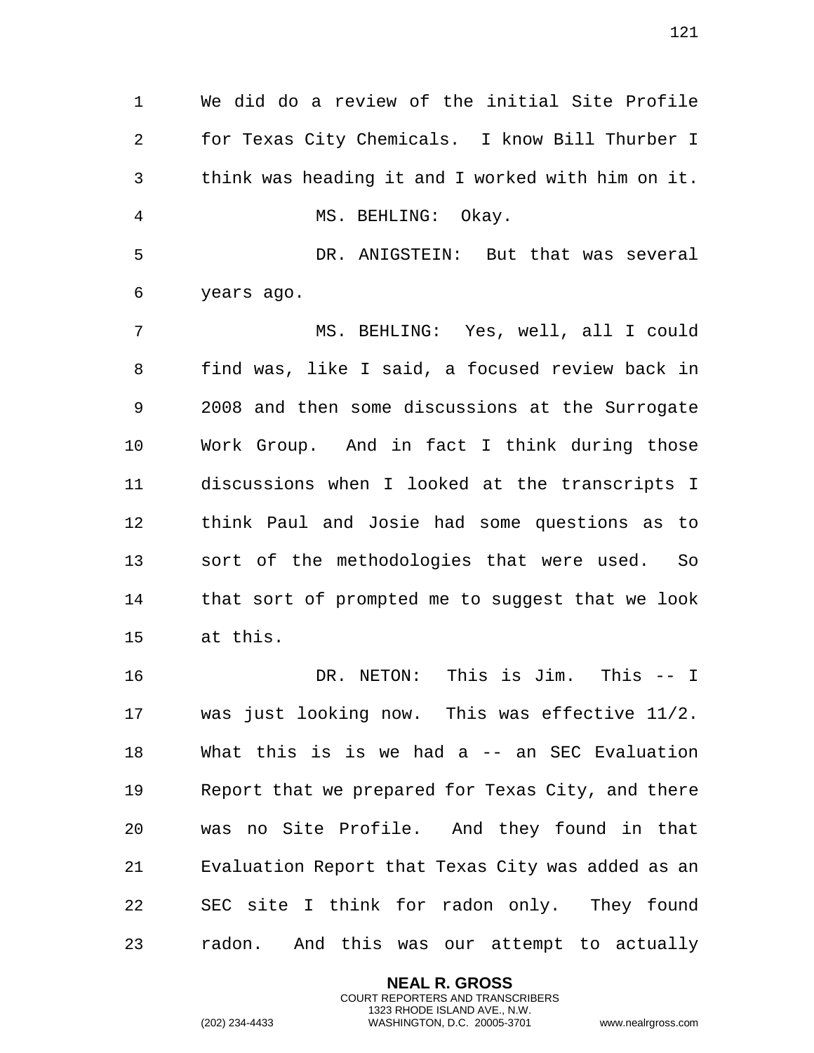We did do a review of the initial Site Profile for Texas City Chemicals. I know Bill Thurber I think was heading it and I worked with him on it.

MS. BEHLING: Okay.

DR. ANIGSTEIN: But that was several years ago.

MS. BEHLING: Yes, well, all I could find was, like I said, a focused review back in 2008 and then some discussions at the Surrogate Work Group. And in fact I think during those discussions when I looked at the transcripts I think Paul and Josie had some questions as to sort of the methodologies that were used. So that sort of prompted me to suggest that we look at this.

DR. NETON: This is Jim. This -- I was just looking now. This was effective 11/2. What this is is we had a -- an SEC Evaluation Report that we prepared for Texas City, and there was no Site Profile. And they found in that Evaluation Report that Texas City was added as an SEC site I think for radon only. They found radon. And this was our attempt to actually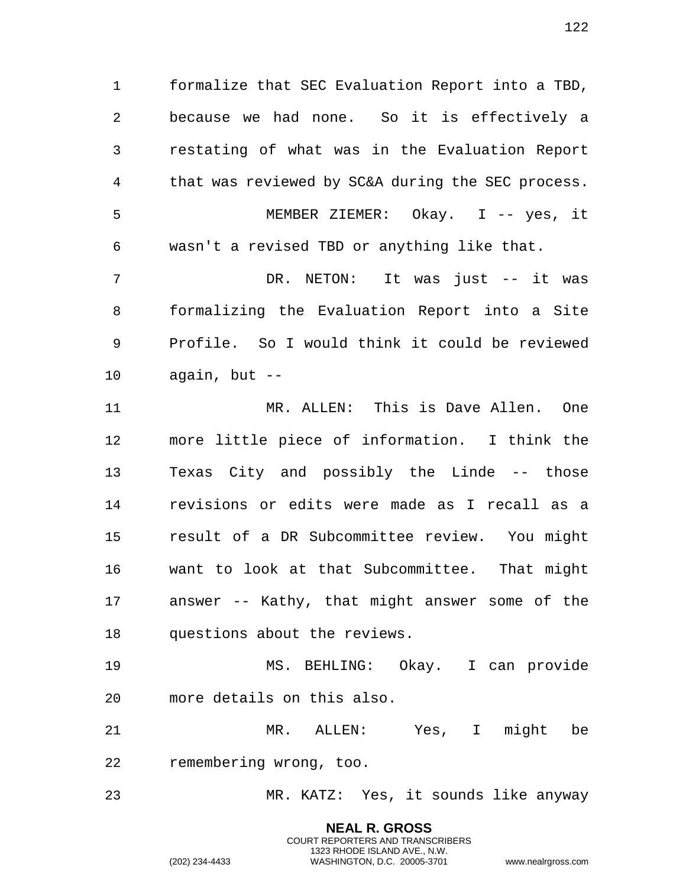formalize that SEC Evaluation Report into a TBD, because we had none. So it is effectively a restating of what was in the Evaluation Report that was reviewed by SC&A during the SEC process.

MEMBER ZIEMER: Okay. I -- yes, it wasn't a revised TBD or anything like that.

DR. NETON: It was just -- it was formalizing the Evaluation Report into a Site Profile. So I would think it could be reviewed again, but --

MR. ALLEN: This is Dave Allen. One more little piece of information. I think the Texas City and possibly the Linde -- those revisions or edits were made as I recall as a result of a DR Subcommittee review. You might want to look at that Subcommittee. That might answer -- Kathy, that might answer some of the questions about the reviews.

MS. BEHLING: Okay. I can provide more details on this also.

MR. ALLEN: Yes, I might be remembering wrong, too.

MR. KATZ: Yes, it sounds like anyway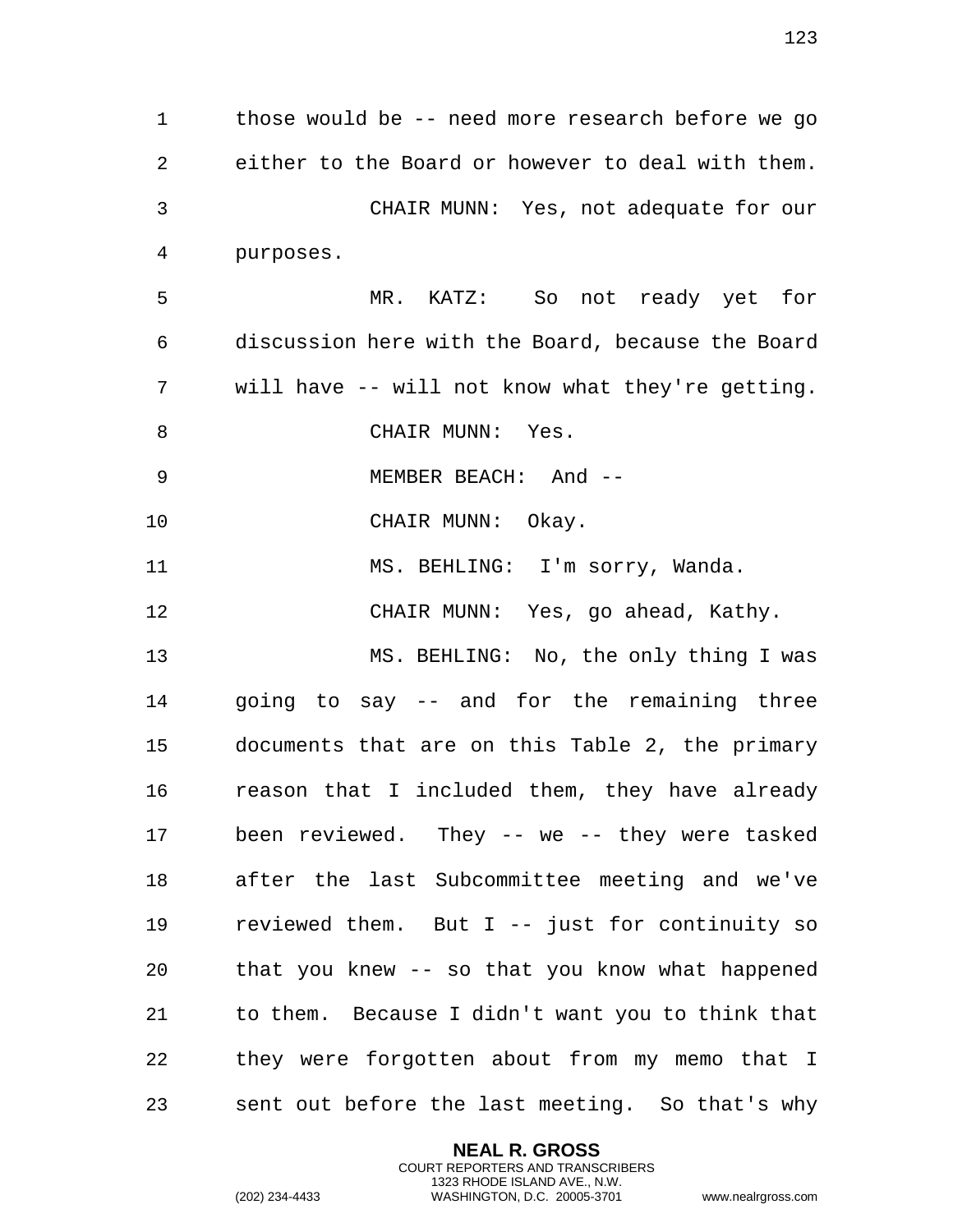those would be -- need more research before we go either to the Board or however to deal with them.

CHAIR MUNN: Yes, not adequate for our purposes.

MR. KATZ: So not ready yet for discussion here with the Board, because the Board will have -- will not know what they're getting.

CHAIR MUNN: Yes.

MEMBER BEACH: And --

CHAIR MUNN: Okay.

MS. BEHLING: I'm sorry, Wanda.

CHAIR MUNN: Yes, go ahead, Kathy.

MS. BEHLING: No, the only thing I was going to say -- and for the remaining three documents that are on this Table 2, the primary reason that I included them, they have already been reviewed. They -- we -- they were tasked after the last Subcommittee meeting and we've reviewed them. But I -- just for continuity so that you knew -- so that you know what happened to them. Because I didn't want you to think that they were forgotten about from my memo that I sent out before the last meeting. So that's why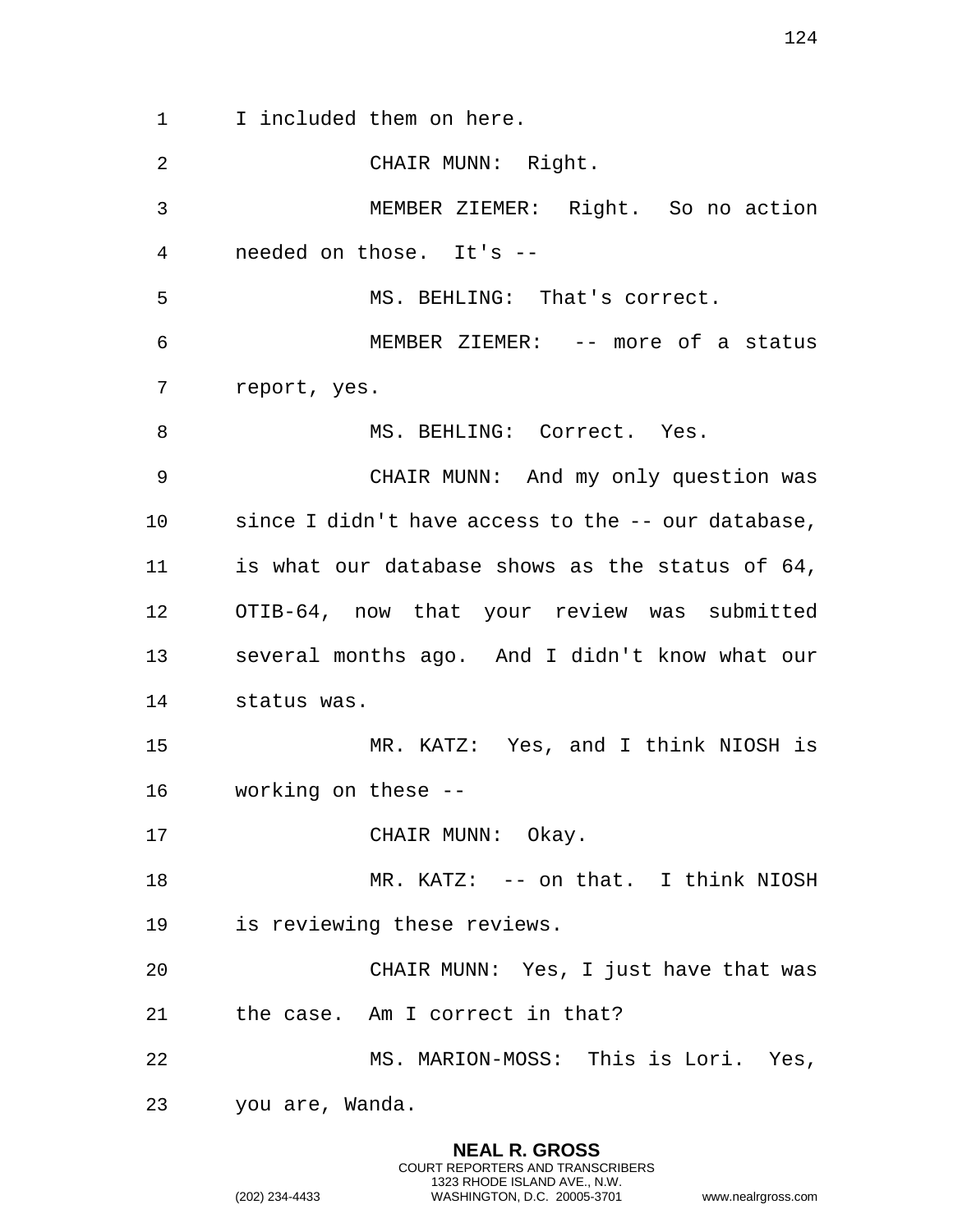I included them on here.

CHAIR MUNN: Right.

MEMBER ZIEMER: Right. So no action needed on those. It's --

MS. BEHLING: That's correct.

MEMBER ZIEMER: -- more of a status report, yes.

MS. BEHLING: Correct. Yes.

CHAIR MUNN: And my only question was since I didn't have access to the -- our database, is what our database shows as the status of 64, OTIB-64, now that your review was submitted several months ago. And I didn't know what our status was.

MR. KATZ: Yes, and I think NIOSH is working on these --

CHAIR MUNN: Okay.

MR. KATZ: -- on that. I think NIOSH is reviewing these reviews.

CHAIR MUNN: Yes, I just have that was the case. Am I correct in that?

MS. MARION-MOSS: This is Lori. Yes, you are, Wanda.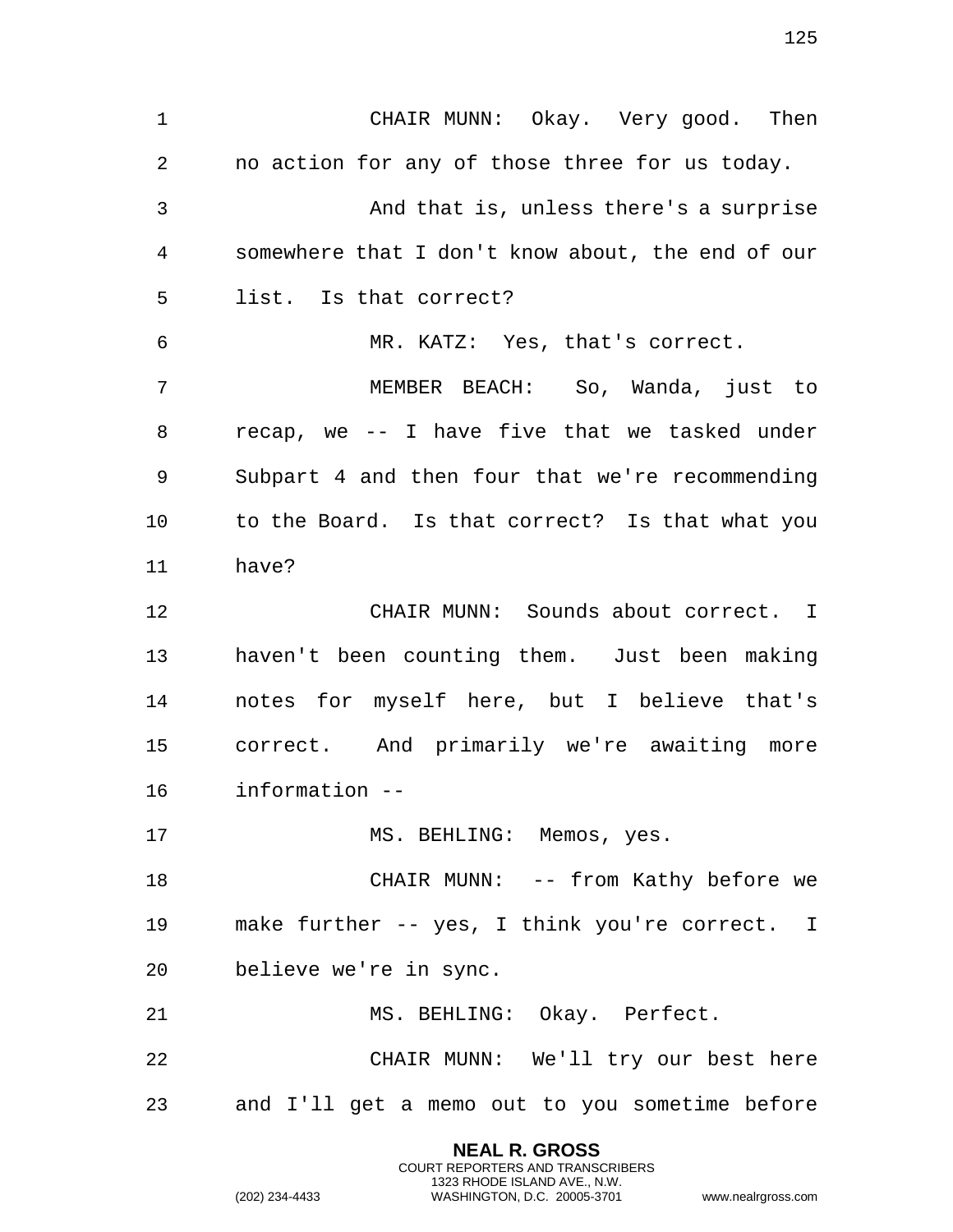CHAIR MUNN: Okay. Very good. Then no action for any of those three for us today.

And that is, unless there's a surprise somewhere that I don't know about, the end of our list. Is that correct?

MR. KATZ: Yes, that's correct.

MEMBER BEACH: So, Wanda, just to recap, we -- I have five that we tasked under Subpart 4 and then four that we're recommending to the Board. Is that correct? Is that what you have?

CHAIR MUNN: Sounds about correct. I haven't been counting them. Just been making notes for myself here, but I believe that's correct. And primarily we're awaiting more information --

MS. BEHLING: Memos, yes.

CHAIR MUNN: -- from Kathy before we make further -- yes, I think you're correct. I believe we're in sync.

MS. BEHLING: Okay. Perfect.

CHAIR MUNN: We'll try our best here and I'll get a memo out to you sometime before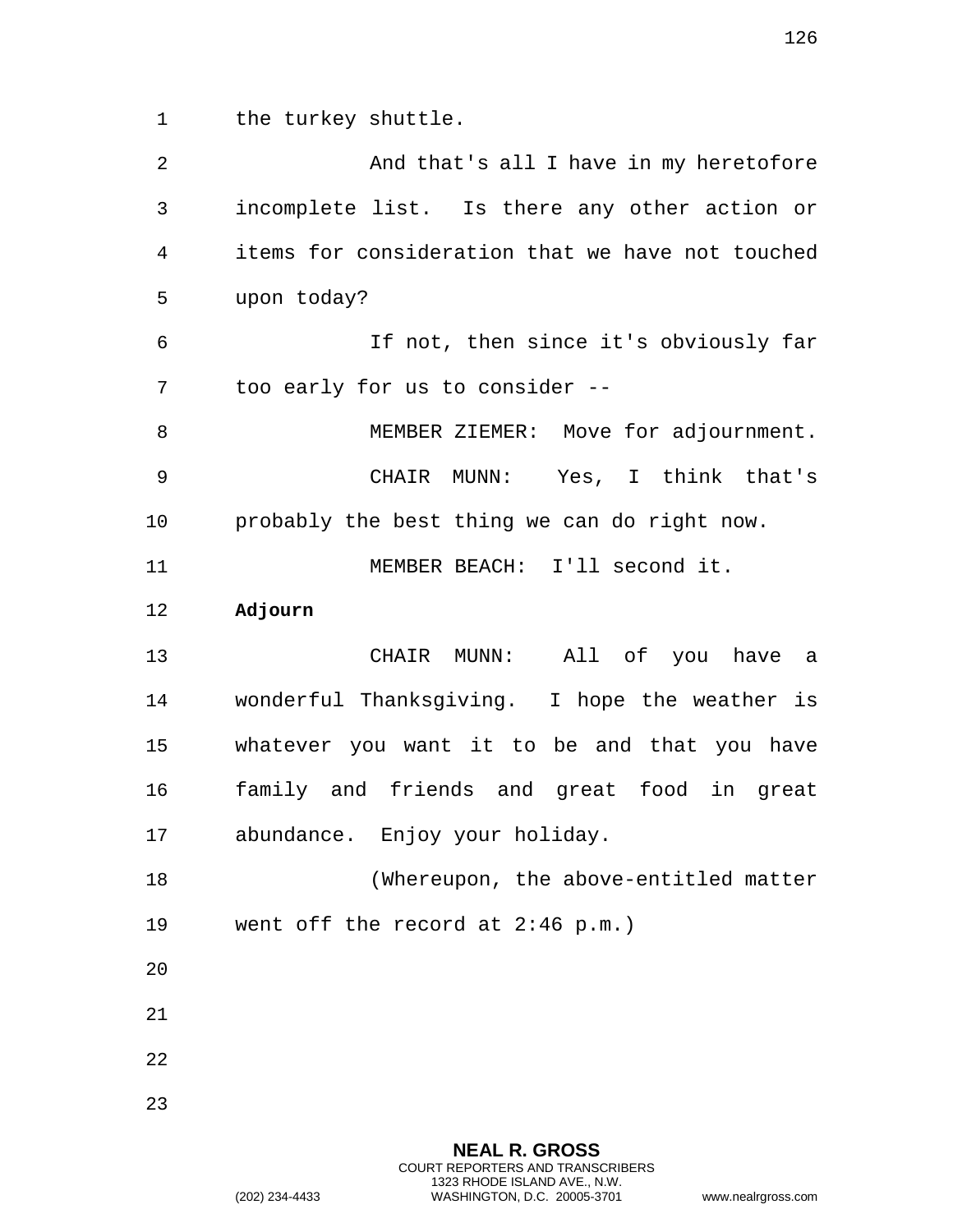the turkey shuttle.

And that's all I have in my heretofore incomplete list. Is there any other action or items for consideration that we have not touched upon today?

If not, then since it's obviously far too early for us to consider --

MEMBER ZIEMER: Move for adjournment.

CHAIR MUNN: Yes, I think that's probably the best thing we can do right now.

MEMBER BEACH: I'll second it.

**Adjourn**

CHAIR MUNN: All of you have a wonderful Thanksgiving. I hope the weather is whatever you want it to be and that you have family and friends and great food in great abundance. Enjoy your holiday.

(Whereupon, the above-entitled matter went off the record at 2:46 p.m.)